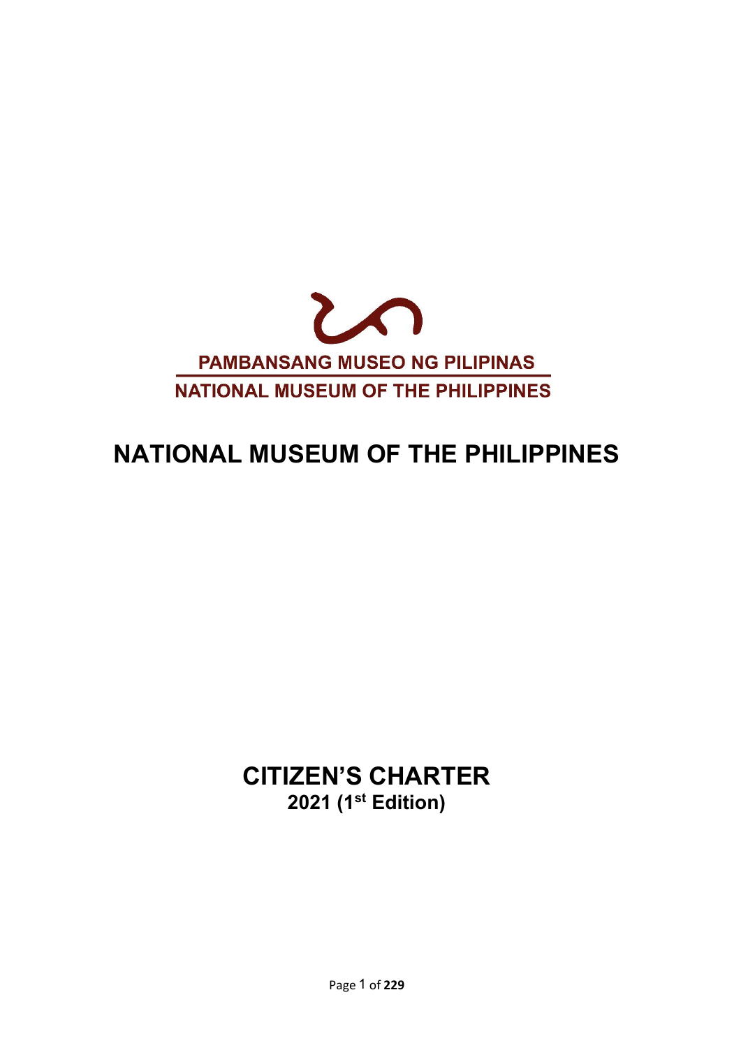PAMBANSANG MUSEO NG PILIPINAS

NATIONAL MUSEUM OF THE PHILIPPINES

# NATIONAL MUSEUM OF THE PHILIPPINES

# CITIZEN'S CHARTER

## 2021 (1st Edition)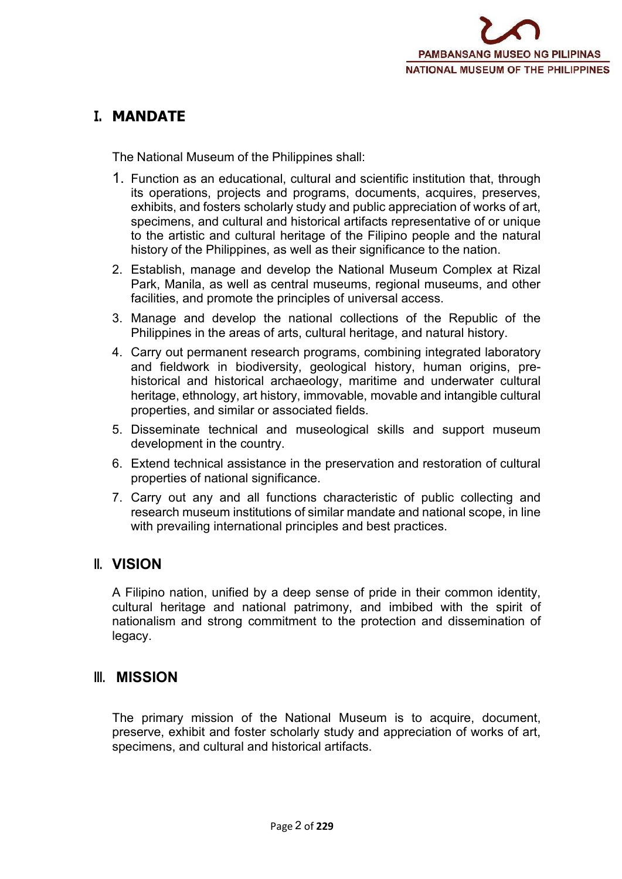# I. MANDATE

The National Museum of the Philippines shall:

1. Function as an educational, cultural and scientific institution that, through its operations, projects and programs, documents, acquires, preserves, exhibits, and fosters scholarly study and public appreciation of works of art, specimens, and cultural and historical artifacts representative of or unique to the artistic and cultural heritage of the Filipino people and the natural history of the Philippines, as well as their significance to the nation.
2. Establish, manage and develop the National Museum Complex at Rizal Park, Manila, as well as central museums, regional museums, and other facilities, and promote the principles of universal access.
3. Manage and develop the national collections of the Republic of the Philippines in the areas of arts, cultural heritage, and natural history.
4. Carry out permanent research programs, combining integrated laboratory and fieldwork in biodiversity, geological history, human origins, pre-historical and historical archaeology, maritime and underwater cultural heritage, ethnology, art history, immovable, movable and intangible cultural properties, and similar or associated fields.
5. Disseminate technical and museological skills and support museum development in the country.
6. Extend technical assistance in the preservation and restoration of cultural properties of national significance.
7. Carry out any and all functions characteristic of public collecting and research museum institutions of similar mandate and national scope, in line with prevailing international principles and best practices.

# II. VISION

A Filipino nation, unified by a deep sense of pride in their common identity, cultural heritage and national patrimony, and imbibed with the spirit of nationalism and strong commitment to the protection and dissemination of legacy.

# III. MISSION

The primary mission of the National Museum is to acquire, document, preserve, exhibit and foster scholarly study and appreciation of works of art, specimens, and cultural and historical artifacts.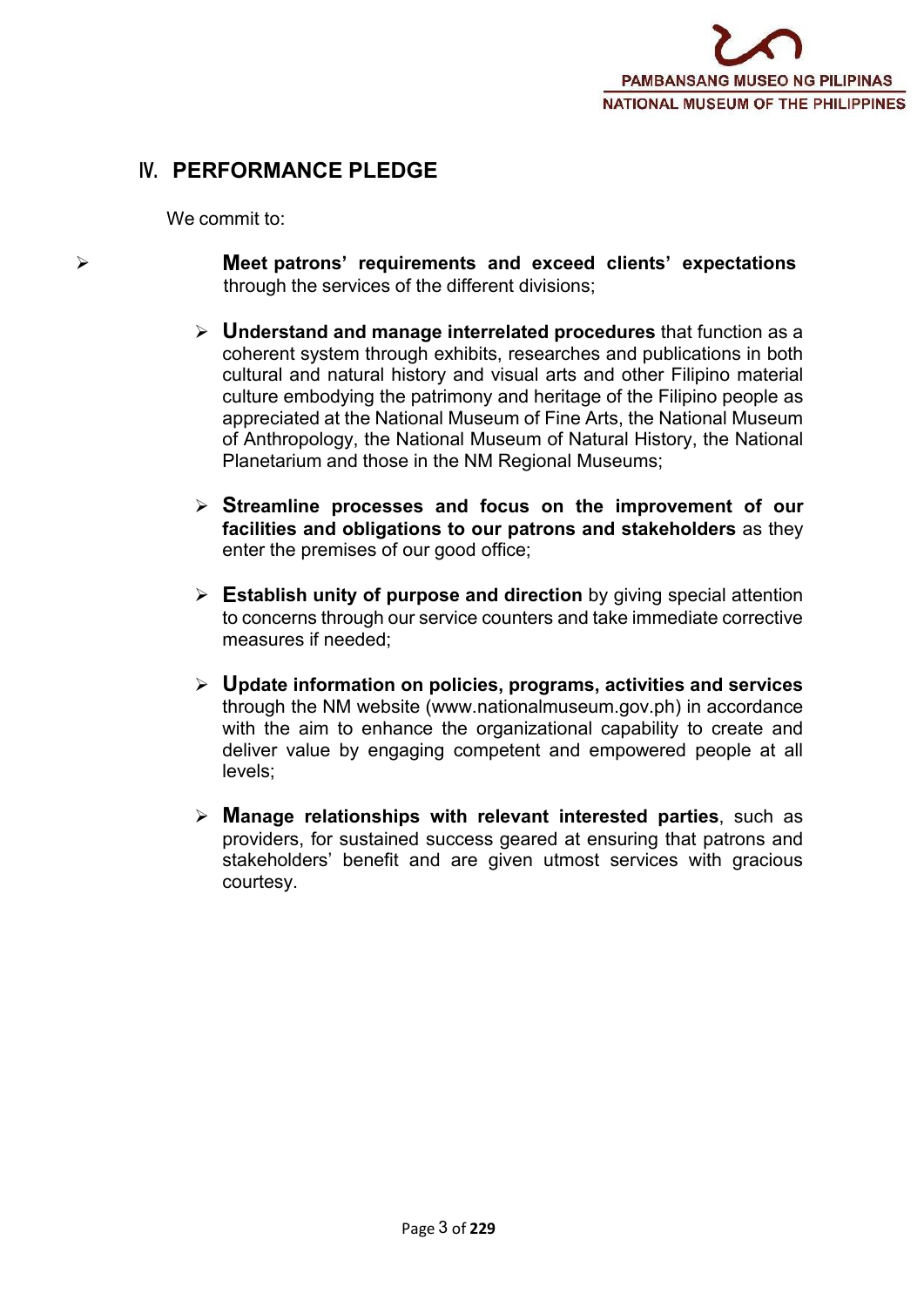## IV. PERFORMANCE PLEDGE

We commit to:

- **Meet patrons' requirements and exceed clients' expectations** through the services of the different divisions;

- **Understand and manage interrelated procedures** that function as a coherent system through exhibits, researches and publications in both cultural and natural history and visual arts and other Filipino material culture embodying the patrimony and heritage of the Filipino people as appreciated at the National Museum of Fine Arts, the National Museum of Anthropology, the National Museum of Natural History, the National Planetarium and those in the NM Regional Museums;

- **Streamline processes and focus on the improvement of our facilities and obligations to our patrons and stakeholders** as they enter the premises of our good office;

- **Establish unity of purpose and direction** by giving special attention to concerns through our service counters and take immediate corrective measures if needed;

- **Update information on policies, programs, activities and services** through the NM website (www.nationalmuseum.gov.ph) in accordance with the aim to enhance the organizational capability to create and deliver value by engaging competent and empowered people at all levels;

- **Manage relationships with relevant interested parties**, such as providers, for sustained success geared at ensuring that patrons and stakeholders' benefit and are given utmost services with gracious courtesy.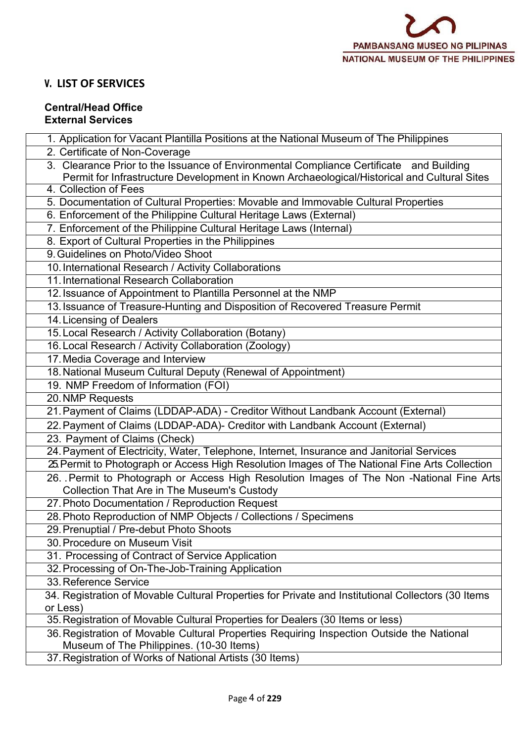## V. LIST OF SERVICES

**Central/Head Office**
**External Services**

| |
|---|
| 1. Application for Vacant Plantilla Positions at the National Museum of The Philippines |
| 2. Certificate of Non-Coverage |
| 3. Clearance Prior to the Issuance of Environmental Compliance Certificate and Building Permit for Infrastructure Development in Known Archaeological/Historical and Cultural Sites |
| 4. Collection of Fees |
| 5. Documentation of Cultural Properties: Movable and Immovable Cultural Properties |
| 6. Enforcement of the Philippine Cultural Heritage Laws (External) |
| 7. Enforcement of the Philippine Cultural Heritage Laws (Internal) |
| 8. Export of Cultural Properties in the Philippines |
| 9. Guidelines on Photo/Video Shoot |
| 10. International Research / Activity Collaborations |
| 11. International Research Collaboration |
| 12. Issuance of Appointment to Plantilla Personnel at the NMP |
| 13. Issuance of Treasure-Hunting and Disposition of Recovered Treasure Permit |
| 14. Licensing of Dealers |
| 15. Local Research / Activity Collaboration (Botany) |
| 16. Local Research / Activity Collaboration (Zoology) |
| 17. Media Coverage and Interview |
| 18. National Museum Cultural Deputy (Renewal of Appointment) |
| 19. NMP Freedom of Information (FOI) |
| 20. NMP Requests |
| 21. Payment of Claims (LDDAP-ADA) - Creditor Without Landbank Account (External) |
| 22. Payment of Claims (LDDAP-ADA)- Creditor with Landbank Account (External) |
| 23. Payment of Claims (Check) |
| 24. Payment of Electricity, Water, Telephone, Internet, Insurance and Janitorial Services |
| 25. Permit to Photograph or Access High Resolution Images of The National Fine Arts Collection |
| 26. . Permit to Photograph or Access High Resolution Images of The Non -National Fine Arts Collection That Are in The Museum's Custody |
| 27. Photo Documentation / Reproduction Request |
| 28. Photo Reproduction of NMP Objects / Collections / Specimens |
| 29. Prenuptial / Pre-debut Photo Shoots |
| 30. Procedure on Museum Visit |
| 31. Processing of Contract of Service Application |
| 32. Processing of On-The-Job-Training Application |
| 33. Reference Service |
| 34. Registration of Movable Cultural Properties for Private and Institutional Collectors (30 Items or Less) |
| 35. Registration of Movable Cultural Properties for Dealers (30 Items or less) |
| 36. Registration of Movable Cultural Properties Requiring Inspection Outside the National Museum of The Philippines. (10-30 Items) |
| 37. Registration of Works of National Artists (30 Items) |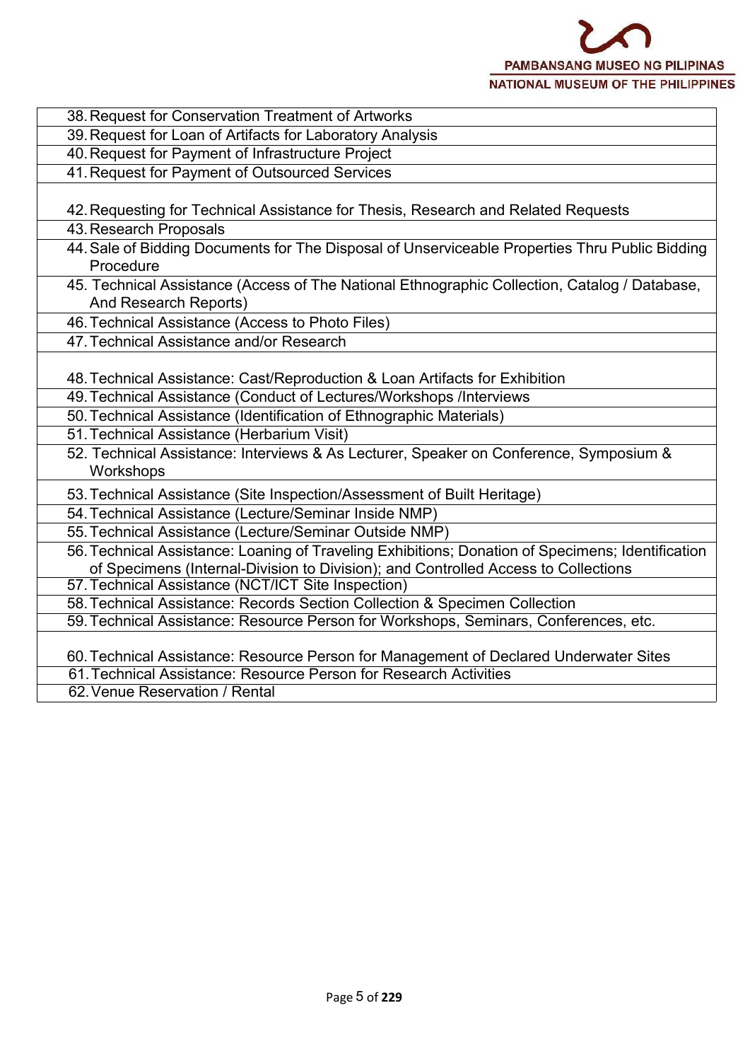| |
|---|
| 38. Request for Conservation Treatment of Artworks |
| 39. Request for Loan of Artifacts for Laboratory Analysis |
| 40. Request for Payment of Infrastructure Project |
| 41. Request for Payment of Outsourced Services |
| 42. Requesting for Technical Assistance for Thesis, Research and Related Requests |
| 43. Research Proposals |
| 44. Sale of Bidding Documents for The Disposal of Unserviceable Properties Thru Public Bidding Procedure |
| 45. Technical Assistance (Access of The National Ethnographic Collection, Catalog / Database, And Research Reports) |
| 46. Technical Assistance (Access to Photo Files) |
| 47. Technical Assistance and/or Research |
| 48. Technical Assistance: Cast/Reproduction & Loan Artifacts for Exhibition |
| 49. Technical Assistance (Conduct of Lectures/Workshops /Interviews |
| 50. Technical Assistance (Identification of Ethnographic Materials) |
| 51. Technical Assistance (Herbarium Visit) |
| 52. Technical Assistance: Interviews & As Lecturer, Speaker on Conference, Symposium & Workshops |
| 53. Technical Assistance (Site Inspection/Assessment of Built Heritage) |
| 54. Technical Assistance (Lecture/Seminar Inside NMP) |
| 55. Technical Assistance (Lecture/Seminar Outside NMP) |
| 56. Technical Assistance: Loaning of Traveling Exhibitions; Donation of Specimens; Identification of Specimens (Internal-Division to Division); and Controlled Access to Collections |
| 57. Technical Assistance (NCT/ICT Site Inspection) |
| 58. Technical Assistance: Records Section Collection & Specimen Collection |
| 59. Technical Assistance: Resource Person for Workshops, Seminars, Conferences, etc. |
| 60. Technical Assistance: Resource Person for Management of Declared Underwater Sites |
| 61. Technical Assistance: Resource Person for Research Activities |
| 62. Venue Reservation / Rental |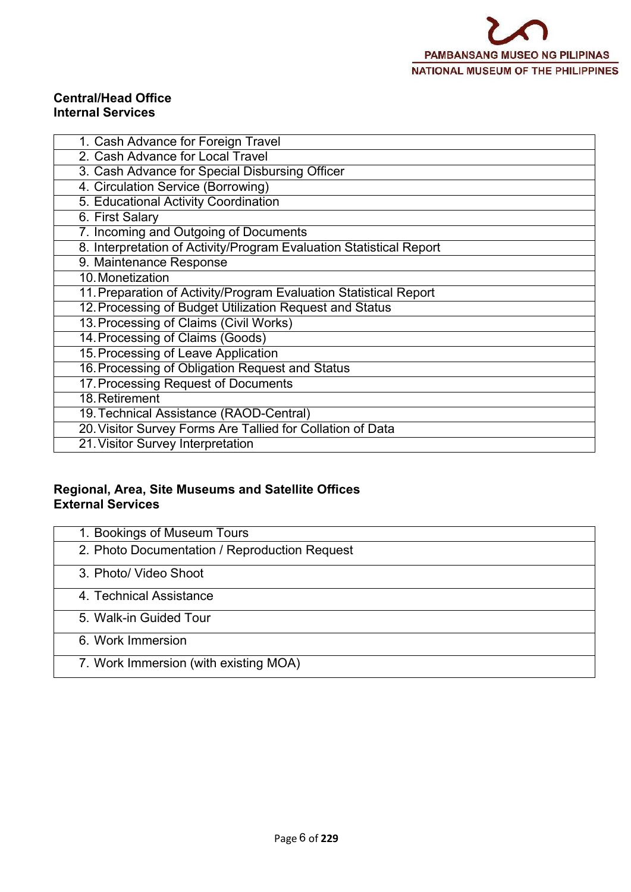**Central/Head Office**
**Internal Services**

| |
|---|
| 1. Cash Advance for Foreign Travel |
| 2. Cash Advance for Local Travel |
| 3. Cash Advance for Special Disbursing Officer |
| 4. Circulation Service (Borrowing) |
| 5. Educational Activity Coordination |
| 6. First Salary |
| 7. Incoming and Outgoing of Documents |
| 8. Interpretation of Activity/Program Evaluation Statistical Report |
| 9. Maintenance Response |
| 10. Monetization |
| 11. Preparation of Activity/Program Evaluation Statistical Report |
| 12. Processing of Budget Utilization Request and Status |
| 13. Processing of Claims (Civil Works) |
| 14. Processing of Claims (Goods) |
| 15. Processing of Leave Application |
| 16. Processing of Obligation Request and Status |
| 17. Processing Request of Documents |
| 18. Retirement |
| 19. Technical Assistance (RAOD-Central) |
| 20. Visitor Survey Forms Are Tallied for Collation of Data |
| 21. Visitor Survey Interpretation |

**Regional, Area, Site Museums and Satellite Offices**
**External Services**

| |
|---|
| 1. Bookings of Museum Tours |
| 2. Photo Documentation / Reproduction Request |
| 3. Photo/ Video Shoot |
| 4. Technical Assistance |
| 5. Walk-in Guided Tour |
| 6. Work Immersion |
| 7. Work Immersion (with existing MOA) |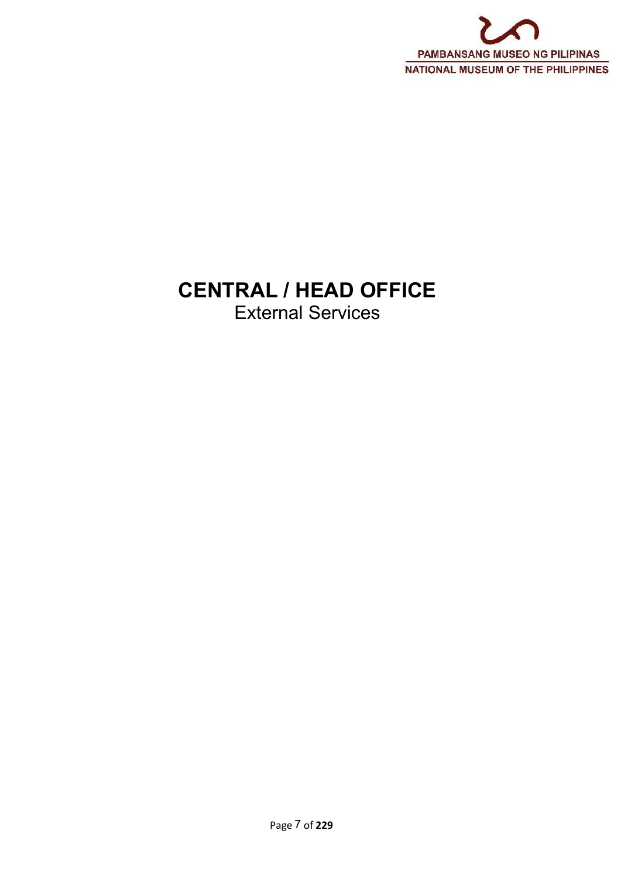# CENTRAL / HEAD OFFICE

External Services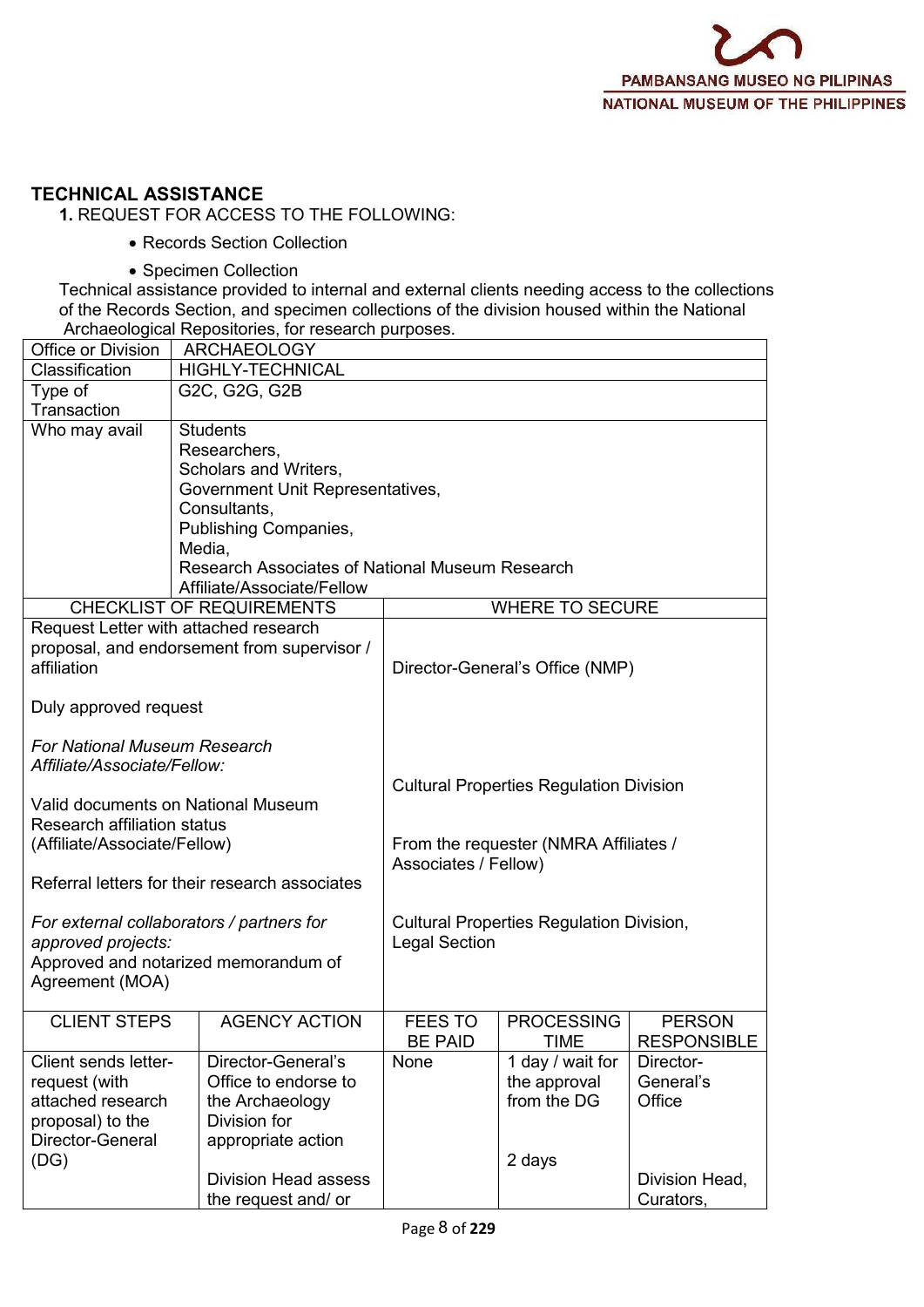## TECHNICAL ASSISTANCE

**1.** REQUEST FOR ACCESS TO THE FOLLOWING:

- Records Section Collection
- Specimen Collection

Technical assistance provided to internal and external clients needing access to the collections of the Records Section, and specimen collections of the division housed within the National Archaeological Repositories, for research purposes.

| Office or Division | ARCHAEOLOGY |
|---|---|
| Classification | HIGHLY-TECHNICAL |
| Type of Transaction | G2C, G2G, G2B |
| Who may avail | Students<br>Researchers,<br>Scholars and Writers,<br>Government Unit Representatives,<br>Consultants,<br>Publishing Companies,<br>Media,<br>Research Associates of National Museum Research Affiliate/Associate/Fellow |

| CHECKLIST OF REQUIREMENTS | WHERE TO SECURE |
|---|---|
| Request Letter with attached research proposal, and endorsement from supervisor / affiliation<br><br>Duly approved request | Director-General's Office (NMP) |
| *For National Museum Research Affiliate/Associate/Fellow:*<br><br>Valid documents on National Museum Research affiliation status (Affiliate/Associate/Fellow)<br><br>Referral letters for their research associates | Cultural Properties Regulation Division<br><br>From the requester (NMRA Affiliates / Associates / Fellow) |
| *For external collaborators / partners for approved projects:*<br>Approved and notarized memorandum of Agreement (MOA) | Cultural Properties Regulation Division, Legal Section |

| CLIENT STEPS | AGENCY ACTION | FEES TO BE PAID | PROCESSING TIME | PERSON RESPONSIBLE |
|---|---|---|---|---|
| Client sends letter-request (with attached research proposal) to the Director-General (DG) | Director-General's Office to endorse to the Archaeology Division for appropriate action | None | 1 day / wait for the approval from the DG | Director-General's Office |
| | Division Head assess the request and/ or | | 2 days | Division Head, Curators, |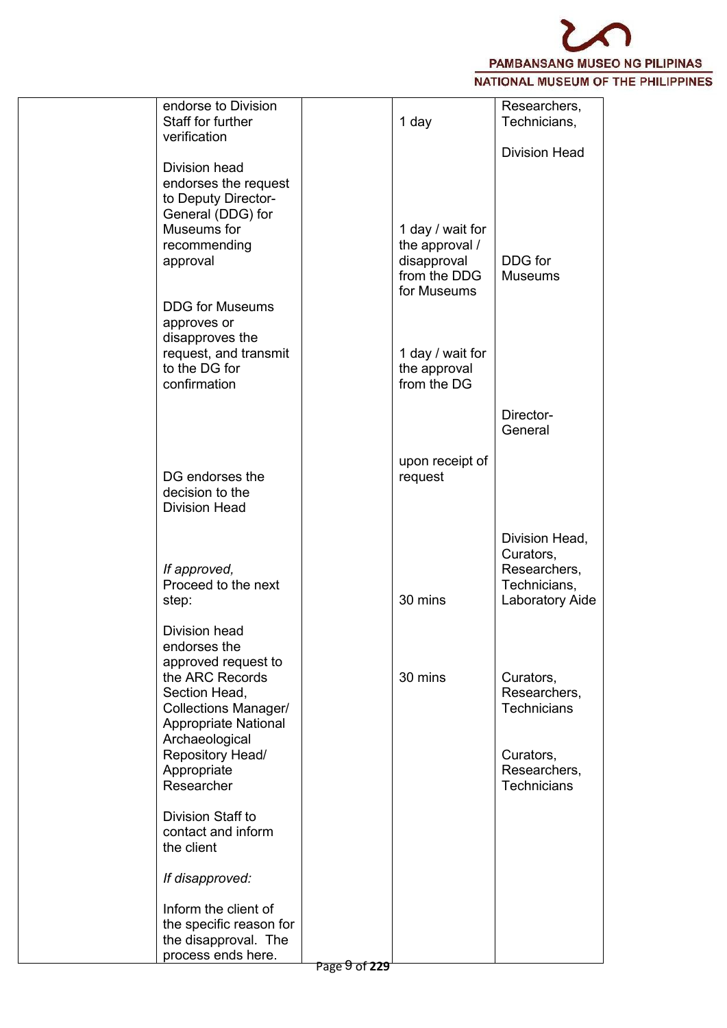| | | | | |
|---|---|---|---|---|
| | endorse to Division Staff for further verification | | 1 day | Researchers, Technicians, |
| | Division head endorses the request to Deputy Director-General (DDG) for Museums for recommending approval | | 1 day / wait for the approval / disapproval from the DDG for Museums | Division Head |
| | DDG for Museums approves or disapproves the request, and transmit to the DG for confirmation | | 1 day / wait for the approval from the DG | DDG for Museums |
| | DG endorses the decision to the Division Head | | upon receipt of request | Director-General |
| | *If approved,* Proceed to the next step: | | 30 mins | Division Head, Curators, Researchers, Technicians, Laboratory Aide |
| | Division head endorses the approved request to the ARC Records Section Head, Collections Manager/ Appropriate National Archaeological Repository Head/ Appropriate Researcher | | 30 mins | Curators, Researchers, Technicians |
| | Division Staff to contact and inform the client | | | Curators, Researchers, Technicians |
| | *If disapproved:* Inform the client of the specific reason for the disapproval. The process ends here. | | | |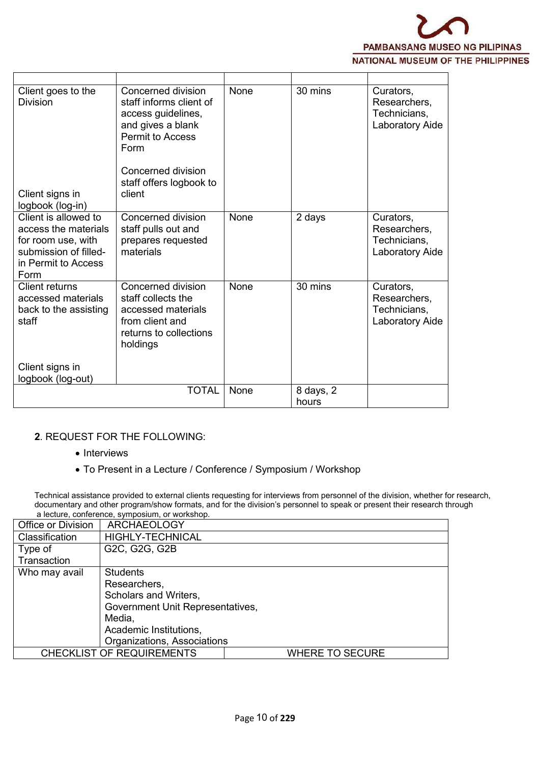| | | | | |
|---|---|---|---|---|
| Client goes to the Division<br><br>Client signs in logbook (log-in) | Concerned division staff informs client of access guidelines, and gives a blank Permit to Access Form<br><br>Concerned division staff offers logbook to client | None | 30 mins | Curators, Researchers, Technicians, Laboratory Aide |
| Client is allowed to access the materials for room use, with submission of filled-in Permit to Access Form | Concerned division staff pulls out and prepares requested materials | None | 2 days | Curators, Researchers, Technicians, Laboratory Aide |
| Client returns accessed materials back to the assisting staff<br><br>Client signs in logbook (log-out) | Concerned division staff collects the accessed materials from client and returns to collections holdings | None | 30 mins | Curators, Researchers, Technicians, Laboratory Aide |
| | TOTAL | None | 8 days, 2 hours | |

**2**. REQUEST FOR THE FOLLOWING:

- Interviews
- To Present in a Lecture / Conference / Symposium / Workshop

Technical assistance provided to external clients requesting for interviews from personnel of the division, whether for research, documentary and other program/show formats, and for the division's personnel to speak or present their research through a lecture, conference, symposium, or workshop.

| | |
|---|---|
| Office or Division | ARCHAEOLOGY |
| Classification | HIGHLY-TECHNICAL |
| Type of Transaction | G2C, G2G, G2B |
| Who may avail | Students<br>Researchers,<br>Scholars and Writers,<br>Government Unit Representatives,<br>Media,<br>Academic Institutions,<br>Organizations, Associations |
| CHECKLIST OF REQUIREMENTS | WHERE TO SECURE |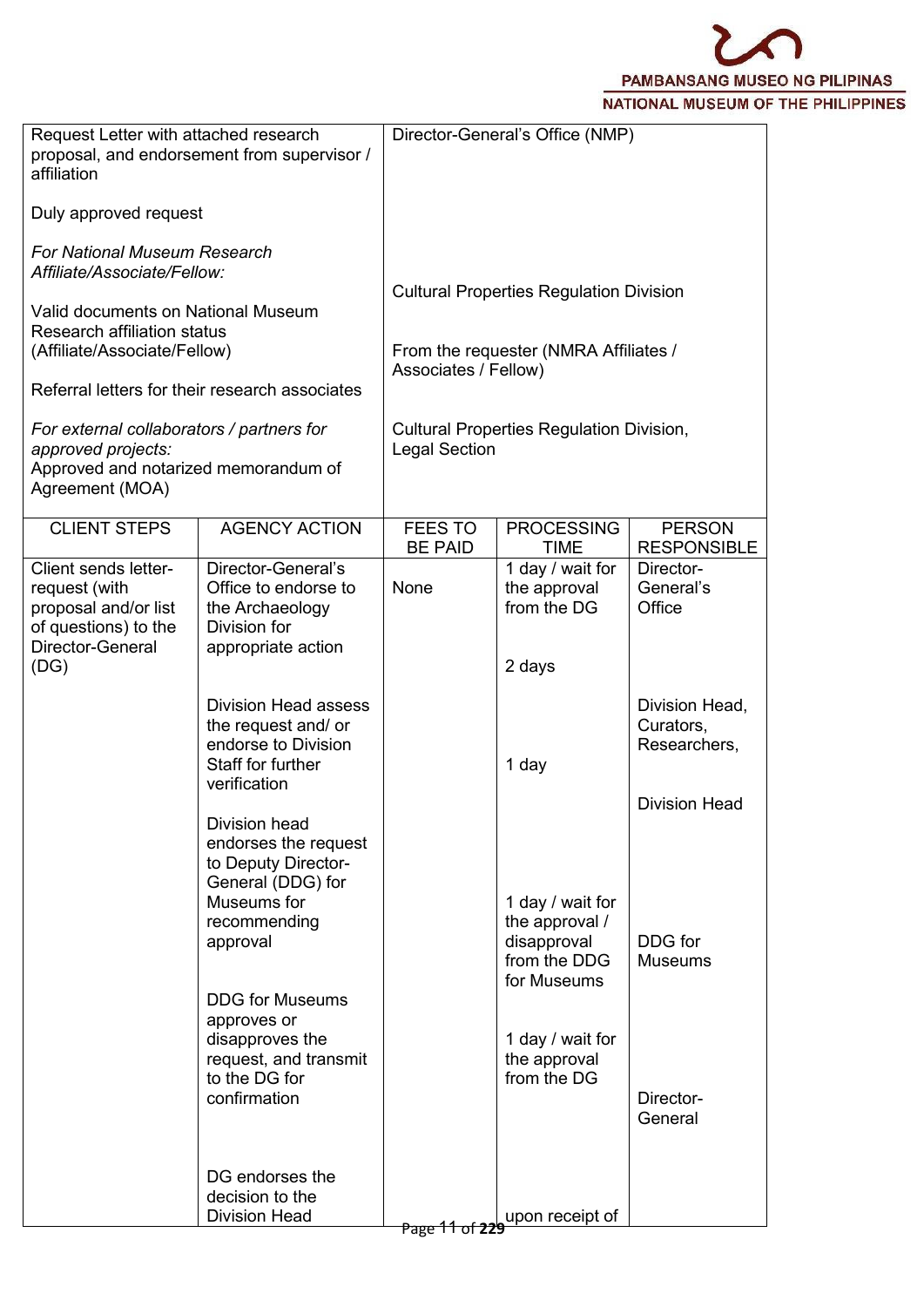| Request Letter with attached research proposal, and endorsement from supervisor / affiliation | Director-General's Office (NMP) |
|---|---|
| Duly approved request | |
| *For National Museum Research Affiliate/Associate/Fellow:* | Cultural Properties Regulation Division |
| Valid documents on National Museum Research affiliation status (Affiliate/Associate/Fellow) | From the requester (NMRA Affiliates / Associates / Fellow) |
| Referral letters for their research associates | |
| *For external collaborators / partners for approved projects:* Approved and notarized memorandum of Agreement (MOA) | Cultural Properties Regulation Division, Legal Section |

| CLIENT STEPS | AGENCY ACTION | FEES TO BE PAID | PROCESSING TIME | PERSON RESPONSIBLE |
|---|---|---|---|---|
| Client sends letter-request (with proposal and/or list of questions) to the Director-General (DG) | Director-General's Office to endorse to the Archaeology Division for appropriate action | None | 1 day / wait for the approval from the DG | Director-General's Office |
| | Division Head assess the request and/ or endorse to Division Staff for further verification | | 2 days | Division Head, Curators, Researchers, |
| | Division head endorses the request to Deputy Director-General (DDG) for Museums for recommending approval | | 1 day | Division Head |
| | DDG for Museums approves or disapproves the request, and transmit to the DG for confirmation | | 1 day / wait for the approval / disapproval from the DDG for Museums | DDG for Museums |
| | DG endorses the decision to the Division Head | | 1 day / wait for the approval from the DG<br>upon receipt of | Director-General |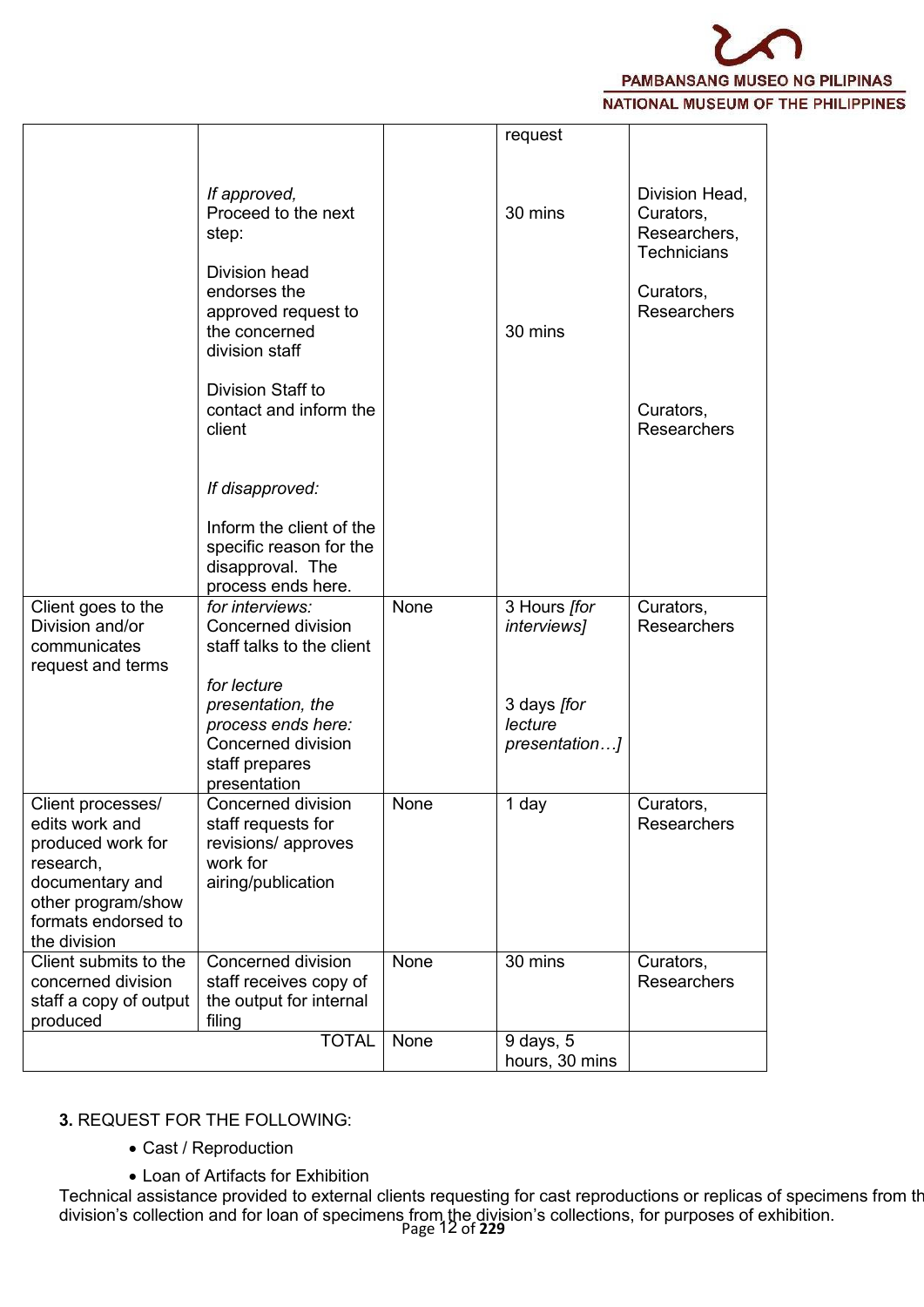| | | | | |
|---|---|---|---|---|
| | *If approved,* Proceed to the next step:<br><br>Division head endorses the approved request to the concerned division staff<br><br>Division Staff to contact and inform the client<br><br>*If disapproved:*<br><br>Inform the client of the specific reason for the disapproval. The process ends here. | | request<br><br>30 mins<br><br>30 mins | Division Head, Curators, Researchers, Technicians<br><br>Curators, Researchers<br><br>Curators, Researchers |
| Client goes to the Division and/or communicates request and terms | *for interviews:* Concerned division staff talks to the client<br><br>*for lecture presentation, the process ends here:* Concerned division staff prepares presentation | None | 3 Hours *[for interviews]*<br><br>3 days *[for lecture presentation…]* | Curators, Researchers |
| Client processes/ edits work and produced work for research, documentary and other program/show formats endorsed to the division | Concerned division staff requests for revisions/ approves work for airing/publication | None | 1 day | Curators, Researchers |
| Client submits to the concerned division staff a copy of output produced | Concerned division staff receives copy of the output for internal filing | None | 30 mins | Curators, Researchers |
| | TOTAL | None | 9 days, 5 hours, 30 mins | |

**3.** REQUEST FOR THE FOLLOWING:

- Cast / Reproduction
- Loan of Artifacts for Exhibition

Technical assistance provided to external clients requesting for cast reproductions or replicas of specimens from th division's collection and for loan of specimens from the division's collections, for purposes of exhibition.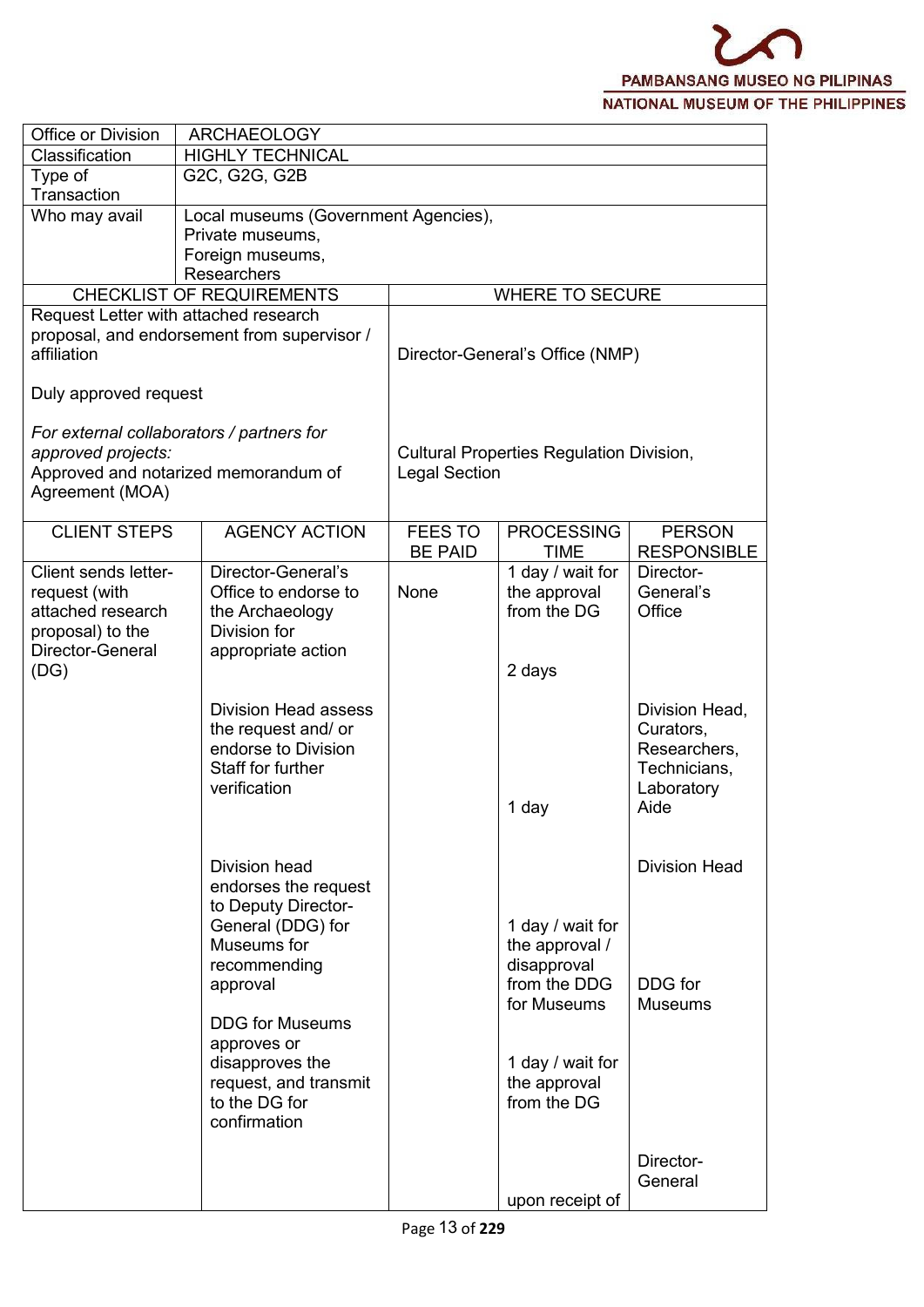| Office or Division | ARCHAEOLOGY |
|---|---|
| Classification | HIGHLY TECHNICAL |
| Type of Transaction | G2C, G2G, G2B |
| Who may avail | Local museums (Government Agencies), Private museums, Foreign museums, Researchers |

| CHECKLIST OF REQUIREMENTS | WHERE TO SECURE |
|---|---|
| Request Letter with attached research proposal, and endorsement from supervisor / affiliation<br><br>Duly approved request | Director-General's Office (NMP) |
| *For external collaborators / partners for approved projects:*<br>Approved and notarized memorandum of Agreement (MOA) | Cultural Properties Regulation Division, Legal Section |

| CLIENT STEPS | AGENCY ACTION | FEES TO BE PAID | PROCESSING TIME | PERSON RESPONSIBLE |
|---|---|---|---|---|
| Client sends letter-request (with attached research proposal) to the Director-General (DG) | Director-General's Office to endorse to the Archaeology Division for appropriate action | None | 1 day / wait for the approval from the DG | Director-General's Office |
| | Division Head assess the request and/ or endorse to Division Staff for further verification | | 2 days | Division Head, Curators, Researchers, Technicians, Laboratory Aide |
| | Division head endorses the request to Deputy Director-General (DDG) for Museums for recommending approval | | 1 day | Division Head |
| | DDG for Museums approves or disapproves the request, and transmit to the DG for confirmation | | 1 day / wait for the approval / disapproval from the DDG for Museums | DDG for Museums |
| | | | 1 day / wait for the approval from the DG | Director-General |
| | | | upon receipt of | |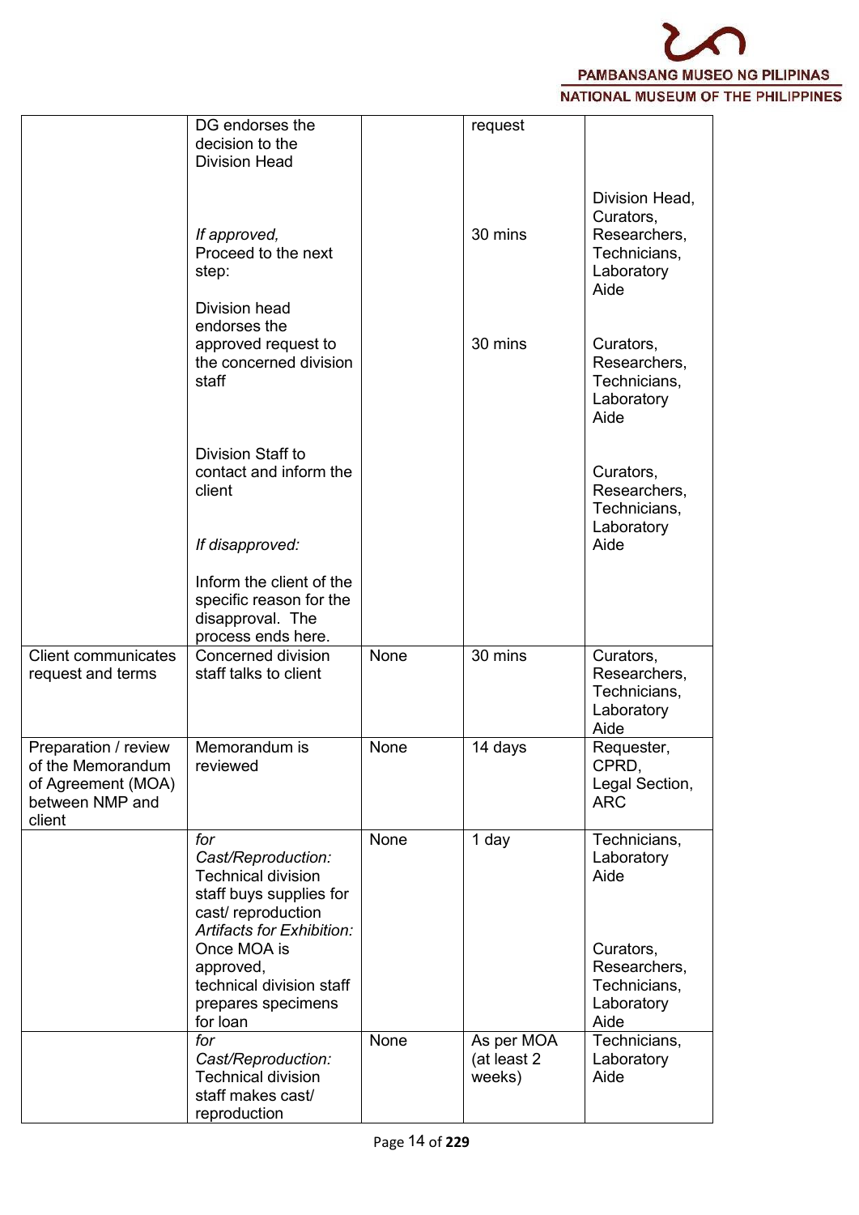| | | | | |
|---|---|---|---|---|
| | DG endorses the decision to the Division Head<br><br>*If approved,* Proceed to the next step:<br><br>Division head endorses the approved request to the concerned division staff<br><br>Division Staff to contact and inform the client<br><br>*If disapproved:*<br><br>Inform the client of the specific reason for the disapproval. The process ends here. | | request<br><br>30 mins<br><br>30 mins | Division Head, Curators, Researchers, Technicians, Laboratory Aide<br><br>Curators, Researchers, Technicians, Laboratory Aide<br><br>Curators, Researchers, Technicians, Laboratory Aide |
| Client communicates request and terms | Concerned division staff talks to client | None | 30 mins | Curators, Researchers, Technicians, Laboratory Aide |
| Preparation / review of the Memorandum of Agreement (MOA) between NMP and client | Memorandum is reviewed | None | 14 days | Requester, CPRD, Legal Section, ARC |
| | *for Cast/Reproduction:* Technical division staff buys supplies for cast/ reproduction<br>*Artifacts for Exhibition:* Once MOA is approved, technical division staff prepares specimens for loan | None | 1 day | Technicians, Laboratory Aide<br><br>Curators, Researchers, Technicians, Laboratory Aide |
| | *for Cast/Reproduction:* Technical division staff makes cast/ reproduction | None | As per MOA (at least 2 weeks) | Technicians, Laboratory Aide |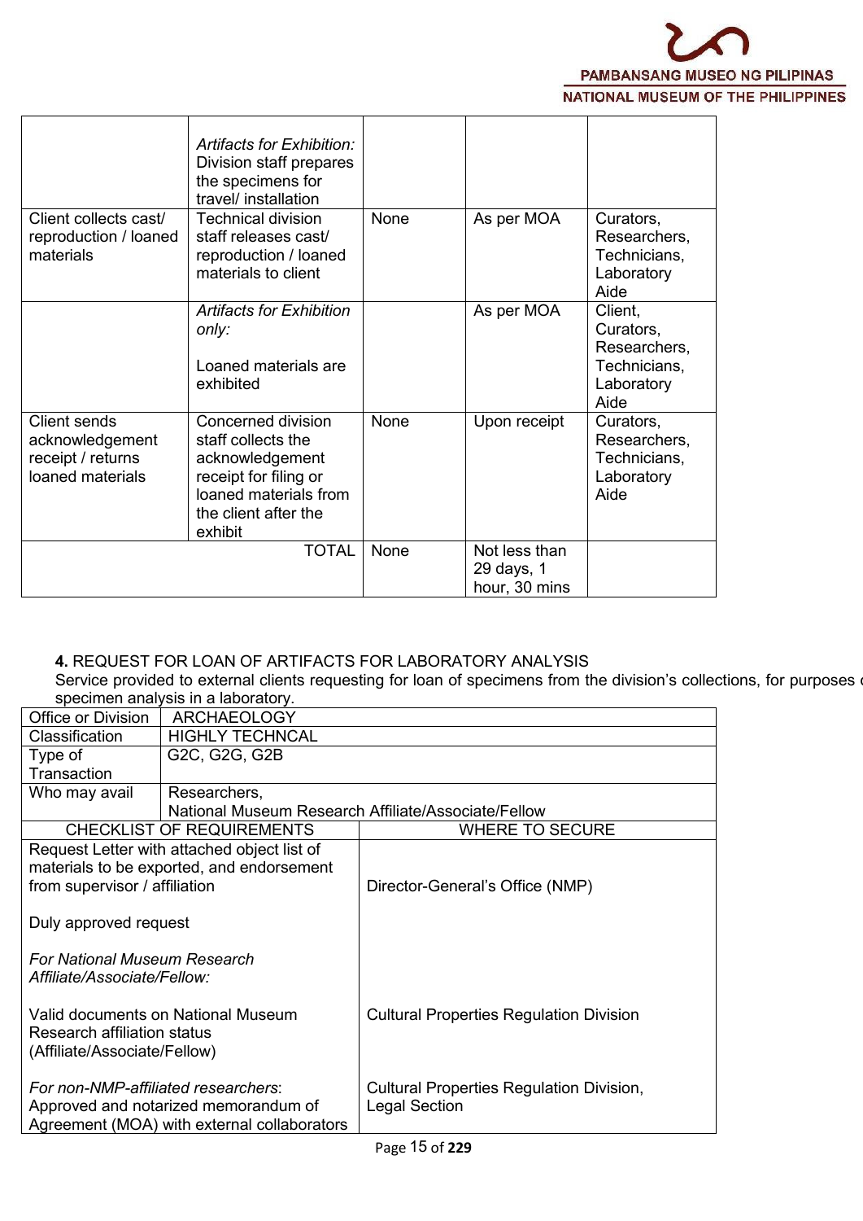| | | | | |
|---|---|---|---|---|
| | *Artifacts for Exhibition:* Division staff prepares the specimens for travel/ installation | | | |
| Client collects cast/ reproduction / loaned materials | Technical division staff releases cast/ reproduction / loaned materials to client | None | As per MOA | Curators, Researchers, Technicians, Laboratory Aide |
| | *Artifacts for Exhibition only:*<br><br>Loaned materials are exhibited | | As per MOA | Client, Curators, Researchers, Technicians, Laboratory Aide |
| Client sends acknowledgement receipt / returns loaned materials | Concerned division staff collects the acknowledgement receipt for filing or loaned materials from the client after the exhibit | None | Upon receipt | Curators, Researchers, Technicians, Laboratory Aide |
| | TOTAL | None | Not less than 29 days, 1 hour, 30 mins | |

**4.** REQUEST FOR LOAN OF ARTIFACTS FOR LABORATORY ANALYSIS

Service provided to external clients requesting for loan of specimens from the division's collections, for purposes of specimen analysis in a laboratory.

| | |
|---|---|
| Office or Division | ARCHAEOLOGY |
| Classification | HIGHLY TECHNCAL |
| Type of Transaction | G2C, G2G, G2B |
| Who may avail | Researchers,<br>National Museum Research Affiliate/Associate/Fellow |

| CHECKLIST OF REQUIREMENTS | WHERE TO SECURE |
|---|---|
| Request Letter with attached object list of materials to be exported, and endorsement from supervisor / affiliation<br><br>Duly approved request | Director-General's Office (NMP) |
| *For National Museum Research Affiliate/Associate/Fellow:*<br><br>Valid documents on National Museum Research affiliation status (Affiliate/Associate/Fellow) | Cultural Properties Regulation Division |
| *For non-NMP-affiliated researchers*: Approved and notarized memorandum of Agreement (MOA) with external collaborators | Cultural Properties Regulation Division, Legal Section |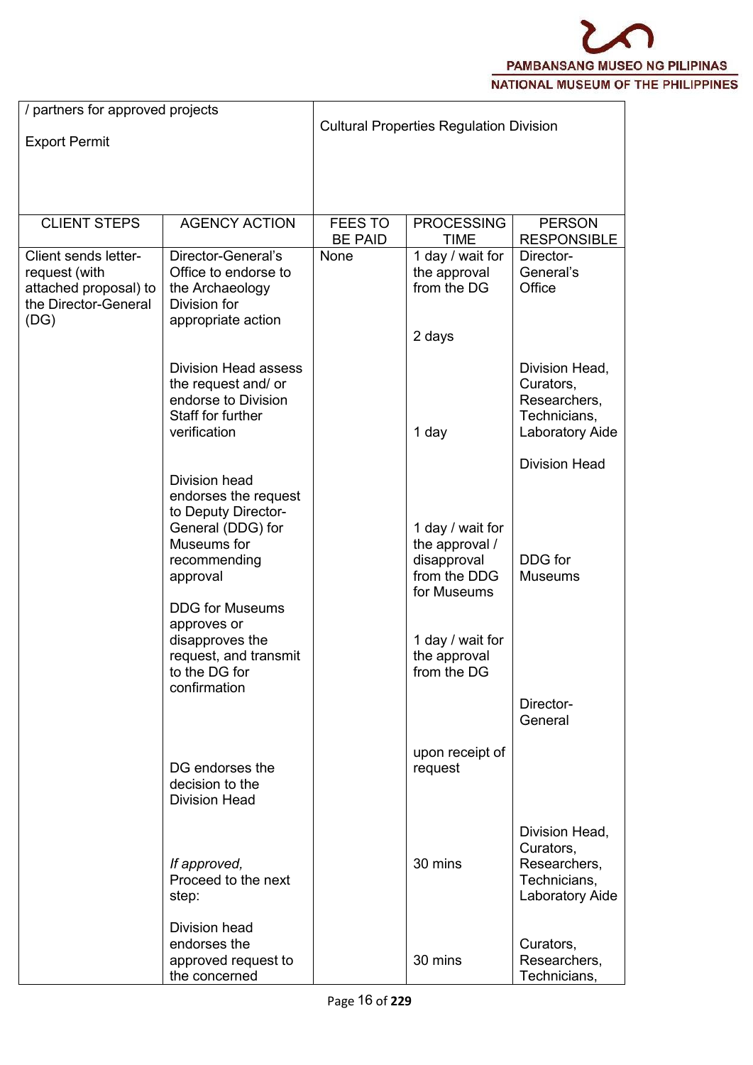| / partners for approved projects<br><br>Export Permit | | Cultural Properties Regulation Division | | |
|---|---|---|---|---|
| CLIENT STEPS | AGENCY ACTION | FEES TO BE PAID | PROCESSING TIME | PERSON RESPONSIBLE |
| Client sends letter-request (with attached proposal) to the Director-General (DG) | Director-General's Office to endorse to the Archaeology Division for appropriate action | None | 1 day / wait for the approval from the DG | Director-General's Office |
| | Division Head assess the request and/ or endorse to Division Staff for further verification | | 2 days | Division Head, Curators, Researchers, Technicians, Laboratory Aide |
| | Division head endorses the request to Deputy Director-General (DDG) for Museums for recommending approval | | 1 day | Division Head |
| | DDG for Museums approves or disapproves the request, and transmit to the DG for confirmation | | 1 day / wait for the approval / disapproval from the DDG for Museums | DDG for Museums |
| | DG endorses the decision to the Division Head | | 1 day / wait for the approval from the DG | Director-General |
| | *If approved,* Proceed to the next step: | | upon receipt of request | Division Head, Curators, Researchers, Technicians, Laboratory Aide |
| | Division head endorses the approved request to the concerned | | 30 mins | Curators, Researchers, Technicians, |
| | | | 30 mins | |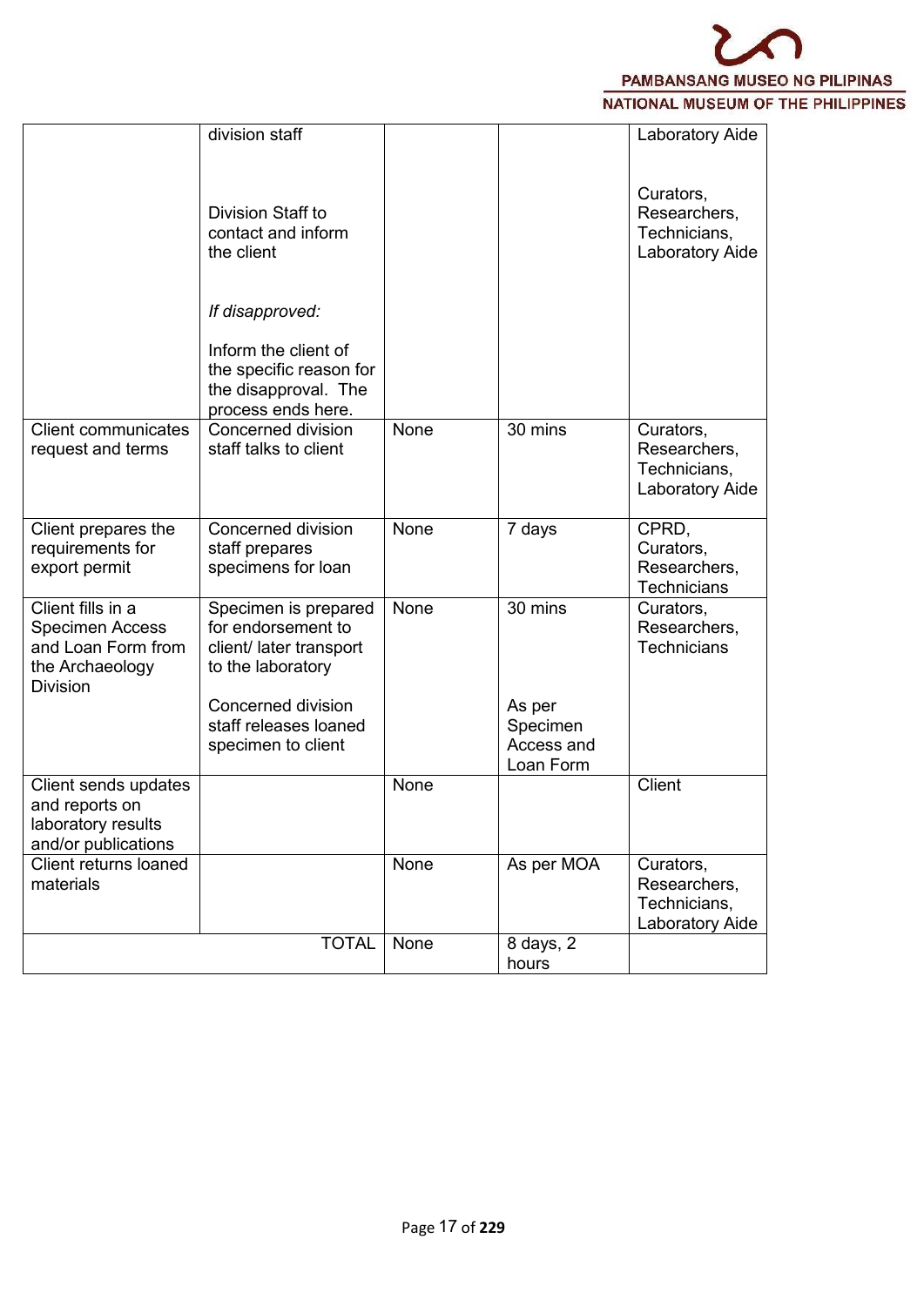| | | | | |
|---|---|---|---|---|
| | division staff<br><br>Division Staff to contact and inform the client<br><br>*If disapproved:*<br><br>Inform the client of the specific reason for the disapproval. The process ends here. | | | Laboratory Aide<br><br>Curators, Researchers, Technicians, Laboratory Aide |
| Client communicates request and terms | Concerned division staff talks to client | None | 30 mins | Curators, Researchers, Technicians, Laboratory Aide |
| Client prepares the requirements for export permit | Concerned division staff prepares specimens for loan | None | 7 days | CPRD, Curators, Researchers, Technicians |
| Client fills in a Specimen Access and Loan Form from the Archaeology Division | Specimen is prepared for endorsement to client/ later transport to the laboratory<br><br>Concerned division staff releases loaned specimen to client | None | 30 mins<br><br>As per Specimen Access and Loan Form | Curators, Researchers, Technicians |
| Client sends updates and reports on laboratory results and/or publications | | None | | Client |
| Client returns loaned materials | | None | As per MOA | Curators, Researchers, Technicians, Laboratory Aide |
| | TOTAL | None | 8 days, 2 hours | |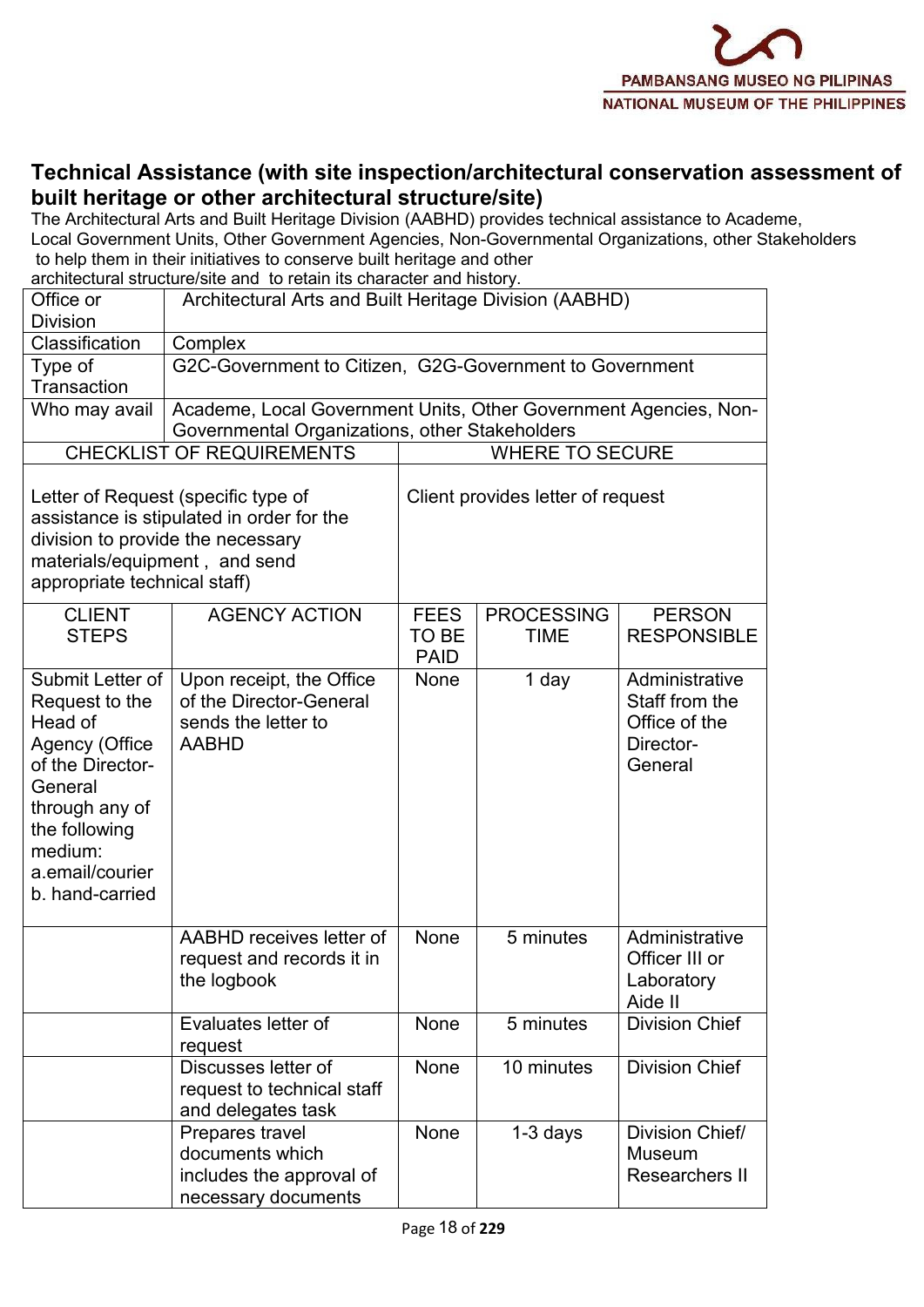## Technical Assistance (with site inspection/architectural conservation assessment of built heritage or other architectural structure/site)

The Architectural Arts and Built Heritage Division (AABHD) provides technical assistance to Academe, Local Government Units, Other Government Agencies, Non-Governmental Organizations, other Stakeholders to help them in their initiatives to conserve built heritage and other architectural structure/site and to retain its character and history.

| Office or Division | Architectural Arts and Built Heritage Division (AABHD) | | | |
|---|---|---|---|---|
| Classification | Complex | | | |
| Type of Transaction | G2C-Government to Citizen, G2G-Government to Government | | | |
| Who may avail | Academe, Local Government Units, Other Government Agencies, Non-Governmental Organizations, other Stakeholders | | | |
| **CHECKLIST OF REQUIREMENTS** | | **WHERE TO SECURE** | | |
| Letter of Request (specific type of assistance is stipulated in order for the division to provide the necessary materials/equipment , and send appropriate technical staff) | | Client provides letter of request | | |
| **CLIENT STEPS** | **AGENCY ACTION** | **FEES TO BE PAID** | **PROCESSING TIME** | **PERSON RESPONSIBLE** |
| Submit Letter of Request to the Head of Agency (Office of the Director-General through any of the following medium:<br>a.email/courier<br>b. hand-carried | Upon receipt, the Office of the Director-General sends the letter to AABHD | None | 1 day | Administrative Staff from the Office of the Director-General |
| | AABHD receives letter of request and records it in the logbook | None | 5 minutes | Administrative Officer III or Laboratory Aide II |
| | Evaluates letter of request | None | 5 minutes | Division Chief |
| | Discusses letter of request to technical staff and delegates task | None | 10 minutes | Division Chief |
| | Prepares travel documents which includes the approval of necessary documents | None | 1-3 days | Division Chief/ Museum Researchers II |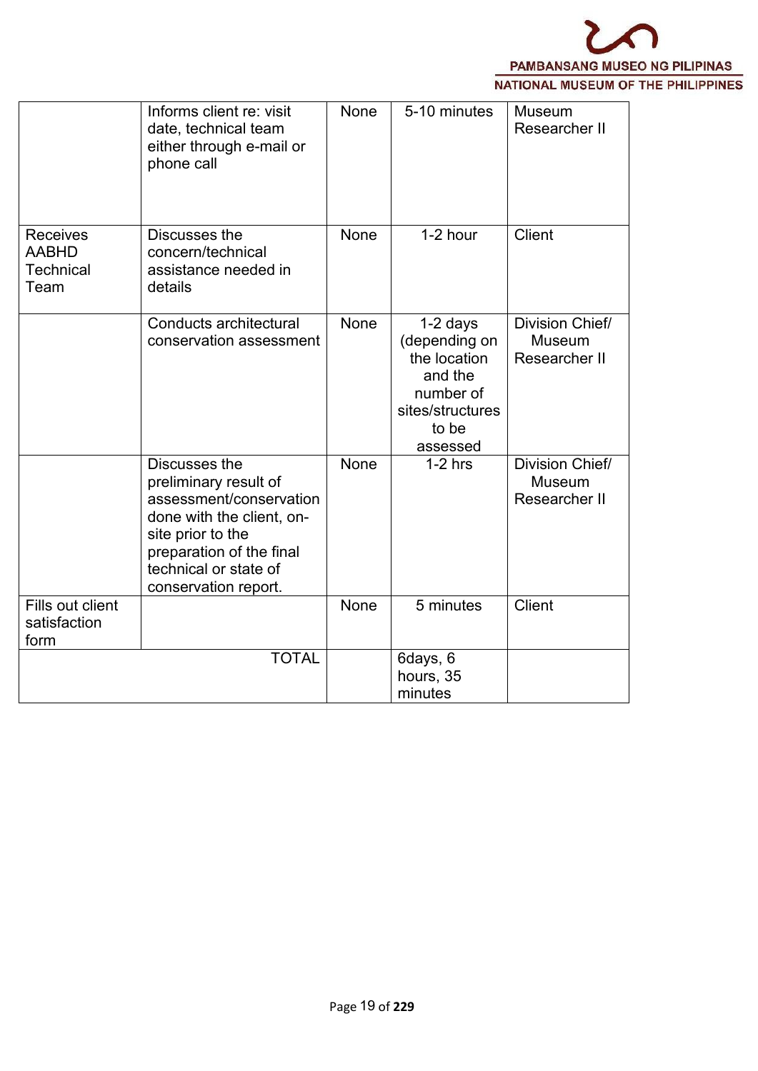| | | | | |
|---|---|---|---|---|
| | Informs client re: visit date, technical team either through e-mail or phone call | None | 5-10 minutes | Museum Researcher II |
| Receives AABHD Technical Team | Discusses the concern/technical assistance needed in details | None | 1-2 hour | Client |
| | Conducts architectural conservation assessment | None | 1-2 days (depending on the location and the number of sites/structures to be assessed | Division Chief/ Museum Researcher II |
| | Discusses the preliminary result of assessment/conservation done with the client, on-site prior to the preparation of the final technical or state of conservation report. | None | 1-2 hrs | Division Chief/ Museum Researcher II |
| Fills out client satisfaction form | | None | 5 minutes | Client |
| | TOTAL | | 6days, 6 hours, 35 minutes | |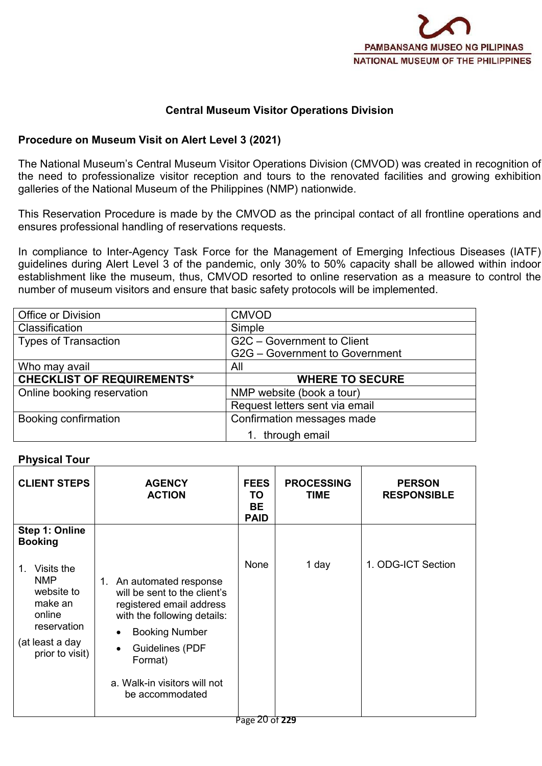## Central Museum Visitor Operations Division

### Procedure on Museum Visit on Alert Level 3 (2021)

The National Museum's Central Museum Visitor Operations Division (CMVOD) was created in recognition of the need to professionalize visitor reception and tours to the renovated facilities and growing exhibition galleries of the National Museum of the Philippines (NMP) nationwide.

This Reservation Procedure is made by the CMVOD as the principal contact of all frontline operations and ensures professional handling of reservations requests.

In compliance to Inter-Agency Task Force for the Management of Emerging Infectious Diseases (IATF) guidelines during Alert Level 3 of the pandemic, only 30% to 50% capacity shall be allowed within indoor establishment like the museum, thus, CMVOD resorted to online reservation as a measure to control the number of museum visitors and ensure that basic safety protocols will be implemented.

| Office or Division | CMVOD |
|---|---|
| Classification | Simple |
| Types of Transaction | G2C – Government to Client<br>G2G – Government to Government |
| Who may avail | All |
| **CHECKLIST OF REQUIREMENTS*** | **WHERE TO SECURE** |
| Online booking reservation | NMP website (book a tour) |
| | Request letters sent via email |
| Booking confirmation | Confirmation messages made<br>1. through email |

**Physical Tour**

| CLIENT STEPS | AGENCY ACTION | FEES TO BE PAID | PROCESSING TIME | PERSON RESPONSIBLE |
|---|---|---|---|---|
| **Step 1: Online Booking**<br><br>1. Visits the NMP website to make an online reservation<br>(at least a day prior to visit) | 1. An automated response will be sent to the client's registered email address with the following details:<br>• Booking Number<br>• Guidelines (PDF Format)<br><br>a. Walk-in visitors will not be accommodated | None | 1 day | 1. ODG-ICT Section |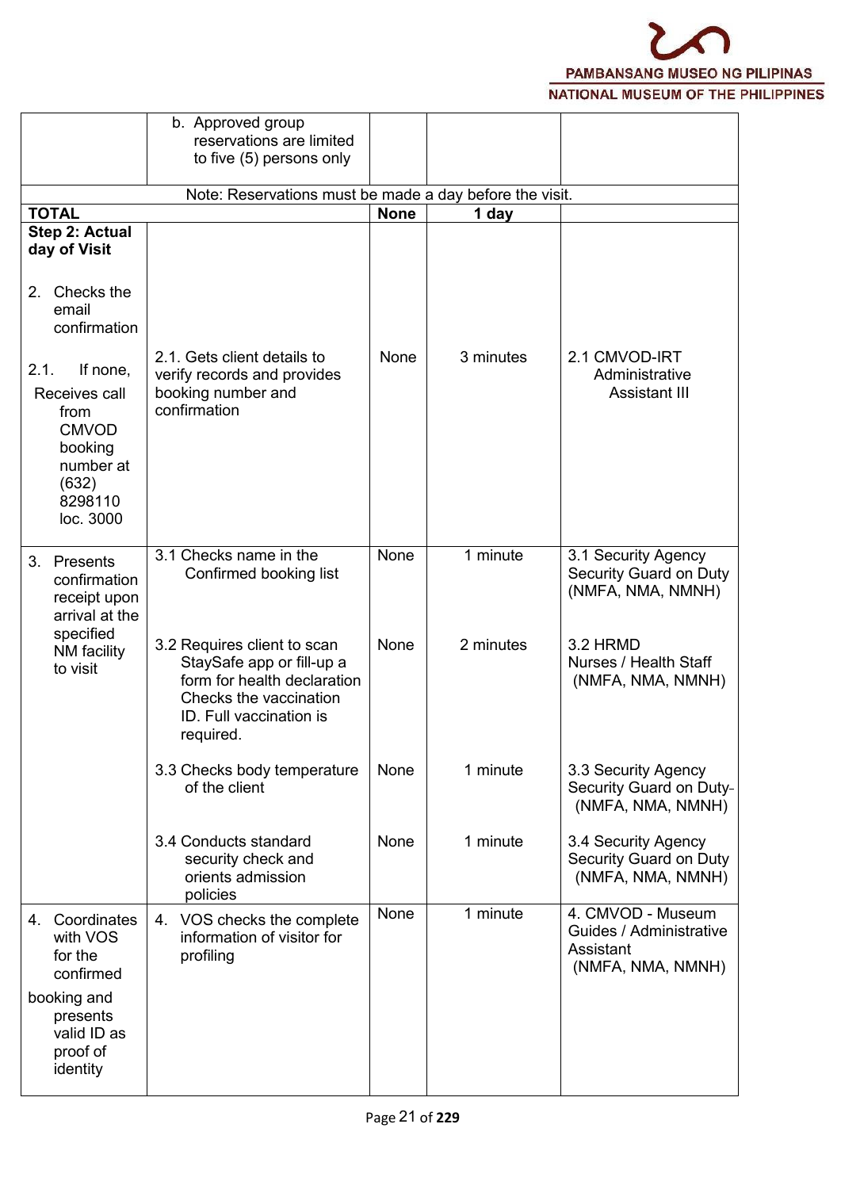| | | | | |
|---|---|---|---|---|
| | b. Approved group reservations are limited to five (5) persons only | | | |
| Note: Reservations must be made a day before the visit. | | | | |
| **TOTAL** | | **None** | **1 day** | |
| **Step 2: Actual day of Visit**<br><br>2. Checks the email confirmation<br><br>2.1. If none, Receives call from CMVOD booking number at (632) 8298110 loc. 3000 | 2.1. Gets client details to verify records and provides booking number and confirmation | None | 3 minutes | 2.1 CMVOD-IRT Administrative Assistant III |
| 3. Presents confirmation receipt upon arrival at the specified NM facility to visit | 3.1 Checks name in the Confirmed booking list | None | 1 minute | 3.1 Security Agency Security Guard on Duty (NMFA, NMA, NMNH) |
| | 3.2 Requires client to scan StaySafe app or fill-up a form for health declaration Checks the vaccination ID. Full vaccination is required. | None | 2 minutes | 3.2 HRMD Nurses / Health Staff (NMFA, NMA, NMNH) |
| | 3.3 Checks body temperature of the client | None | 1 minute | 3.3 Security Agency Security Guard on Duty- (NMFA, NMA, NMNH) |
| | 3.4 Conducts standard security check and orients admission policies | None | 1 minute | 3.4 Security Agency Security Guard on Duty (NMFA, NMA, NMNH) |
| 4. Coordinates with VOS for the confirmed booking and presents valid ID as proof of identity | 4. VOS checks the complete information of visitor for profiling | None | 1 minute | 4. CMVOD - Museum Guides / Administrative Assistant (NMFA, NMA, NMNH) |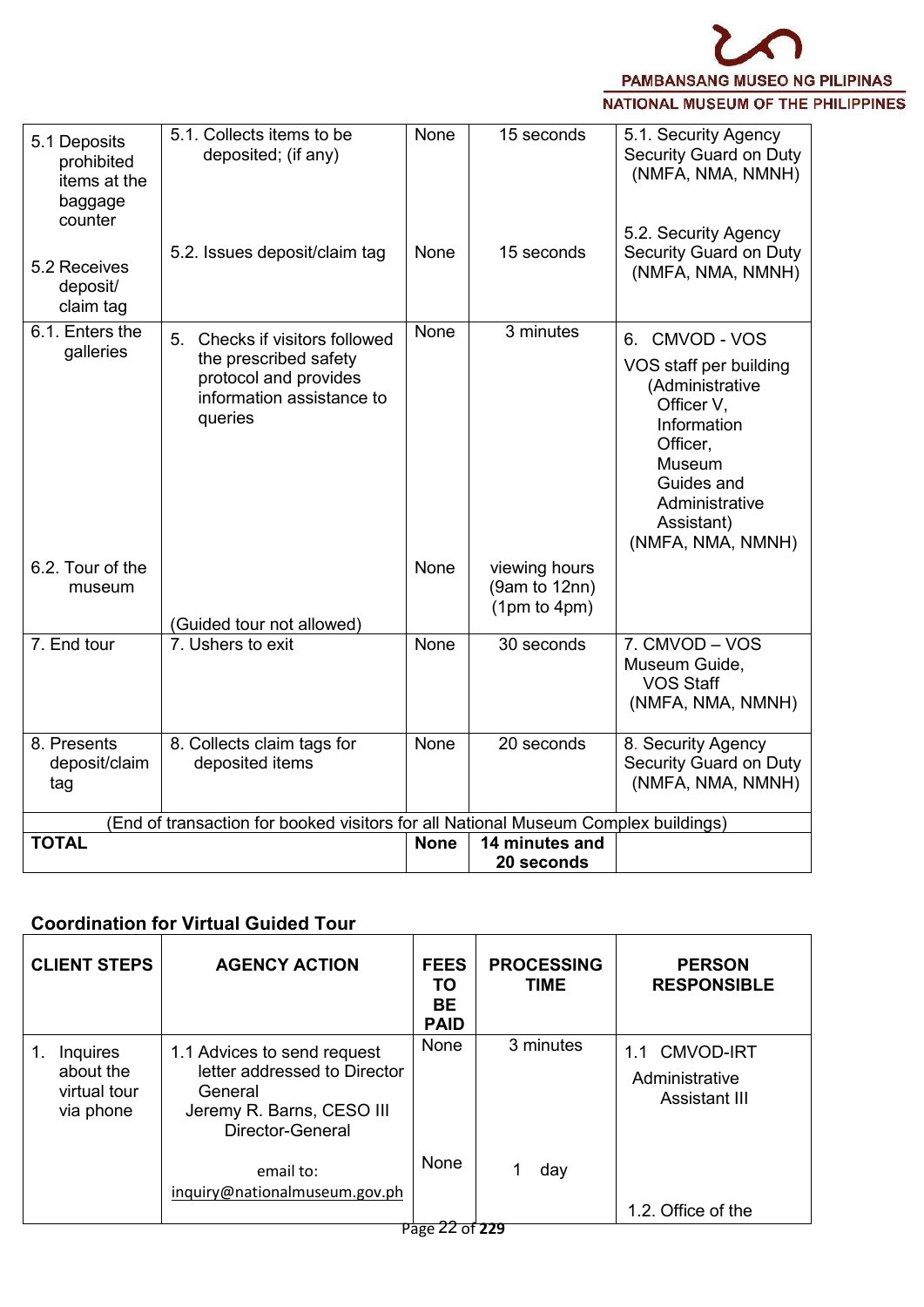| | | | | |
|---|---|---|---|---|
| 5.1 Deposits prohibited items at the baggage counter | 5.1. Collects items to be deposited; (if any) | None | 15 seconds | 5.1. Security Agency Security Guard on Duty (NMFA, NMA, NMNH) |
| 5.2 Receives deposit/ claim tag | 5.2. Issues deposit/claim tag | None | 15 seconds | 5.2. Security Agency Security Guard on Duty (NMFA, NMA, NMNH) |
| 6.1. Enters the galleries | 5. Checks if visitors followed the prescribed safety protocol and provides information assistance to queries | None | 3 minutes | 6. CMVOD - VOS VOS staff per building (Administrative Officer V, Information Officer, Museum Guides and Administrative Assistant) (NMFA, NMA, NMNH) |
| 6.2. Tour of the museum | (Guided tour not allowed) | None | viewing hours (9am to 12nn) (1pm to 4pm) | |
| 7. End tour | 7. Ushers to exit | None | 30 seconds | 7. CMVOD – VOS Museum Guide, VOS Staff (NMFA, NMA, NMNH) |
| 8. Presents deposit/claim tag | 8. Collects claim tags for deposited items | None | 20 seconds | 8. Security Agency Security Guard on Duty (NMFA, NMA, NMNH) |
| (End of transaction for booked visitors for all National Museum Complex buildings) | | | | |
| **TOTAL** | | **None** | **14 minutes and 20 seconds** | |

**Coordination for Virtual Guided Tour**

| CLIENT STEPS | AGENCY ACTION | FEES TO BE PAID | PROCESSING TIME | PERSON RESPONSIBLE |
|---|---|---|---|---|
| 1. Inquires about the virtual tour via phone | 1.1 Advices to send request letter addressed to Director General Jeremy R. Barns, CESO III Director-General | None | 3 minutes | 1.1 CMVOD-IRT Administrative Assistant III |
| | email to: inquiry@nationalmuseum.gov.ph | None | 1 day | 1.2. Office of the |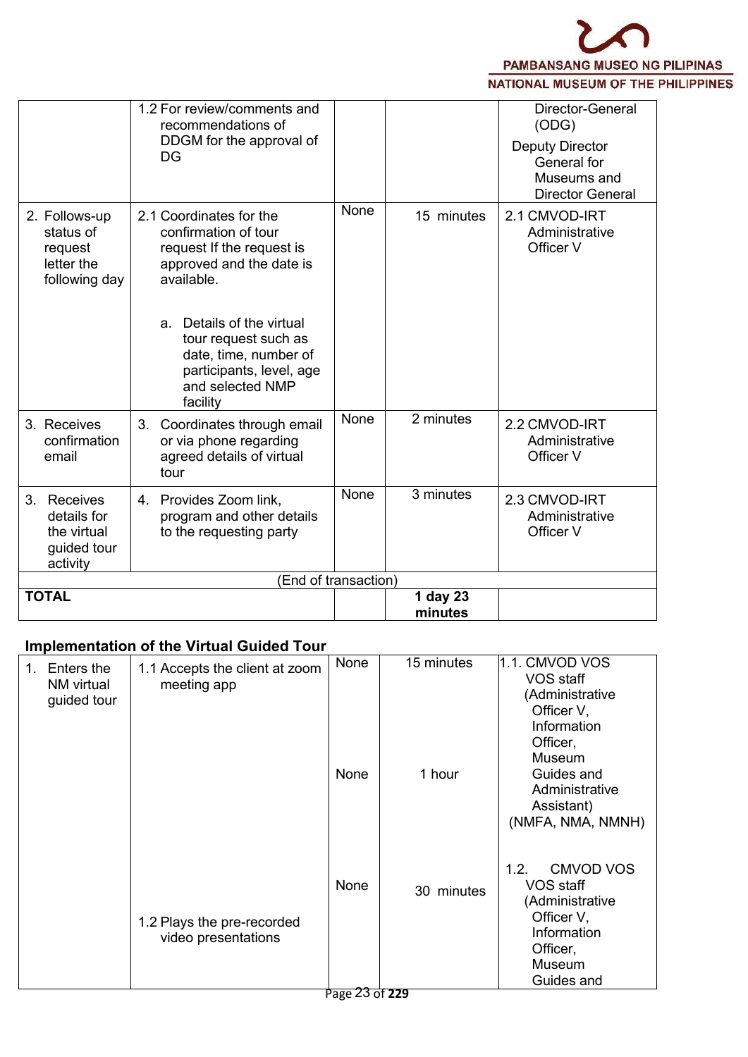| | | | | |
|---|---|---|---|---|
| | 1.2 For review/comments and recommendations of DDGM for the approval of DG | | | Director-General (ODG)<br>Deputy Director General for Museums and Director General |
| 2. Follows-up status of request letter the following day | 2.1 Coordinates for the confirmation of tour request If the request is approved and the date is available.<br><br>a. Details of the virtual tour request such as date, time, number of participants, level, age and selected NMP facility | None | 15 minutes | 2.1 CMVOD-IRT Administrative Officer V |
| 3. Receives confirmation email | 3. Coordinates through email or via phone regarding agreed details of virtual tour | None | 2 minutes | 2.2 CMVOD-IRT Administrative Officer V |
| 3. Receives details for the virtual guided tour activity | 4. Provides Zoom link, program and other details to the requesting party | None | 3 minutes | 2.3 CMVOD-IRT Administrative Officer V |
| (End of transaction) | | | | |
| **TOTAL** | | | **1 day 23 minutes** | |

**Implementation of the Virtual Guided Tour**

| | | | | |
|---|---|---|---|---|
| 1. Enters the NM virtual guided tour | 1.1 Accepts the client at zoom meeting app | None<br><br>None | 15 minutes<br><br>1 hour | 1.1. CMVOD VOS VOS staff (Administrative Officer V, Information Officer, Museum Guides and Administrative Assistant) (NMFA, NMA, NMNH) |
| | 1.2 Plays the pre-recorded video presentations | None | 30 minutes | 1.2. CMVOD VOS VOS staff (Administrative Officer V, Information Officer, Museum Guides and |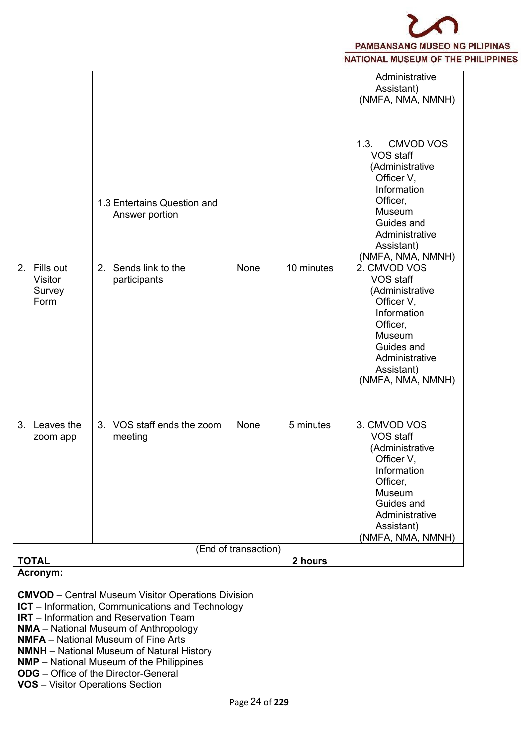| | | | | |
|---|---|---|---|---|
| | 1.3 Entertains Question and Answer portion | | | Administrative Assistant) (NMFA, NMA, NMNH)<br><br>1.3. CMVOD VOS VOS staff (Administrative Officer V, Information Officer, Museum Guides and Administrative Assistant) (NMFA, NMA, NMNH) |
| 2. Fills out Visitor Survey Form | 2. Sends link to the participants | None | 10 minutes | 2. CMVOD VOS VOS staff (Administrative Officer V, Information Officer, Museum Guides and Administrative Assistant) (NMFA, NMA, NMNH) |
| 3. Leaves the zoom app | 3. VOS staff ends the zoom meeting | None | 5 minutes | 3. CMVOD VOS VOS staff (Administrative Officer V, Information Officer, Museum Guides and Administrative Assistant) (NMFA, NMA, NMNH) |
| | | (End of transaction) | | |
| **TOTAL** | | | **2 hours** | |

**Acronym:**

**CMVOD** – Central Museum Visitor Operations Division
**ICT** – Information, Communications and Technology
**IRT** – Information and Reservation Team
**NMA** – National Museum of Anthropology
**NMFA** – National Museum of Fine Arts
**NMNH** – National Museum of Natural History
**NMP** – National Museum of the Philippines
**ODG** – Office of the Director-General
**VOS** – Visitor Operations Section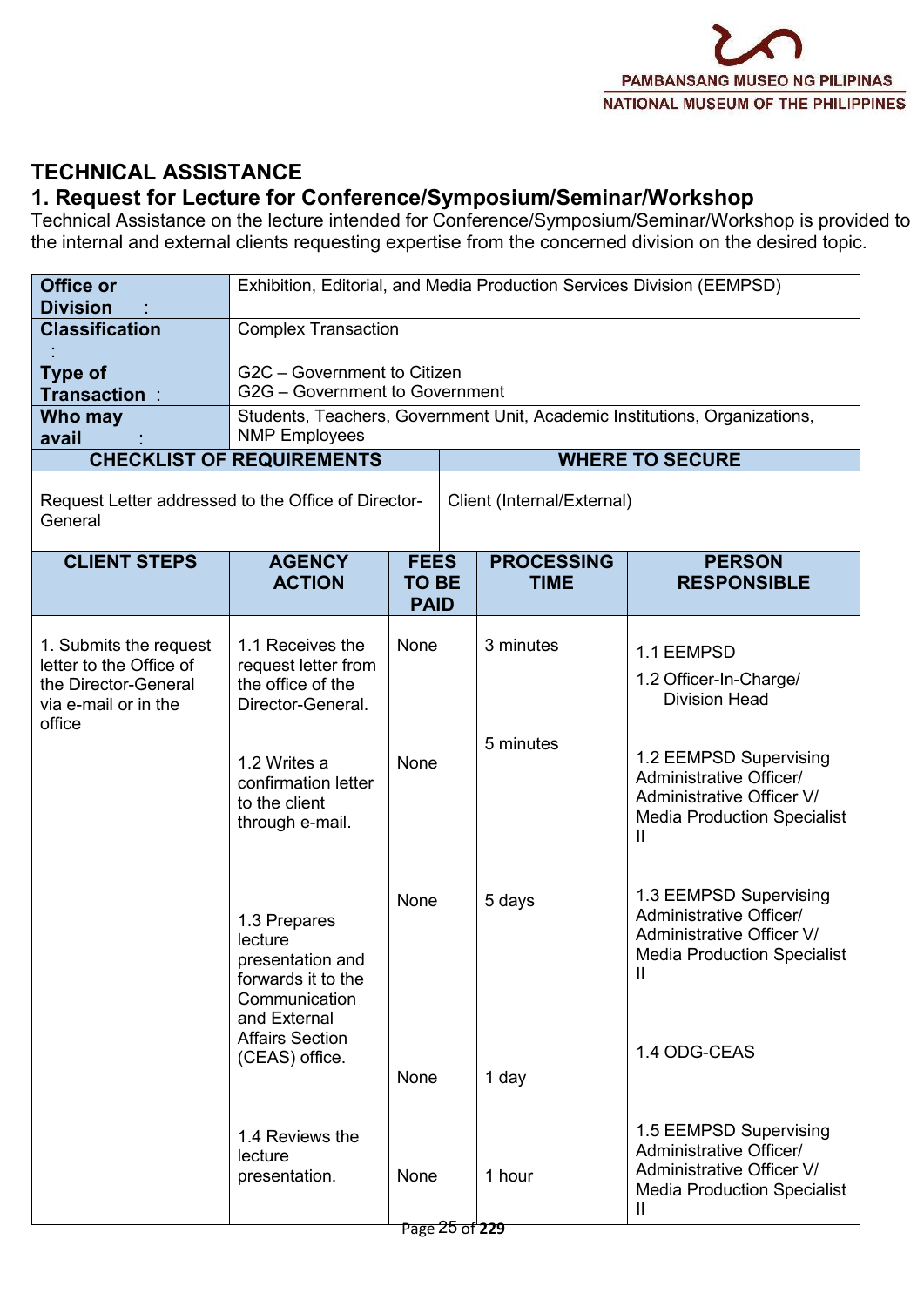## TECHNICAL ASSISTANCE

### 1. Request for Lecture for Conference/Symposium/Seminar/Workshop

Technical Assistance on the lecture intended for Conference/Symposium/Seminar/Workshop is provided to the internal and external clients requesting expertise from the concerned division on the desired topic.

| **Office or Division :** | Exhibition, Editorial, and Media Production Services Division (EEMPSD) |
|---|---|
| **Classification :** | Complex Transaction |
| **Type of Transaction :** | G2C – Government to Citizen<br>G2G – Government to Government |
| **Who may avail :** | Students, Teachers, Government Unit, Academic Institutions, Organizations, NMP Employees |

| CHECKLIST OF REQUIREMENTS | WHERE TO SECURE |
|---|---|
| Request Letter addressed to the Office of Director-General | Client (Internal/External) |

| CLIENT STEPS | AGENCY ACTION | FEES TO BE PAID | PROCESSING TIME | PERSON RESPONSIBLE |
|---|---|---|---|---|
| 1. Submits the request letter to the Office of the Director-General via e-mail or in the office | 1.1 Receives the request letter from the office of the Director-General. | None | 3 minutes | 1.1 EEMPSD<br>1.2 Officer-In-Charge/ Division Head |
| | 1.2 Writes a confirmation letter to the client through e-mail. | None | 5 minutes | 1.2 EEMPSD Supervising Administrative Officer/ Administrative Officer V/ Media Production Specialist II |
| | 1.3 Prepares lecture presentation and forwards it to the Communication and External Affairs Section (CEAS) office. | None | 5 days | 1.3 EEMPSD Supervising Administrative Officer/ Administrative Officer V/ Media Production Specialist II |
| | | None | 1 day | 1.4 ODG-CEAS |
| | 1.4 Reviews the lecture presentation. | None | 1 hour | 1.5 EEMPSD Supervising Administrative Officer/ Administrative Officer V/ Media Production Specialist II |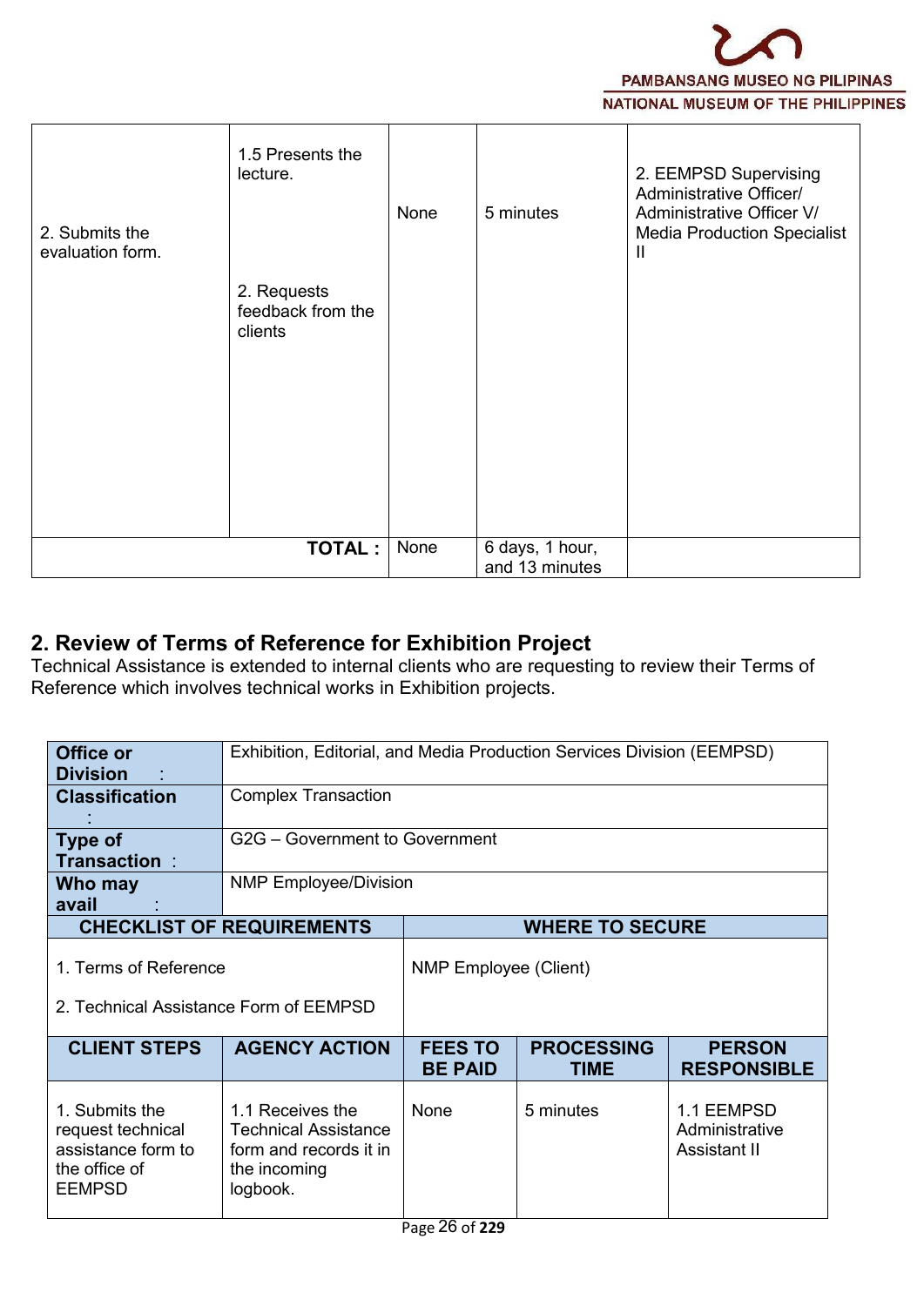| | | | | |
|---|---|---|---|---|
| 2. Submits the evaluation form. | 1.5 Presents the lecture.<br><br>2. Requests feedback from the clients | None | 5 minutes | 2. EEMPSD Supervising Administrative Officer/ Administrative Officer V/ Media Production Specialist II |
| | **TOTAL :** | None | 6 days, 1 hour, and 13 minutes | |

## 2. Review of Terms of Reference for Exhibition Project

Technical Assistance is extended to internal clients who are requesting to review their Terms of Reference which involves technical works in Exhibition projects.

| | |
|---|---|
| **Office or Division :** | Exhibition, Editorial, and Media Production Services Division (EEMPSD) |
| **Classification :** | Complex Transaction |
| **Type of Transaction :** | G2G – Government to Government |
| **Who may avail :** | NMP Employee/Division |

| CHECKLIST OF REQUIREMENTS | WHERE TO SECURE |
|---|---|
| 1. Terms of Reference<br><br>2. Technical Assistance Form of EEMPSD | NMP Employee (Client) |

| CLIENT STEPS | AGENCY ACTION | FEES TO BE PAID | PROCESSING TIME | PERSON RESPONSIBLE |
|---|---|---|---|---|
| 1. Submits the request technical assistance form to the office of EEMPSD | 1.1 Receives the Technical Assistance form and records it in the incoming logbook. | None | 5 minutes | 1.1 EEMPSD Administrative Assistant II |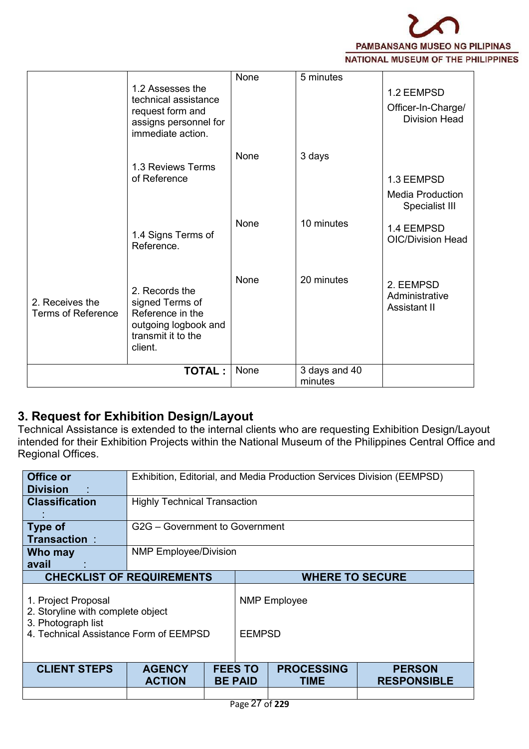| | 1.2 Assesses the technical assistance request form and assigns personnel for immediate action. | None | 5 minutes | 1.2 EEMPSD Officer-In-Charge/ Division Head |
|---|---|---|---|---|
| | 1.3 Reviews Terms of Reference | None | 3 days | 1.3 EEMPSD Media Production Specialist III |
| | 1.4 Signs Terms of Reference. | None | 10 minutes | 1.4 EEMPSD OIC/Division Head |
| 2. Receives the Terms of Reference | 2. Records the signed Terms of Reference in the outgoing logbook and transmit it to the client. | None | 20 minutes | 2. EEMPSD Administrative Assistant II |
| | **TOTAL :** | None | 3 days and 40 minutes | |

## 3. Request for Exhibition Design/Layout

Technical Assistance is extended to the internal clients who are requesting Exhibition Design/Layout intended for their Exhibition Projects within the National Museum of the Philippines Central Office and Regional Offices.

| **Office or Division :** | Exhibition, Editorial, and Media Production Services Division (EEMPSD) |
|---|---|
| **Classification :** | Highly Technical Transaction |
| **Type of Transaction :** | G2G – Government to Government |
| **Who may avail :** | NMP Employee/Division |

| **CHECKLIST OF REQUIREMENTS** | **WHERE TO SECURE** |
|---|---|
| 1. Project Proposal<br>2. Storyline with complete object<br>3. Photograph list | NMP Employee |
| 4. Technical Assistance Form of EEMPSD | EEMPSD |

| **CLIENT STEPS** | **AGENCY ACTION** | **FEES TO BE PAID** | **PROCESSING TIME** | **PERSON RESPONSIBLE** |
|---|---|---|---|---|
| | | | | |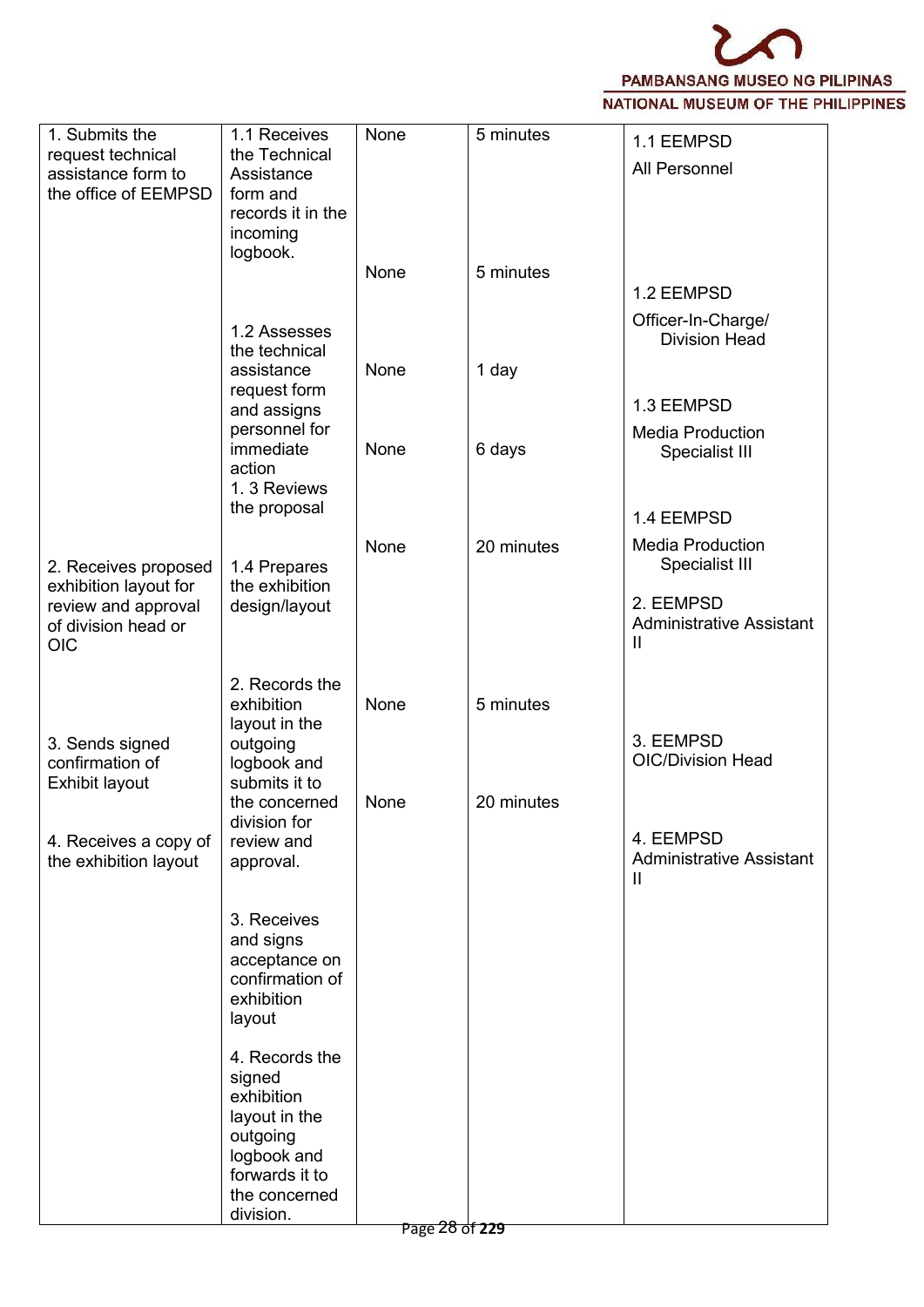| 1. Submits the request technical assistance form to the office of EEMPSD | 1.1 Receives the Technical Assistance form and records it in the incoming logbook. | None | 5 minutes | 1.1 EEMPSD All Personnel |
|---|---|---|---|---|
| | 1.2 Assesses the technical assistance request form and assigns personnel for immediate action | None | 5 minutes | 1.2 EEMPSD Officer-In-Charge/ Division Head |
| | 1. 3 Reviews the proposal | None | 1 day | 1.3 EEMPSD Media Production Specialist III |
| | 1.4 Prepares the exhibition design/layout | None | 6 days | 1.4 EEMPSD Media Production Specialist III |
| 2. Receives proposed exhibition layout for review and approval of division head or OIC | 2. Records the exhibition layout in the outgoing logbook and submits it to the concerned division for review and approval. | None | 20 minutes | 2. EEMPSD Administrative Assistant II |
| 3. Sends signed confirmation of Exhibit layout | 3. Receives and signs acceptance on confirmation of exhibition layout | None | 5 minutes | 3. EEMPSD OIC/Division Head |
| 4. Receives a copy of the exhibition layout | 4. Records the signed exhibition layout in the outgoing logbook and forwards it to the concerned division. | None | 20 minutes | 4. EEMPSD Administrative Assistant II |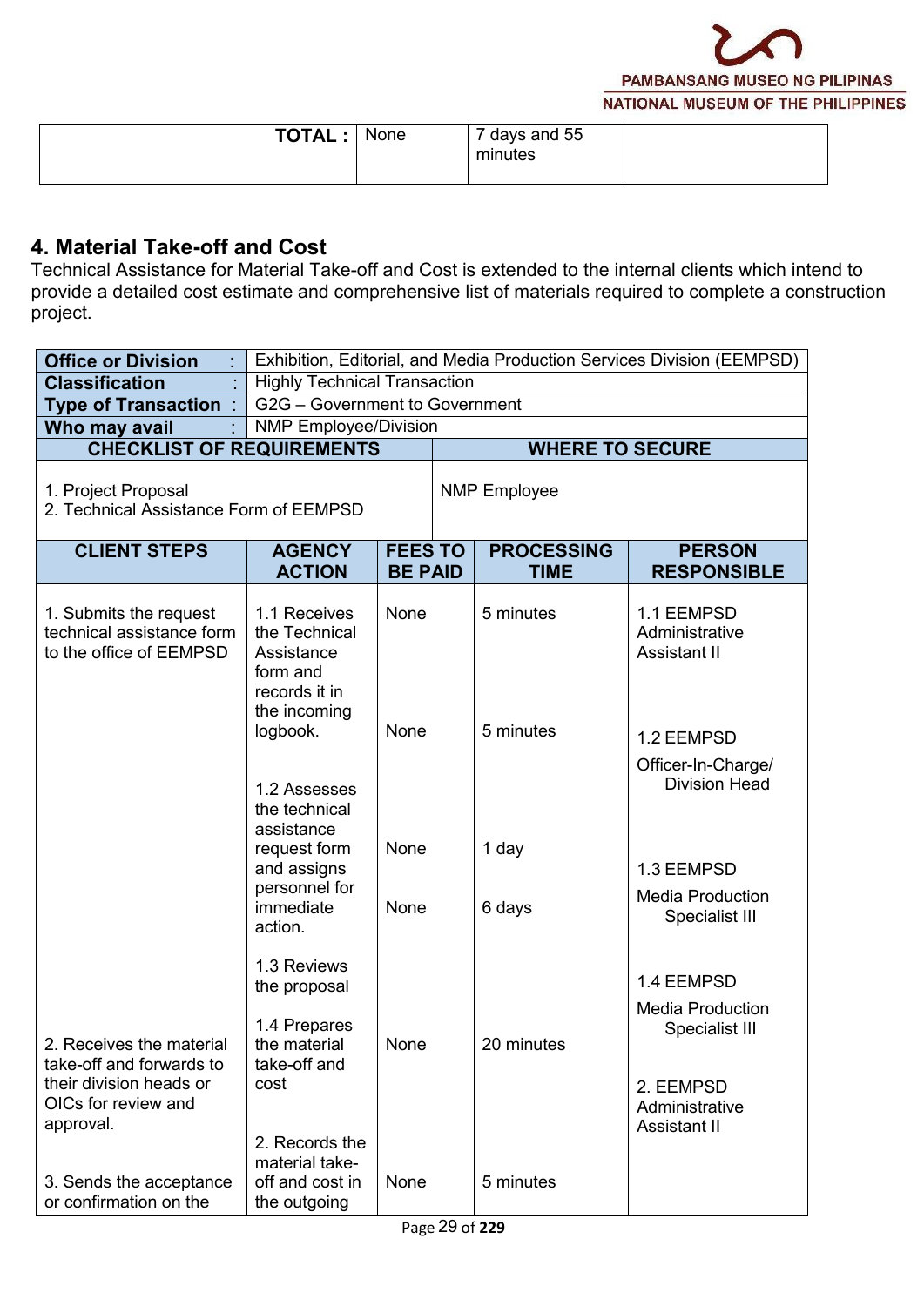| TOTAL : | None | 7 days and 55 minutes | |
|---|---|---|---|

## 4. Material Take-off and Cost

Technical Assistance for Material Take-off and Cost is extended to the internal clients which intend to provide a detailed cost estimate and comprehensive list of materials required to complete a construction project.

| | |
|---|---|
| **Office or Division** : | Exhibition, Editorial, and Media Production Services Division (EEMPSD) |
| **Classification** : | Highly Technical Transaction |
| **Type of Transaction** : | G2G – Government to Government |
| **Who may avail** : | NMP Employee/Division |

| CHECKLIST OF REQUIREMENTS | WHERE TO SECURE |
|---|---|
| 1. Project Proposal<br>2. Technical Assistance Form of EEMPSD | NMP Employee |

| CLIENT STEPS | AGENCY ACTION | FEES TO BE PAID | PROCESSING TIME | PERSON RESPONSIBLE |
|---|---|---|---|---|
| 1. Submits the request technical assistance form to the office of EEMPSD | 1.1 Receives the Technical Assistance form and records it in the incoming logbook. | None | 5 minutes | 1.1 EEMPSD Administrative Assistant II |
| | 1.2 Assesses the technical assistance request form and assigns personnel for immediate action. | None | 5 minutes | 1.2 EEMPSD Officer-In-Charge/ Division Head |
| | 1.3 Reviews the proposal | None | 1 day | 1.3 EEMPSD Media Production Specialist III |
| | 1.4 Prepares the material take-off and cost | None | 6 days | 1.4 EEMPSD Media Production Specialist III |
| 2. Receives the material take-off and forwards to their division heads or OICs for review and approval. | 2. Records the material take-off and cost in the outgoing | None | 20 minutes | 2. EEMPSD Administrative Assistant II |
| 3. Sends the acceptance or confirmation on the | | None | 5 minutes | |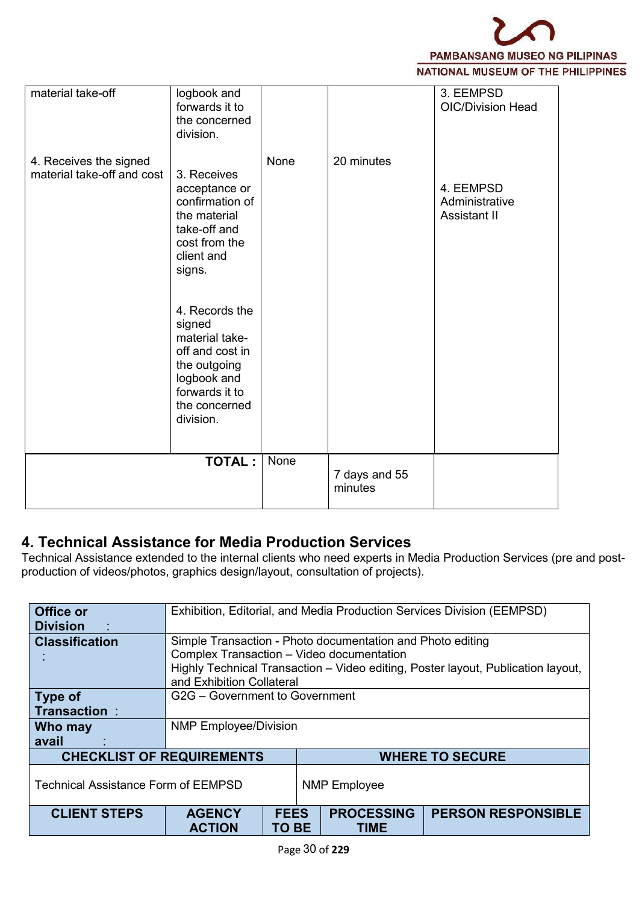| | | | | |
|---|---|---|---|---|
| material take-off<br><br>4. Receives the signed material take-off and cost | logbook and forwards it to the concerned division.<br><br>3. Receives acceptance or confirmation of the material take-off and cost from the client and signs.<br><br>4. Records the signed material take-off and cost in the outgoing logbook and forwards it to the concerned division. | <br><br>None | <br><br>20 minutes | 3. EEMPSD OIC/Division Head<br><br>4. EEMPSD Administrative Assistant II |
| **TOTAL :** | | None | 7 days and 55 minutes | |

## 4. Technical Assistance for Media Production Services

Technical Assistance extended to the internal clients who need experts in Media Production Services (pre and post-production of videos/photos, graphics design/layout, consultation of projects).

| | | | | |
|---|---|---|---|---|
| **Office or Division :** | Exhibition, Editorial, and Media Production Services Division (EEMPSD) | | | |
| **Classification :** | Simple Transaction - Photo documentation and Photo editing<br>Complex Transaction – Video documentation<br>Highly Technical Transaction – Video editing, Poster layout, Publication layout, and Exhibition Collateral | | | |
| **Type of Transaction :** | G2G – Government to Government | | | |
| **Who may avail :** | NMP Employee/Division | | | |
| **CHECKLIST OF REQUIREMENTS** | | **WHERE TO SECURE** | | |
| Technical Assistance Form of EEMPSD | | NMP Employee | | |
| **CLIENT STEPS** | **AGENCY ACTION** | **FEES TO BE** | **PROCESSING TIME** | **PERSON RESPONSIBLE** |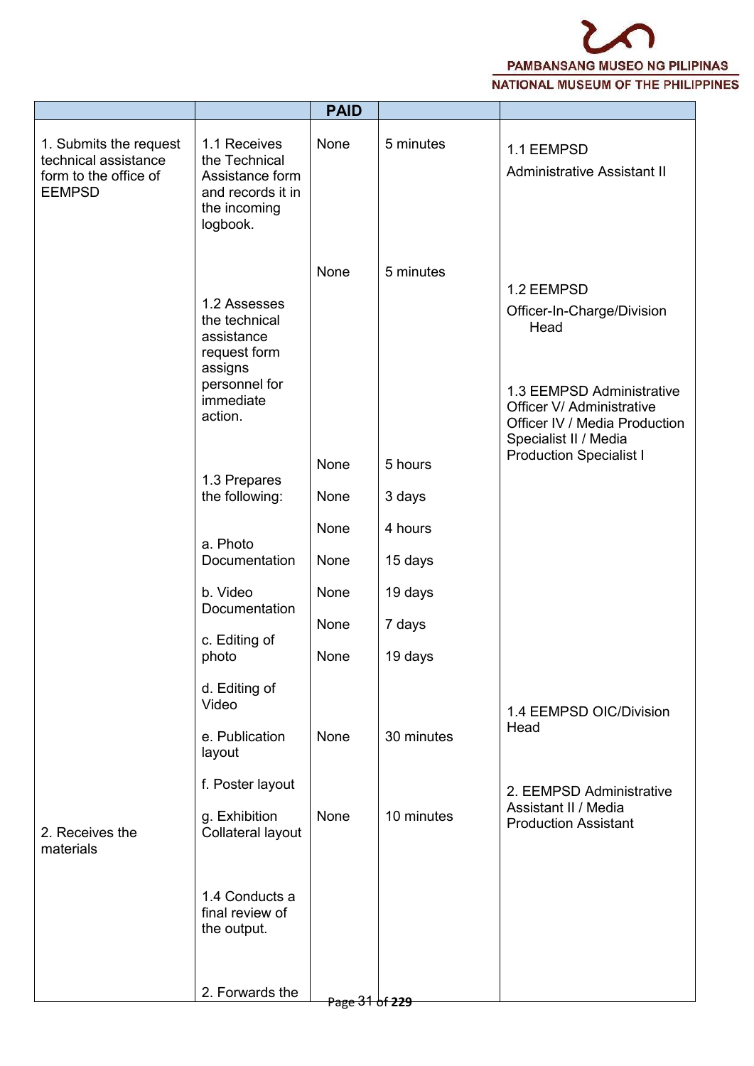| | | PAID | | |
|---|---|---|---|---|
| 1. Submits the request technical assistance form to the office of EEMPSD | 1.1 Receives the Technical Assistance form and records it in the incoming logbook. | None | 5 minutes | 1.1 EEMPSD Administrative Assistant II |
| | 1.2 Assesses the technical assistance request form assigns personnel for immediate action. | None | 5 minutes | 1.2 EEMPSD Officer-In-Charge/Division Head |
| | 1.3 Prepares the following: | | | 1.3 EEMPSD Administrative Officer V/ Administrative Officer IV / Media Production Specialist II / Media Production Specialist I |
| | a. Photo Documentation | None | 5 hours | |
| | b. Video Documentation | None | 3 days | |
| | c. Editing of photo | None | 4 hours | |
| | d. Editing of Video | None | 15 days | |
| | e. Publication layout | None | 19 days | |
| | f. Poster layout | None | 7 days | |
| | g. Exhibition Collateral layout | None | 19 days | |
| | 1.4 Conducts a final review of the output. | None | 30 minutes | 1.4 EEMPSD OIC/Division Head |
| 2. Receives the materials | 2. Forwards the | None | 10 minutes | 2. EEMPSD Administrative Assistant II / Media Production Assistant |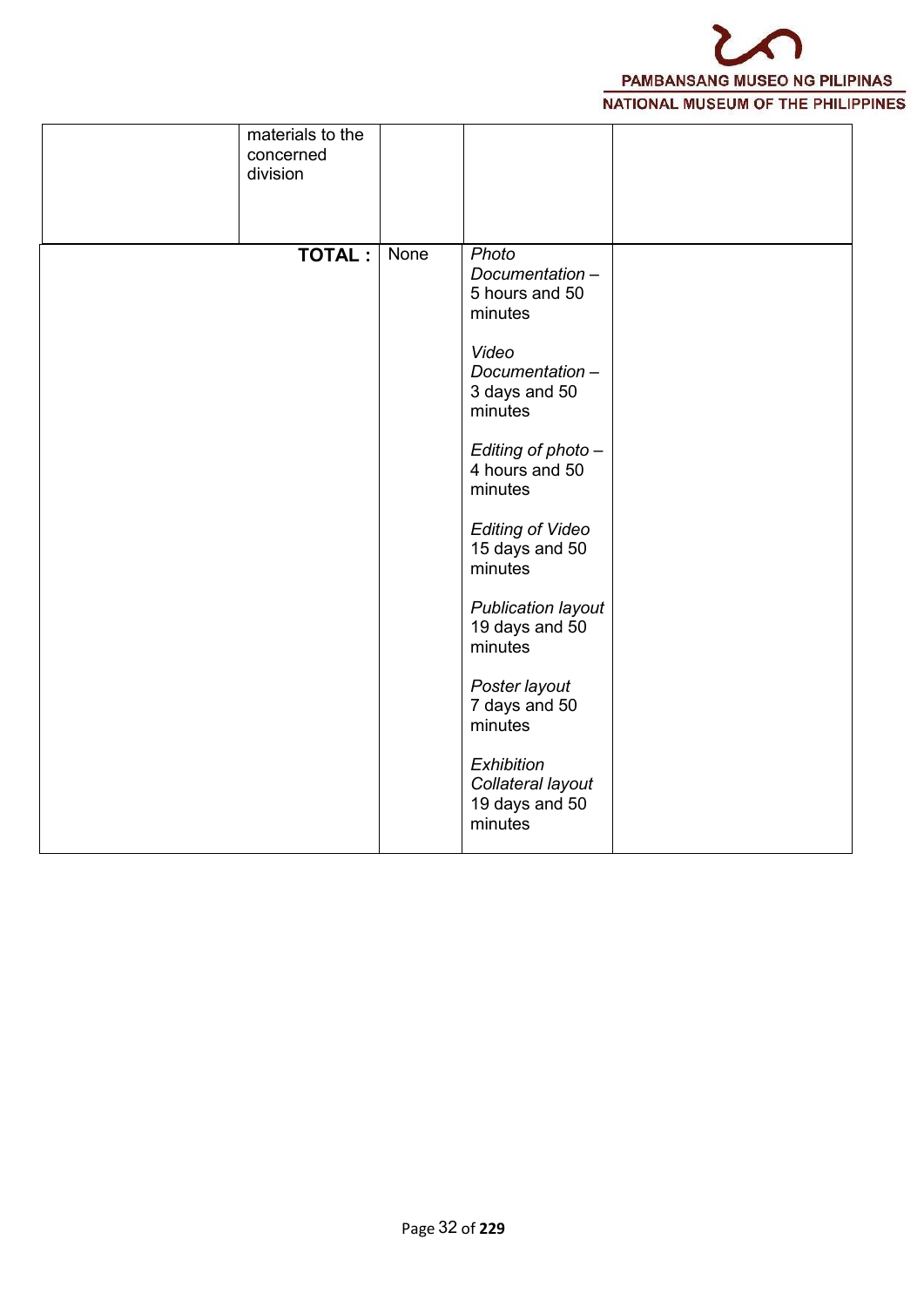| | | | | |
|---|---|---|---|---|
| | materials to the concerned division | | | |
| | **TOTAL :** | None | *Photo Documentation* – 5 hours and 50 minutes<br><br>*Video Documentation* – 3 days and 50 minutes<br><br>*Editing of photo* – 4 hours and 50 minutes<br><br>*Editing of Video* 15 days and 50 minutes<br><br>*Publication layout* 19 days and 50 minutes<br><br>*Poster layout* 7 days and 50 minutes<br><br>*Exhibition Collateral layout* 19 days and 50 minutes | |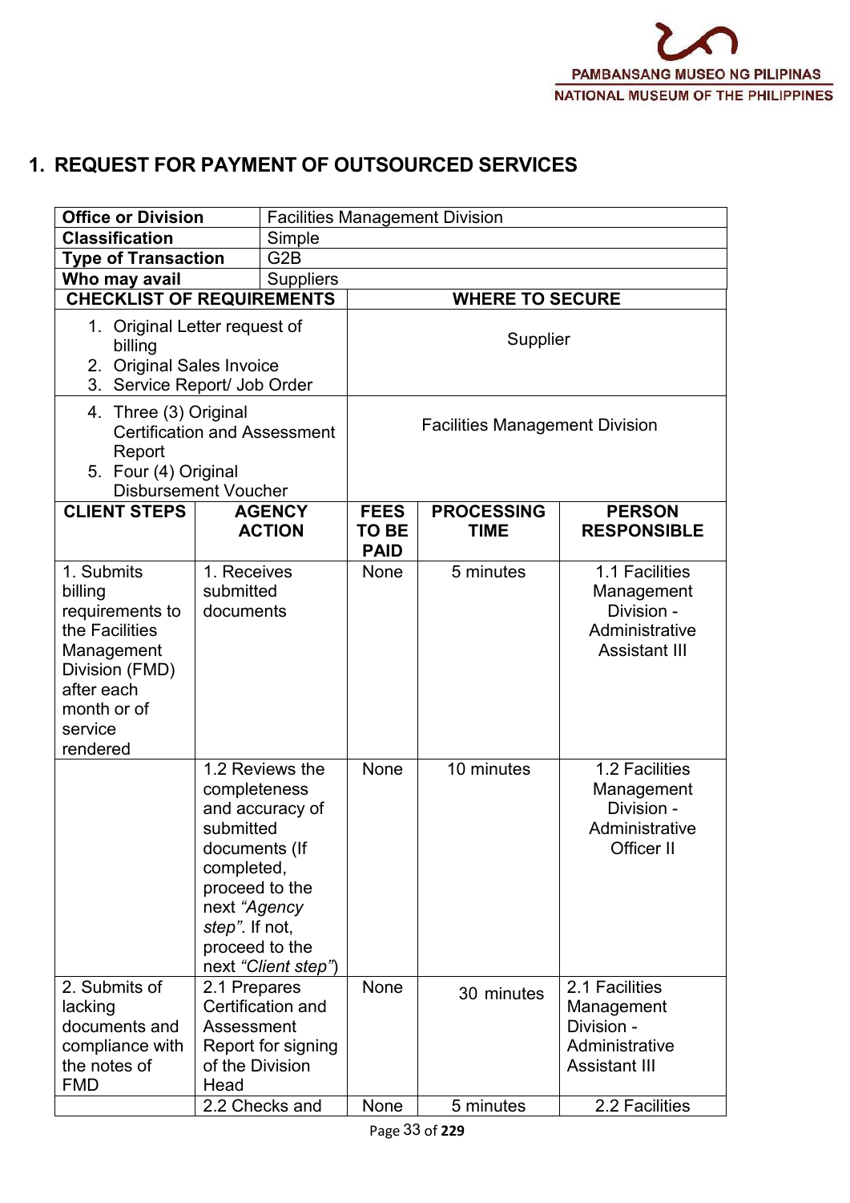# 1. REQUEST FOR PAYMENT OF OUTSOURCED SERVICES

| **Office or Division** | Facilities Management Division |
|---|---|
| **Classification** | Simple |
| **Type of Transaction** | G2B |
| **Who may avail** | Suppliers |

| **CHECKLIST OF REQUIREMENTS** | **WHERE TO SECURE** |
|---|---|
| 1. Original Letter request of billing<br>2. Original Sales Invoice<br>3. Service Report/ Job Order | Supplier |
| 4. Three (3) Original Certification and Assessment Report<br>5. Four (4) Original Disbursement Voucher | Facilities Management Division |

| **CLIENT STEPS** | **AGENCY ACTION** | **FEES TO BE PAID** | **PROCESSING TIME** | **PERSON RESPONSIBLE** |
|---|---|---|---|---|
| 1. Submits billing requirements to the Facilities Management Division (FMD) after each month or of service rendered | 1. Receives submitted documents | None | 5 minutes | 1.1 Facilities Management Division - Administrative Assistant III |
| | 1.2 Reviews the completeness and accuracy of submitted documents (If completed, proceed to the next *"Agency step"*. If not, proceed to the next *"Client step"*) | None | 10 minutes | 1.2 Facilities Management Division - Administrative Officer II |
| 2. Submits of lacking documents and compliance with the notes of FMD | 2.1 Prepares Certification and Assessment Report for signing of the Division Head | None | 30 minutes | 2.1 Facilities Management Division - Administrative Assistant III |
| | 2.2 Checks and | None | 5 minutes | 2.2 Facilities |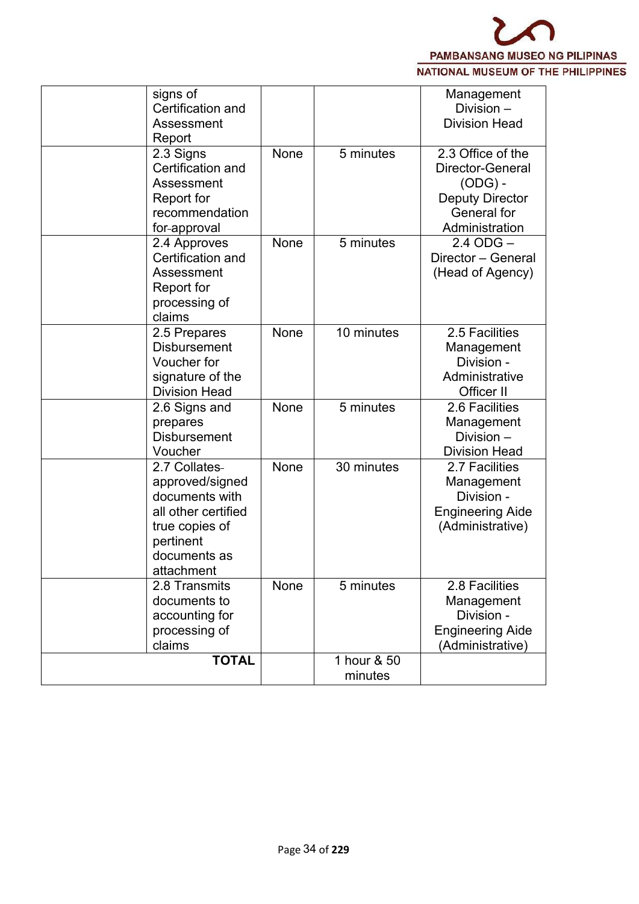|  | signs of Certification and Assessment Report |  |  | Management Division – Division Head |
|---|---|---|---|---|
|  | 2.3 Signs Certification and Assessment Report for recommendation for approval | None | 5 minutes | 2.3 Office of the Director-General (ODG) - Deputy Director General for Administration |
|  | 2.4 Approves Certification and Assessment Report for processing of claims | None | 5 minutes | 2.4 ODG – Director – General (Head of Agency) |
|  | 2.5 Prepares Disbursement Voucher for signature of the Division Head | None | 10 minutes | 2.5 Facilities Management Division - Administrative Officer II |
|  | 2.6 Signs and prepares Disbursement Voucher | None | 5 minutes | 2.6 Facilities Management Division – Division Head |
|  | 2.7 Collates approved/signed documents with all other certified true copies of pertinent documents as attachment | None | 30 minutes | 2.7 Facilities Management Division - Engineering Aide (Administrative) |
|  | 2.8 Transmits documents to accounting for processing of claims | None | 5 minutes | 2.8 Facilities Management Division - Engineering Aide (Administrative) |
| **TOTAL** |  |  | 1 hour & 50 minutes |  |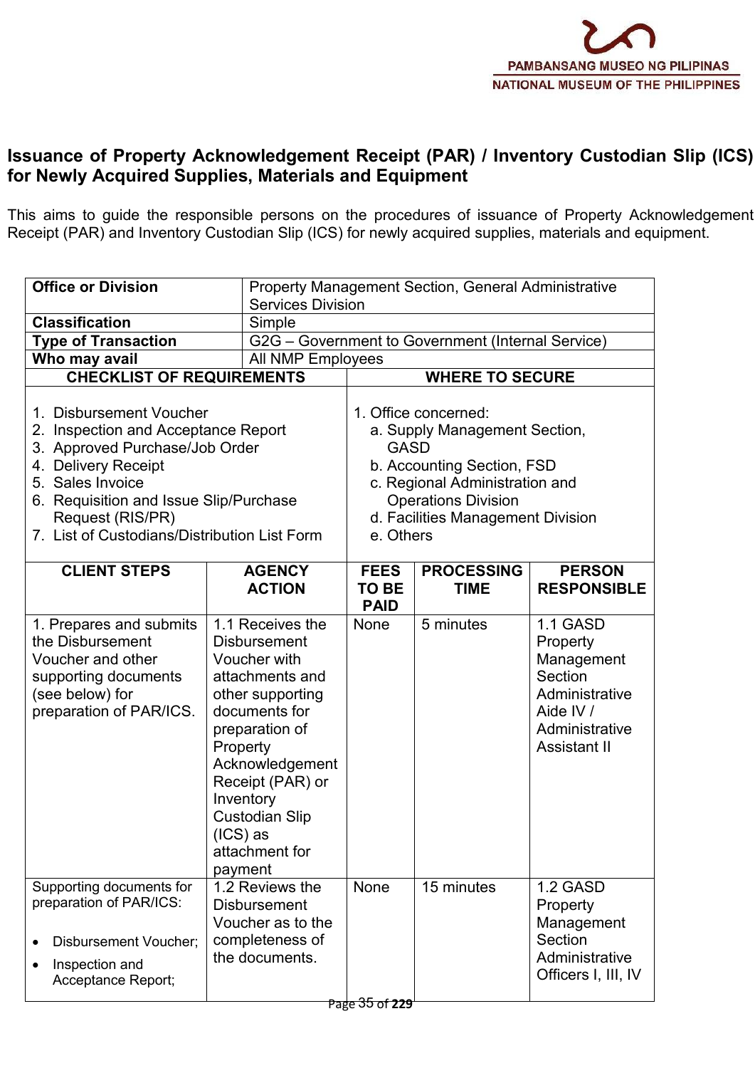## Issuance of Property Acknowledgement Receipt (PAR) / Inventory Custodian Slip (ICS) for Newly Acquired Supplies, Materials and Equipment

This aims to guide the responsible persons on the procedures of issuance of Property Acknowledgement Receipt (PAR) and Inventory Custodian Slip (ICS) for newly acquired supplies, materials and equipment.

| **Office or Division** | Property Management Section, General Administrative Services Division |
|---|---|
| **Classification** | Simple |
| **Type of Transaction** | G2G – Government to Government (Internal Service) |
| **Who may avail** | All NMP Employees |

| **CHECKLIST OF REQUIREMENTS** | **WHERE TO SECURE** |
|---|---|
| 1. Disbursement Voucher<br>2. Inspection and Acceptance Report<br>3. Approved Purchase/Job Order<br>4. Delivery Receipt<br>5. Sales Invoice<br>6. Requisition and Issue Slip/Purchase Request (RIS/PR)<br>7. List of Custodians/Distribution List Form | 1. Office concerned:<br>a. Supply Management Section, GASD<br>b. Accounting Section, FSD<br>c. Regional Administration and Operations Division<br>d. Facilities Management Division<br>e. Others |

| **CLIENT STEPS** | **AGENCY ACTION** | **FEES TO BE PAID** | **PROCESSING TIME** | **PERSON RESPONSIBLE** |
|---|---|---|---|---|
| 1. Prepares and submits the Disbursement Voucher and other supporting documents (see below) for preparation of PAR/ICS. | 1.1 Receives the Disbursement Voucher with attachments and other supporting documents for preparation of Property Acknowledgement Receipt (PAR) or Inventory Custodian Slip (ICS) as attachment for payment | None | 5 minutes | 1.1 GASD Property Management Section Administrative Aide IV / Administrative Assistant II |
| Supporting documents for preparation of PAR/ICS:<br>• Disbursement Voucher;<br>• Inspection and Acceptance Report; | 1.2 Reviews the Disbursement Voucher as to the completeness of the documents. | None | 15 minutes | 1.2 GASD Property Management Section Administrative Officers I, III, IV |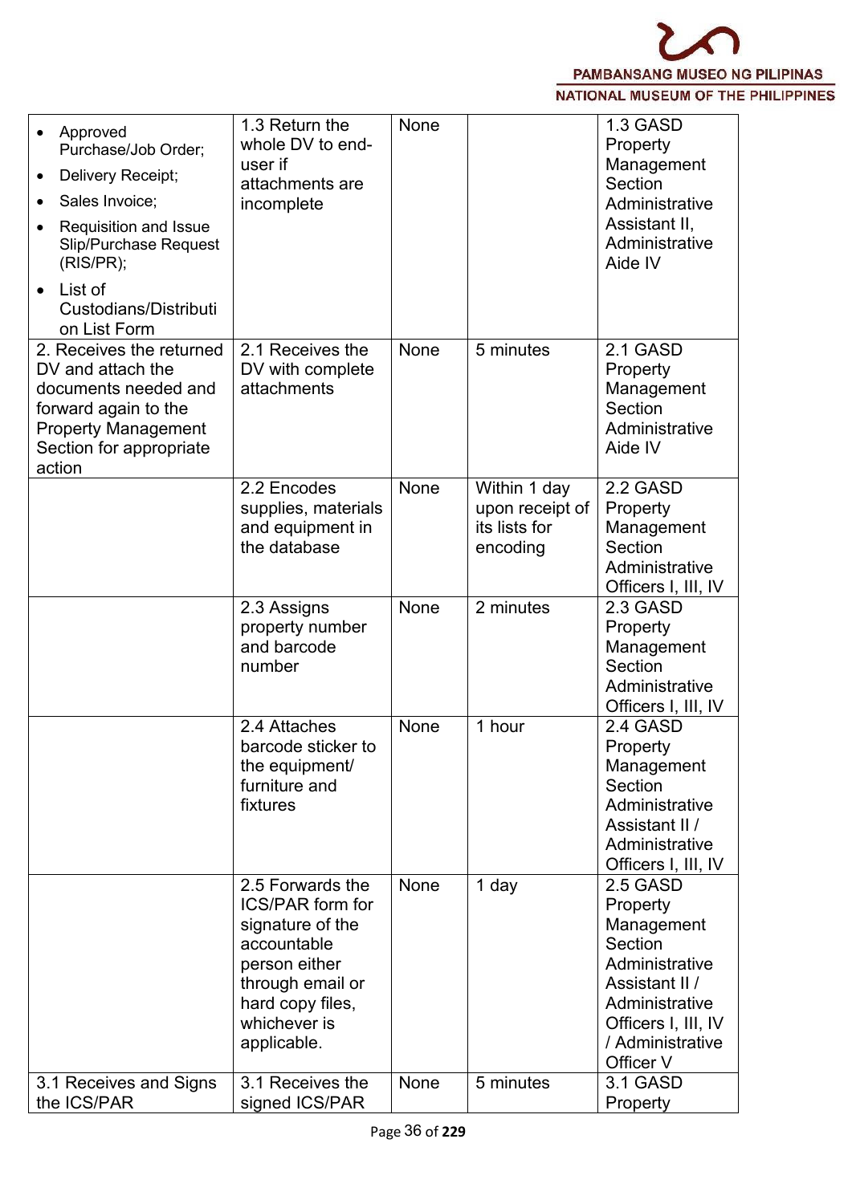| | | | | |
|---|---|---|---|---|
| • Approved Purchase/Job Order; • Delivery Receipt; • Sales Invoice; • Requisition and Issue Slip/Purchase Request (RIS/PR); • List of Custodians/Distribution List Form | 1.3 Return the whole DV to end-user if attachments are incomplete | None | | 1.3 GASD Property Management Section Administrative Assistant II, Administrative Aide IV |
| 2. Receives the returned DV and attach the documents needed and forward again to the Property Management Section for appropriate action | 2.1 Receives the DV with complete attachments | None | 5 minutes | 2.1 GASD Property Management Section Administrative Aide IV |
| | 2.2 Encodes supplies, materials and equipment in the database | None | Within 1 day upon receipt of its lists for encoding | 2.2 GASD Property Management Section Administrative Officers I, III, IV |
| | 2.3 Assigns property number and barcode number | None | 2 minutes | 2.3 GASD Property Management Section Administrative Officers I, III, IV |
| | 2.4 Attaches barcode sticker to the equipment/ furniture and fixtures | None | 1 hour | 2.4 GASD Property Management Section Administrative Assistant II / Administrative Officers I, III, IV |
| | 2.5 Forwards the ICS/PAR form for signature of the accountable person either through email or hard copy files, whichever is applicable. | None | 1 day | 2.5 GASD Property Management Section Administrative Assistant II / Administrative Officers I, III, IV / Administrative Officer V |
| 3.1 Receives and Signs the ICS/PAR | 3.1 Receives the signed ICS/PAR | None | 5 minutes | 3.1 GASD Property |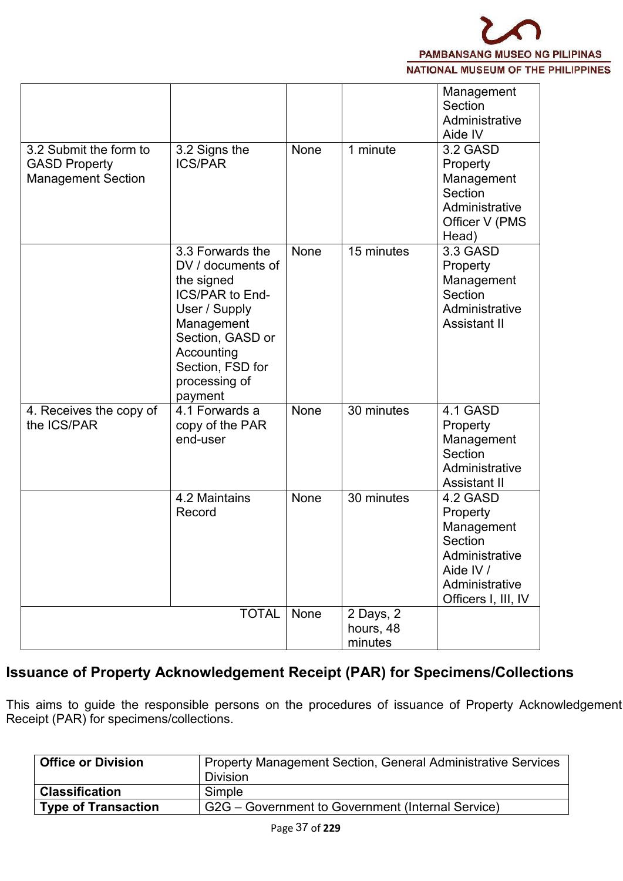| | | | | |
|---|---|---|---|---|
| | | | | Management Section Administrative Aide IV |
| 3.2 Submit the form to GASD Property Management Section | 3.2 Signs the ICS/PAR | None | 1 minute | 3.2 GASD Property Management Section Administrative Officer V (PMS Head) |
| | 3.3 Forwards the DV / documents of the signed ICS/PAR to End-User / Supply Management Section, GASD or Accounting Section, FSD for processing of payment | None | 15 minutes | 3.3 GASD Property Management Section Administrative Assistant II |
| 4. Receives the copy of the ICS/PAR | 4.1 Forwards a copy of the PAR end-user | None | 30 minutes | 4.1 GASD Property Management Section Administrative Assistant II |
| | 4.2 Maintains Record | None | 30 minutes | 4.2 GASD Property Management Section Administrative Aide IV / Administrative Officers I, III, IV |
| | TOTAL | None | 2 Days, 2 hours, 48 minutes | |

## Issuance of Property Acknowledgement Receipt (PAR) for Specimens/Collections

This aims to guide the responsible persons on the procedures of issuance of Property Acknowledgement Receipt (PAR) for specimens/collections.

| | |
|---|---|
| **Office or Division** | Property Management Section, General Administrative Services Division |
| **Classification** | Simple |
| **Type of Transaction** | G2G – Government to Government (Internal Service) |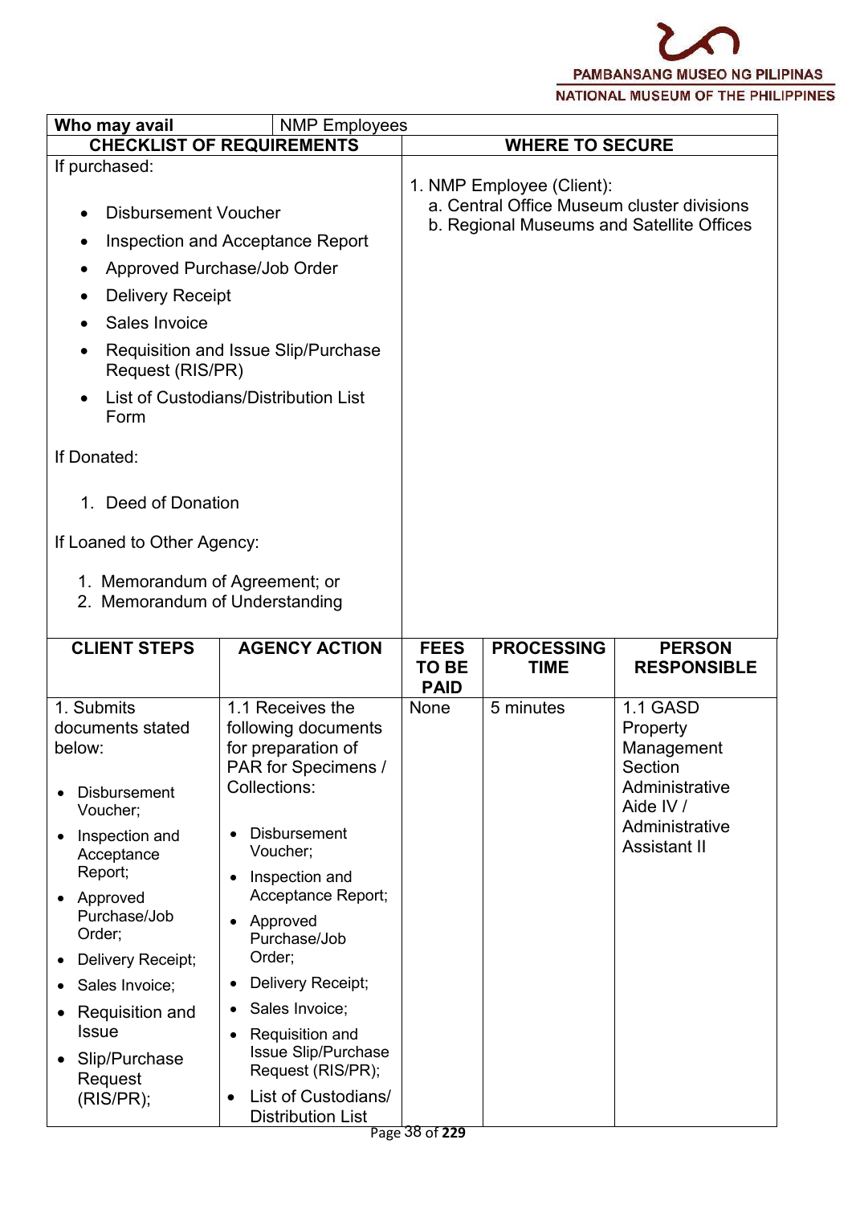| Who may avail | NMP Employees |
|---|---|
| **CHECKLIST OF REQUIREMENTS** | **WHERE TO SECURE** |
| If purchased:<br><br>• Disbursement Voucher<br>• Inspection and Acceptance Report<br>• Approved Purchase/Job Order<br>• Delivery Receipt<br>• Sales Invoice<br>• Requisition and Issue Slip/Purchase Request (RIS/PR)<br>• List of Custodians/Distribution List Form<br><br>If Donated:<br><br>1. Deed of Donation<br><br>If Loaned to Other Agency:<br><br>1. Memorandum of Agreement; or<br>2. Memorandum of Understanding | 1. NMP Employee (Client):<br>a. Central Office Museum cluster divisions<br>b. Regional Museums and Satellite Offices |

| CLIENT STEPS | AGENCY ACTION | FEES TO BE PAID | PROCESSING TIME | PERSON RESPONSIBLE |
|---|---|---|---|---|
| 1. Submits documents stated below:<br><br>• Disbursement Voucher;<br>• Inspection and Acceptance Report;<br>• Approved Purchase/Job Order;<br>• Delivery Receipt;<br>• Sales Invoice;<br>• Requisition and Issue<br>• Slip/Purchase Request (RIS/PR); | 1.1 Receives the following documents for preparation of PAR for Specimens / Collections:<br><br>• Disbursement Voucher;<br>• Inspection and Acceptance Report;<br>• Approved Purchase/Job Order;<br>• Delivery Receipt;<br>• Sales Invoice;<br>• Requisition and Issue Slip/Purchase Request (RIS/PR);<br>• List of Custodians/ Distribution List | None | 5 minutes | 1.1 GASD Property Management Section Administrative Aide IV / Administrative Assistant II |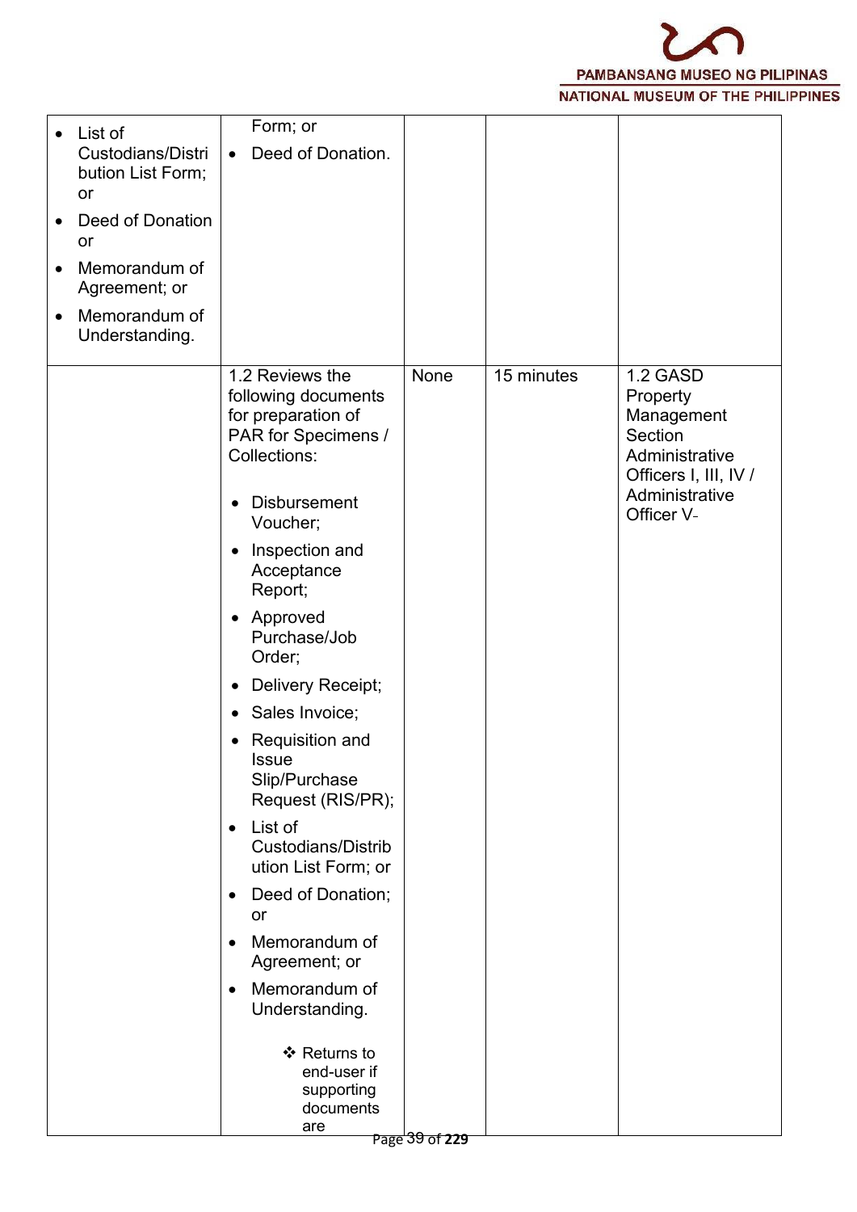| | | | | |
|---|---|---|---|---|
| • List of Custodians/Distribution List Form; or<br>• Deed of Donation or<br>• Memorandum of Agreement; or<br>• Memorandum of Understanding. | Form; or<br>• Deed of Donation. | | | |
| | 1.2 Reviews the following documents for preparation of PAR for Specimens / Collections:<br><br>• Disbursement Voucher;<br>• Inspection and Acceptance Report;<br>• Approved Purchase/Job Order;<br>• Delivery Receipt;<br>• Sales Invoice;<br>• Requisition and Issue Slip/Purchase Request (RIS/PR);<br>• List of Custodians/Distribution List Form; or<br>• Deed of Donation; or<br>• Memorandum of Agreement; or<br>• Memorandum of Understanding.<br><br>❖ Returns to end-user if supporting documents are | None | 15 minutes | 1.2 GASD Property Management Section Administrative Officers I, III, IV / Administrative Officer V |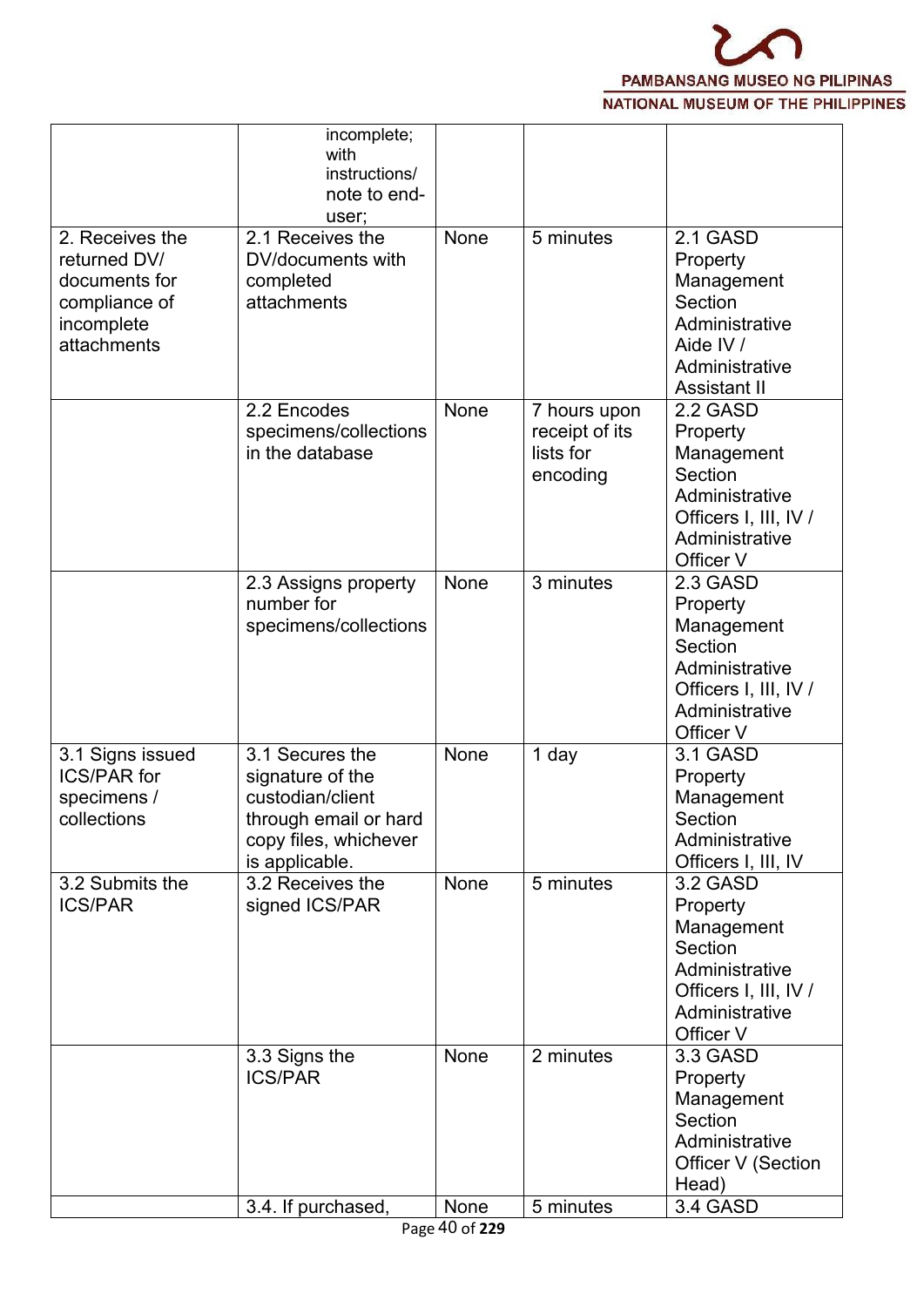| | incomplete; with instructions/ note to end-user; | | | |
|---|---|---|---|---|
| 2. Receives the returned DV/ documents for compliance of incomplete attachments | 2.1 Receives the DV/documents with completed attachments | None | 5 minutes | 2.1 GASD Property Management Section Administrative Aide IV / Administrative Assistant II |
| | 2.2 Encodes specimens/collections in the database | None | 7 hours upon receipt of its lists for encoding | 2.2 GASD Property Management Section Administrative Officers I, III, IV / Administrative Officer V |
| | 2.3 Assigns property number for specimens/collections | None | 3 minutes | 2.3 GASD Property Management Section Administrative Officers I, III, IV / Administrative Officer V |
| 3.1 Signs issued ICS/PAR for specimens / collections | 3.1 Secures the signature of the custodian/client through email or hard copy files, whichever is applicable. | None | 1 day | 3.1 GASD Property Management Section Administrative Officers I, III, IV |
| 3.2 Submits the ICS/PAR | 3.2 Receives the signed ICS/PAR | None | 5 minutes | 3.2 GASD Property Management Section Administrative Officers I, III, IV / Administrative Officer V |
| | 3.3 Signs the ICS/PAR | None | 2 minutes | 3.3 GASD Property Management Section Administrative Officer V (Section Head) |
| | 3.4. If purchased, | None | 5 minutes | 3.4 GASD |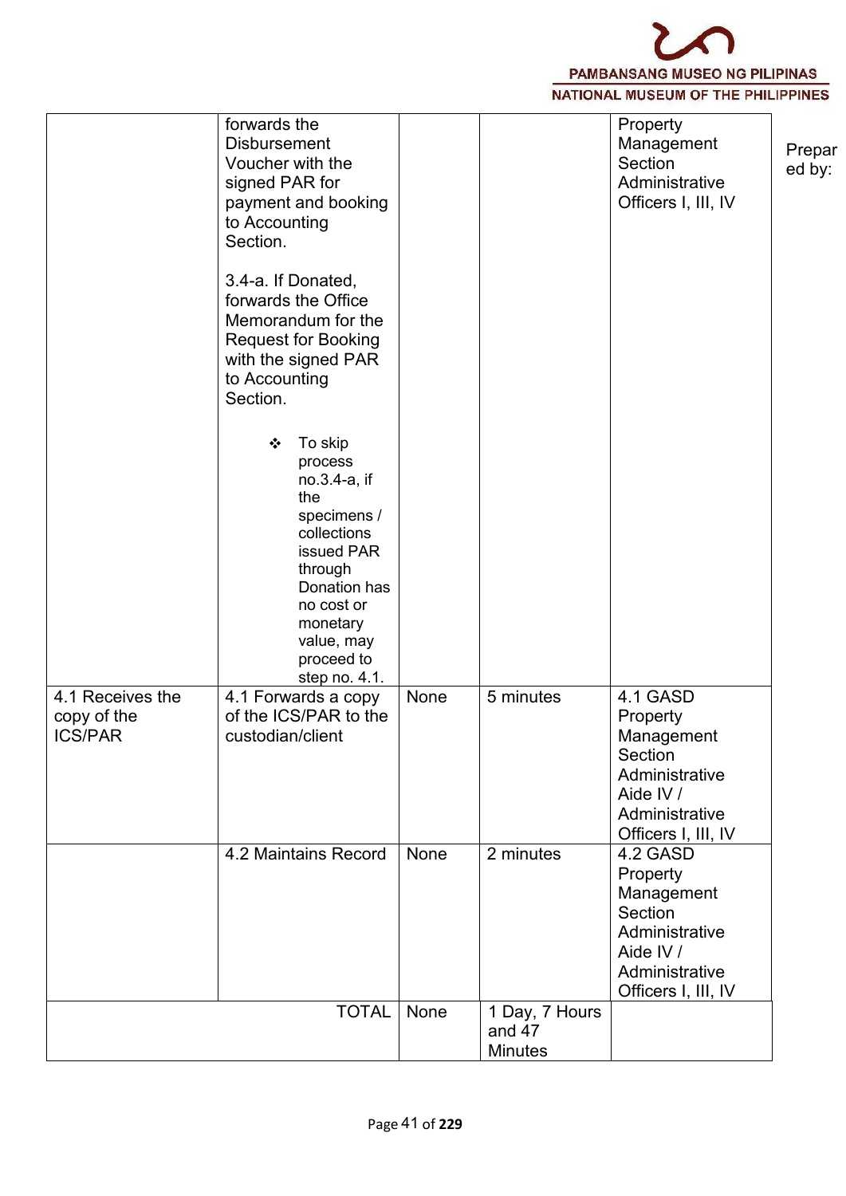| | | | | |
|---|---|---|---|---|
| | forwards the Disbursement Voucher with the signed PAR for payment and booking to Accounting Section.<br><br>3.4-a. If Donated, forwards the Office Memorandum for the Request for Booking with the signed PAR to Accounting Section.<br><br>❖ To skip process no.3.4-a, if the specimens / collections issued PAR through Donation has no cost or monetary value, may proceed to step no. 4.1. | | | Property Management Section Administrative Officers I, III, IV |
| 4.1 Receives the copy of the ICS/PAR | 4.1 Forwards a copy of the ICS/PAR to the custodian/client | None | 5 minutes | 4.1 GASD Property Management Section Administrative Aide IV / Administrative Officers I, III, IV |
| | 4.2 Maintains Record | None | 2 minutes | 4.2 GASD Property Management Section Administrative Aide IV / Administrative Officers I, III, IV |
| | TOTAL | None | 1 Day, 7 Hours and 47 Minutes | |

Prepared by: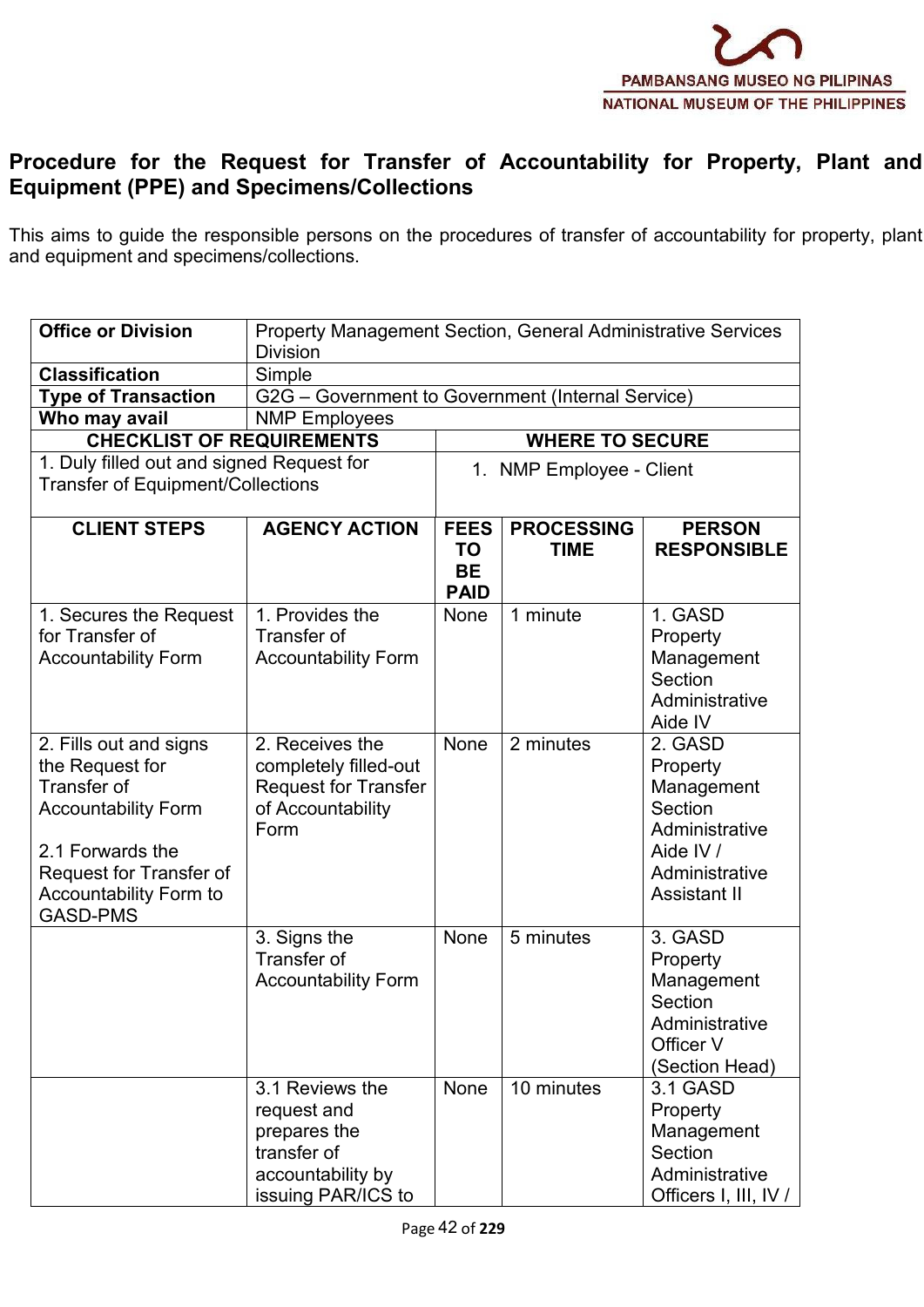# Procedure for the Request for Transfer of Accountability for Property, Plant and Equipment (PPE) and Specimens/Collections

This aims to guide the responsible persons on the procedures of transfer of accountability for property, plant and equipment and specimens/collections.

| **Office or Division** | Property Management Section, General Administrative Services Division | | | |
|---|---|---|---|---|
| **Classification** | Simple | | | |
| **Type of Transaction** | G2G – Government to Government (Internal Service) | | | |
| **Who may avail** | NMP Employees | | | |
| **CHECKLIST OF REQUIREMENTS** | | **WHERE TO SECURE** | | |
| 1. Duly filled out and signed Request for Transfer of Equipment/Collections | | 1. NMP Employee - Client | | |
| **CLIENT STEPS** | **AGENCY ACTION** | **FEES TO BE PAID** | **PROCESSING TIME** | **PERSON RESPONSIBLE** |
| 1. Secures the Request for Transfer of Accountability Form | 1. Provides the Transfer of Accountability Form | None | 1 minute | 1. GASD Property Management Section Administrative Aide IV |
| 2. Fills out and signs the Request for Transfer of Accountability Form<br><br>2.1 Forwards the Request for Transfer of Accountability Form to GASD-PMS | 2. Receives the completely filled-out Request for Transfer of Accountability Form | None | 2 minutes | 2. GASD Property Management Section Administrative Aide IV / Administrative Assistant II |
| | 3. Signs the Transfer of Accountability Form | None | 5 minutes | 3. GASD Property Management Section Administrative Officer V (Section Head) |
| | 3.1 Reviews the request and prepares the transfer of accountability by issuing PAR/ICS to | None | 10 minutes | 3.1 GASD Property Management Section Administrative Officers I, III, IV / |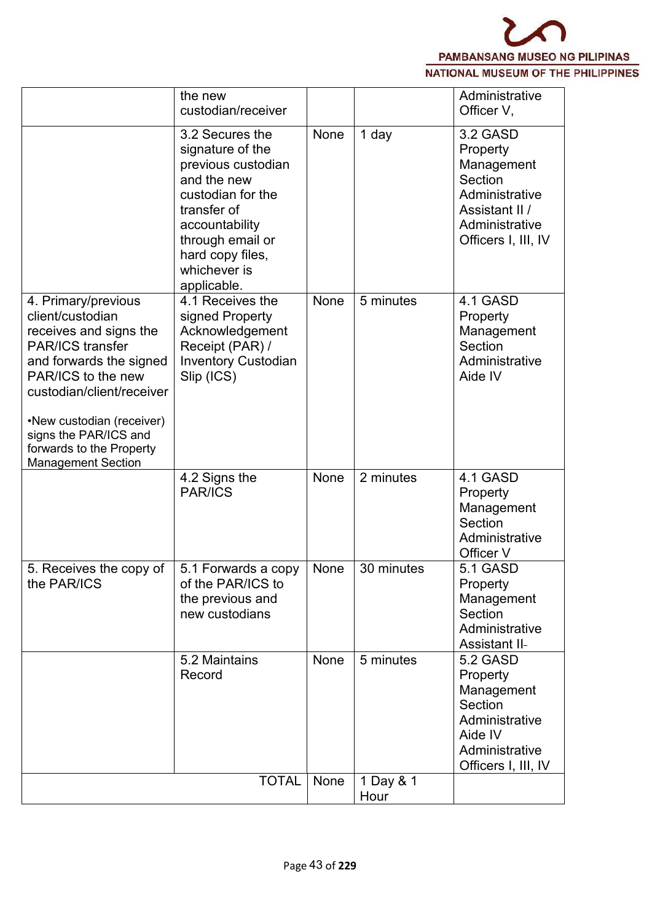| | | | | |
|---|---|---|---|---|
| | the new custodian/receiver | | | Administrative Officer V, |
| | 3.2 Secures the signature of the previous custodian and the new custodian for the transfer of accountability through email or hard copy files, whichever is applicable. | None | 1 day | 3.2 GASD Property Management Section Administrative Assistant II / Administrative Officers I, III, IV |
| 4. Primary/previous client/custodian receives and signs the PAR/ICS transfer and forwards the signed PAR/ICS to the new custodian/client/receiver<br><br>•New custodian (receiver) signs the PAR/ICS and forwards to the Property Management Section | 4.1 Receives the signed Property Acknowledgement Receipt (PAR) / Inventory Custodian Slip (ICS) | None | 5 minutes | 4.1 GASD Property Management Section Administrative Aide IV |
| | 4.2 Signs the PAR/ICS | None | 2 minutes | 4.1 GASD Property Management Section Administrative Officer V |
| 5. Receives the copy of the PAR/ICS | 5.1 Forwards a copy of the PAR/ICS to the previous and new custodians | None | 30 minutes | 5.1 GASD Property Management Section Administrative Assistant II- |
| | 5.2 Maintains Record | None | 5 minutes | 5.2 GASD Property Management Section Administrative Aide IV Administrative Officers I, III, IV |
| | TOTAL | None | 1 Day & 1 Hour | |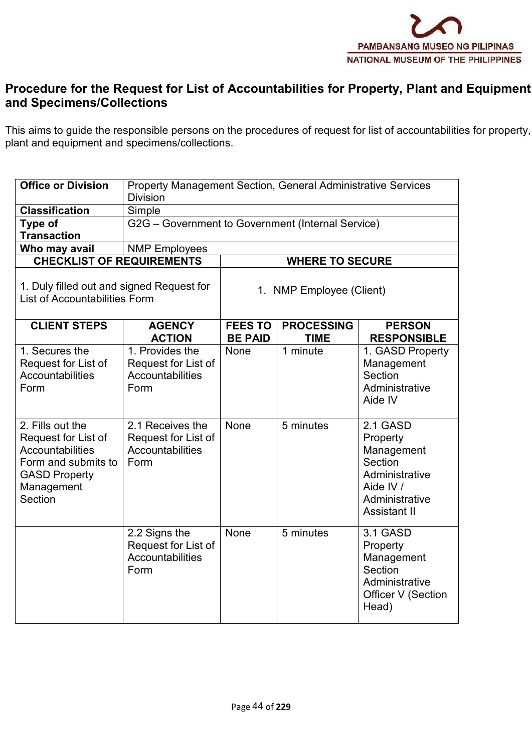## Procedure for the Request for List of Accountabilities for Property, Plant and Equipment and Specimens/Collections

This aims to guide the responsible persons on the procedures of request for list of accountabilities for property, plant and equipment and specimens/collections.

| **Office or Division** | Property Management Section, General Administrative Services Division | | | |
|---|---|---|---|---|
| **Classification** | Simple | | | |
| **Type of Transaction** | G2G – Government to Government (Internal Service) | | | |
| **Who may avail** | NMP Employees | | | |
| **CHECKLIST OF REQUIREMENTS** | | **WHERE TO SECURE** | | |
| 1. Duly filled out and signed Request for List of Accountabilities Form | | 1. NMP Employee (Client) | | |
| **CLIENT STEPS** | **AGENCY ACTION** | **FEES TO BE PAID** | **PROCESSING TIME** | **PERSON RESPONSIBLE** |
| 1. Secures the Request for List of Accountabilities Form | 1. Provides the Request for List of Accountabilities Form | None | 1 minute | 1. GASD Property Management Section Administrative Aide IV |
| 2. Fills out the Request for List of Accountabilities Form and submits to GASD Property Management Section | 2.1 Receives the Request for List of Accountabilities Form | None | 5 minutes | 2.1 GASD Property Management Section Administrative Aide IV / Administrative Assistant II |
| | 2.2 Signs the Request for List of Accountabilities Form | None | 5 minutes | 3.1 GASD Property Management Section Administrative Officer V (Section Head) |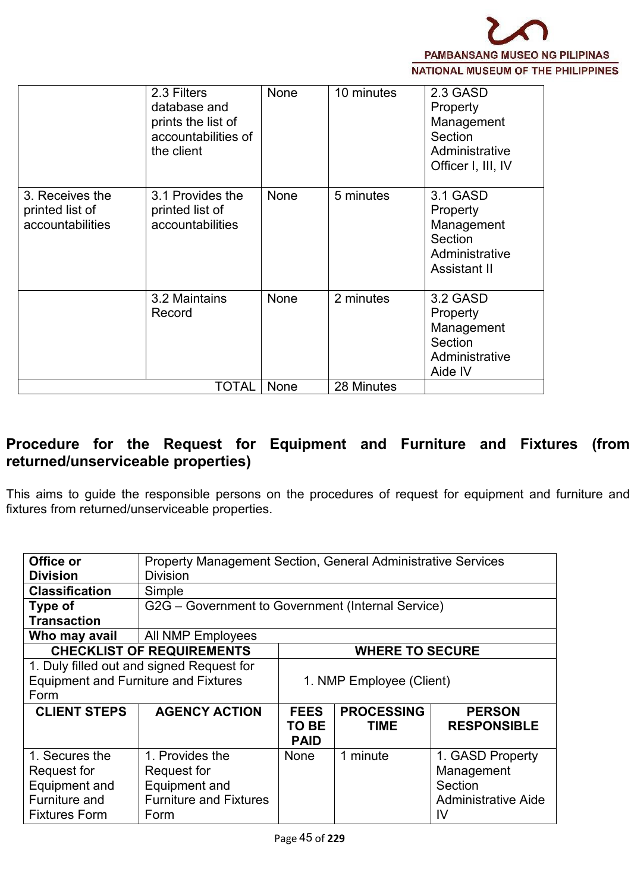| | 2.3 Filters database and prints the list of accountabilities of the client | None | 10 minutes | 2.3 GASD Property Management Section Administrative Officer I, III, IV |
|---|---|---|---|---|
| 3. Receives the printed list of accountabilities | 3.1 Provides the printed list of accountabilities | None | 5 minutes | 3.1 GASD Property Management Section Administrative Assistant II |
| | 3.2 Maintains Record | None | 2 minutes | 3.2 GASD Property Management Section Administrative Aide IV |
| | TOTAL | None | 28 Minutes | |

## Procedure for the Request for Equipment and Furniture and Fixtures (from returned/unserviceable properties)

This aims to guide the responsible persons on the procedures of request for equipment and furniture and fixtures from returned/unserviceable properties.

| **Office or Division** | Property Management Section, General Administrative Services Division | | | |
|---|---|---|---|---|
| **Classification** | Simple | | | |
| **Type of Transaction** | G2G – Government to Government (Internal Service) | | | |
| **Who may avail** | All NMP Employees | | | |
| **CHECKLIST OF REQUIREMENTS** | | **WHERE TO SECURE** | | |
| 1. Duly filled out and signed Request for Equipment and Furniture and Fixtures Form | | 1. NMP Employee (Client) | | |
| **CLIENT STEPS** | **AGENCY ACTION** | **FEES TO BE PAID** | **PROCESSING TIME** | **PERSON RESPONSIBLE** |
| 1. Secures the Request for Equipment and Furniture and Fixtures Form | 1. Provides the Request for Equipment and Furniture and Fixtures Form | None | 1 minute | 1. GASD Property Management Section Administrative Aide IV |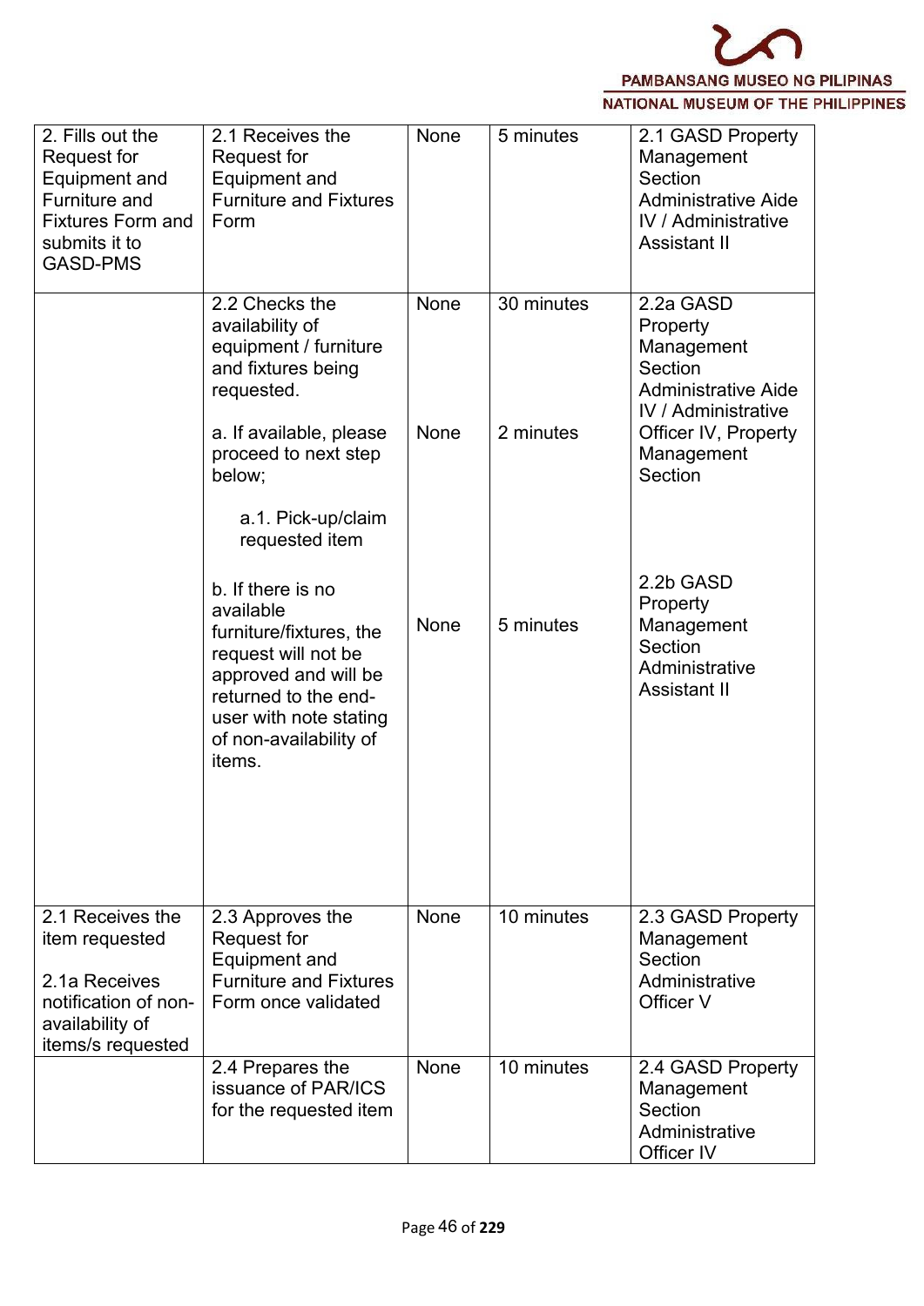| | | | | |
|---|---|---|---|---|
| 2. Fills out the Request for Equipment and Furniture and Fixtures Form and submits it to GASD-PMS | 2.1 Receives the Request for Equipment and Furniture and Fixtures Form | None | 5 minutes | 2.1 GASD Property Management Section Administrative Aide IV / Administrative Assistant II |
| | 2.2 Checks the availability of equipment / furniture and fixtures being requested. | None | 30 minutes | 2.2a GASD Property Management Section Administrative Aide IV / Administrative Officer IV, Property Management Section |
| | a. If available, please proceed to next step below;<br><br>a.1. Pick-up/claim requested item | None | 2 minutes | |
| | b. If there is no available furniture/fixtures, the request will not be approved and will be returned to the end-user with note stating of non-availability of items. | None | 5 minutes | 2.2b GASD Property Management Section Administrative Assistant II |
| 2.1 Receives the item requested<br><br>2.1a Receives notification of non-availability of items/s requested | 2.3 Approves the Request for Equipment and Furniture and Fixtures Form once validated | None | 10 minutes | 2.3 GASD Property Management Section Administrative Officer V |
| | 2.4 Prepares the issuance of PAR/ICS for the requested item | None | 10 minutes | 2.4 GASD Property Management Section Administrative Officer IV |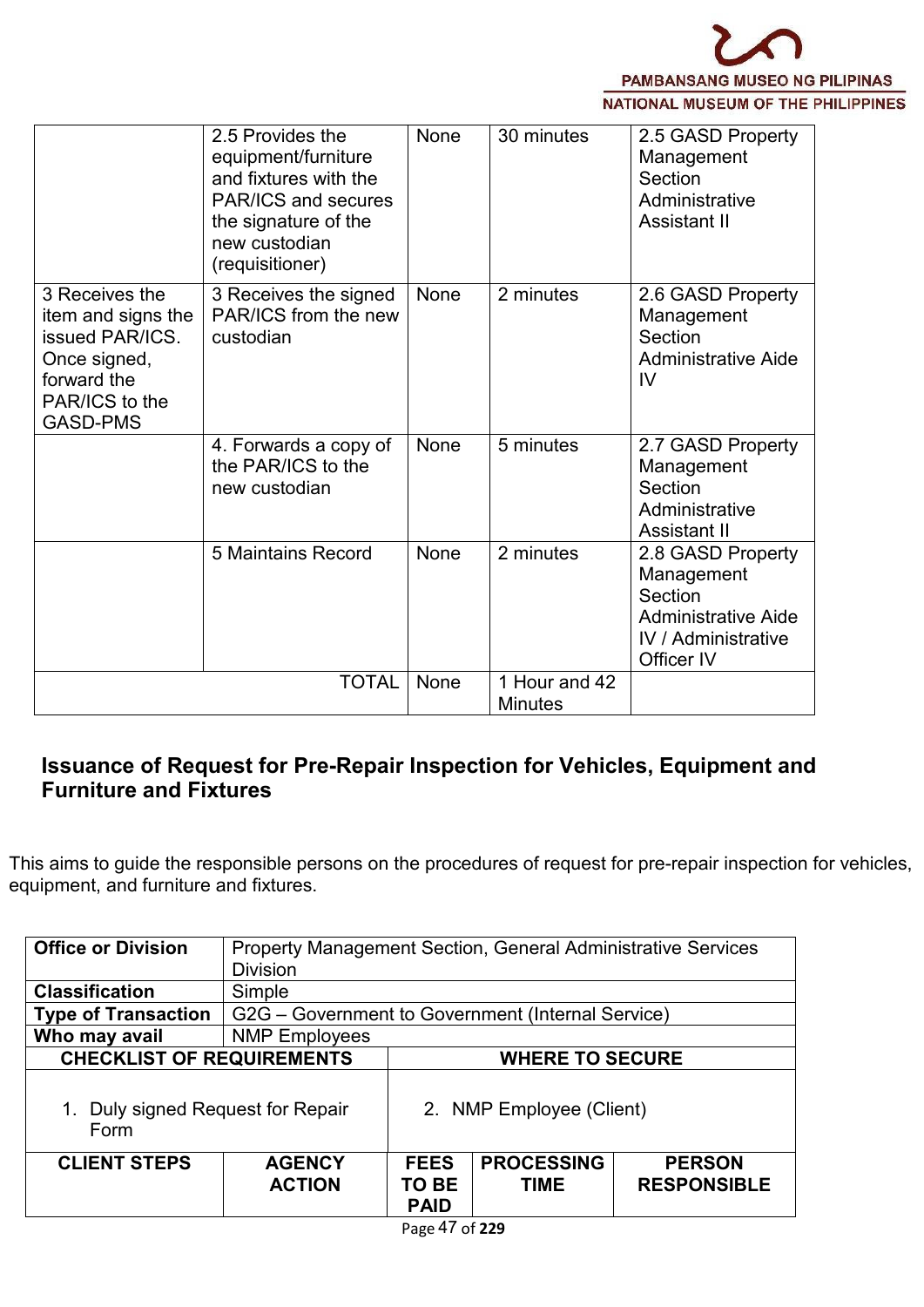| | | | | |
|---|---|---|---|---|
| | 2.5 Provides the equipment/furniture and fixtures with the PAR/ICS and secures the signature of the new custodian (requisitioner) | None | 30 minutes | 2.5 GASD Property Management Section Administrative Assistant II |
| 3 Receives the item and signs the issued PAR/ICS. Once signed, forward the PAR/ICS to the GASD-PMS | 3 Receives the signed PAR/ICS from the new custodian | None | 2 minutes | 2.6 GASD Property Management Section Administrative Aide IV |
| | 4. Forwards a copy of the PAR/ICS to the new custodian | None | 5 minutes | 2.7 GASD Property Management Section Administrative Assistant II |
| | 5 Maintains Record | None | 2 minutes | 2.8 GASD Property Management Section Administrative Aide IV / Administrative Officer IV |
| | TOTAL | None | 1 Hour and 42 Minutes | |

## Issuance of Request for Pre-Repair Inspection for Vehicles, Equipment and Furniture and Fixtures

This aims to guide the responsible persons on the procedures of request for pre-repair inspection for vehicles, equipment, and furniture and fixtures.

| | |
|---|---|
| **Office or Division** | Property Management Section, General Administrative Services Division |
| **Classification** | Simple |
| **Type of Transaction** | G2G – Government to Government (Internal Service) |
| **Who may avail** | NMP Employees |

| CHECKLIST OF REQUIREMENTS | WHERE TO SECURE |
|---|---|
| 1. Duly signed Request for Repair Form | 2. NMP Employee (Client) |

| CLIENT STEPS | AGENCY ACTION | FEES TO BE PAID | PROCESSING TIME | PERSON RESPONSIBLE |
|---|---|---|---|---|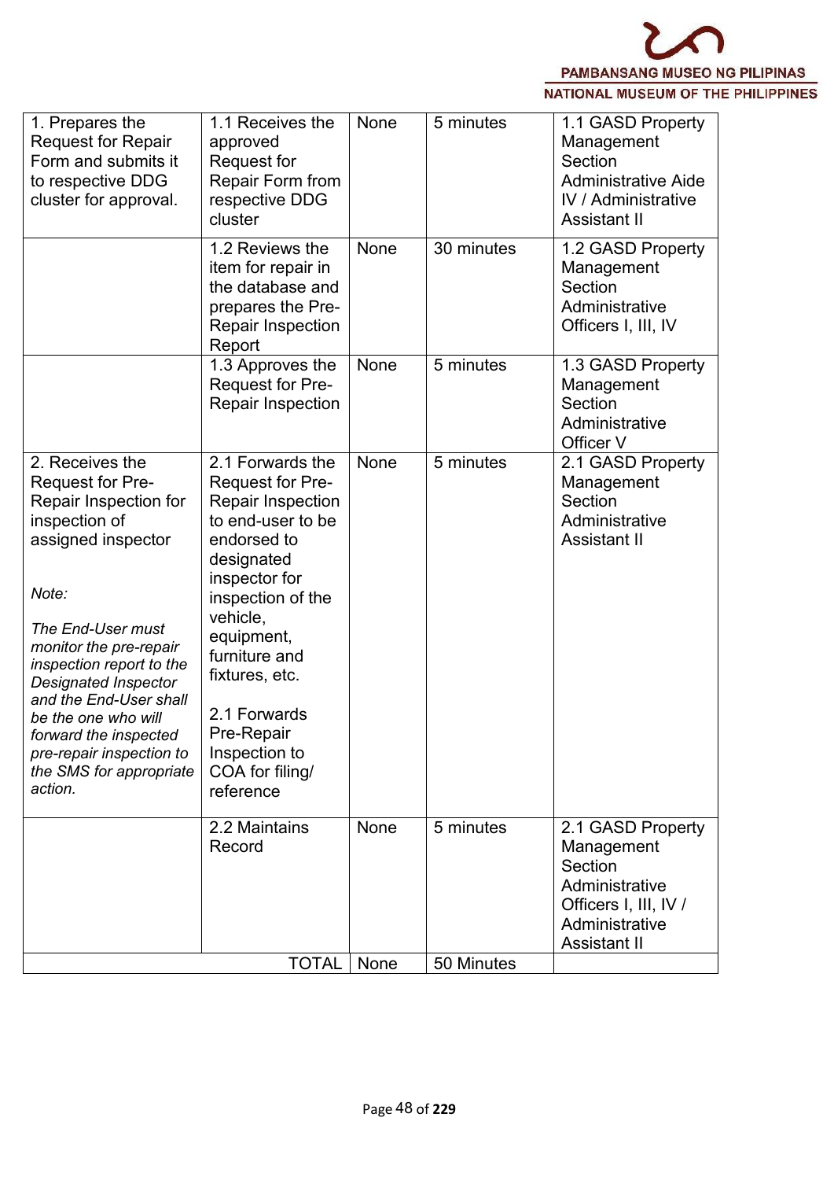| 1. Prepares the Request for Repair Form and submits it to respective DDG cluster for approval. | 1.1 Receives the approved Request for Repair Form from respective DDG cluster | None | 5 minutes | 1.1 GASD Property Management Section Administrative Aide IV / Administrative Assistant II |
|---|---|---|---|---|
| | 1.2 Reviews the item for repair in the database and prepares the Pre-Repair Inspection Report | None | 30 minutes | 1.2 GASD Property Management Section Administrative Officers I, III, IV |
| | 1.3 Approves the Request for Pre-Repair Inspection | None | 5 minutes | 1.3 GASD Property Management Section Administrative Officer V |
| 2. Receives the Request for Pre-Repair Inspection for inspection of assigned inspector<br><br>*Note:*<br><br>*The End-User must monitor the pre-repair inspection report to the Designated Inspector and the End-User shall be the one who will forward the inspected pre-repair inspection to the SMS for appropriate action.* | 2.1 Forwards the Request for Pre-Repair Inspection to end-user to be endorsed to designated inspector for inspection of the vehicle, equipment, furniture and fixtures, etc.<br><br>2.1 Forwards Pre-Repair Inspection to COA for filing/ reference | None | 5 minutes | 2.1 GASD Property Management Section Administrative Assistant II |
| | 2.2 Maintains Record | None | 5 minutes | 2.1 GASD Property Management Section Administrative Officers I, III, IV / Administrative Assistant II |
| | TOTAL | None | 50 Minutes | |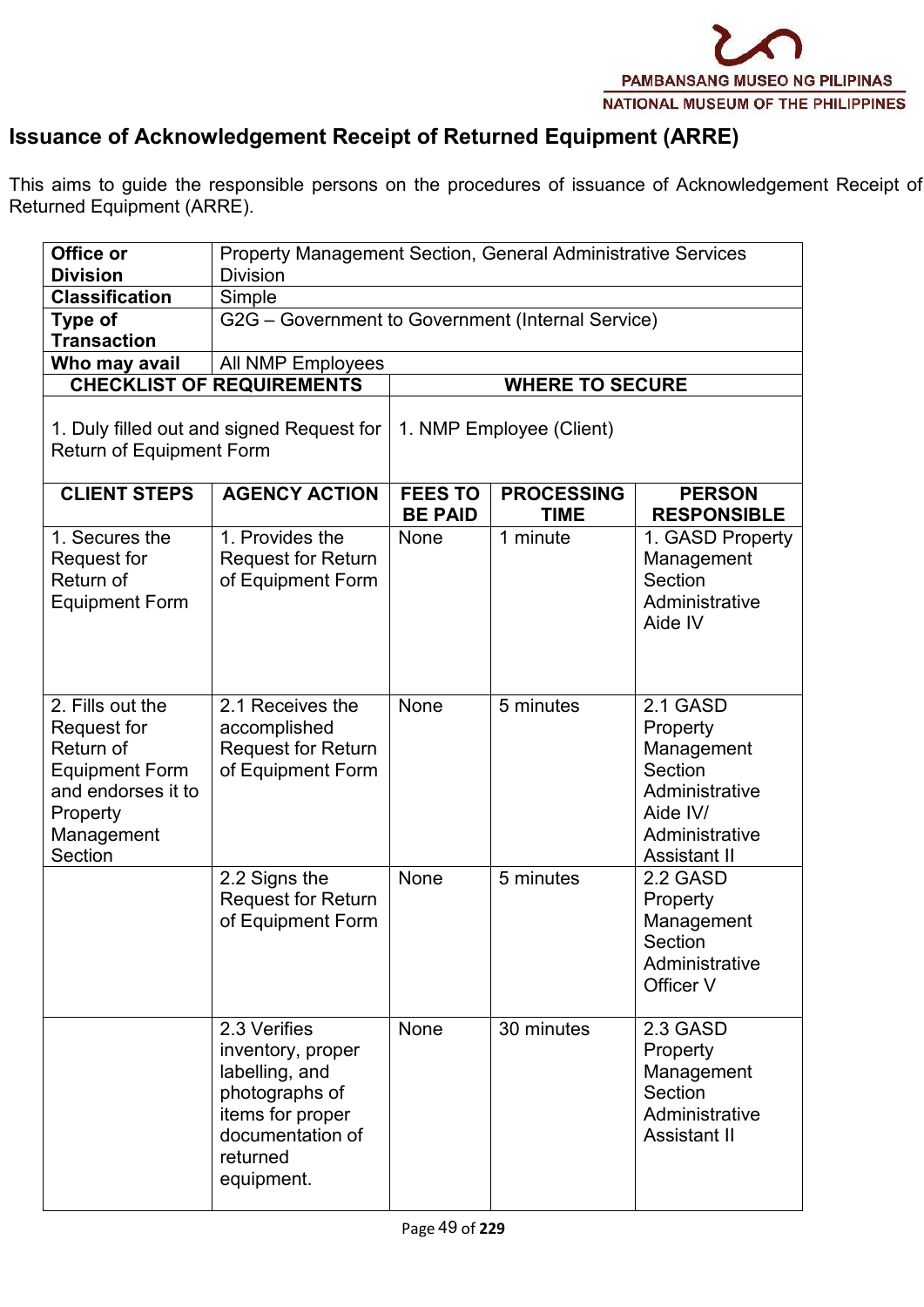# Issuance of Acknowledgement Receipt of Returned Equipment (ARRE)

This aims to guide the responsible persons on the procedures of issuance of Acknowledgement Receipt of Returned Equipment (ARRE).

| **Office or Division** | Property Management Section, General Administrative Services Division | | | |
|---|---|---|---|---|
| **Classification** | Simple | | | |
| **Type of Transaction** | G2G – Government to Government (Internal Service) | | | |
| **Who may avail** | All NMP Employees | | | |
| **CHECKLIST OF REQUIREMENTS** | | **WHERE TO SECURE** | | |
| 1. Duly filled out and signed Request for Return of Equipment Form | | 1. NMP Employee (Client) | | |
| **CLIENT STEPS** | **AGENCY ACTION** | **FEES TO BE PAID** | **PROCESSING TIME** | **PERSON RESPONSIBLE** |
| 1. Secures the Request for Return of Equipment Form | 1. Provides the Request for Return of Equipment Form | None | 1 minute | 1. GASD Property Management Section Administrative Aide IV |
| 2. Fills out the Request for Return of Equipment Form and endorses it to Property Management Section | 2.1 Receives the accomplished Request for Return of Equipment Form | None | 5 minutes | 2.1 GASD Property Management Section Administrative Aide IV/ Administrative Assistant II |
| | 2.2 Signs the Request for Return of Equipment Form | None | 5 minutes | 2.2 GASD Property Management Section Administrative Officer V |
| | 2.3 Verifies inventory, proper labelling, and photographs of items for proper documentation of returned equipment. | None | 30 minutes | 2.3 GASD Property Management Section Administrative Assistant II |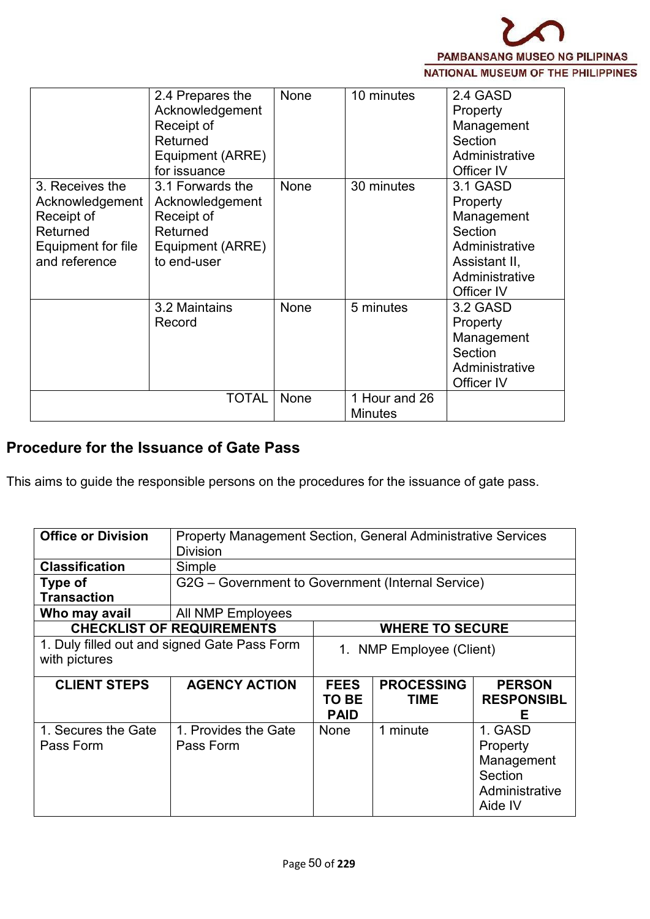| | | | | |
|---|---|---|---|---|
| | 2.4 Prepares the Acknowledgement Receipt of Returned Equipment (ARRE) for issuance | None | 10 minutes | 2.4 GASD Property Management Section Administrative Officer IV |
| 3. Receives the Acknowledgement Receipt of Returned Equipment for file and reference | 3.1 Forwards the Acknowledgement Receipt of Returned Equipment (ARRE) to end-user | None | 30 minutes | 3.1 GASD Property Management Section Administrative Assistant II, Administrative Officer IV |
| | 3.2 Maintains Record | None | 5 minutes | 3.2 GASD Property Management Section Administrative Officer IV |
| | TOTAL | None | 1 Hour and 26 Minutes | |

## Procedure for the Issuance of Gate Pass

This aims to guide the responsible persons on the procedures for the issuance of gate pass.

| | | | | |
|---|---|---|---|---|
| **Office or Division** | Property Management Section, General Administrative Services Division | | | |
| **Classification** | Simple | | | |
| **Type of Transaction** | G2G – Government to Government (Internal Service) | | | |
| **Who may avail** | All NMP Employees | | | |
| **CHECKLIST OF REQUIREMENTS** | | **WHERE TO SECURE** | | |
| 1. Duly filled out and signed Gate Pass Form with pictures | | 1. NMP Employee (Client) | | |
| **CLIENT STEPS** | **AGENCY ACTION** | **FEES TO BE PAID** | **PROCESSING TIME** | **PERSON RESPONSIBLE** |
| 1. Secures the Gate Pass Form | 1. Provides the Gate Pass Form | None | 1 minute | 1. GASD Property Management Section Administrative Aide IV |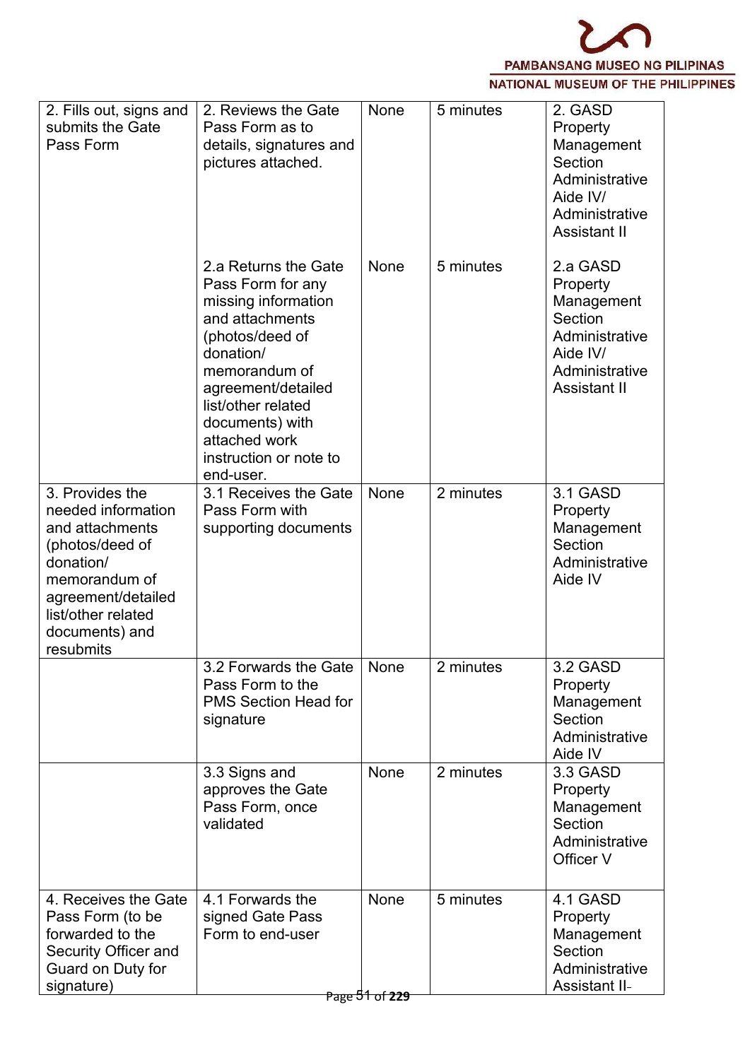| | | | | |
|---|---|---|---|---|
| 2. Fills out, signs and submits the Gate Pass Form | 2. Reviews the Gate Pass Form as to details, signatures and pictures attached. | None | 5 minutes | 2. GASD Property Management Section Administrative Aide IV/ Administrative Assistant II |
| | 2.a Returns the Gate Pass Form for any missing information and attachments (photos/deed of donation/ memorandum of agreement/detailed list/other related documents) with attached work instruction or note to end-user. | None | 5 minutes | 2.a GASD Property Management Section Administrative Aide IV/ Administrative Assistant II |
| 3. Provides the needed information and attachments (photos/deed of donation/ memorandum of agreement/detailed list/other related documents) and resubmits | 3.1 Receives the Gate Pass Form with supporting documents | None | 2 minutes | 3.1 GASD Property Management Section Administrative Aide IV |
| | 3.2 Forwards the Gate Pass Form to the PMS Section Head for signature | None | 2 minutes | 3.2 GASD Property Management Section Administrative Aide IV |
| | 3.3 Signs and approves the Gate Pass Form, once validated | None | 2 minutes | 3.3 GASD Property Management Section Administrative Officer V |
| 4. Receives the Gate Pass Form (to be forwarded to the Security Officer and Guard on Duty for signature) | 4.1 Forwards the signed Gate Pass Form to end-user | None | 5 minutes | 4.1 GASD Property Management Section Administrative Assistant II- |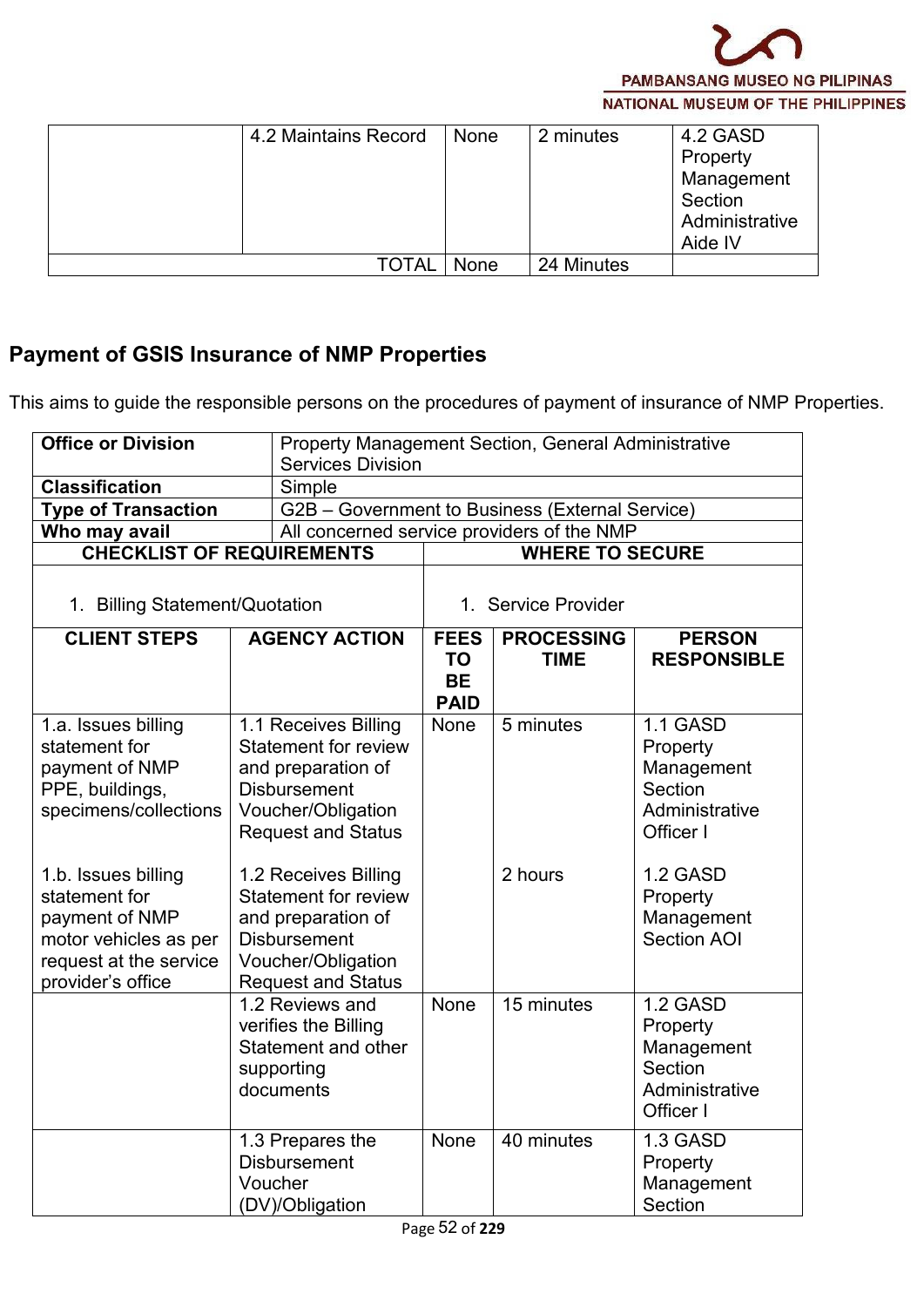| | 4.2 Maintains Record | None | 2 minutes | 4.2 GASD Property Management Section Administrative Aide IV |
|---|---|---|---|---|
| | TOTAL | None | 24 Minutes | |

## Payment of GSIS Insurance of NMP Properties

This aims to guide the responsible persons on the procedures of payment of insurance of NMP Properties.

| **Office or Division** | Property Management Section, General Administrative Services Division |
|---|---|
| **Classification** | Simple |
| **Type of Transaction** | G2B – Government to Business (External Service) |
| **Who may avail** | All concerned service providers of the NMP |

| **CHECKLIST OF REQUIREMENTS** | **WHERE TO SECURE** |
|---|---|
| 1. Billing Statement/Quotation | 1. Service Provider |

| **CLIENT STEPS** | **AGENCY ACTION** | **FEES TO BE PAID** | **PROCESSING TIME** | **PERSON RESPONSIBLE** |
|---|---|---|---|---|
| 1.a. Issues billing statement for payment of NMP PPE, buildings, specimens/collections<br><br>1.b. Issues billing statement for payment of NMP motor vehicles as per request at the service provider's office | 1.1 Receives Billing Statement for review and preparation of Disbursement Voucher/Obligation Request and Status<br><br>1.2 Receives Billing Statement for review and preparation of Disbursement Voucher/Obligation Request and Status | None | 5 minutes<br><br>2 hours | 1.1 GASD Property Management Section Administrative Officer I<br><br>1.2 GASD Property Management Section AOI |
| | 1.2 Reviews and verifies the Billing Statement and other supporting documents | None | 15 minutes | 1.2 GASD Property Management Section Administrative Officer I |
| | 1.3 Prepares the Disbursement Voucher (DV)/Obligation | None | 40 minutes | 1.3 GASD Property Management Section |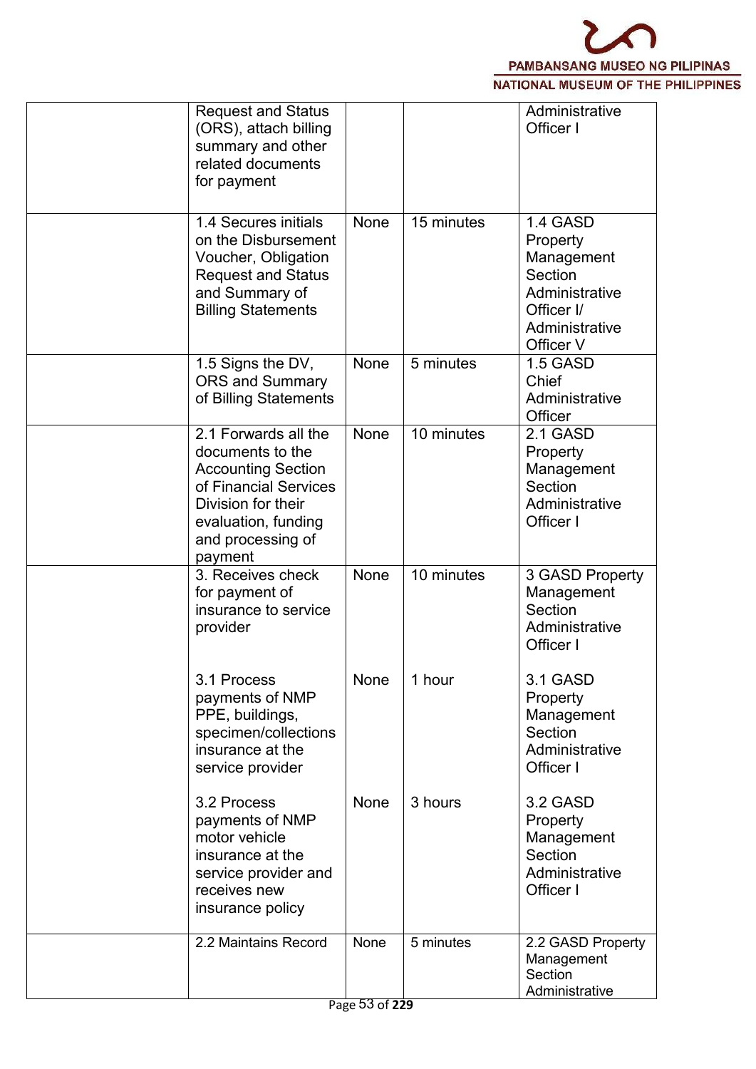| | | | | |
|---|---|---|---|---|
| | Request and Status (ORS), attach billing summary and other related documents for payment | | | Administrative Officer I |
| | 1.4 Secures initials on the Disbursement Voucher, Obligation Request and Status and Summary of Billing Statements | None | 15 minutes | 1.4 GASD Property Management Section Administrative Officer I/ Administrative Officer V |
| | 1.5 Signs the DV, ORS and Summary of Billing Statements | None | 5 minutes | 1.5 GASD Chief Administrative Officer |
| | 2.1 Forwards all the documents to the Accounting Section of Financial Services Division for their evaluation, funding and processing of payment | None | 10 minutes | 2.1 GASD Property Management Section Administrative Officer I |
| | 3. Receives check for payment of insurance to service provider<br><br>3.1 Process payments of NMP PPE, buildings, specimen/collections insurance at the service provider<br><br>3.2 Process payments of NMP motor vehicle insurance at the service provider and receives new insurance policy | None<br><br>None<br><br>None | 10 minutes<br><br>1 hour<br><br>3 hours | 3 GASD Property Management Section Administrative Officer I<br><br>3.1 GASD Property Management Section Administrative Officer I<br><br>3.2 GASD Property Management Section Administrative Officer I |
| | 2.2 Maintains Record | None | 5 minutes | 2.2 GASD Property Management Section Administrative |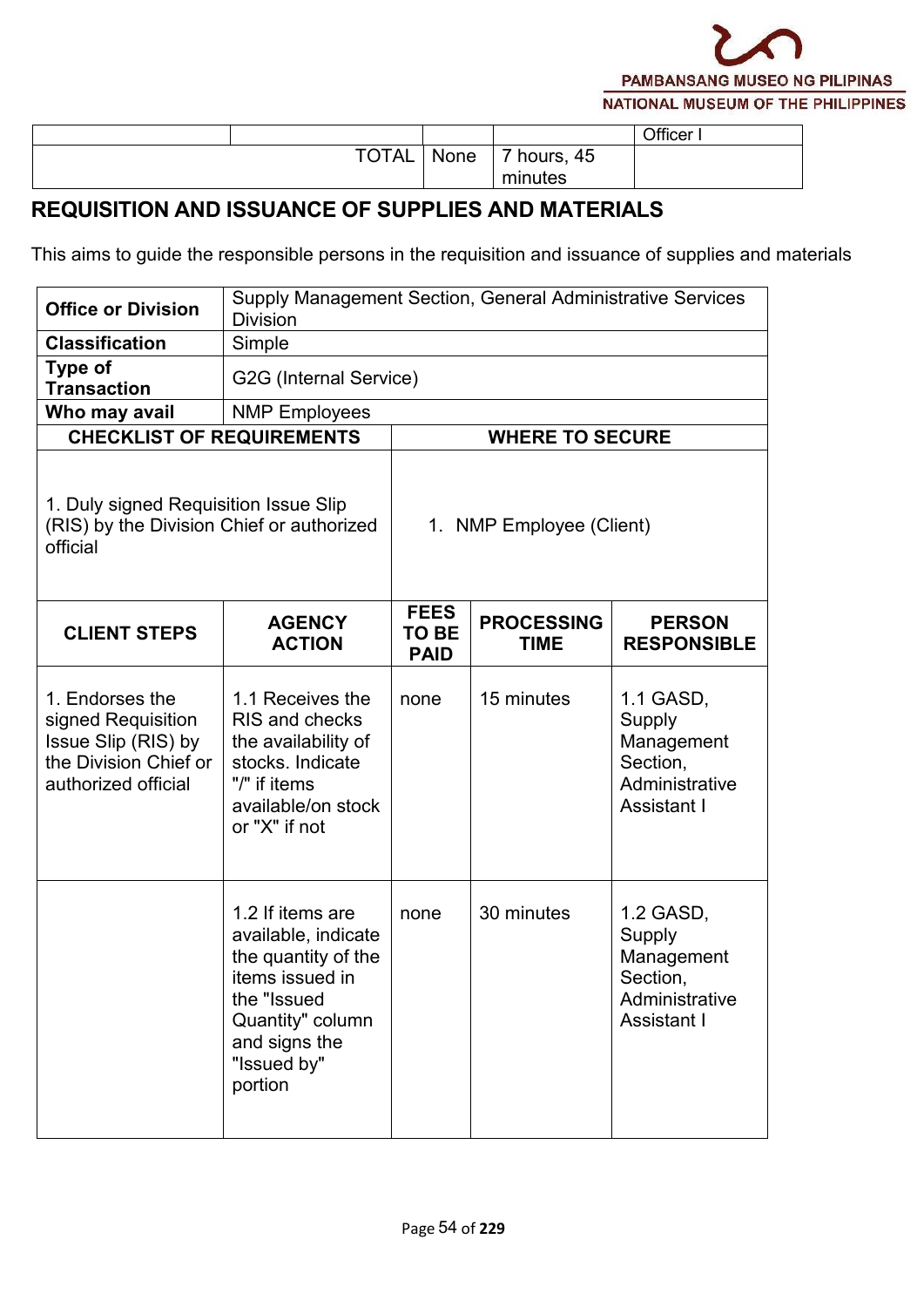| | | | | Officer I |
|---|---|---|---|---|
| | TOTAL | None | 7 hours, 45 minutes | |

## REQUISITION AND ISSUANCE OF SUPPLIES AND MATERIALS

This aims to guide the responsible persons in the requisition and issuance of supplies and materials

| **Office or Division** | Supply Management Section, General Administrative Services Division | | | |
|---|---|---|---|---|
| **Classification** | Simple | | | |
| **Type of Transaction** | G2G (Internal Service) | | | |
| **Who may avail** | NMP Employees | | | |
| **CHECKLIST OF REQUIREMENTS** | | **WHERE TO SECURE** | | |
| 1. Duly signed Requisition Issue Slip (RIS) by the Division Chief or authorized official | | 1. NMP Employee (Client) | | |
| **CLIENT STEPS** | **AGENCY ACTION** | **FEES TO BE PAID** | **PROCESSING TIME** | **PERSON RESPONSIBLE** |
| 1. Endorses the signed Requisition Issue Slip (RIS) by the Division Chief or authorized official | 1.1 Receives the RIS and checks the availability of stocks. Indicate "/" if items available/on stock or "X" if not | none | 15 minutes | 1.1 GASD, Supply Management Section, Administrative Assistant I |
| | 1.2 If items are available, indicate the quantity of the items issued in the "Issued Quantity" column and signs the "Issued by" portion | none | 30 minutes | 1.2 GASD, Supply Management Section, Administrative Assistant I |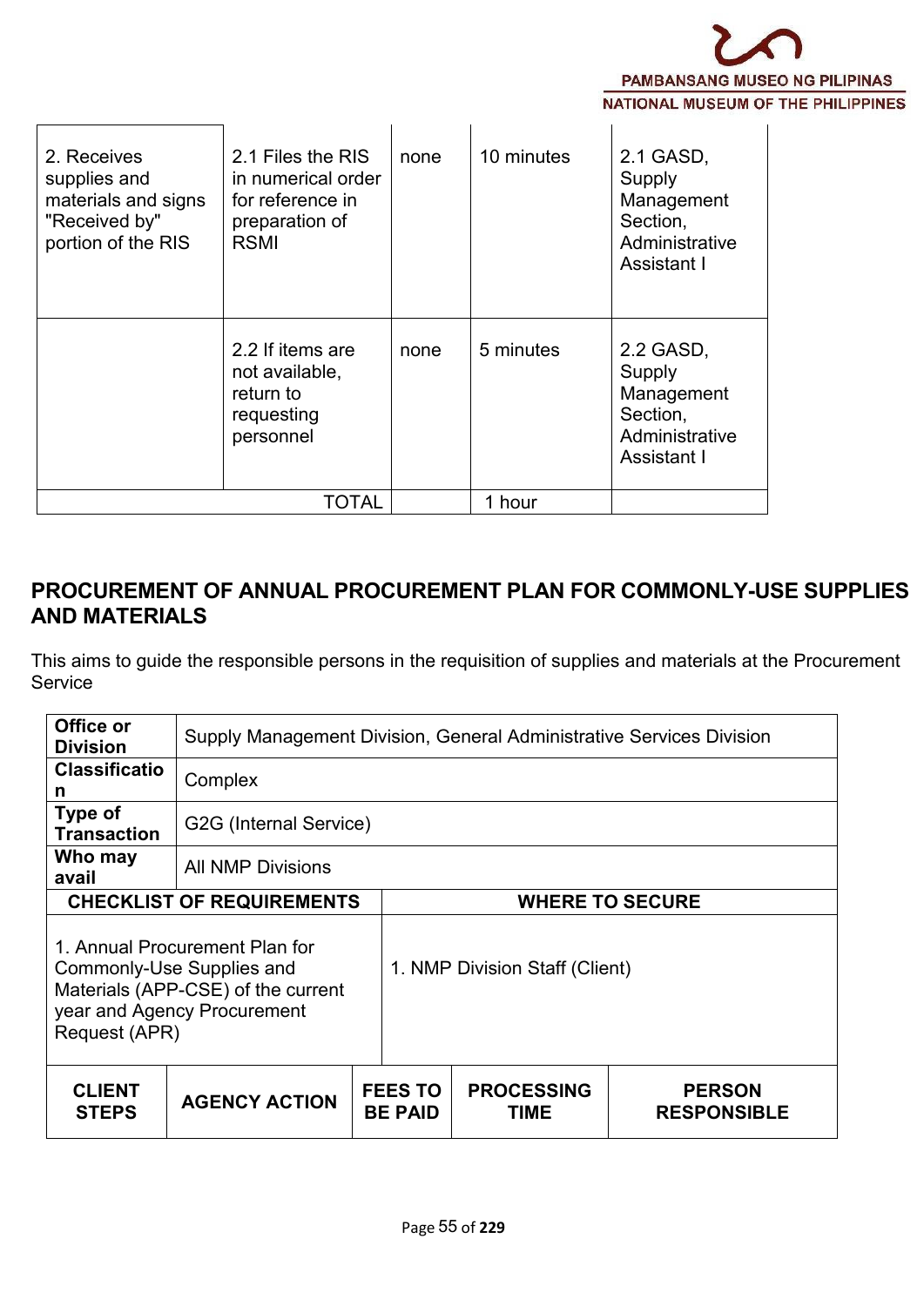| | | | | |
|---|---|---|---|---|
| 2. Receives supplies and materials and signs "Received by" portion of the RIS | 2.1 Files the RIS in numerical order for reference in preparation of RSMI | none | 10 minutes | 2.1 GASD, Supply Management Section, Administrative Assistant I |
| | 2.2 If items are not available, return to requesting personnel | none | 5 minutes | 2.2 GASD, Supply Management Section, Administrative Assistant I |
| | TOTAL | | 1 hour | |

## PROCUREMENT OF ANNUAL PROCUREMENT PLAN FOR COMMONLY-USE SUPPLIES AND MATERIALS

This aims to guide the responsible persons in the requisition of supplies and materials at the Procurement Service

| | |
|---|---|
| **Office or Division** | Supply Management Division, General Administrative Services Division |
| **Classification** | Complex |
| **Type of Transaction** | G2G (Internal Service) |
| **Who may avail** | All NMP Divisions |
| **CHECKLIST OF REQUIREMENTS** | **WHERE TO SECURE** |
| 1. Annual Procurement Plan for Commonly-Use Supplies and Materials (APP-CSE) of the current year and Agency Procurement Request (APR) | 1. NMP Division Staff (Client) |

| CLIENT STEPS | AGENCY ACTION | FEES TO BE PAID | PROCESSING TIME | PERSON RESPONSIBLE |
|---|---|---|---|---|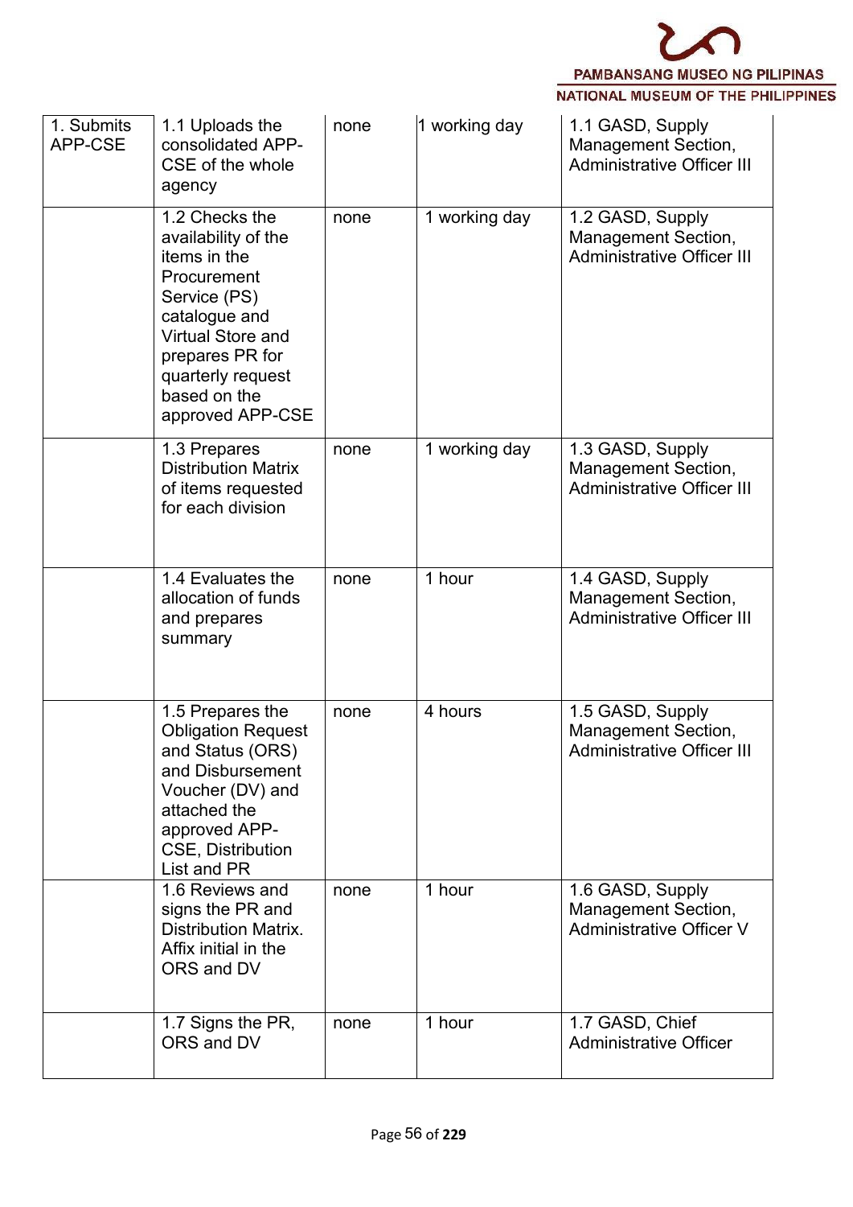| 1. Submits APP-CSE | 1.1 Uploads the consolidated APP-CSE of the whole agency | none | 1 working day | 1.1 GASD, Supply Management Section, Administrative Officer III |
|---|---|---|---|---|
| | 1.2 Checks the availability of the items in the Procurement Service (PS) catalogue and Virtual Store and prepares PR for quarterly request based on the approved APP-CSE | none | 1 working day | 1.2 GASD, Supply Management Section, Administrative Officer III |
| | 1.3 Prepares Distribution Matrix of items requested for each division | none | 1 working day | 1.3 GASD, Supply Management Section, Administrative Officer III |
| | 1.4 Evaluates the allocation of funds and prepares summary | none | 1 hour | 1.4 GASD, Supply Management Section, Administrative Officer III |
| | 1.5 Prepares the Obligation Request and Status (ORS) and Disbursement Voucher (DV) and attached the approved APP-CSE, Distribution List and PR | none | 4 hours | 1.5 GASD, Supply Management Section, Administrative Officer III |
| | 1.6 Reviews and signs the PR and Distribution Matrix. Affix initial in the ORS and DV | none | 1 hour | 1.6 GASD, Supply Management Section, Administrative Officer V |
| | 1.7 Signs the PR, ORS and DV | none | 1 hour | 1.7 GASD, Chief Administrative Officer |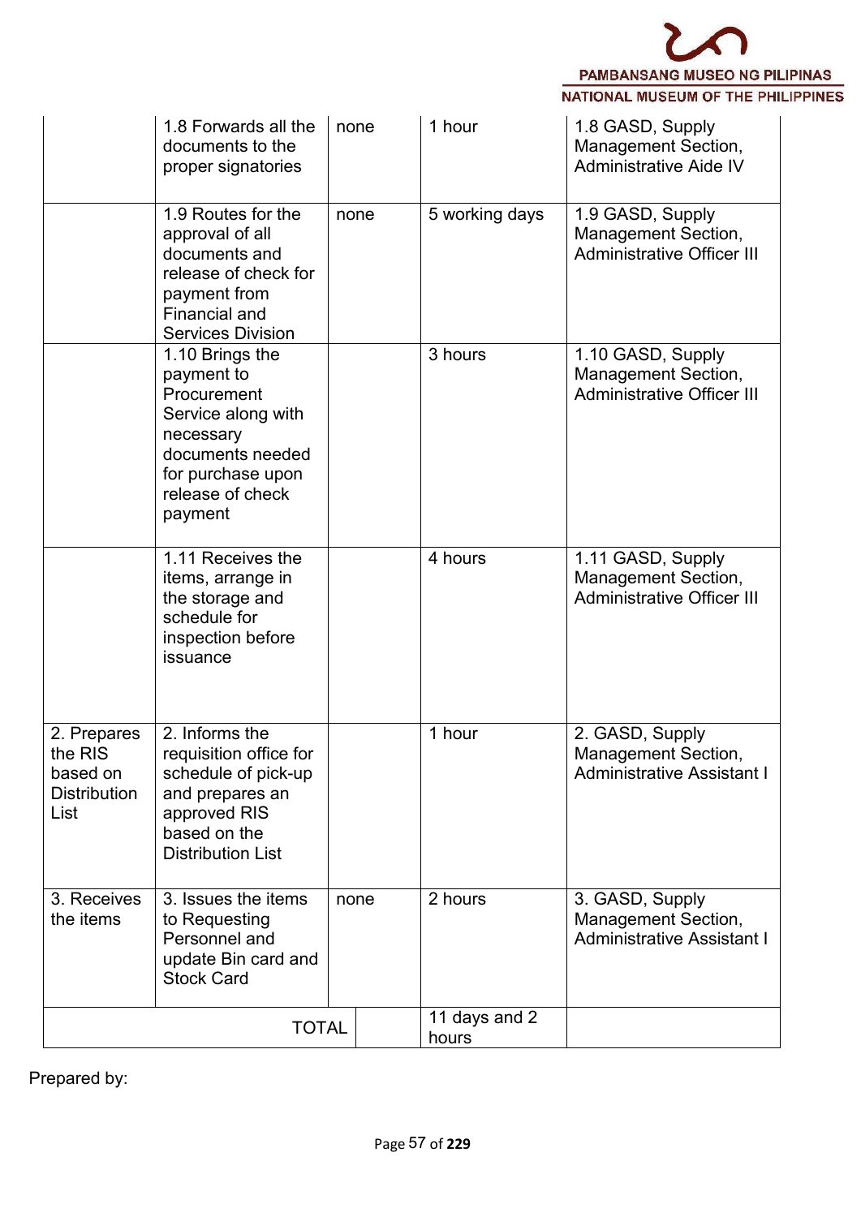| | | | | |
|---|---|---|---|---|
| | 1.8 Forwards all the documents to the proper signatories | none | 1 hour | 1.8 GASD, Supply Management Section, Administrative Aide IV |
| | 1.9 Routes for the approval of all documents and release of check for payment from Financial and Services Division | none | 5 working days | 1.9 GASD, Supply Management Section, Administrative Officer III |
| | 1.10 Brings the payment to Procurement Service along with necessary documents needed for purchase upon release of check payment | | 3 hours | 1.10 GASD, Supply Management Section, Administrative Officer III |
| | 1.11 Receives the items, arrange in the storage and schedule for inspection before issuance | | 4 hours | 1.11 GASD, Supply Management Section, Administrative Officer III |
| 2. Prepares the RIS based on Distribution List | 2. Informs the requisition office for schedule of pick-up and prepares an approved RIS based on the Distribution List | | 1 hour | 2. GASD, Supply Management Section, Administrative Assistant I |
| 3. Receives the items | 3. Issues the items to Requesting Personnel and update Bin card and Stock Card | none | 2 hours | 3. GASD, Supply Management Section, Administrative Assistant I |
| TOTAL | | | 11 days and 2 hours | |

Prepared by: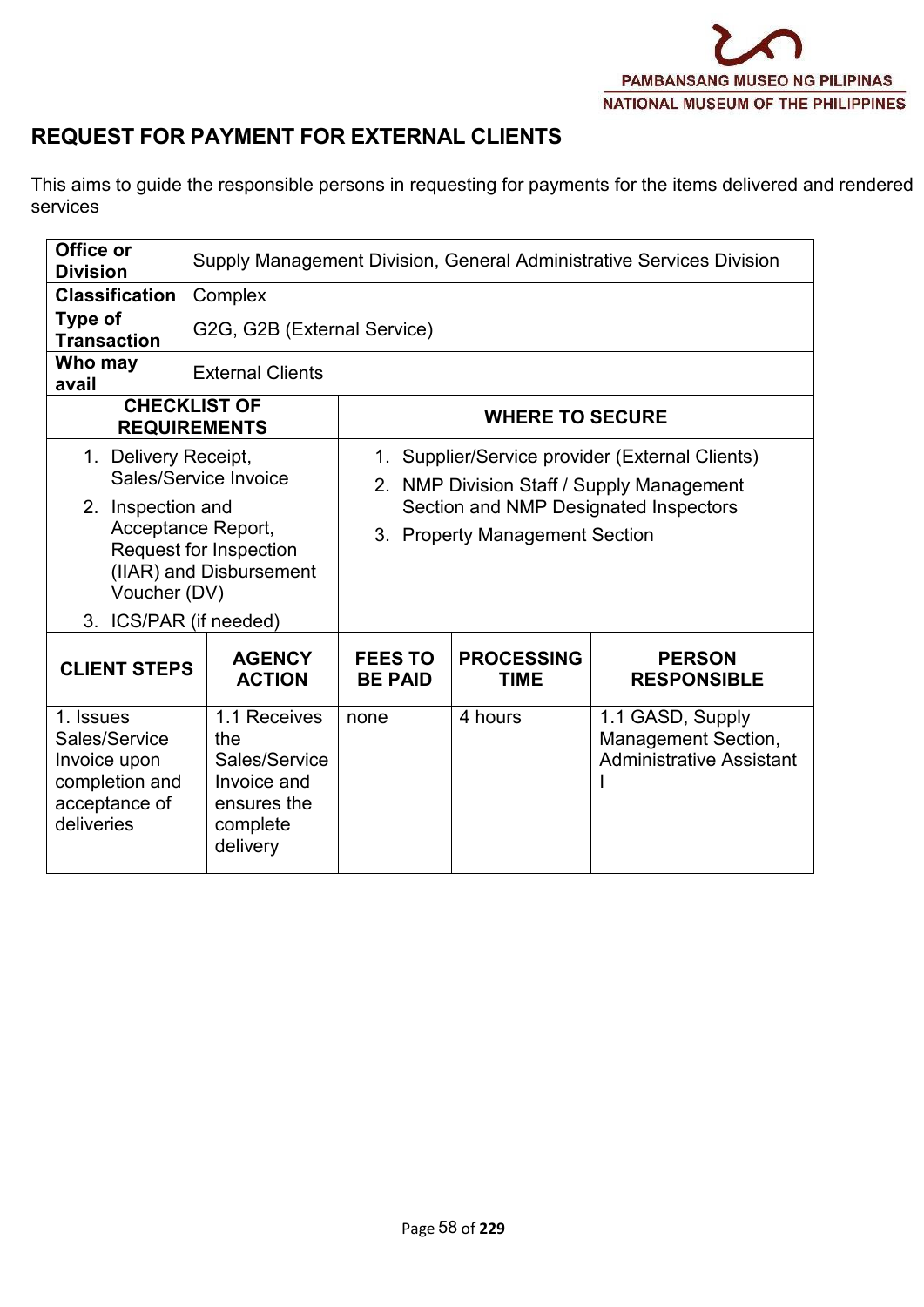## REQUEST FOR PAYMENT FOR EXTERNAL CLIENTS

This aims to guide the responsible persons in requesting for payments for the items delivered and rendered services

| | |
|---|---|
| **Office or Division** | Supply Management Division, General Administrative Services Division |
| **Classification** | Complex |
| **Type of Transaction** | G2G, G2B (External Service) |
| **Who may avail** | External Clients |

| CHECKLIST OF REQUIREMENTS | WHERE TO SECURE |
|---|---|
| 1. Delivery Receipt, Sales/Service Invoice<br>2. Inspection and Acceptance Report, Request for Inspection (IIAR) and Disbursement Voucher (DV)<br>3. ICS/PAR (if needed) | 1. Supplier/Service provider (External Clients)<br>2. NMP Division Staff / Supply Management Section and NMP Designated Inspectors<br>3. Property Management Section |

| CLIENT STEPS | AGENCY ACTION | FEES TO BE PAID | PROCESSING TIME | PERSON RESPONSIBLE |
|---|---|---|---|---|
| 1. Issues Sales/Service Invoice upon completion and acceptance of deliveries | 1.1 Receives the Sales/Service Invoice and ensures the complete delivery | none | 4 hours | 1.1 GASD, Supply Management Section, Administrative Assistant I |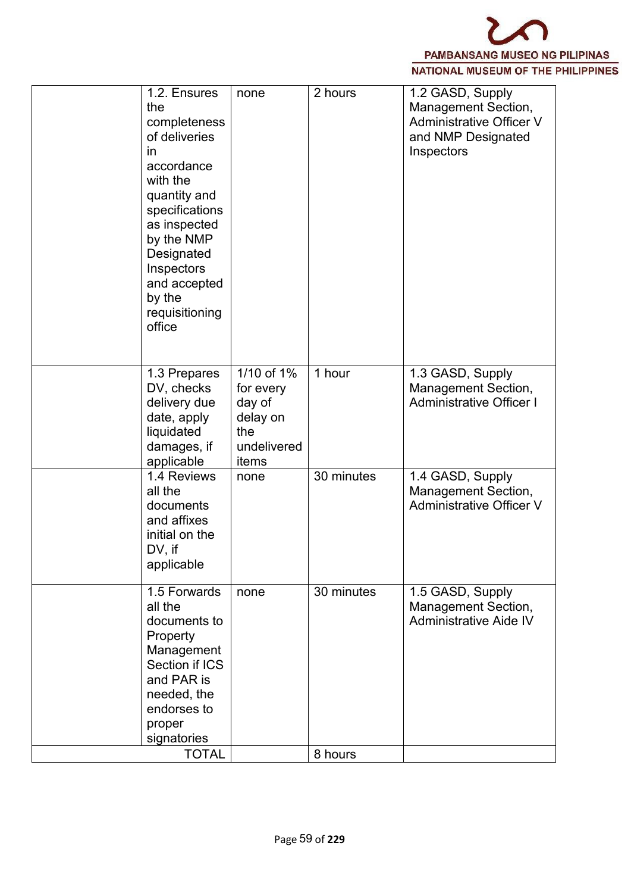| | | | | |
|---|---|---|---|---|
| | 1.2. Ensures the completeness of deliveries in accordance with the quantity and specifications as inspected by the NMP Designated Inspectors and accepted by the requisitioning office | none | 2 hours | 1.2 GASD, Supply Management Section, Administrative Officer V and NMP Designated Inspectors |
| | 1.3 Prepares DV, checks delivery due date, apply liquidated damages, if applicable | 1/10 of 1% for every day of delay on the undelivered items | 1 hour | 1.3 GASD, Supply Management Section, Administrative Officer I |
| | 1.4 Reviews all the documents and affixes initial on the DV, if applicable | none | 30 minutes | 1.4 GASD, Supply Management Section, Administrative Officer V |
| | 1.5 Forwards all the documents to Property Management Section if ICS and PAR is needed, the endorses to proper signatories | none | 30 minutes | 1.5 GASD, Supply Management Section, Administrative Aide IV |
| | TOTAL | | 8 hours | |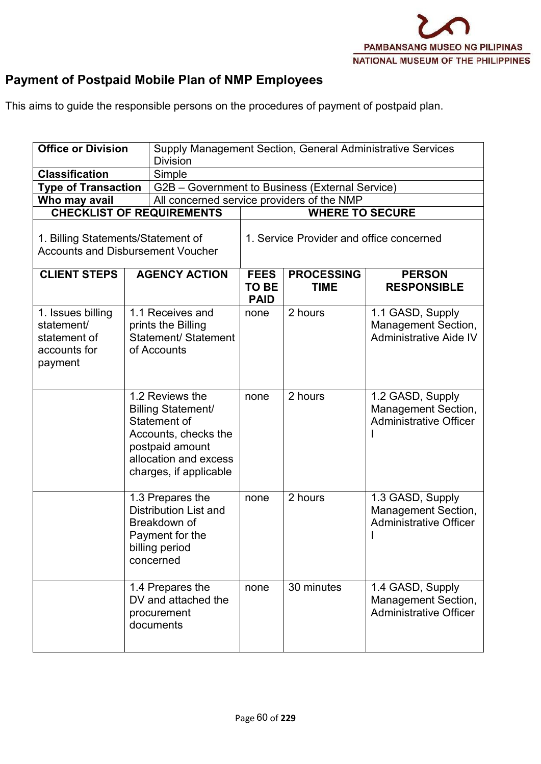## Payment of Postpaid Mobile Plan of NMP Employees

This aims to guide the responsible persons on the procedures of payment of postpaid plan.

| **Office or Division** | Supply Management Section, General Administrative Services Division | | | |
|---|---|---|---|---|
| **Classification** | Simple | | | |
| **Type of Transaction** | G2B – Government to Business (External Service) | | | |
| **Who may avail** | All concerned service providers of the NMP | | | |
| **CHECKLIST OF REQUIREMENTS** | | **WHERE TO SECURE** | | |
| 1. Billing Statements/Statement of Accounts and Disbursement Voucher | | 1. Service Provider and office concerned | | |

| **CLIENT STEPS** | **AGENCY ACTION** | **FEES TO BE PAID** | **PROCESSING TIME** | **PERSON RESPONSIBLE** |
|---|---|---|---|---|
| 1. Issues billing statement/ statement of accounts for payment | 1.1 Receives and prints the Billing Statement/ Statement of Accounts | none | 2 hours | 1.1 GASD, Supply Management Section, Administrative Aide IV |
| | 1.2 Reviews the Billing Statement/ Statement of Accounts, checks the postpaid amount allocation and excess charges, if applicable | none | 2 hours | 1.2 GASD, Supply Management Section, Administrative Officer I |
| | 1.3 Prepares the Distribution List and Breakdown of Payment for the billing period concerned | none | 2 hours | 1.3 GASD, Supply Management Section, Administrative Officer I |
| | 1.4 Prepares the DV and attached the procurement documents | none | 30 minutes | 1.4 GASD, Supply Management Section, Administrative Officer |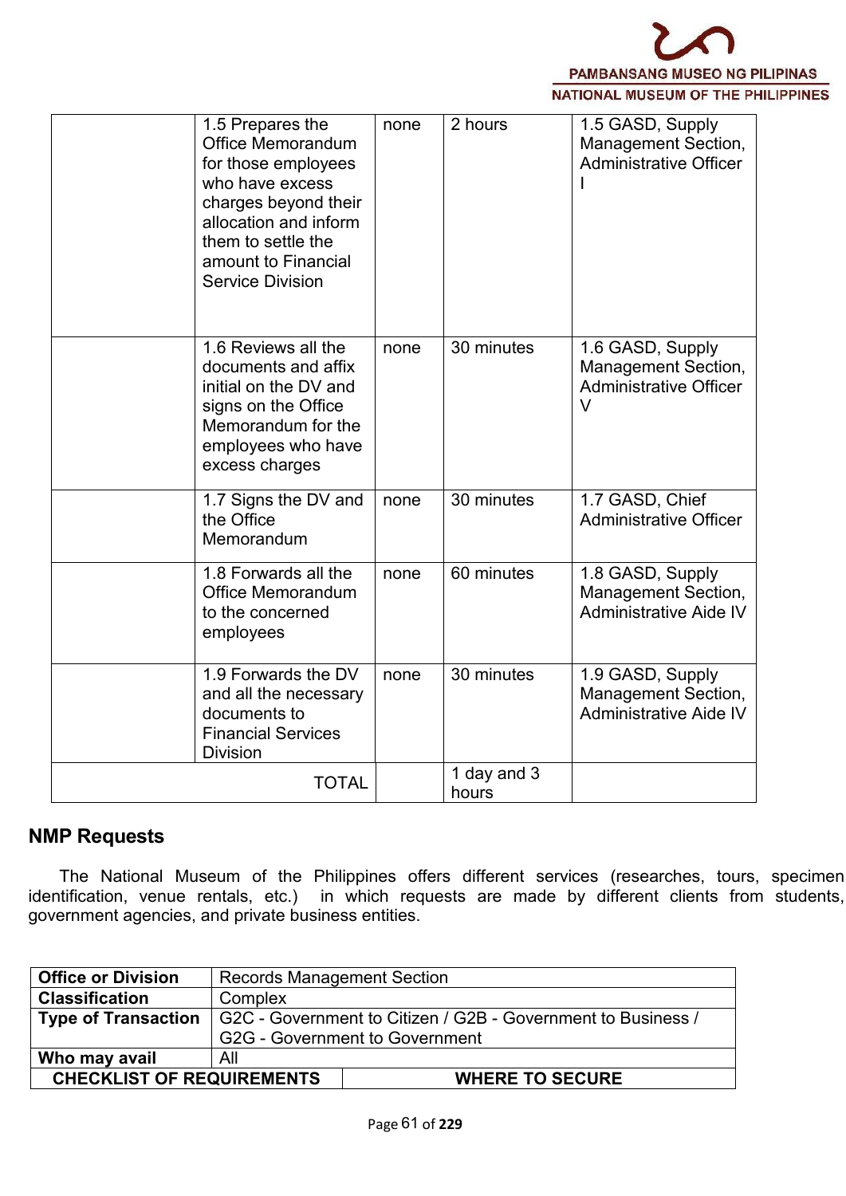| | | | | |
|---|---|---|---|---|
| | 1.5 Prepares the Office Memorandum for those employees who have excess charges beyond their allocation and inform them to settle the amount to Financial Service Division | none | 2 hours | 1.5 GASD, Supply Management Section, Administrative Officer I |
| | 1.6 Reviews all the documents and affix initial on the DV and signs on the Office Memorandum for the employees who have excess charges | none | 30 minutes | 1.6 GASD, Supply Management Section, Administrative Officer V |
| | 1.7 Signs the DV and the Office Memorandum | none | 30 minutes | 1.7 GASD, Chief Administrative Officer |
| | 1.8 Forwards all the Office Memorandum to the concerned employees | none | 60 minutes | 1.8 GASD, Supply Management Section, Administrative Aide IV |
| | 1.9 Forwards the DV and all the necessary documents to Financial Services Division | none | 30 minutes | 1.9 GASD, Supply Management Section, Administrative Aide IV |
| | TOTAL | | 1 day and 3 hours | |

## NMP Requests

The National Museum of the Philippines offers different services (researches, tours, specimen identification, venue rentals, etc.) in which requests are made by different clients from students, government agencies, and private business entities.

| | |
|---|---|
| **Office or Division** | Records Management Section |
| **Classification** | Complex |
| **Type of Transaction** | G2C - Government to Citizen / G2B - Government to Business / G2G - Government to Government |
| **Who may avail** | All |
| **CHECKLIST OF REQUIREMENTS** | **WHERE TO SECURE** |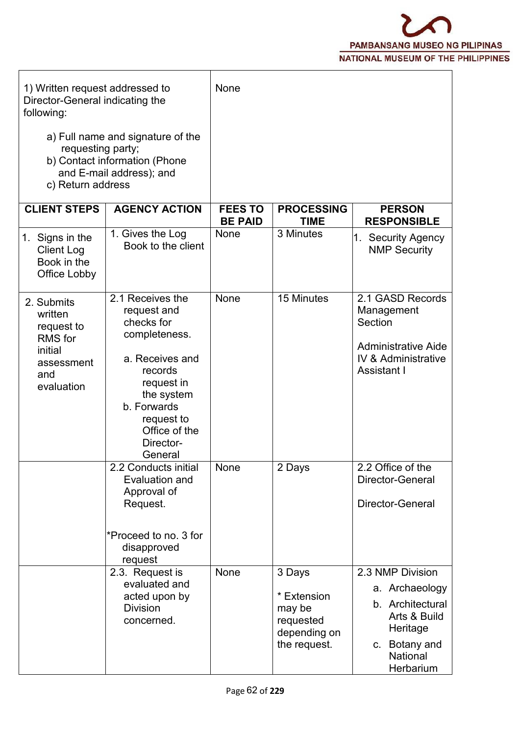| 1) Written request addressed to Director-General indicating the following:<br><br>a) Full name and signature of the requesting party;<br>b) Contact information (Phone and E-mail address); and<br>c) Return address | None | | | |
|---|---|---|---|---|
| **CLIENT STEPS** | **AGENCY ACTION** | **FEES TO BE PAID** | **PROCESSING TIME** | **PERSON RESPONSIBLE** |
| 1. Signs in the Client Log Book in the Office Lobby | 1. Gives the Log Book to the client | None | 3 Minutes | 1. Security Agency NMP Security |
| 2. Submits written request to RMS for initial assessment and evaluation | 2.1 Receives the request and checks for completeness.<br><br>a. Receives and records request in the system<br>b. Forwards request to Office of the Director-General | None | 15 Minutes | 2.1 GASD Records Management Section<br><br>Administrative Aide IV & Administrative Assistant I |
| | 2.2 Conducts initial Evaluation and Approval of Request.<br><br>*Proceed to no. 3 for disapproved request | None | 2 Days | 2.2 Office of the Director-General<br><br>Director-General |
| | 2.3. Request is evaluated and acted upon by Division concerned. | None | 3 Days<br><br>* Extension may be requested depending on the request. | 2.3 NMP Division<br>a. Archaeology<br>b. Architectural Arts & Build Heritage<br>c. Botany and National Herbarium |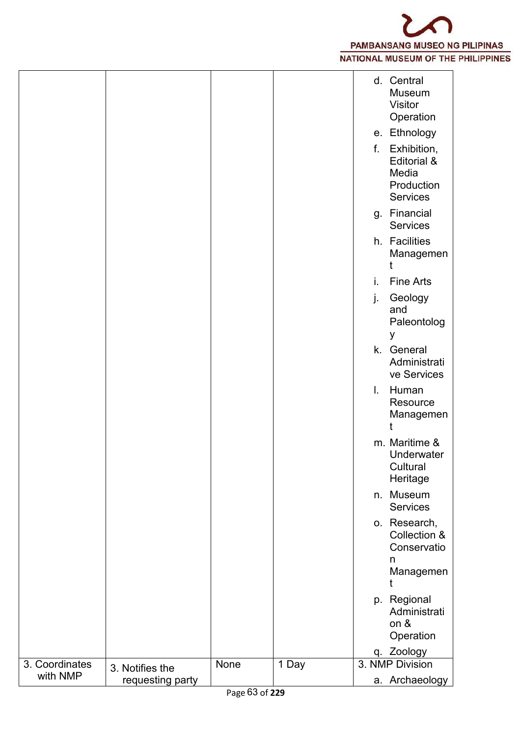| | | | | |
|---|---|---|---|---|
| | | | | d. Central Museum Visitor Operation<br>e. Ethnology<br>f. Exhibition, Editorial & Media Production Services<br>g. Financial Services<br>h. Facilities Management<br>i. Fine Arts<br>j. Geology and Paleontology<br>k. General Administrative Services<br>l. Human Resource Management<br>m. Maritime & Underwater Cultural Heritage<br>n. Museum Services<br>o. Research, Collection & Conservation Management<br>p. Regional Administration & Operation<br>q. Zoology |
| 3. Coordinates with NMP | 3. Notifies the requesting party | None | 1 Day | 3. NMP Division<br>a. Archaeology |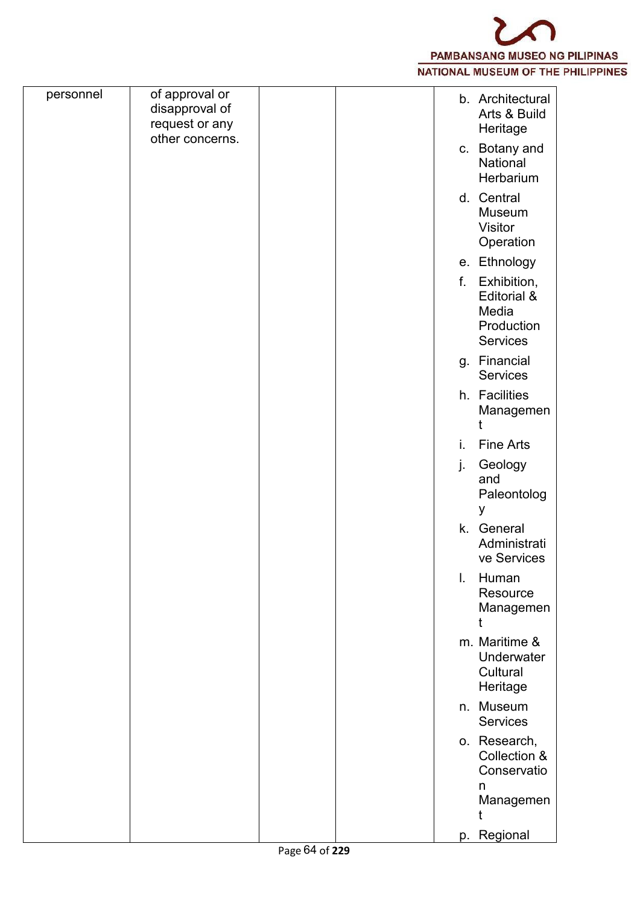| | | | | |
|---|---|---|---|---|
| personnel | of approval or disapproval of request or any other concerns. | | | b. Architectural Arts & Build Heritage<br>c. Botany and National Herbarium<br>d. Central Museum Visitor Operation<br>e. Ethnology<br>f. Exhibition, Editorial & Media Production Services<br>g. Financial Services<br>h. Facilities Management<br>i. Fine Arts<br>j. Geology and Paleontology<br>k. General Administrative Services<br>l. Human Resource Management<br>m. Maritime & Underwater Cultural Heritage<br>n. Museum Services<br>o. Research, Collection & Conservation Management<br>p. Regional |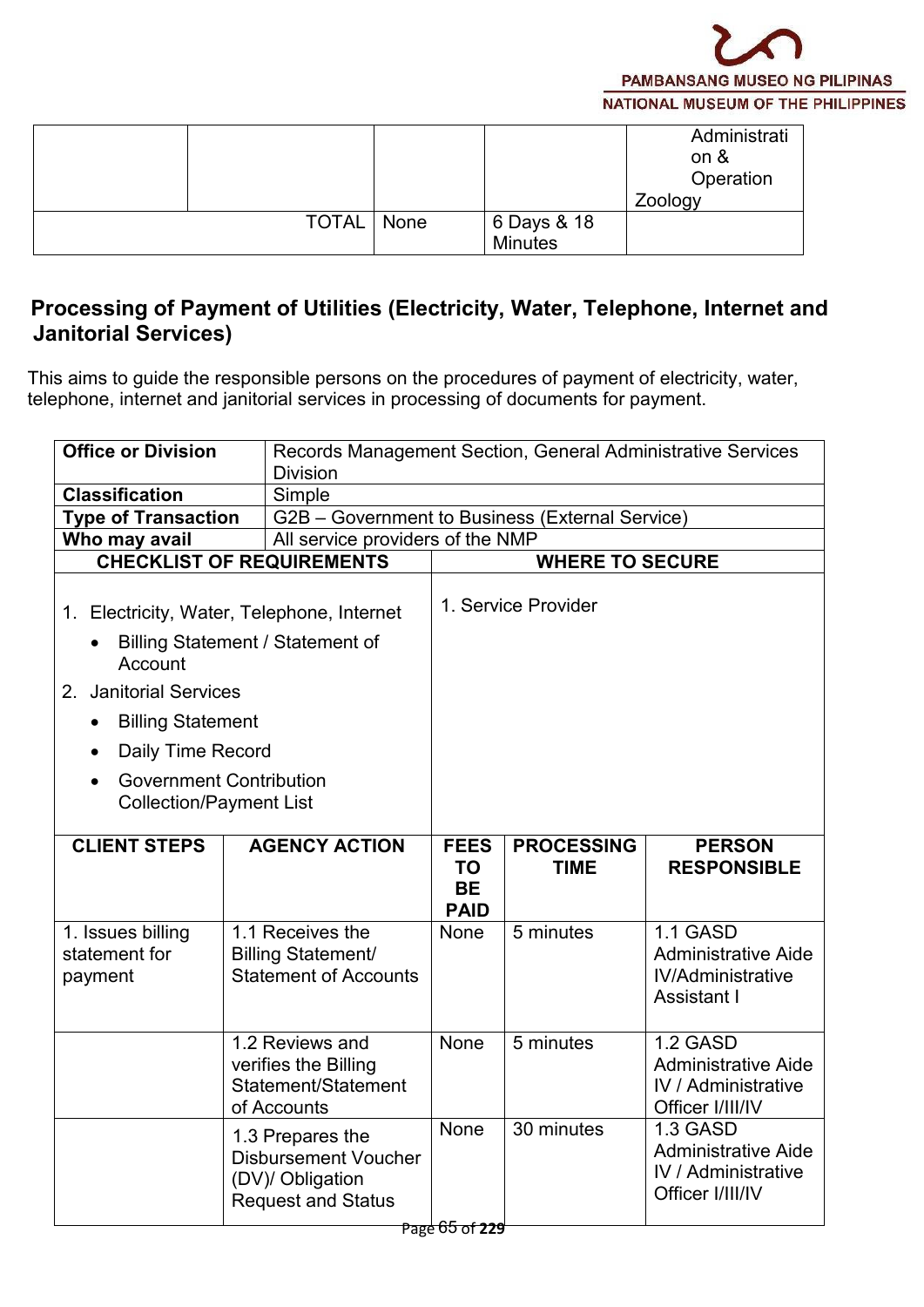| | | | | Administration & Operation Zoology |
|---|---|---|---|---|
| | TOTAL | None | 6 Days & 18 Minutes | |

## Processing of Payment of Utilities (Electricity, Water, Telephone, Internet and Janitorial Services)

This aims to guide the responsible persons on the procedures of payment of electricity, water, telephone, internet and janitorial services in processing of documents for payment.

| | |
|---|---|
| **Office or Division** | Records Management Section, General Administrative Services Division |
| **Classification** | Simple |
| **Type of Transaction** | G2B – Government to Business (External Service) |
| **Who may avail** | All service providers of the NMP |

| **CHECKLIST OF REQUIREMENTS** | **WHERE TO SECURE** |
|---|---|
| 1. Electricity, Water, Telephone, Internet<br>• Billing Statement / Statement of Account<br>2. Janitorial Services<br>• Billing Statement<br>• Daily Time Record<br>• Government Contribution Collection/Payment List | 1. Service Provider |

| **CLIENT STEPS** | **AGENCY ACTION** | **FEES TO BE PAID** | **PROCESSING TIME** | **PERSON RESPONSIBLE** |
|---|---|---|---|---|
| 1. Issues billing statement for payment | 1.1 Receives the Billing Statement/ Statement of Accounts | None | 5 minutes | 1.1 GASD Administrative Aide IV/Administrative Assistant I |
| | 1.2 Reviews and verifies the Billing Statement/Statement of Accounts | None | 5 minutes | 1.2 GASD Administrative Aide IV / Administrative Officer I/III/IV |
| | 1.3 Prepares the Disbursement Voucher (DV)/ Obligation Request and Status | None | 30 minutes | 1.3 GASD Administrative Aide IV / Administrative Officer I/III/IV |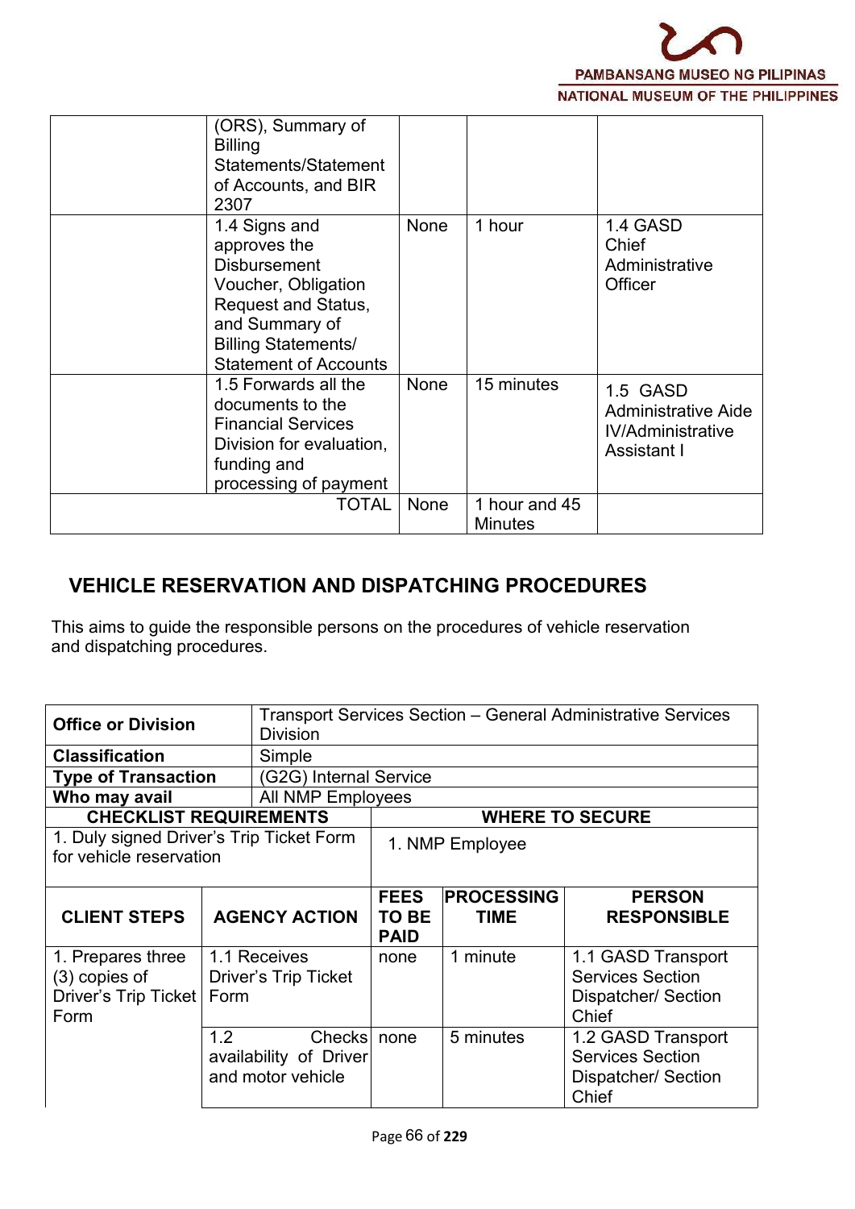| | (ORS), Summary of Billing Statements/Statement of Accounts, and BIR 2307 | | | |
|---|---|---|---|---|
| | 1.4 Signs and approves the Disbursement Voucher, Obligation Request and Status, and Summary of Billing Statements/ Statement of Accounts | None | 1 hour | 1.4 GASD Chief Administrative Officer |
| | 1.5 Forwards all the documents to the Financial Services Division for evaluation, funding and processing of payment | None | 15 minutes | 1.5 GASD Administrative Aide IV/Administrative Assistant I |
| | TOTAL | None | 1 hour and 45 Minutes | |

## VEHICLE RESERVATION AND DISPATCHING PROCEDURES

This aims to guide the responsible persons on the procedures of vehicle reservation and dispatching procedures.

| **Office or Division** | Transport Services Section – General Administrative Services Division | | | |
|---|---|---|---|---|
| **Classification** | Simple | | | |
| **Type of Transaction** | (G2G) Internal Service | | | |
| **Who may avail** | All NMP Employees | | | |
| **CHECKLIST REQUIREMENTS** | | **WHERE TO SECURE** | | |
| 1. Duly signed Driver's Trip Ticket Form for vehicle reservation | | 1. NMP Employee | | |
| **CLIENT STEPS** | **AGENCY ACTION** | **FEES TO BE PAID** | **PROCESSING TIME** | **PERSON RESPONSIBLE** |
| 1. Prepares three (3) copies of Driver's Trip Ticket Form | 1.1 Receives Driver's Trip Ticket Form | none | 1 minute | 1.1 GASD Transport Services Section Dispatcher/ Section Chief |
| | 1.2 Checks availability of Driver and motor vehicle | none | 5 minutes | 1.2 GASD Transport Services Section Dispatcher/ Section Chief |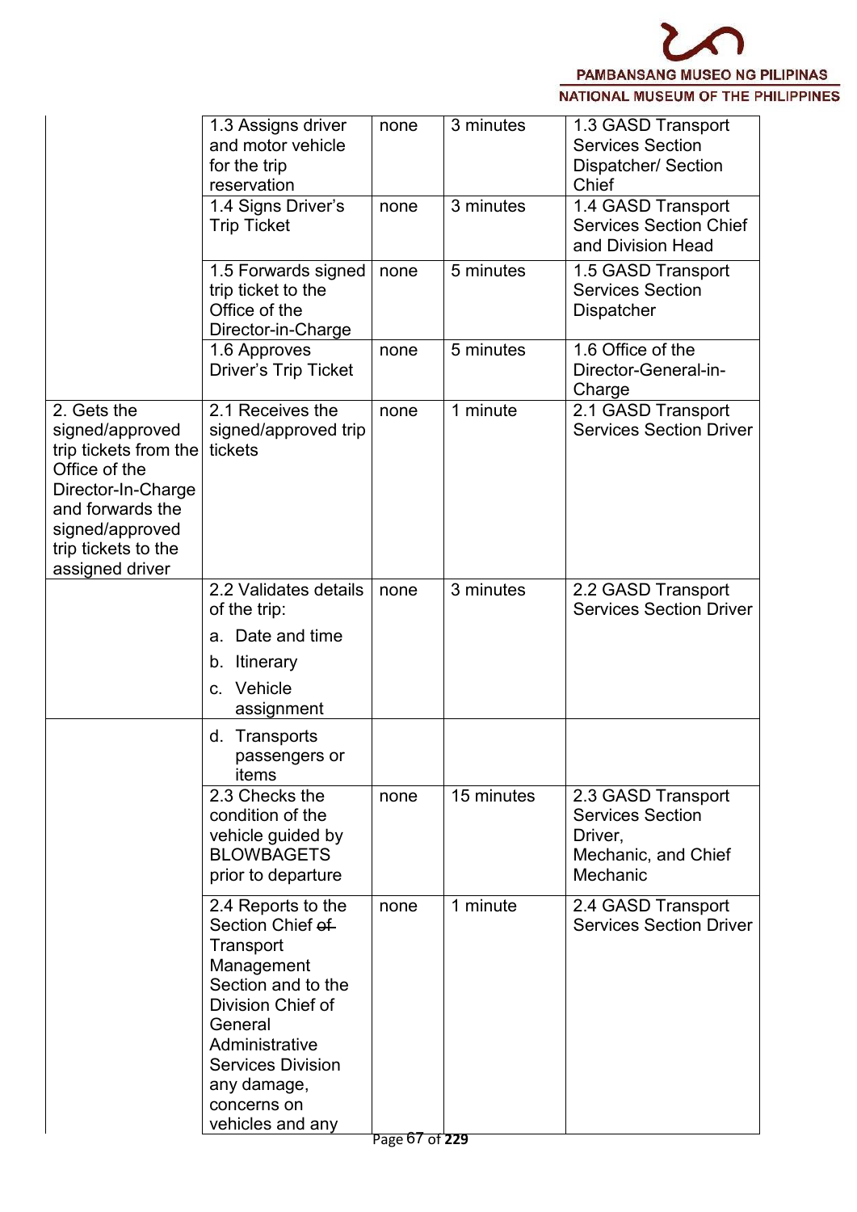| | | | | |
|---|---|---|---|---|
| | 1.3 Assigns driver and motor vehicle for the trip reservation | none | 3 minutes | 1.3 GASD Transport Services Section Dispatcher/ Section Chief |
| | 1.4 Signs Driver's Trip Ticket | none | 3 minutes | 1.4 GASD Transport Services Section Chief and Division Head |
| | 1.5 Forwards signed trip ticket to the Office of the Director-in-Charge | none | 5 minutes | 1.5 GASD Transport Services Section Dispatcher |
| | 1.6 Approves Driver's Trip Ticket | none | 5 minutes | 1.6 Office of the Director-General-in-Charge |
| 2. Gets the signed/approved trip tickets from the Office of the Director-In-Charge and forwards the signed/approved trip tickets to the assigned driver | 2.1 Receives the signed/approved trip tickets | none | 1 minute | 2.1 GASD Transport Services Section Driver |
| | 2.2 Validates details of the trip:<br>a. Date and time<br>b. Itinerary<br>c. Vehicle assignment | none | 3 minutes | 2.2 GASD Transport Services Section Driver |
| | d. Transports passengers or items | | | |
| | 2.3 Checks the condition of the vehicle guided by BLOWBAGETS prior to departure | none | 15 minutes | 2.3 GASD Transport Services Section Driver,<br>Mechanic, and Chief Mechanic |
| | 2.4 Reports to the Section Chief ~~of~~ Transport Management Section and to the Division Chief of General Administrative Services Division any damage, concerns on vehicles and any | none | 1 minute | 2.4 GASD Transport Services Section Driver |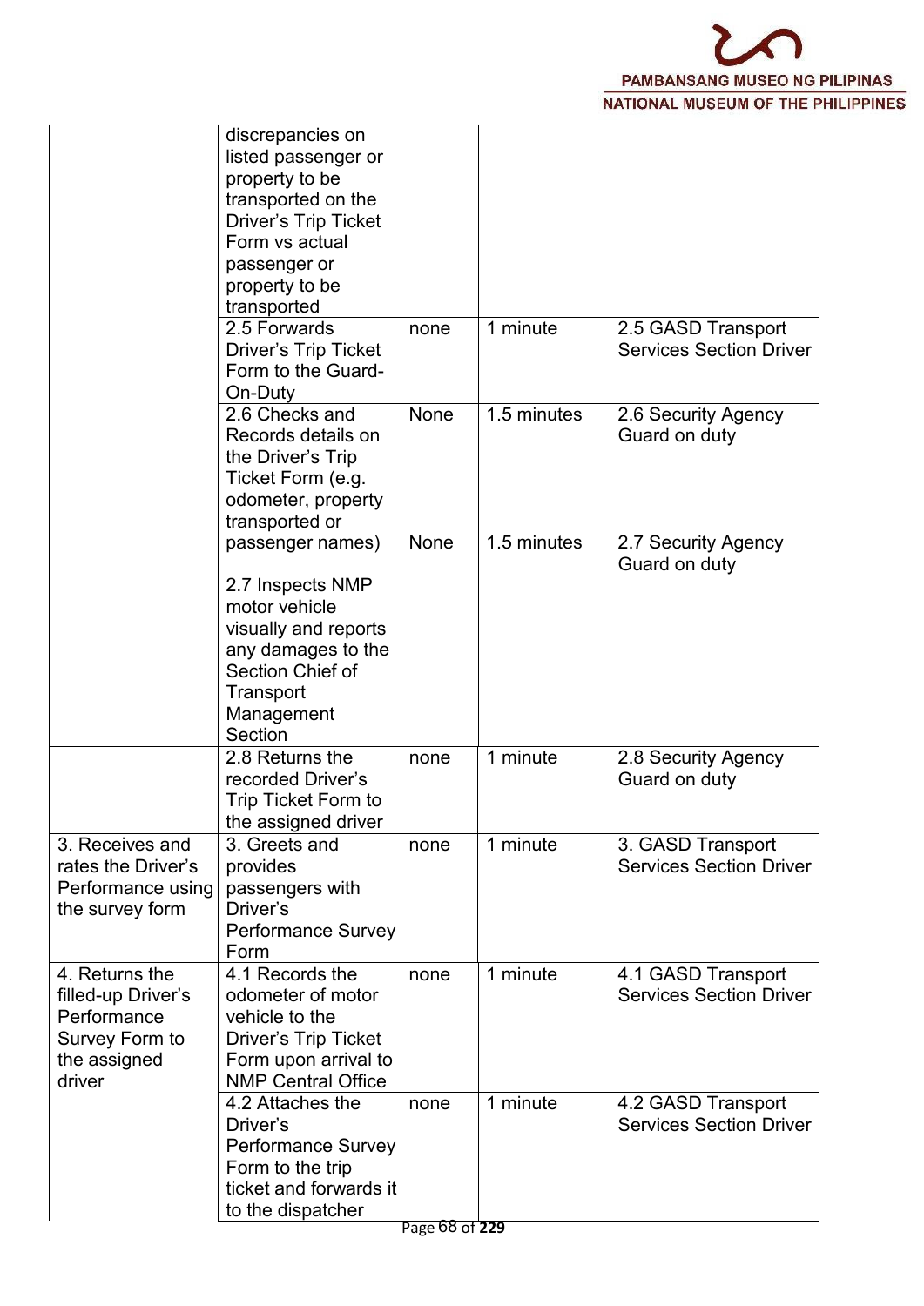| | | | | |
|---|---|---|---|---|
| | discrepancies on listed passenger or property to be transported on the Driver's Trip Ticket Form vs actual passenger or property to be transported | | | |
| | 2.5 Forwards Driver's Trip Ticket Form to the Guard-On-Duty | none | 1 minute | 2.5 GASD Transport Services Section Driver |
| | 2.6 Checks and Records details on the Driver's Trip Ticket Form (e.g. odometer, property transported or passenger names) | None | 1.5 minutes | 2.6 Security Agency Guard on duty |
| | 2.7 Inspects NMP motor vehicle visually and reports any damages to the Section Chief of Transport Management Section | None | 1.5 minutes | 2.7 Security Agency Guard on duty |
| | 2.8 Returns the recorded Driver's Trip Ticket Form to the assigned driver | none | 1 minute | 2.8 Security Agency Guard on duty |
| 3. Receives and rates the Driver's Performance using the survey form | 3. Greets and provides passengers with Driver's Performance Survey Form | none | 1 minute | 3. GASD Transport Services Section Driver |
| 4. Returns the filled-up Driver's Performance Survey Form to the assigned driver | 4.1 Records the odometer of motor vehicle to the Driver's Trip Ticket Form upon arrival to NMP Central Office | none | 1 minute | 4.1 GASD Transport Services Section Driver |
| | 4.2 Attaches the Driver's Performance Survey Form to the trip ticket and forwards it to the dispatcher | none | 1 minute | 4.2 GASD Transport Services Section Driver |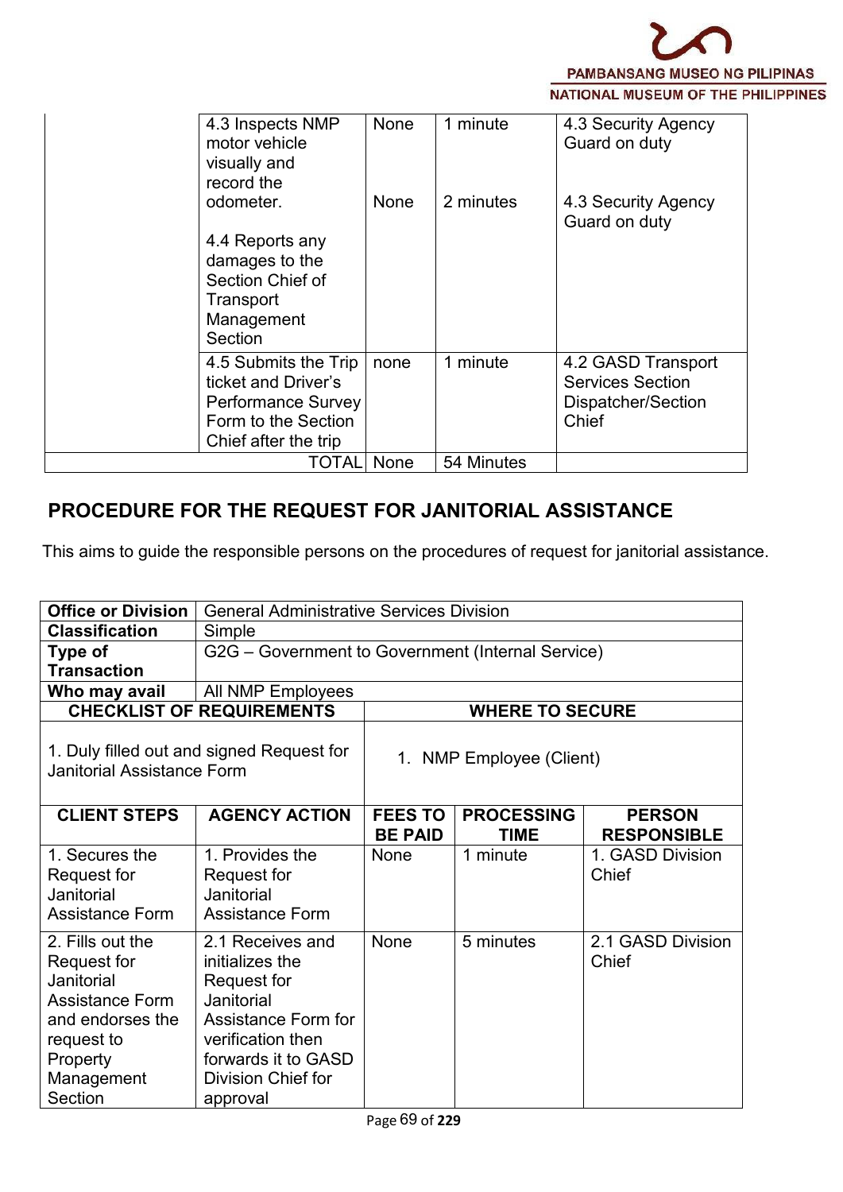| | | | | |
|---|---|---|---|---|
| | 4.3 Inspects NMP motor vehicle visually and record the odometer.<br><br>4.4 Reports any damages to the Section Chief of Transport Management Section | None<br><br>None | 1 minute<br><br>2 minutes | 4.3 Security Agency Guard on duty<br><br>4.3 Security Agency Guard on duty |
| | 4.5 Submits the Trip ticket and Driver's Performance Survey Form to the Section Chief after the trip | none | 1 minute | 4.2 GASD Transport Services Section Dispatcher/Section Chief |
| | TOTAL | None | 54 Minutes | |

## PROCEDURE FOR THE REQUEST FOR JANITORIAL ASSISTANCE

This aims to guide the responsible persons on the procedures of request for janitorial assistance.

| **Office or Division** | General Administrative Services Division | | | |
|---|---|---|---|---|
| **Classification** | Simple | | | |
| **Type of Transaction** | G2G – Government to Government (Internal Service) | | | |
| **Who may avail** | All NMP Employees | | | |
| **CHECKLIST OF REQUIREMENTS** | | **WHERE TO SECURE** | | |
| 1. Duly filled out and signed Request for Janitorial Assistance Form | | 1. NMP Employee (Client) | | |
| **CLIENT STEPS** | **AGENCY ACTION** | **FEES TO BE PAID** | **PROCESSING TIME** | **PERSON RESPONSIBLE** |
| 1. Secures the Request for Janitorial Assistance Form | 1. Provides the Request for Janitorial Assistance Form | None | 1 minute | 1. GASD Division Chief |
| 2. Fills out the Request for Janitorial Assistance Form and endorses the request to Property Management Section | 2.1 Receives and initializes the Request for Janitorial Assistance Form for verification then forwards it to GASD Division Chief for approval | None | 5 minutes | 2.1 GASD Division Chief |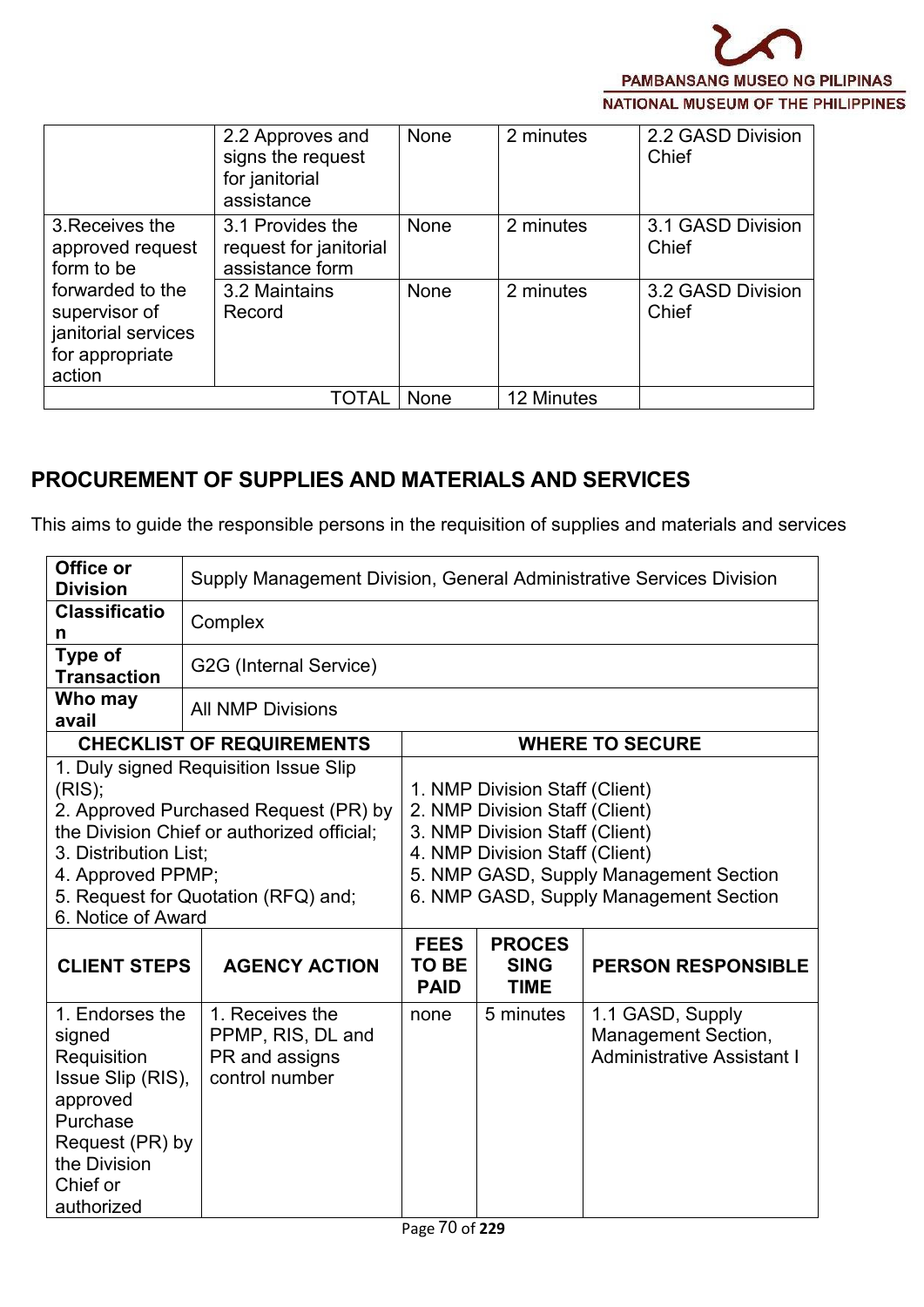| | | | | |
|---|---|---|---|---|
| | 2.2 Approves and signs the request for janitorial assistance | None | 2 minutes | 2.2 GASD Division Chief |
| 3.Receives the approved request form to be forwarded to the supervisor of janitorial services for appropriate action | 3.1 Provides the request for janitorial assistance form | None | 2 minutes | 3.1 GASD Division Chief |
| | 3.2 Maintains Record | None | 2 minutes | 3.2 GASD Division Chief |
| | TOTAL | None | 12 Minutes | |

## PROCUREMENT OF SUPPLIES AND MATERIALS AND SERVICES

This aims to guide the responsible persons in the requisition of supplies and materials and services

| | |
|---|---|
| **Office or Division** | Supply Management Division, General Administrative Services Division |
| **Classification** | Complex |
| **Type of Transaction** | G2G (Internal Service) |
| **Who may avail** | All NMP Divisions |

| CHECKLIST OF REQUIREMENTS | WHERE TO SECURE |
|---|---|
| 1. Duly signed Requisition Issue Slip (RIS);<br>2. Approved Purchased Request (PR) by the Division Chief or authorized official;<br>3. Distribution List;<br>4. Approved PPMP;<br>5. Request for Quotation (RFQ) and;<br>6. Notice of Award | 1. NMP Division Staff (Client)<br>2. NMP Division Staff (Client)<br>3. NMP Division Staff (Client)<br>4. NMP Division Staff (Client)<br>5. NMP GASD, Supply Management Section<br>6. NMP GASD, Supply Management Section |

| CLIENT STEPS | AGENCY ACTION | FEES TO BE PAID | PROCESSING TIME | PERSON RESPONSIBLE |
|---|---|---|---|---|
| 1. Endorses the signed Requisition Issue Slip (RIS), approved Purchase Request (PR) by the Division Chief or authorized | 1. Receives the PPMP, RIS, DL and PR and assigns control number | none | 5 minutes | 1.1 GASD, Supply Management Section, Administrative Assistant I |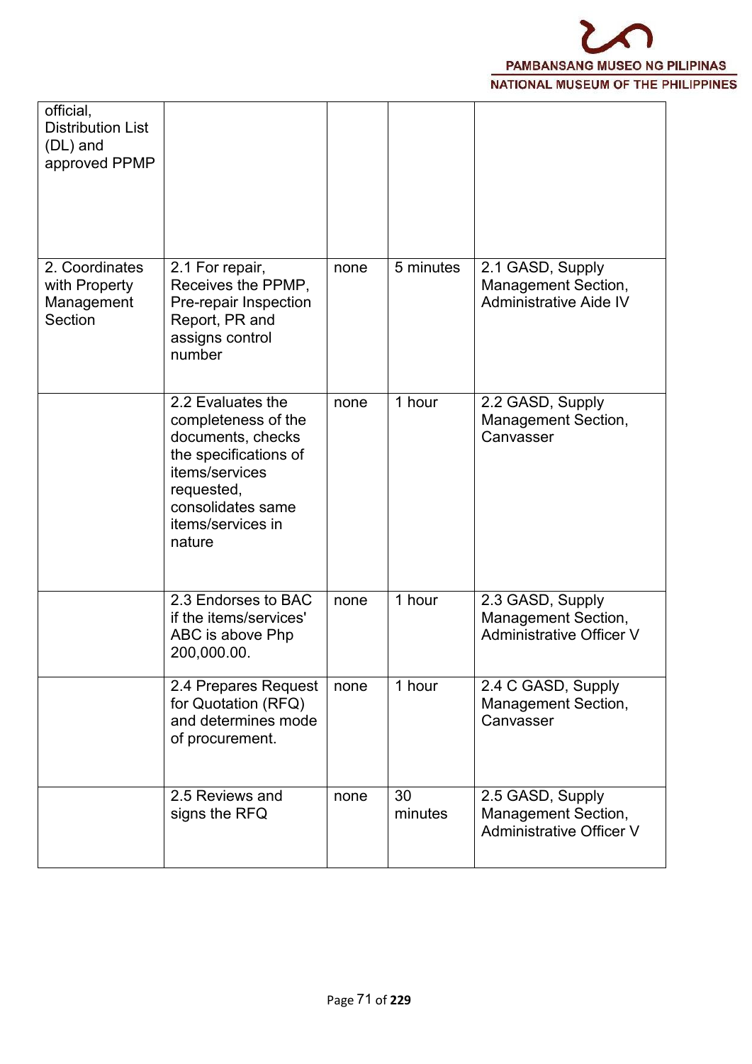| | | | | |
|---|---|---|---|---|
| official, Distribution List (DL) and approved PPMP | | | | |
| 2. Coordinates with Property Management Section | 2.1 For repair, Receives the PPMP, Pre-repair Inspection Report, PR and assigns control number | none | 5 minutes | 2.1 GASD, Supply Management Section, Administrative Aide IV |
| | 2.2 Evaluates the completeness of the documents, checks the specifications of items/services requested, consolidates same items/services in nature | none | 1 hour | 2.2 GASD, Supply Management Section, Canvasser |
| | 2.3 Endorses to BAC if the items/services' ABC is above Php 200,000.00. | none | 1 hour | 2.3 GASD, Supply Management Section, Administrative Officer V |
| | 2.4 Prepares Request for Quotation (RFQ) and determines mode of procurement. | none | 1 hour | 2.4 C GASD, Supply Management Section, Canvasser |
| | 2.5 Reviews and signs the RFQ | none | 30 minutes | 2.5 GASD, Supply Management Section, Administrative Officer V |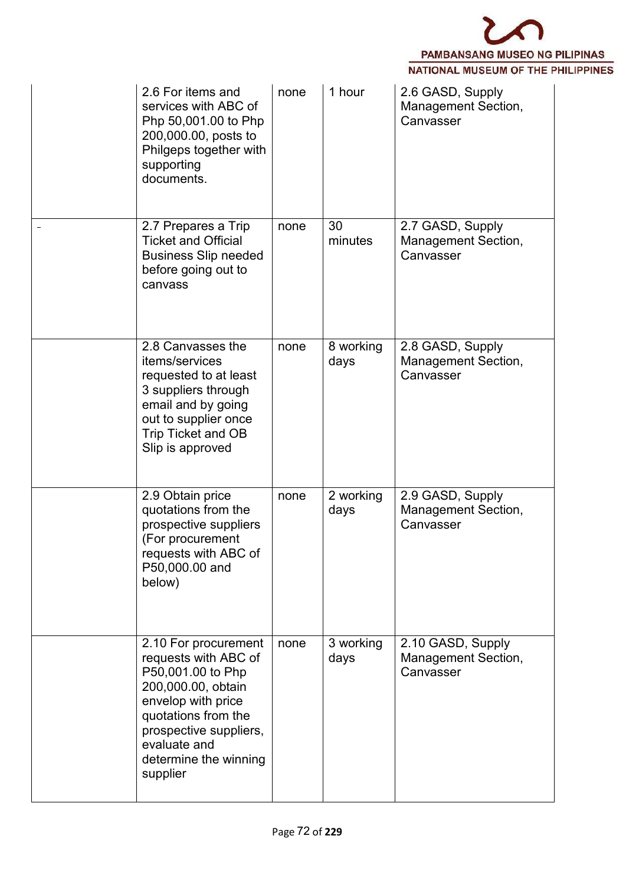|  |  |  |  |  |
|---|---|---|---|---|
|  | 2.6 For items and services with ABC of Php 50,001.00 to Php 200,000.00, posts to Philgeps together with supporting documents. | none | 1 hour | 2.6 GASD, Supply Management Section, Canvasser |
| - | 2.7 Prepares a Trip Ticket and Official Business Slip needed before going out to canvass | none | 30 minutes | 2.7 GASD, Supply Management Section, Canvasser |
|  | 2.8 Canvasses the items/services requested to at least 3 suppliers through email and by going out to supplier once Trip Ticket and OB Slip is approved | none | 8 working days | 2.8 GASD, Supply Management Section, Canvasser |
|  | 2.9 Obtain price quotations from the prospective suppliers (For procurement requests with ABC of P50,000.00 and below) | none | 2 working days | 2.9 GASD, Supply Management Section, Canvasser |
|  | 2.10 For procurement requests with ABC of P50,001.00 to Php 200,000.00, obtain envelop with price quotations from the prospective suppliers, evaluate and determine the winning supplier | none | 3 working days | 2.10 GASD, Supply Management Section, Canvasser |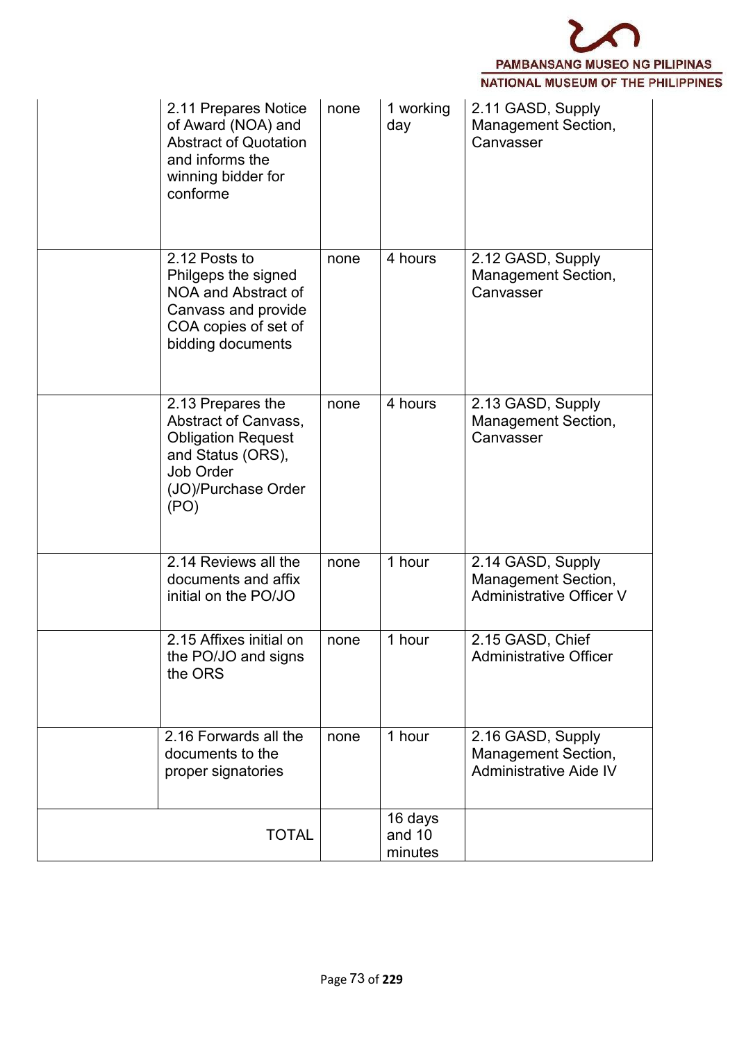| | | | | |
|---|---|---|---|---|
| | 2.11 Prepares Notice of Award (NOA) and Abstract of Quotation and informs the winning bidder for conforme | none | 1 working day | 2.11 GASD, Supply Management Section, Canvasser |
| | 2.12 Posts to Philgeps the signed NOA and Abstract of Canvass and provide COA copies of set of bidding documents | none | 4 hours | 2.12 GASD, Supply Management Section, Canvasser |
| | 2.13 Prepares the Abstract of Canvass, Obligation Request and Status (ORS), Job Order (JO)/Purchase Order (PO) | none | 4 hours | 2.13 GASD, Supply Management Section, Canvasser |
| | 2.14 Reviews all the documents and affix initial on the PO/JO | none | 1 hour | 2.14 GASD, Supply Management Section, Administrative Officer V |
| | 2.15 Affixes initial on the PO/JO and signs the ORS | none | 1 hour | 2.15 GASD, Chief Administrative Officer |
| | 2.16 Forwards all the documents to the proper signatories | none | 1 hour | 2.16 GASD, Supply Management Section, Administrative Aide IV |
| TOTAL | | | 16 days and 10 minutes | |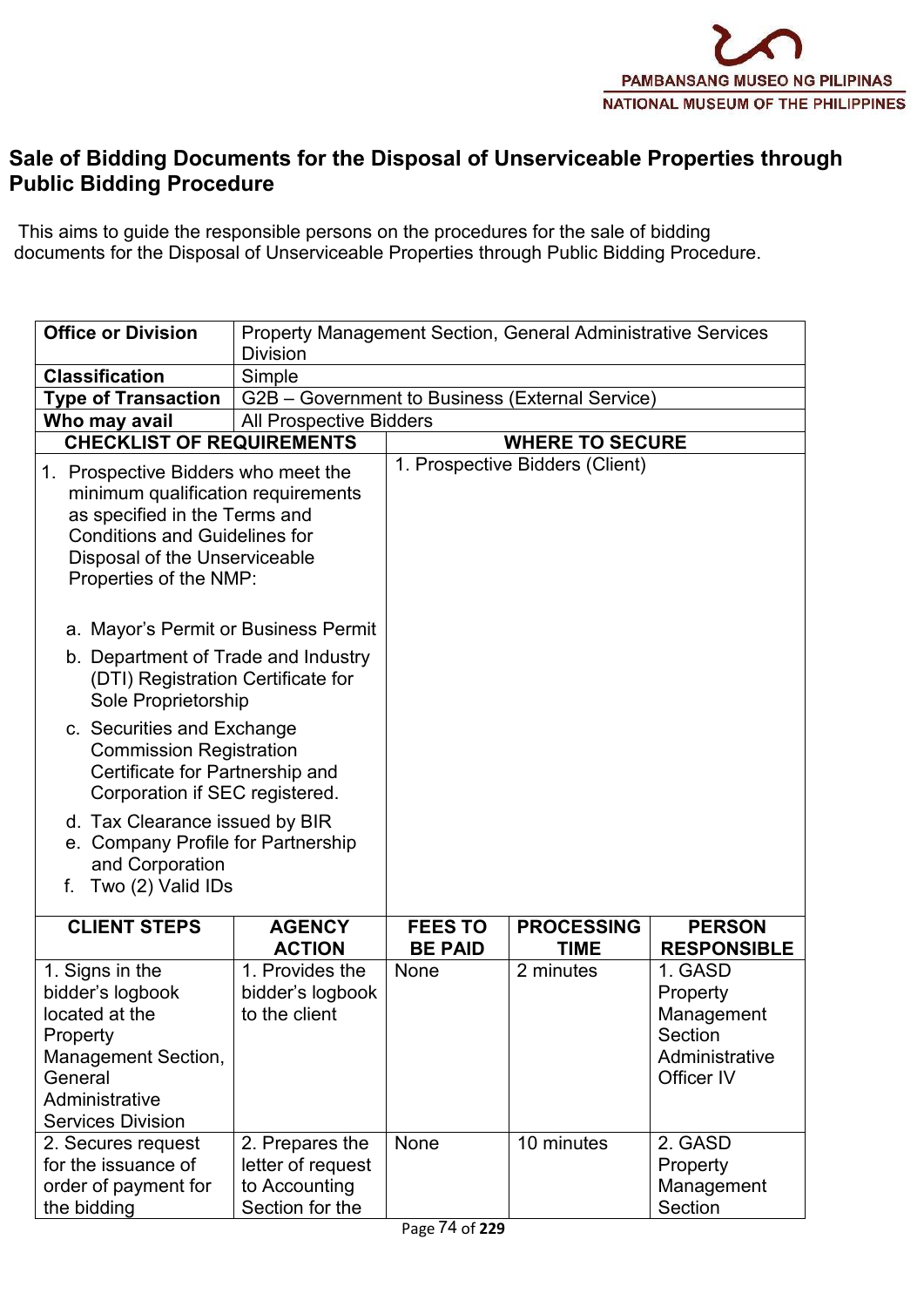## Sale of Bidding Documents for the Disposal of Unserviceable Properties through Public Bidding Procedure

This aims to guide the responsible persons on the procedures for the sale of bidding documents for the Disposal of Unserviceable Properties through Public Bidding Procedure.

| **Office or Division** | Property Management Section, General Administrative Services Division | | | |
|---|---|---|---|---|
| **Classification** | Simple | | | |
| **Type of Transaction** | G2B – Government to Business (External Service) | | | |
| **Who may avail** | All Prospective Bidders | | | |
| **CHECKLIST OF REQUIREMENTS** | | **WHERE TO SECURE** | | |
| 1. Prospective Bidders who meet the minimum qualification requirements as specified in the Terms and Conditions and Guidelines for Disposal of the Unserviceable Properties of the NMP: a. Mayor's Permit or Business Permit b. Department of Trade and Industry (DTI) Registration Certificate for Sole Proprietorship c. Securities and Exchange Commission Registration Certificate for Partnership and Corporation if SEC registered. d. Tax Clearance issued by BIR e. Company Profile for Partnership and Corporation f. Two (2) Valid IDs | | 1. Prospective Bidders (Client) | | |
| **CLIENT STEPS** | **AGENCY ACTION** | **FEES TO BE PAID** | **PROCESSING TIME** | **PERSON RESPONSIBLE** |
| 1. Signs in the bidder's logbook located at the Property Management Section, General Administrative Services Division | 1. Provides the bidder's logbook to the client | None | 2 minutes | 1. GASD Property Management Section Administrative Officer IV |
| 2. Secures request for the issuance of order of payment for the bidding | 2. Prepares the letter of request to Accounting Section for the | None | 10 minutes | 2. GASD Property Management Section |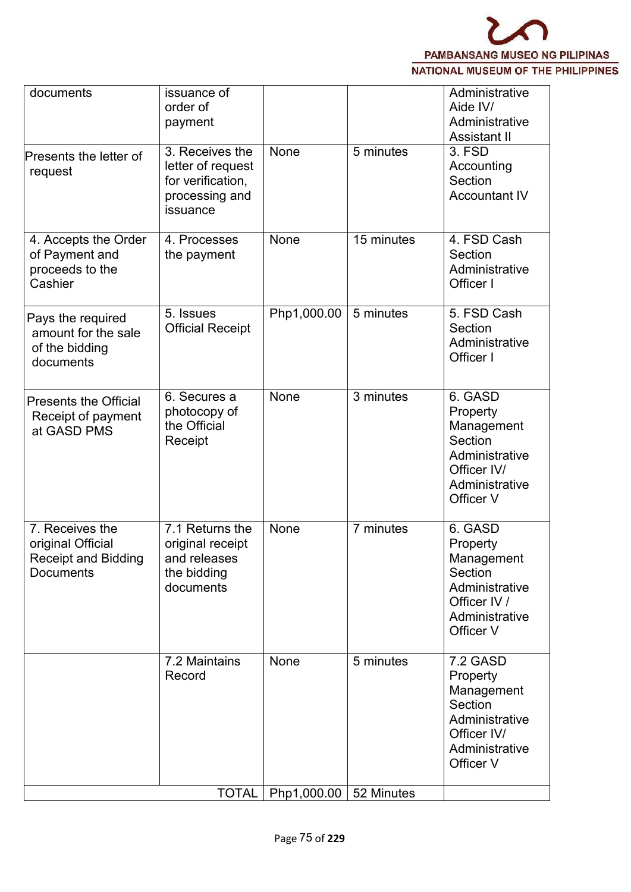| documents | issuance of order of payment | | | Administrative Aide IV/ Administrative Assistant II |
|---|---|---|---|---|
| Presents the letter of request | 3. Receives the letter of request for verification, processing and issuance | None | 5 minutes | 3. FSD Accounting Section Accountant IV |
| 4. Accepts the Order of Payment and proceeds to the Cashier | 4. Processes the payment | None | 15 minutes | 4. FSD Cash Section Administrative Officer I |
| Pays the required amount for the sale of the bidding documents | 5. Issues Official Receipt | Php1,000.00 | 5 minutes | 5. FSD Cash Section Administrative Officer I |
| Presents the Official Receipt of payment at GASD PMS | 6. Secures a photocopy of the Official Receipt | None | 3 minutes | 6. GASD Property Management Section Administrative Officer IV/ Administrative Officer V |
| 7. Receives the original Official Receipt and Bidding Documents | 7.1 Returns the original receipt and releases the bidding documents | None | 7 minutes | 6. GASD Property Management Section Administrative Officer IV / Administrative Officer V |
| | 7.2 Maintains Record | None | 5 minutes | 7.2 GASD Property Management Section Administrative Officer IV/ Administrative Officer V |
| | TOTAL | Php1,000.00 | 52 Minutes | |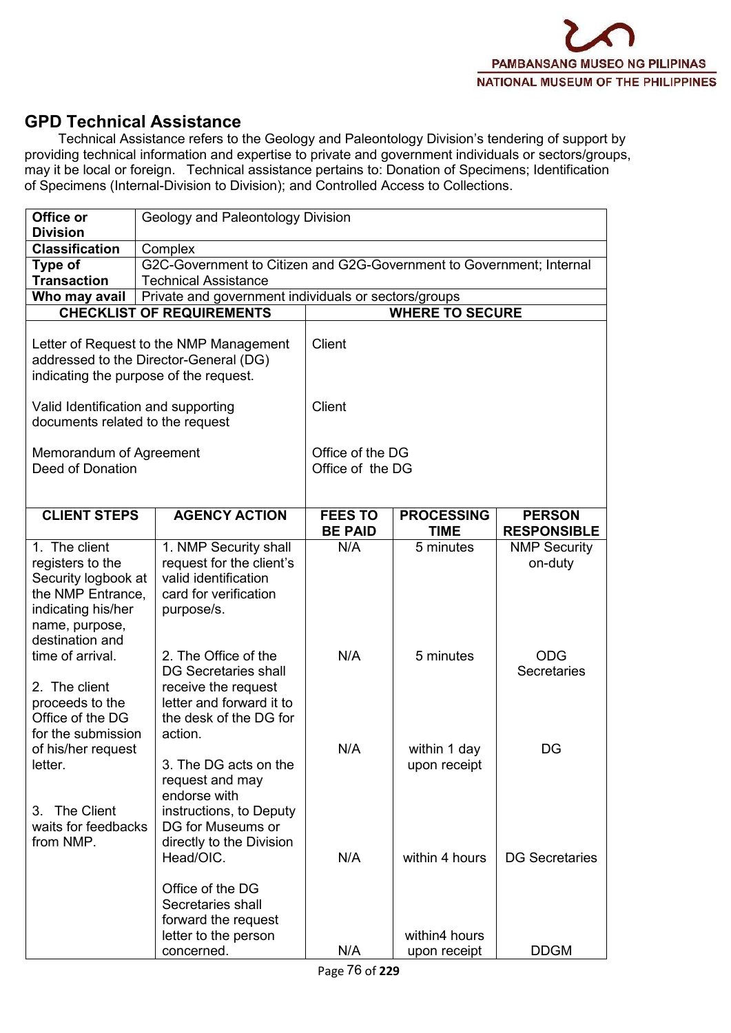## GPD Technical Assistance

Technical Assistance refers to the Geology and Paleontology Division's tendering of support by providing technical information and expertise to private and government individuals or sectors/groups, may it be local or foreign. Technical assistance pertains to: Donation of Specimens; Identification of Specimens (Internal-Division to Division); and Controlled Access to Collections.

| **Office or Division** | Geology and Paleontology Division |
|---|---|
| **Classification** | Complex |
| **Type of Transaction** | G2C-Government to Citizen and G2G-Government to Government; Internal Technical Assistance |
| **Who may avail** | Private and government individuals or sectors/groups |

| CHECKLIST OF REQUIREMENTS | WHERE TO SECURE |
|---|---|
| Letter of Request to the NMP Management addressed to the Director-General (DG) indicating the purpose of the request. | Client |
| Valid Identification and supporting documents related to the request | Client |
| Memorandum of Agreement | Office of the DG |
| Deed of Donation | Office of the DG |

| CLIENT STEPS | AGENCY ACTION | FEES TO BE PAID | PROCESSING TIME | PERSON RESPONSIBLE |
|---|---|---|---|---|
| 1. The client registers to the Security logbook at the NMP Entrance, indicating his/her name, purpose, destination and time of arrival. | 1. NMP Security shall request for the client's valid identification card for verification purpose/s. | N/A | 5 minutes | NMP Security on-duty |
| 2. The client proceeds to the Office of the DG for the submission of his/her request letter. | 2. The Office of the DG Secretaries shall receive the request letter and forward it to the desk of the DG for action. | N/A | 5 minutes | ODG Secretaries |
| 3. The Client waits for feedbacks from NMP. | 3. The DG acts on the request and may endorse with instructions, to Deputy DG for Museums or directly to the Division Head/OIC. | N/A | within 1 day upon receipt | DG |
| | Office of the DG Secretaries shall forward the request letter to the person concerned. | N/A | within 4 hours | DG Secretaries |
| | | N/A | within4 hours upon receipt | DDGM |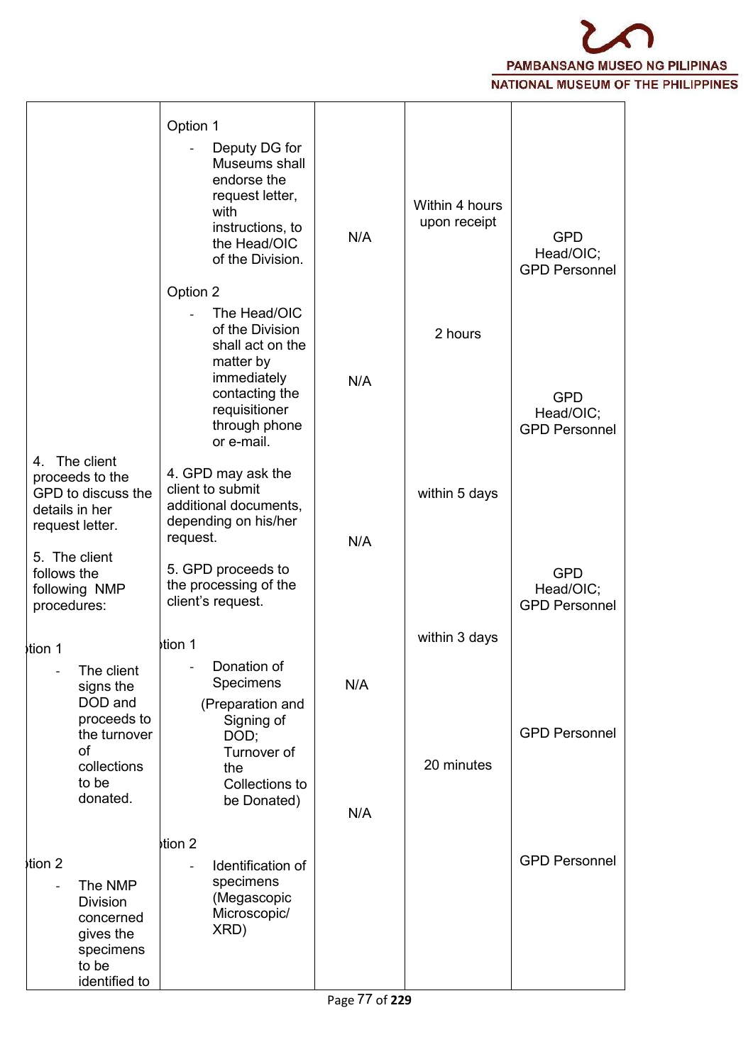| | | | | |
|---|---|---|---|---|
| | Option 1<br>- Deputy DG for Museums shall endorse the request letter, with instructions, to the Head/OIC of the Division. | N/A | Within 4 hours upon receipt | GPD Head/OIC; GPD Personnel |
| | Option 2<br>- The Head/OIC of the Division shall act on the matter by immediately contacting the requisitioner through phone or e-mail. | N/A | 2 hours | GPD Head/OIC; GPD Personnel |
| 4. The client proceeds to the GPD to discuss the details in her request letter. | 4. GPD may ask the client to submit additional documents, depending on his/her request. | N/A | within 5 days | GPD Head/OIC; GPD Personnel |
| 5. The client follows the following NMP procedures: | 5. GPD proceeds to the processing of the client's request. | | | |
| ption 1<br>- The client signs the DOD and proceeds to the turnover of collections to be donated. | ption 1<br>- Donation of Specimens (Preparation and Signing of DOD; Turnover of the Collections to be Donated) | N/A | within 3 days | GPD Personnel |
| ption 2<br>- The NMP Division concerned gives the specimens to be identified to | ption 2<br>- Identification of specimens (Megascopic Microscopic/ XRD) | N/A | 20 minutes | GPD Personnel |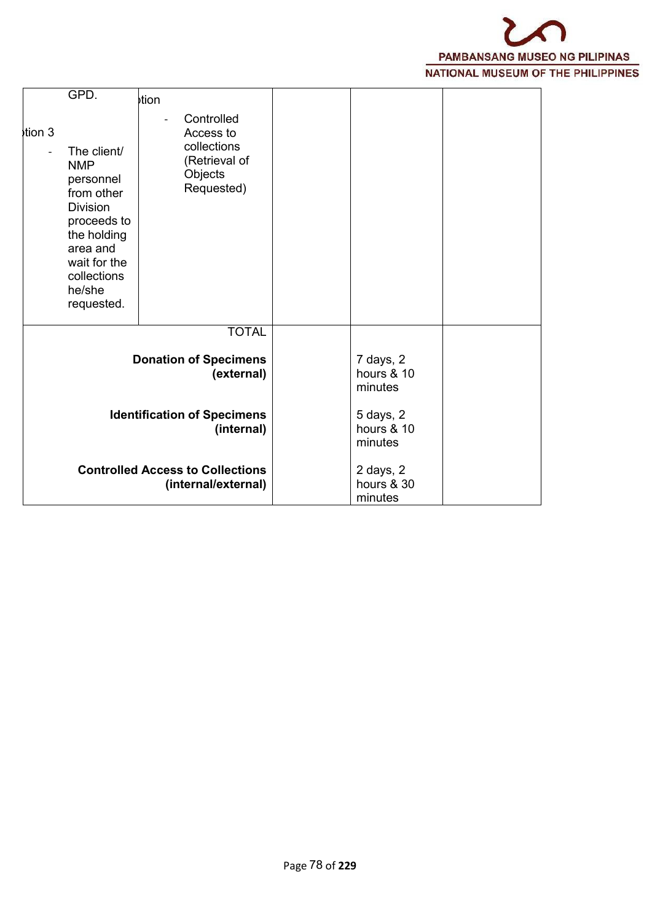| | | | | |
|---|---|---|---|---|
| GPD.<br><br>ɒtion 3<br>- The client/ NMP personnel from other Division proceeds to the holding area and wait for the collections he/she requested. | ɒtion<br>- Controlled Access to collections (Retrieval of Objects Requested) | | | |
| TOTAL<br><br>**Donation of Specimens (external)**<br><br>**Identification of Specimens (internal)**<br><br>**Controlled Access to Collections (internal/external)** | | | <br><br>7 days, 2 hours & 10 minutes<br><br>5 days, 2 hours & 10 minutes<br><br>2 days, 2 hours & 30 minutes | |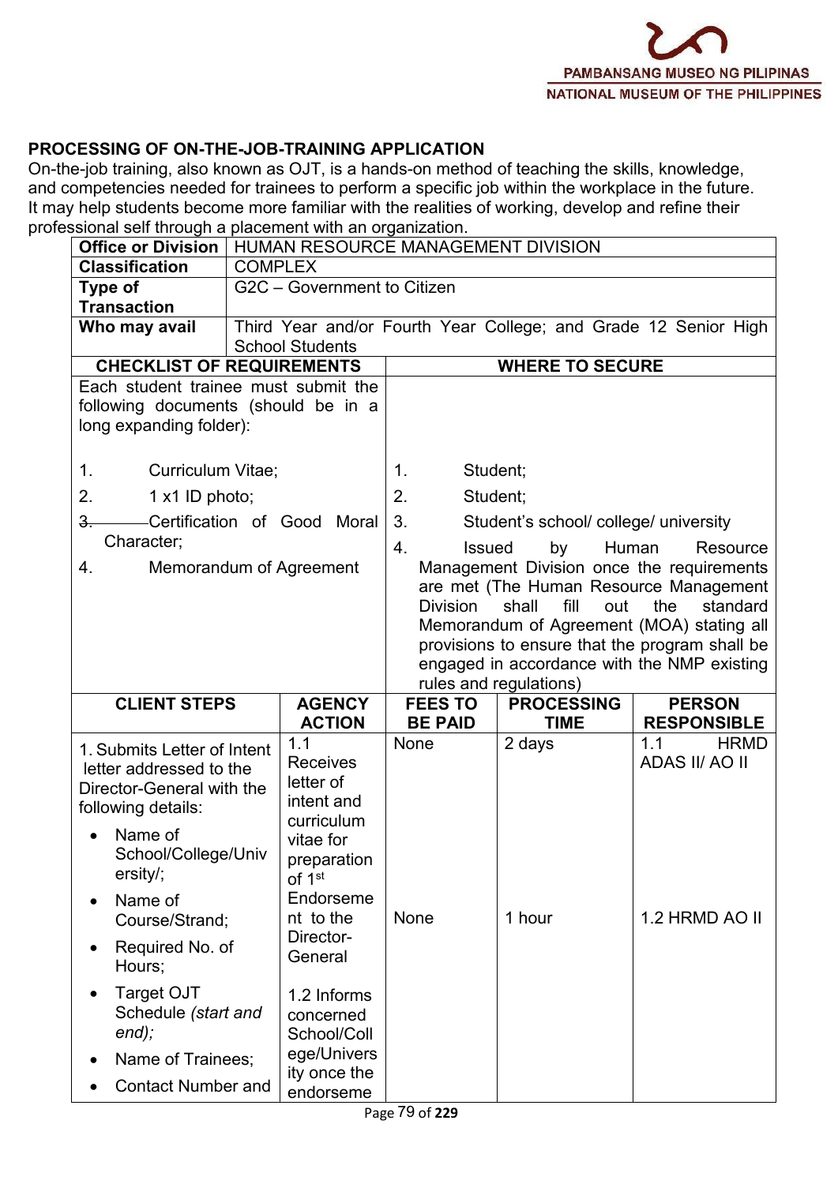## PROCESSING OF ON-THE-JOB-TRAINING APPLICATION

On-the-job training, also known as OJT, is a hands-on method of teaching the skills, knowledge, and competencies needed for trainees to perform a specific job within the workplace in the future. It may help students become more familiar with the realities of working, develop and refine their professional self through a placement with an organization.

| **Office or Division** | HUMAN RESOURCE MANAGEMENT DIVISION |
|---|---|
| **Classification** | COMPLEX |
| **Type of Transaction** | G2C – Government to Citizen |
| **Who may avail** | Third Year and/or Fourth Year College; and Grade 12 Senior High School Students |

| **CHECKLIST OF REQUIREMENTS** | **WHERE TO SECURE** |
|---|---|
| Each student trainee must submit the following documents (should be in a long expanding folder): | |
| 1. Curriculum Vitae; | 1. Student; |
| 2. 1 x1 ID photo; | 2. Student; |
| 3. Certification of Good Moral Character; | 3. Student's school/ college/ university |
| 4. Memorandum of Agreement | 4. Issued by Human Resource Management Division once the requirements are met (The Human Resource Management Division shall fill out the standard Memorandum of Agreement (MOA) stating all provisions to ensure that the program shall be engaged in accordance with the NMP existing rules and regulations) |

| **CLIENT STEPS** | **AGENCY ACTION** | **FEES TO BE PAID** | **PROCESSING TIME** | **PERSON RESPONSIBLE** |
|---|---|---|---|---|
| 1. Submits Letter of Intent letter addressed to the Director-General with the following details:<br>• Name of School/College/University/;<br>• Name of Course/Strand;<br>• Required No. of Hours;<br>• Target OJT Schedule *(start and end)*;<br>• Name of Trainees;<br>• Contact Number and | 1.1 Receives letter of intent and curriculum vitae for preparation of 1st Endorsement to the Director-General | None | 2 days | 1.1 HRMD ADAS II/ AO II |
| | 1.2 Informs concerned School/College/University once the endorseme | None | 1 hour | 1.2 HRMD AO II |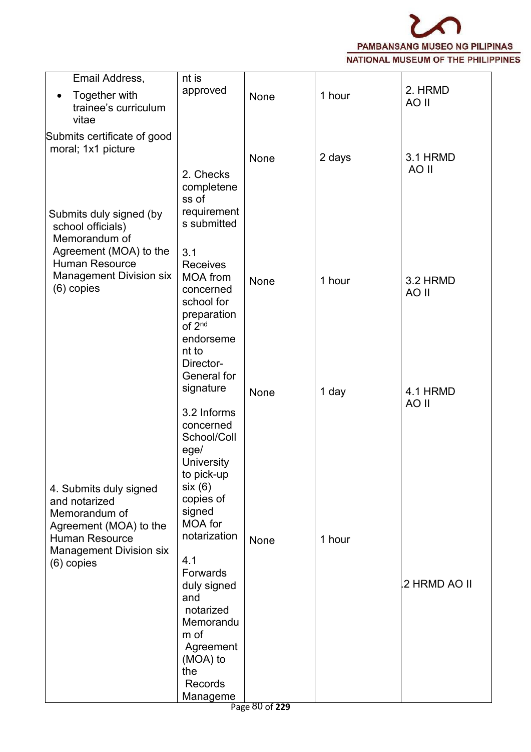| | | | | |
|---|---|---|---|---|
| Email Address,<br>• Together with trainee's curriculum vitae | nt is approved | None | 1 hour | 2. HRMD AO II |
| Submits certificate of good moral; 1x1 picture | 2. Checks completeness of requirements submitted | None | 2 days | 3.1 HRMD AO II |
| Submits duly signed (by school officials) Memorandum of Agreement (MOA) to the Human Resource Management Division six (6) copies | 3.1 Receives MOA from concerned school for preparation of 2nd endorsement to Director-General for signature | None | 1 hour | 3.2 HRMD AO II |
| | 3.2 Informs concerned School/College/University to pick-up six (6) copies of signed MOA for notarization | None | 1 day | 4.1 HRMD AO II |
| 4. Submits duly signed and notarized Memorandum of Agreement (MOA) to the Human Resource Management Division six (6) copies | 4.1 Forwards duly signed and notarized Memorandum of Agreement (MOA) to the Records Manageme | None | 1 hour | .2 HRMD AO II |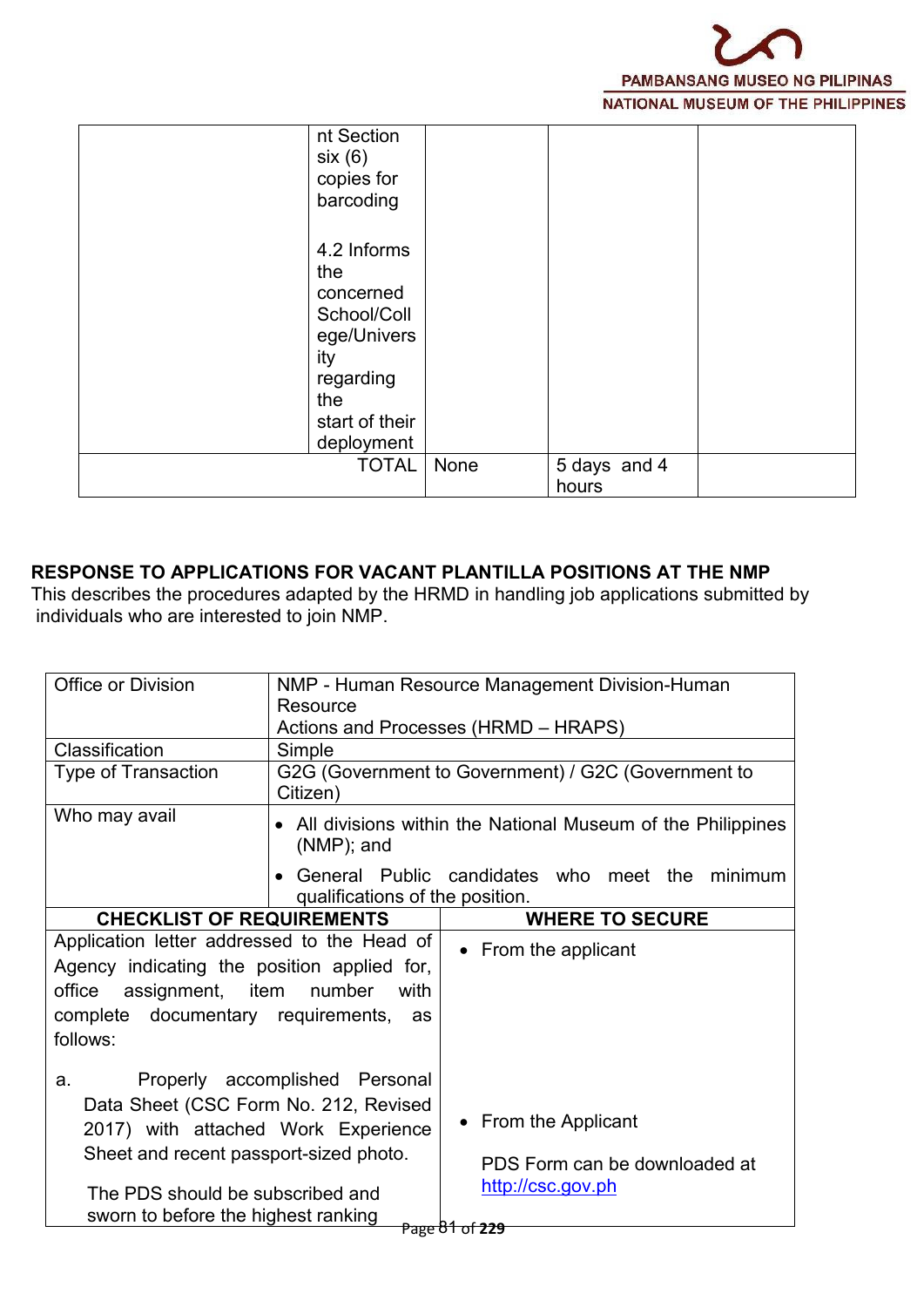| | nt Section six (6) copies for barcoding<br><br>4.2 Informs the concerned School/College/University regarding the start of their deployment | | | |
|---|---|---|---|---|
| | TOTAL | None | 5 days and 4 hours | |

**RESPONSE TO APPLICATIONS FOR VACANT PLANTILLA POSITIONS AT THE NMP**

This describes the procedures adapted by the HRMD in handling job applications submitted by individuals who are interested to join NMP.

| Office or Division | NMP - Human Resource Management Division-Human Resource Actions and Processes (HRMD – HRAPS) |
|---|---|
| Classification | Simple |
| Type of Transaction | G2G (Government to Government) / G2C (Government to Citizen) |
| Who may avail | • All divisions within the National Museum of the Philippines (NMP); and<br>• General Public candidates who meet the minimum qualifications of the position. |
| **CHECKLIST OF REQUIREMENTS** | **WHERE TO SECURE** |
| Application letter addressed to the Head of Agency indicating the position applied for, office assignment, item number with complete documentary requirements, as follows:<br><br>a. Properly accomplished Personal Data Sheet (CSC Form No. 212, Revised 2017) with attached Work Experience Sheet and recent passport-sized photo.<br><br>The PDS should be subscribed and sworn to before the highest ranking | • From the applicant<br><br>• From the Applicant<br><br>PDS Form can be downloaded at http://csc.gov.ph |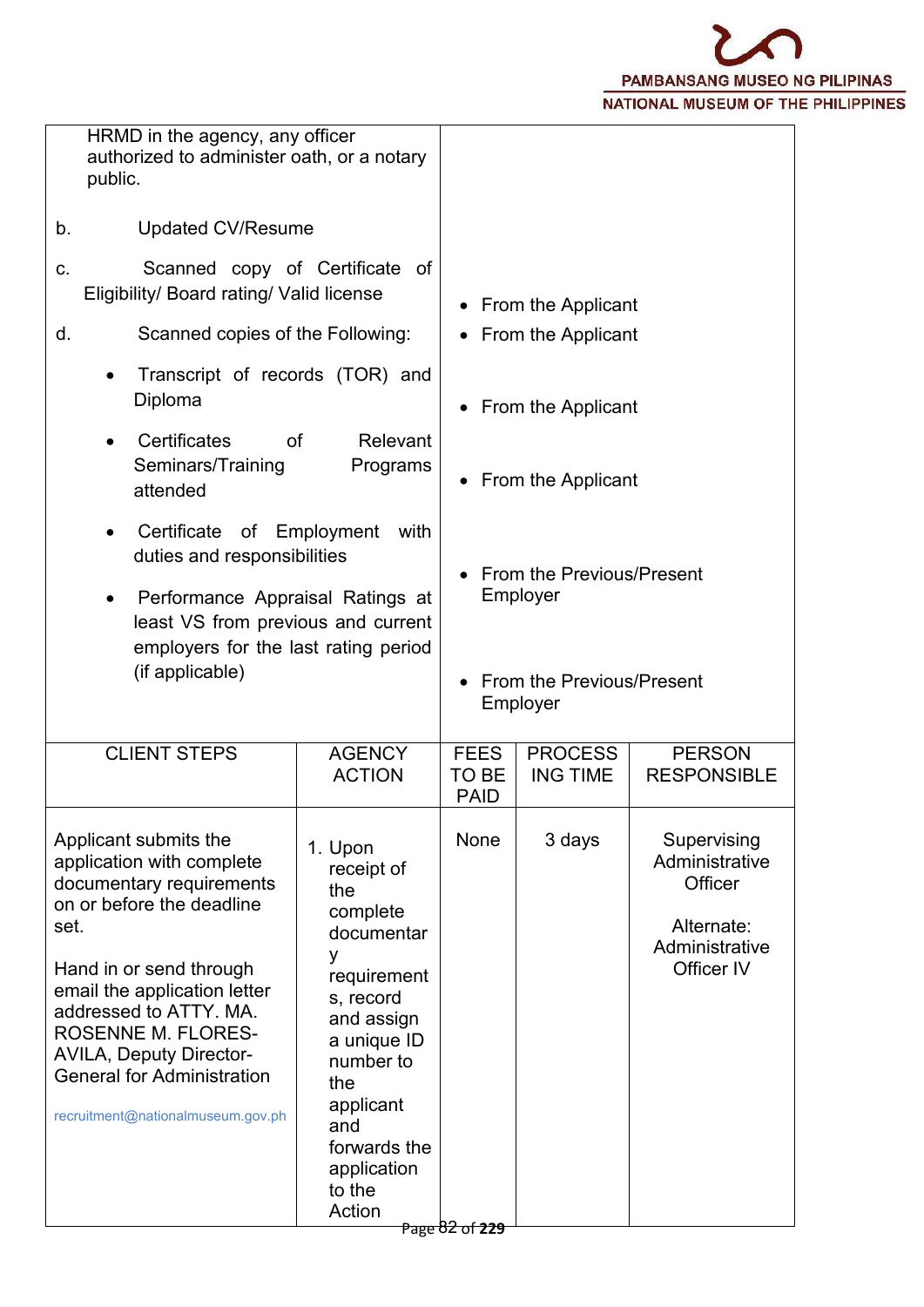| | |
|---|---|
| HRMD in the agency, any officer authorized to administer oath, or a notary public. | |
| b. Updated CV/Resume | • From the Applicant |
| c. Scanned copy of Certificate of Eligibility/ Board rating/ Valid license | • From the Applicant |
| d. Scanned copies of the Following: | |
| • Transcript of records (TOR) and Diploma | • From the Applicant |
| • Certificates of Relevant Seminars/Training Programs attended | • From the Applicant |
| • Certificate of Employment with duties and responsibilities | • From the Previous/Present Employer |
| • Performance Appraisal Ratings at least VS from previous and current employers for the last rating period (if applicable) | • From the Previous/Present Employer |

| CLIENT STEPS | AGENCY ACTION | FEES TO BE PAID | PROCESSING TIME | PERSON RESPONSIBLE |
|---|---|---|---|---|
| Applicant submits the application with complete documentary requirements on or before the deadline set.<br><br>Hand in or send through email the application letter addressed to ATTY. MA. ROSENNE M. FLORES-AVILA, Deputy Director-General for Administration<br><br>recruitment@nationalmuseum.gov.ph | 1. Upon receipt of the complete documentary requirements, record and assign a unique ID number to the applicant and forwards the application to the Action | None | 3 days | Supervising Administrative Officer<br><br>Alternate: Administrative Officer IV |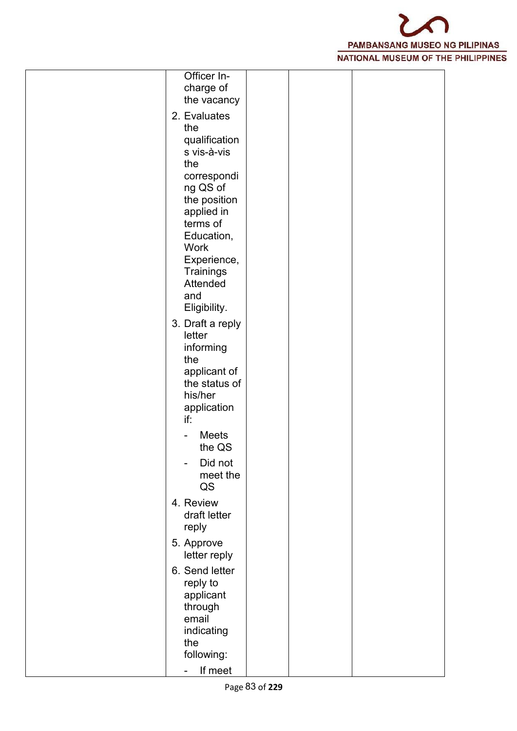|  | Officer In-charge of the vacancy<br><br>2. Evaluates the qualifications vis-à-vis the corresponding QS of the position applied in terms of Education, Work Experience, Trainings Attended and Eligibility.<br><br>3. Draft a reply letter informing the applicant of the status of his/her application if:<br>- Meets the QS<br>- Did not meet the QS<br><br>4. Review draft letter reply<br><br>5. Approve letter reply<br><br>6. Send letter reply to applicant through email indicating the following:<br>- If meet |  |  |  |
|---|---|---|---|---|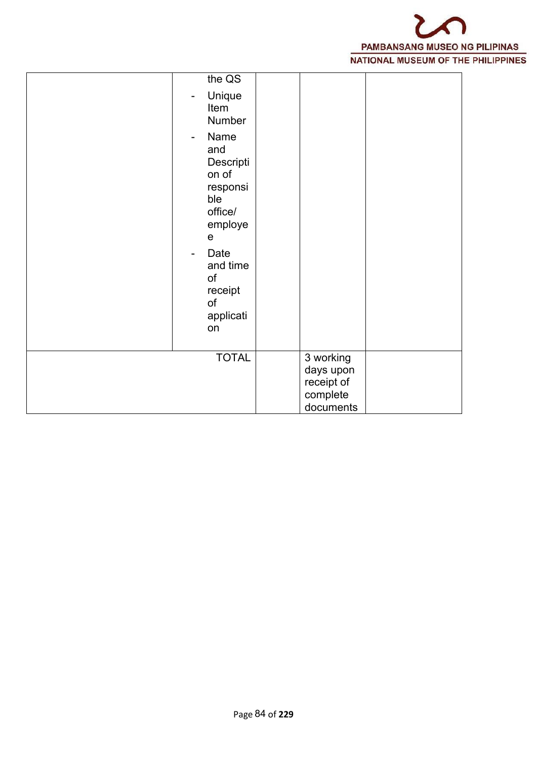|  | the QS<br>- Unique Item Number<br>- Name and Description of responsible office/ employee<br>- Date and time of receipt of application |  |  |  |
|---|---|---|---|---|
| TOTAL | |  | 3 working days upon receipt of complete documents |  |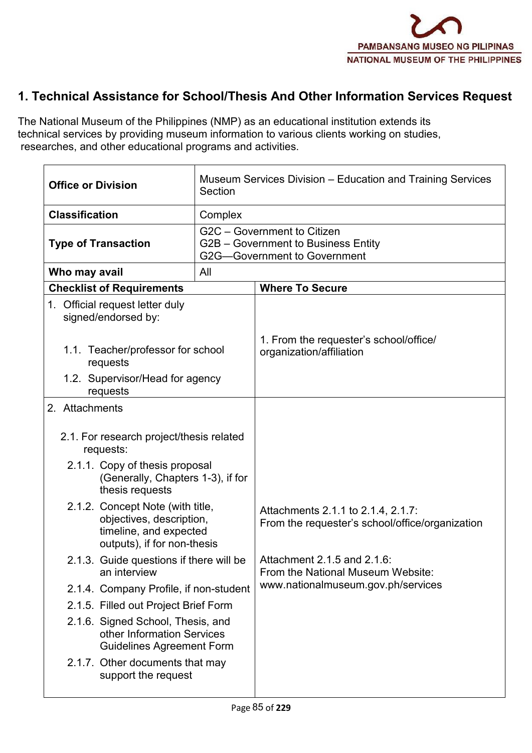# 1. Technical Assistance for School/Thesis And Other Information Services Request

The National Museum of the Philippines (NMP) as an educational institution extends its technical services by providing museum information to various clients working on studies, researches, and other educational programs and activities.

| **Office or Division** | Museum Services Division – Education and Training Services Section |
|---|---|
| **Classification** | Complex |
| **Type of Transaction** | G2C – Government to Citizen<br>G2B – Government to Business Entity<br>G2G—Government to Government |
| **Who may avail** | All |

| **Checklist of Requirements** | **Where To Secure** |
|---|---|
| 1. Official request letter duly signed/endorsed by:<br><br>1.1. Teacher/professor for school requests<br>1.2. Supervisor/Head for agency requests | 1. From the requester's school/office/ organization/affiliation |
| 2. Attachments<br><br>2.1. For research project/thesis related requests:<br>2.1.1. Copy of thesis proposal (Generally, Chapters 1-3), if for thesis requests<br>2.1.2. Concept Note (with title, objectives, description, timeline, and expected outputs), if for non-thesis<br>2.1.3. Guide questions if there will be an interview<br>2.1.4. Company Profile, if non-student<br>2.1.5. Filled out Project Brief Form<br>2.1.6. Signed School, Thesis, and other Information Services Guidelines Agreement Form<br>2.1.7. Other documents that may support the request | Attachments 2.1.1 to 2.1.4, 2.1.7:<br>From the requester's school/office/organization<br><br>Attachment 2.1.5 and 2.1.6:<br>From the National Museum Website:<br>www.nationalmuseum.gov.ph/services |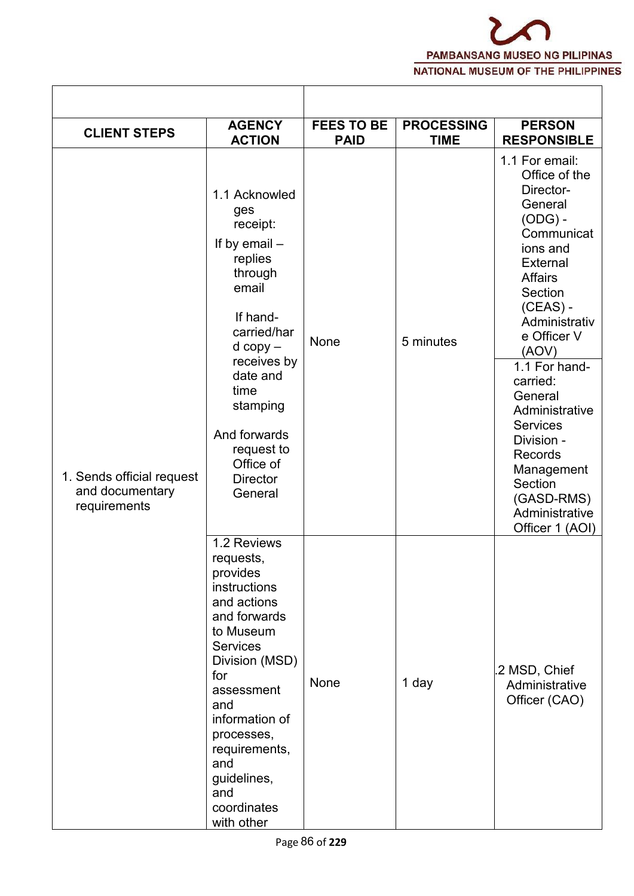| | | | | |
|---|---|---|---|---|
| **CLIENT STEPS** | **AGENCY ACTION** | **FEES TO BE PAID** | **PROCESSING TIME** | **PERSON RESPONSIBLE** |
| 1. Sends official request and documentary requirements | 1.1 Acknowledges receipt: If by email – replies through email If hand-carried/hard copy – receives by date and time stamping And forwards request to Office of Director General | None | 5 minutes | 1.1 For email: Office of the Director-General (ODG) - Communications and External Affairs Section (CEAS) - Administrative Officer V (AOV) 1.1 For hand-carried: General Administrative Services Division - Records Management Section (GASD-RMS) Administrative Officer 1 (AOI) |
| | 1.2 Reviews requests, provides instructions and actions and forwards to Museum Services Division (MSD) for assessment and information of processes, requirements, and guidelines, and coordinates with other | None | 1 day | .2 MSD, Chief Administrative Officer (CAO) |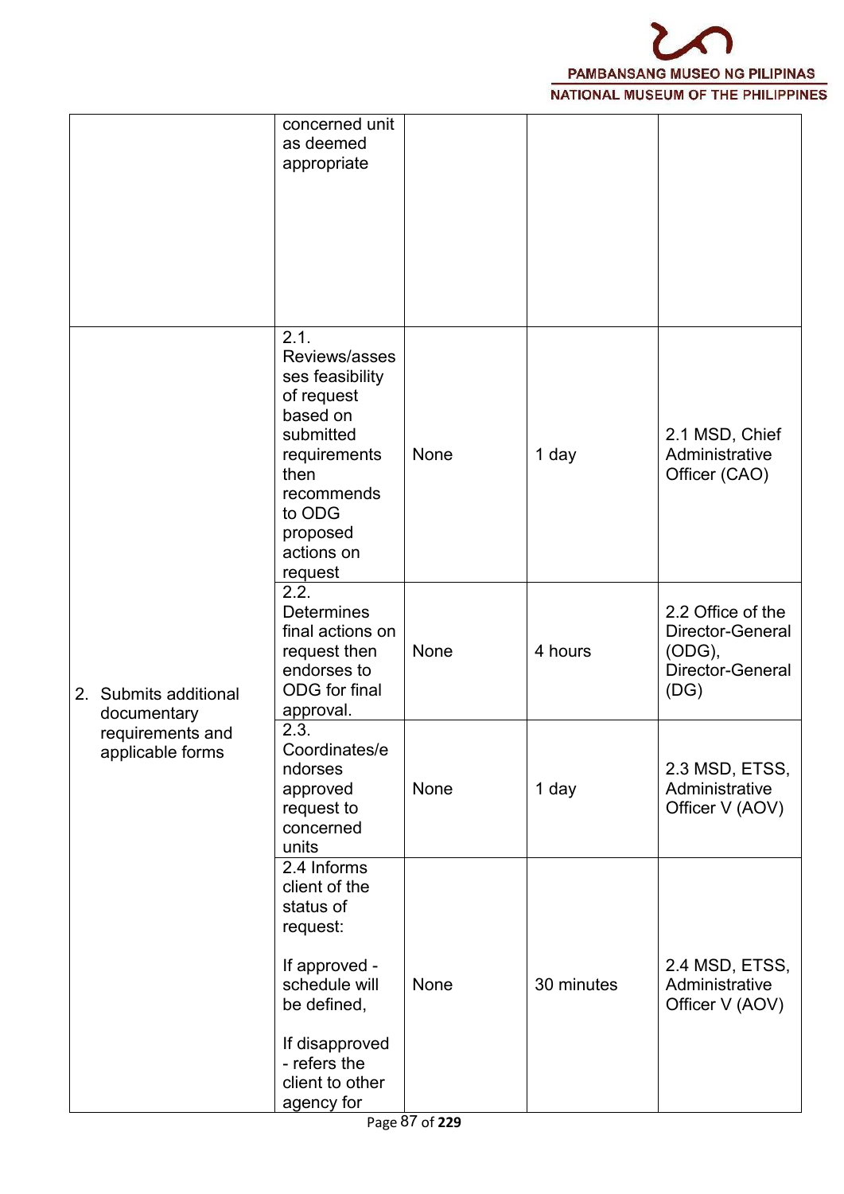| | | | | |
|---|---|---|---|---|
| | concerned unit as deemed appropriate | | | |
| 2. Submits additional documentary requirements and applicable forms | 2.1. Reviews/assesses feasibility of request based on submitted requirements then recommends to ODG proposed actions on request | None | 1 day | 2.1 MSD, Chief Administrative Officer (CAO) |
| | 2.2. Determines final actions on request then endorses to ODG for final approval. | None | 4 hours | 2.2 Office of the Director-General (ODG), Director-General (DG) |
| | 2.3. Coordinates/endorses approved request to concerned units | None | 1 day | 2.3 MSD, ETSS, Administrative Officer V (AOV) |
| | 2.4 Informs client of the status of request:<br><br>If approved - schedule will be defined,<br><br>If disapproved - refers the client to other agency for | None | 30 minutes | 2.4 MSD, ETSS, Administrative Officer V (AOV) |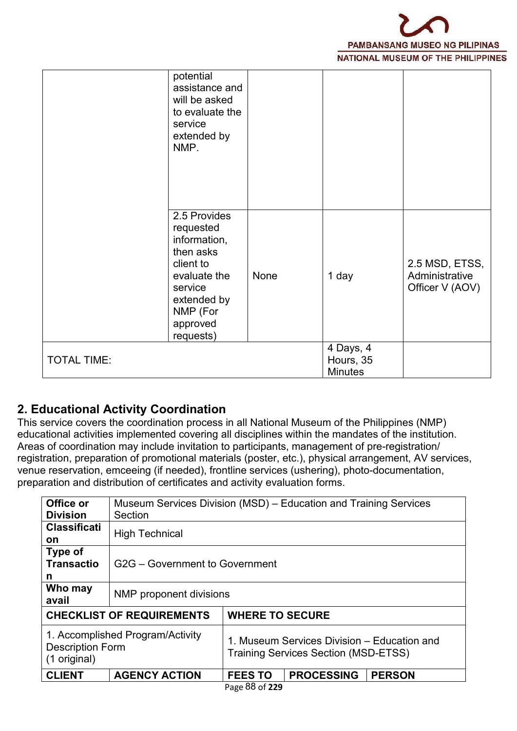| | | | | |
|---|---|---|---|---|
| | potential assistance and will be asked to evaluate the service extended by NMP. | | | |
| | 2.5 Provides requested information, then asks client to evaluate the service extended by NMP (For approved requests) | None | 1 day | 2.5 MSD, ETSS, Administrative Officer V (AOV) |
| TOTAL TIME: | | | 4 Days, 4 Hours, 35 Minutes | |

## 2. Educational Activity Coordination

This service covers the coordination process in all National Museum of the Philippines (NMP) educational activities implemented covering all disciplines within the mandates of the institution. Areas of coordination may include invitation to participants, management of pre-registration/ registration, preparation of promotional materials (poster, etc.), physical arrangement, AV services, venue reservation, emceeing (if needed), frontline services (ushering), photo-documentation, preparation and distribution of certificates and activity evaluation forms.

| | | | | |
|---|---|---|---|---|
| **Office or Division** | Museum Services Division (MSD) – Education and Training Services Section | | | |
| **Classification** | High Technical | | | |
| **Type of Transaction** | G2G – Government to Government | | | |
| **Who may avail** | NMP proponent divisions | | | |
| **CHECKLIST OF REQUIREMENTS** | | **WHERE TO SECURE** | | |
| 1. Accomplished Program/Activity Description Form (1 original) | | 1. Museum Services Division – Education and Training Services Section (MSD-ETSS) | | |
| **CLIENT** | **AGENCY ACTION** | **FEES TO** | **PROCESSING** | **PERSON** |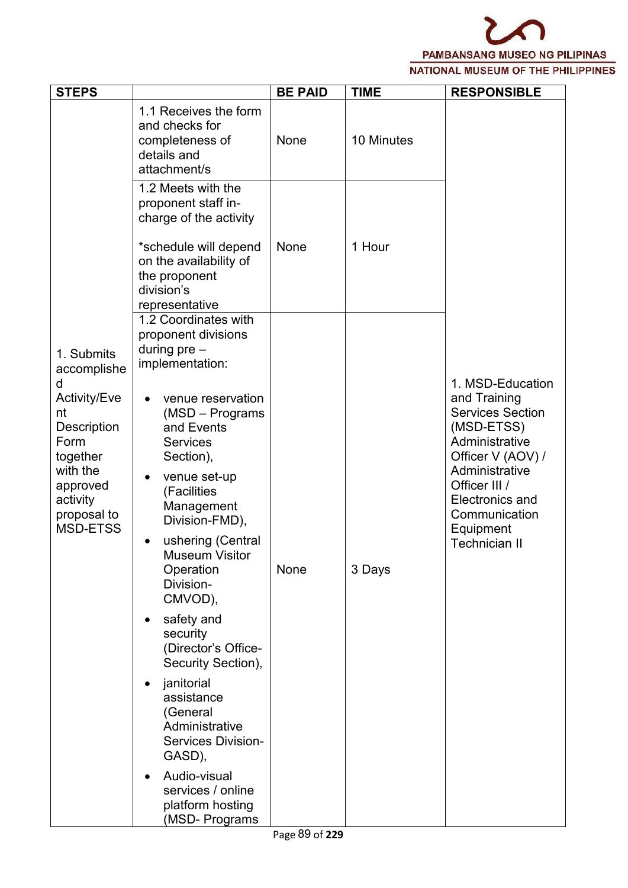| STEPS | | BE PAID | TIME | RESPONSIBLE |
|---|---|---|---|---|
| 1. Submits accomplished Activity/Event Description Form together with the approved activity proposal to MSD-ETSS | 1.1 Receives the form and checks for completeness of details and attachment/s | None | 10 Minutes | 1. MSD-Education and Training Services Section (MSD-ETSS) Administrative Officer V (AOV) / Administrative Officer III / Electronics and Communication Equipment Technician II |
| | 1.2 Meets with the proponent staff in-charge of the activity<br><br>*schedule will depend on the availability of the proponent division's representative | None | 1 Hour | |
| | 1.2 Coordinates with proponent divisions during pre – implementation:<br><br>• venue reservation (MSD – Programs and Events Services Section),<br>• venue set-up (Facilities Management Division-FMD),<br>• ushering (Central Museum Visitor Operation Division-CMVOD),<br>• safety and security (Director's Office-Security Section),<br>• janitorial assistance (General Administrative Services Division-GASD),<br>• Audio-visual services / online platform hosting (MSD- Programs | None | 3 Days | |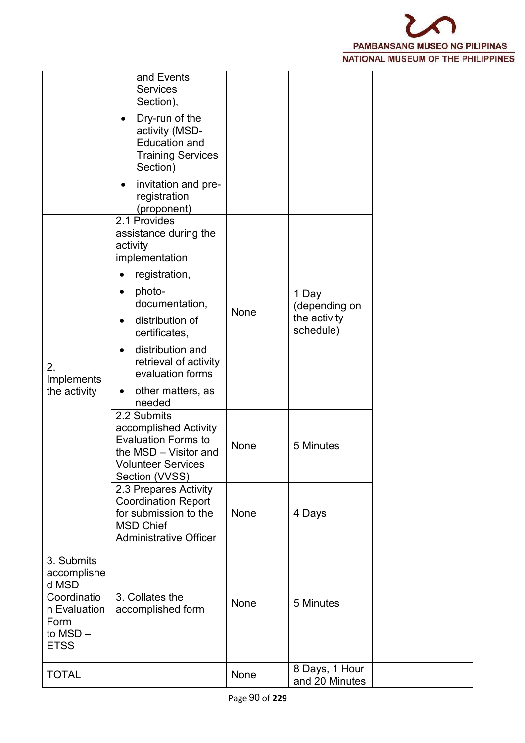| | | | | |
|---|---|---|---|---|
| | and Events Services Section),<br>• Dry-run of the activity (MSD-Education and Training Services Section)<br>• invitation and pre-registration (proponent) | | | |
| 2. Implements the activity | 2.1 Provides assistance during the activity implementation<br>• registration,<br>• photo-documentation,<br>• distribution of certificates,<br>• distribution and retrieval of activity evaluation forms<br>• other matters, as needed | None | 1 Day (depending on the activity schedule) | |
| | 2.2 Submits accomplished Activity Evaluation Forms to the MSD – Visitor and Volunteer Services Section (VVSS) | None | 5 Minutes | |
| | 2.3 Prepares Activity Coordination Report for submission to the MSD Chief Administrative Officer | None | 4 Days | |
| 3. Submits accomplished MSD Coordination Evaluation Form to MSD – ETSS | 3. Collates the accomplished form | None | 5 Minutes | |
| TOTAL | | None | 8 Days, 1 Hour and 20 Minutes | |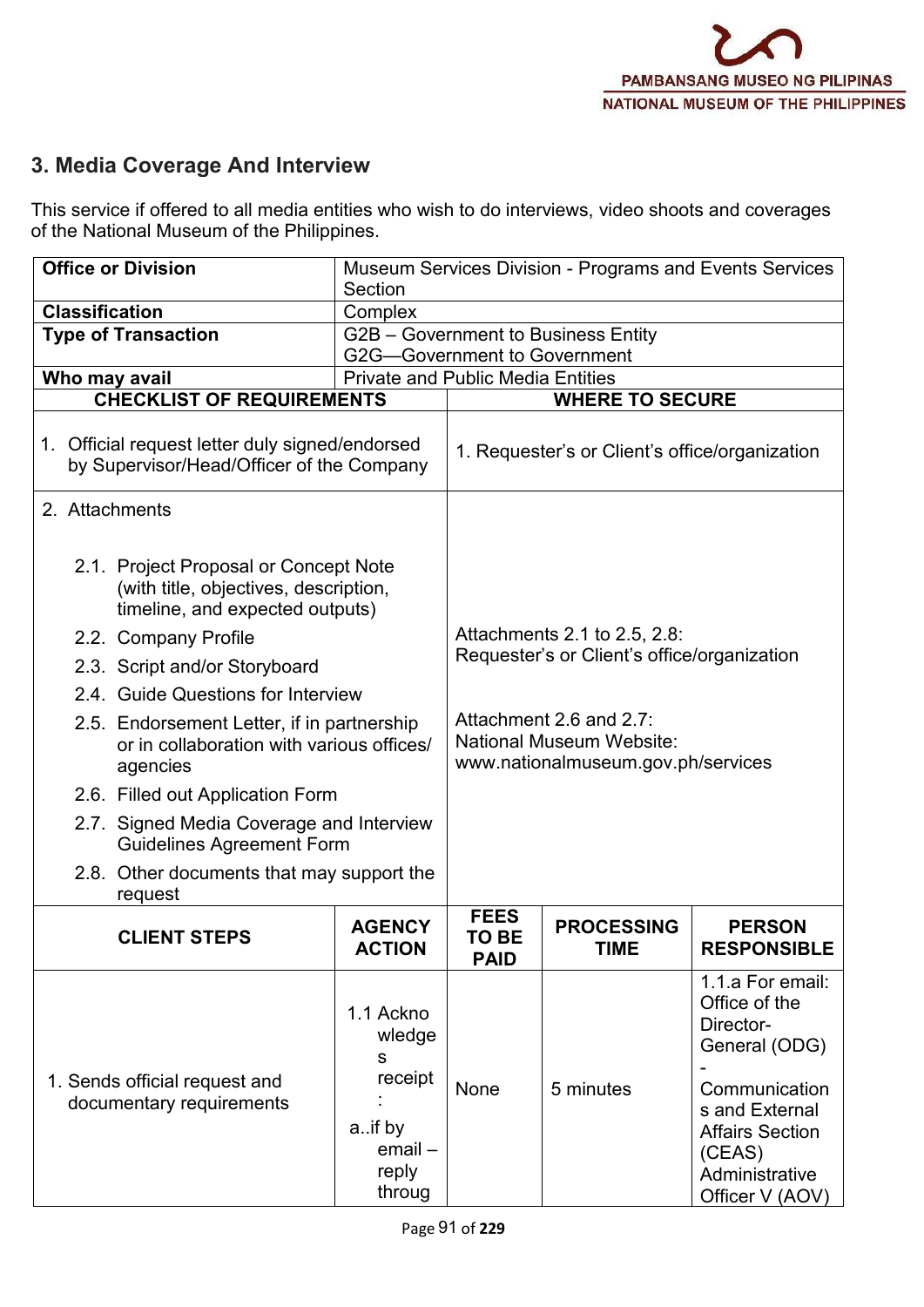## 3. Media Coverage And Interview

This service if offered to all media entities who wish to do interviews, video shoots and coverages of the National Museum of the Philippines.

| Office or Division | Museum Services Division - Programs and Events Services Section |
|---|---|
| Classification | Complex |
| Type of Transaction | G2B – Government to Business Entity<br>G2G—Government to Government |
| Who may avail | Private and Public Media Entities |

| CHECKLIST OF REQUIREMENTS | WHERE TO SECURE |
|---|---|
| 1. Official request letter duly signed/endorsed by Supervisor/Head/Officer of the Company | 1. Requester's or Client's office/organization |
| 2. Attachments<br>2.1. Project Proposal or Concept Note (with title, objectives, description, timeline, and expected outputs)<br>2.2. Company Profile<br>2.3. Script and/or Storyboard<br>2.4. Guide Questions for Interview<br>2.5. Endorsement Letter, if in partnership or in collaboration with various offices/ agencies<br>2.6. Filled out Application Form<br>2.7. Signed Media Coverage and Interview Guidelines Agreement Form<br>2.8. Other documents that may support the request | Attachments 2.1 to 2.5, 2.8: Requester's or Client's office/organization<br><br>Attachment 2.6 and 2.7: National Museum Website: www.nationalmuseum.gov.ph/services |

| CLIENT STEPS | AGENCY ACTION | FEES TO BE PAID | PROCESSING TIME | PERSON RESPONSIBLE |
|---|---|---|---|---|
| 1. Sends official request and documentary requirements | 1.1 Acknowledges receipt:<br>a..if by email – reply throug | None | 5 minutes | 1.1.a For email: Office of the Director-General (ODG) - Communications and External Affairs Section (CEAS) Administrative Officer V (AOV) |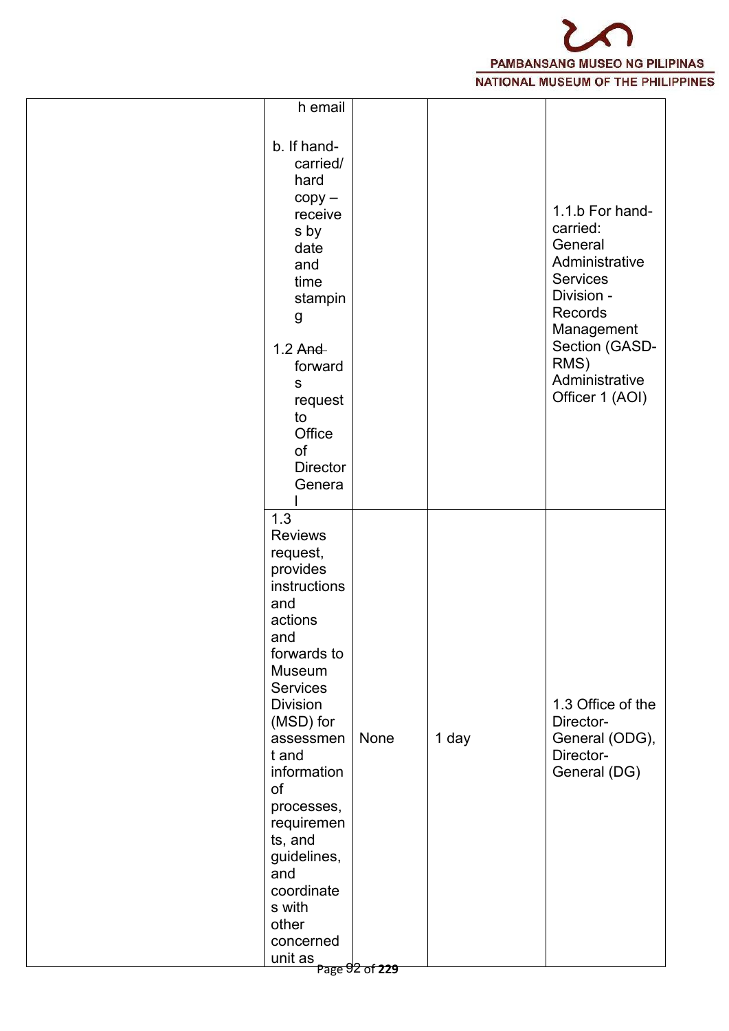| | | | | |
|---|---|---|---|---|
| | h email<br><br>b. If hand-carried/ hard copy – receives by date and time stamping<br><br>1.2 ~~And~~ forwards request to Office of Director General | | | 1.1.b For hand-carried: General Administrative Services Division - Records Management Section (GASD-RMS) Administrative Officer 1 (AOI) |
| | 1.3 Reviews request, provides instructions and actions and forwards to Museum Services Division (MSD) for assessment and information of processes, requirements, and guidelines, and coordinates with other concerned unit as | None | 1 day | 1.3 Office of the Director-General (ODG), Director-General (DG) |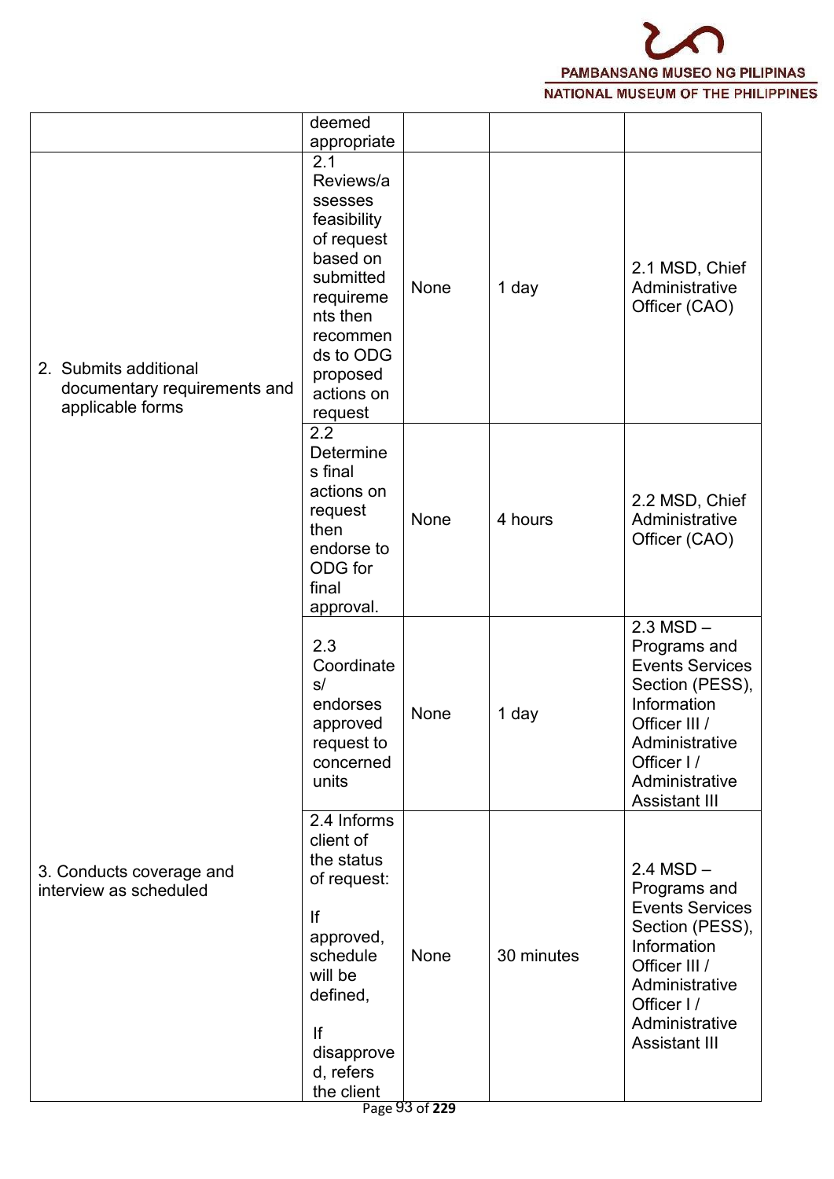| | | | | |
|---|---|---|---|---|
| | deemed appropriate | | | |
| 2. Submits additional documentary requirements and applicable forms | 2.1 Reviews/assesses feasibility of request based on submitted requirements then recommends to ODG proposed actions on request | None | 1 day | 2.1 MSD, Chief Administrative Officer (CAO) |
| | 2.2 Determines final actions on request then endorse to ODG for final approval. | None | 4 hours | 2.2 MSD, Chief Administrative Officer (CAO) |
| | 2.3 Coordinates/ endorses approved request to concerned units | None | 1 day | 2.3 MSD – Programs and Events Services Section (PESS), Information Officer III / Administrative Officer I / Administrative Assistant III |
| 3. Conducts coverage and interview as scheduled | 2.4 Informs client of the status of request:<br><br>If approved, schedule will be defined,<br><br>If disapproved, refers the client | None | 30 minutes | 2.4 MSD – Programs and Events Services Section (PESS), Information Officer III / Administrative Officer I / Administrative Assistant III |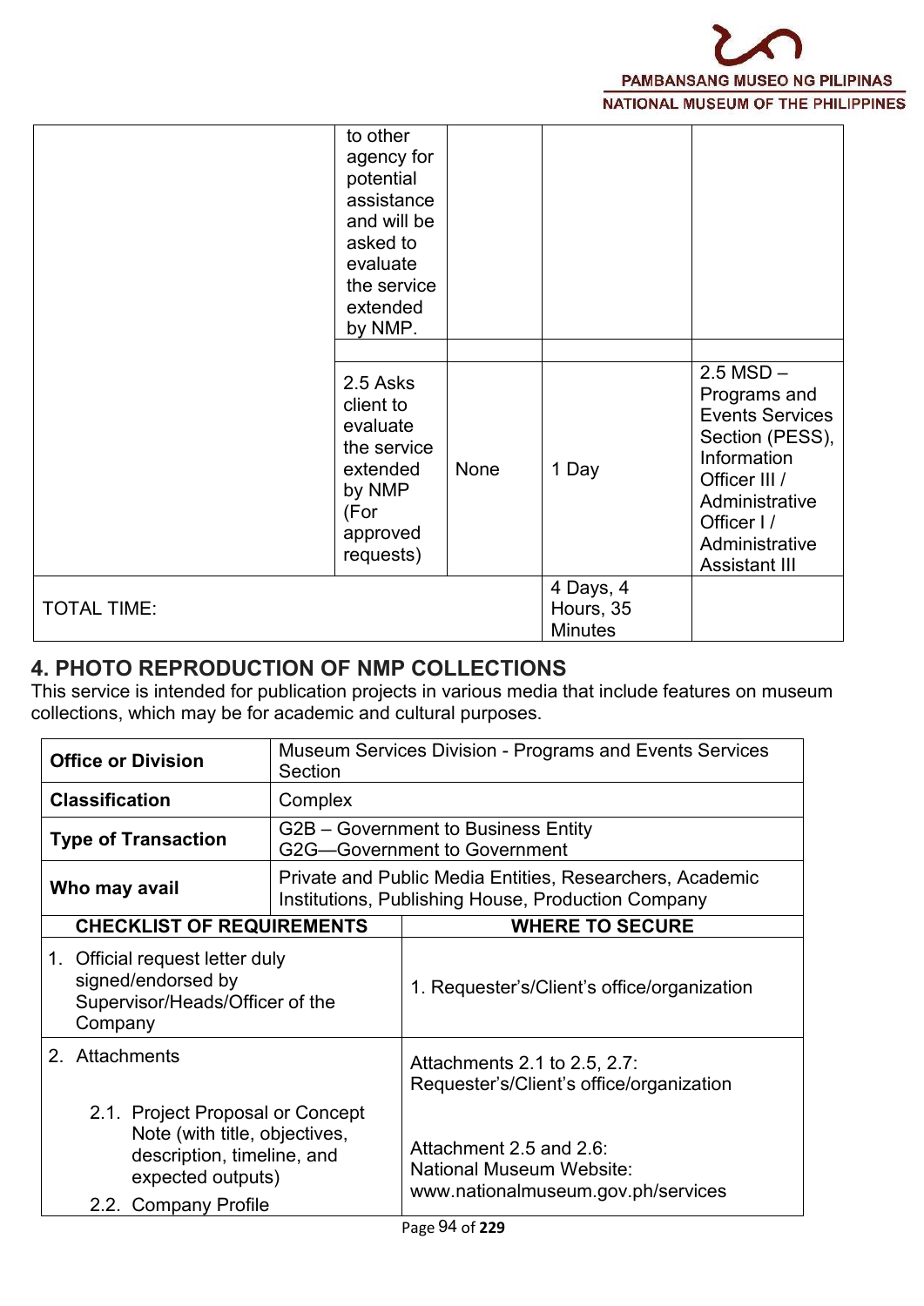| | | | | |
|---|---|---|---|---|
| | to other agency for potential assistance and will be asked to evaluate the service extended by NMP. | | | |
| | | | | |
| | 2.5 Asks client to evaluate the service extended by NMP (For approved requests) | None | 1 Day | 2.5 MSD – Programs and Events Services Section (PESS), Information Officer III / Administrative Officer I / Administrative Assistant III |
| TOTAL TIME: | | | 4 Days, 4 Hours, 35 Minutes | |

## 4. PHOTO REPRODUCTION OF NMP COLLECTIONS

This service is intended for publication projects in various media that include features on museum collections, which may be for academic and cultural purposes.

| | |
|---|---|
| **Office or Division** | Museum Services Division - Programs and Events Services Section |
| **Classification** | Complex |
| **Type of Transaction** | G2B – Government to Business Entity<br>G2G—Government to Government |
| **Who may avail** | Private and Public Media Entities, Researchers, Academic Institutions, Publishing House, Production Company |
| **CHECKLIST OF REQUIREMENTS** | **WHERE TO SECURE** |
| 1. Official request letter duly signed/endorsed by Supervisor/Heads/Officer of the Company | 1. Requester's/Client's office/organization |
| 2. Attachments<br><br>2.1. Project Proposal or Concept Note (with title, objectives, description, timeline, and expected outputs)<br>2.2. Company Profile | Attachments 2.1 to 2.5, 2.7: Requester's/Client's office/organization<br><br>Attachment 2.5 and 2.6: National Museum Website: www.nationalmuseum.gov.ph/services |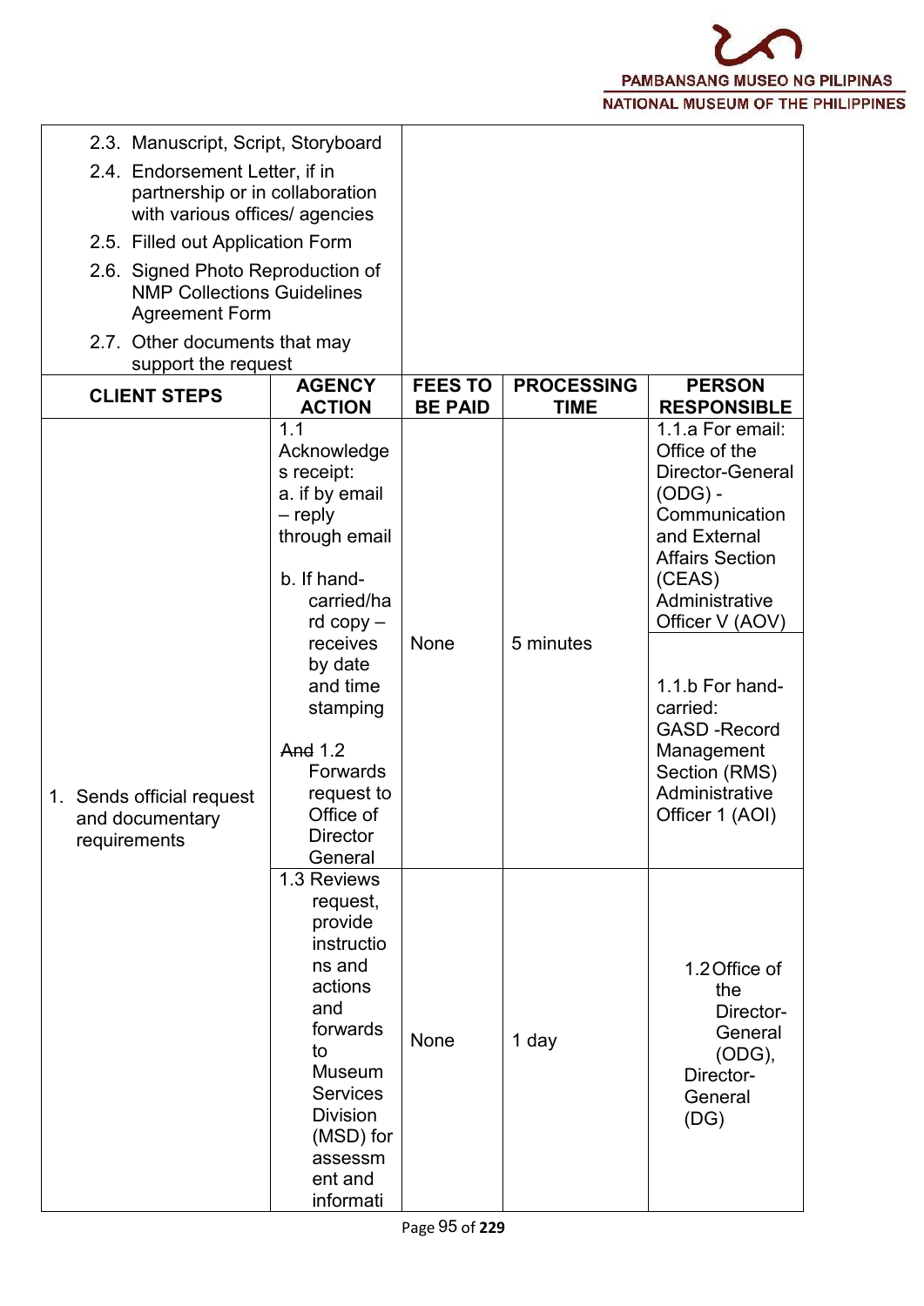| | | | | |
|---|---|---|---|---|
| 2.3. Manuscript, Script, Storyboard<br>2.4. Endorsement Letter, if in partnership or in collaboration with various offices/ agencies<br>2.5. Filled out Application Form<br>2.6. Signed Photo Reproduction of NMP Collections Guidelines Agreement Form<br>2.7. Other documents that may support the request | | | | |
| **CLIENT STEPS** | **AGENCY ACTION** | **FEES TO BE PAID** | **PROCESSING TIME** | **PERSON RESPONSIBLE** |
| 1. Sends official request and documentary requirements | 1.1 Acknowledges receipt:<br>a. if by email – reply through email<br><br>b. If hand-carried/hard copy – receives by date and time stamping<br><br>~~And~~ 1.2 Forwards request to Office of Director General | None | 5 minutes | 1.1.a For email: Office of the Director-General (ODG) - Communication and External Affairs Section (CEAS) Administrative Officer V (AOV)<br><br>1.1.b For hand-carried: GASD -Record Management Section (RMS) Administrative Officer 1 (AOI) |
| | 1.3 Reviews request, provide instructions and actions and forwards to Museum Services Division (MSD) for assessment and informati | None | 1 day | 1.2 Office of the Director-General (ODG), Director-General (DG) |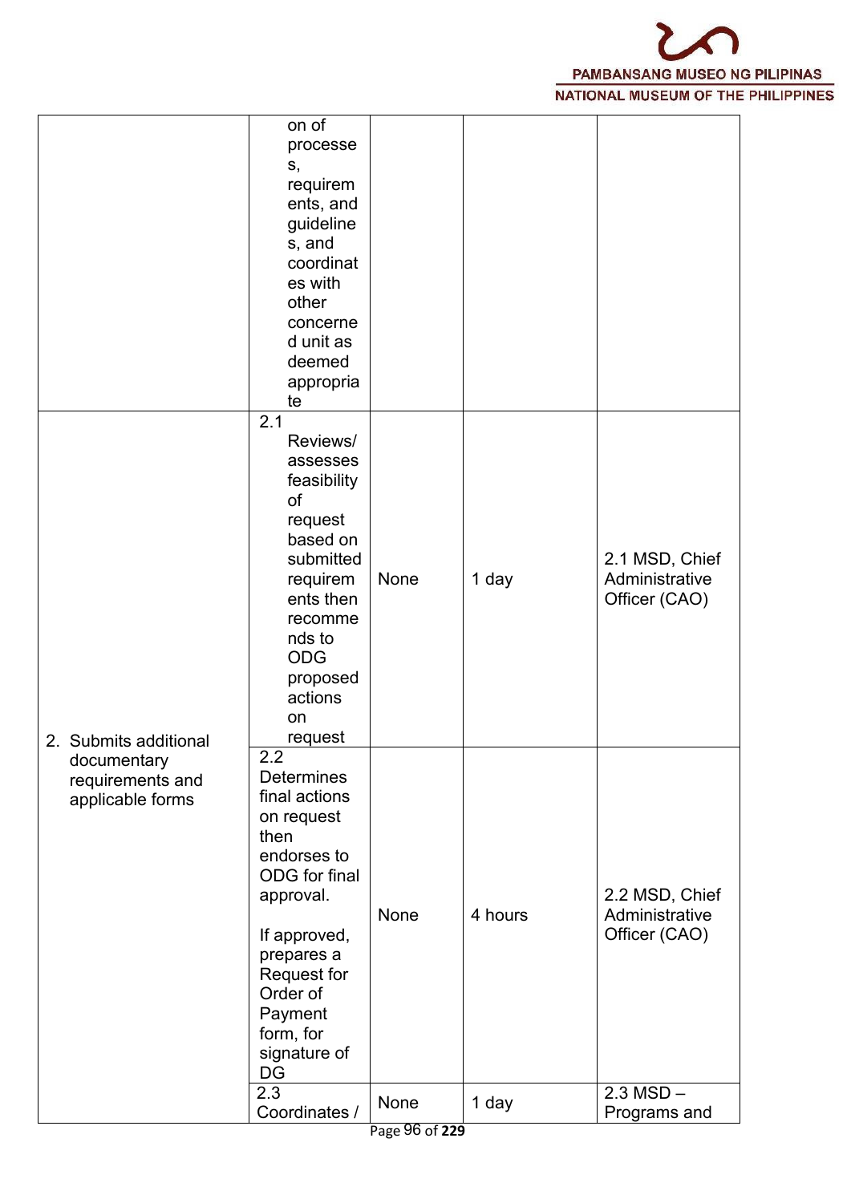| | | | | |
|---|---|---|---|---|
| | on of processes, requirements, and guidelines, and coordinates with other concerned unit as deemed appropriate | | | |
| 2. Submits additional documentary requirements and applicable forms | 2.1 Reviews/ assesses feasibility of request based on submitted requirements then recommends to ODG proposed actions on request | None | 1 day | 2.1 MSD, Chief Administrative Officer (CAO) |
| | 2.2 Determines final actions on request then endorses to ODG for final approval.<br><br>If approved, prepares a Request for Order of Payment form, for signature of DG | None | 4 hours | 2.2 MSD, Chief Administrative Officer (CAO) |
| | 2.3 Coordinates / | None | 1 day | 2.3 MSD – Programs and |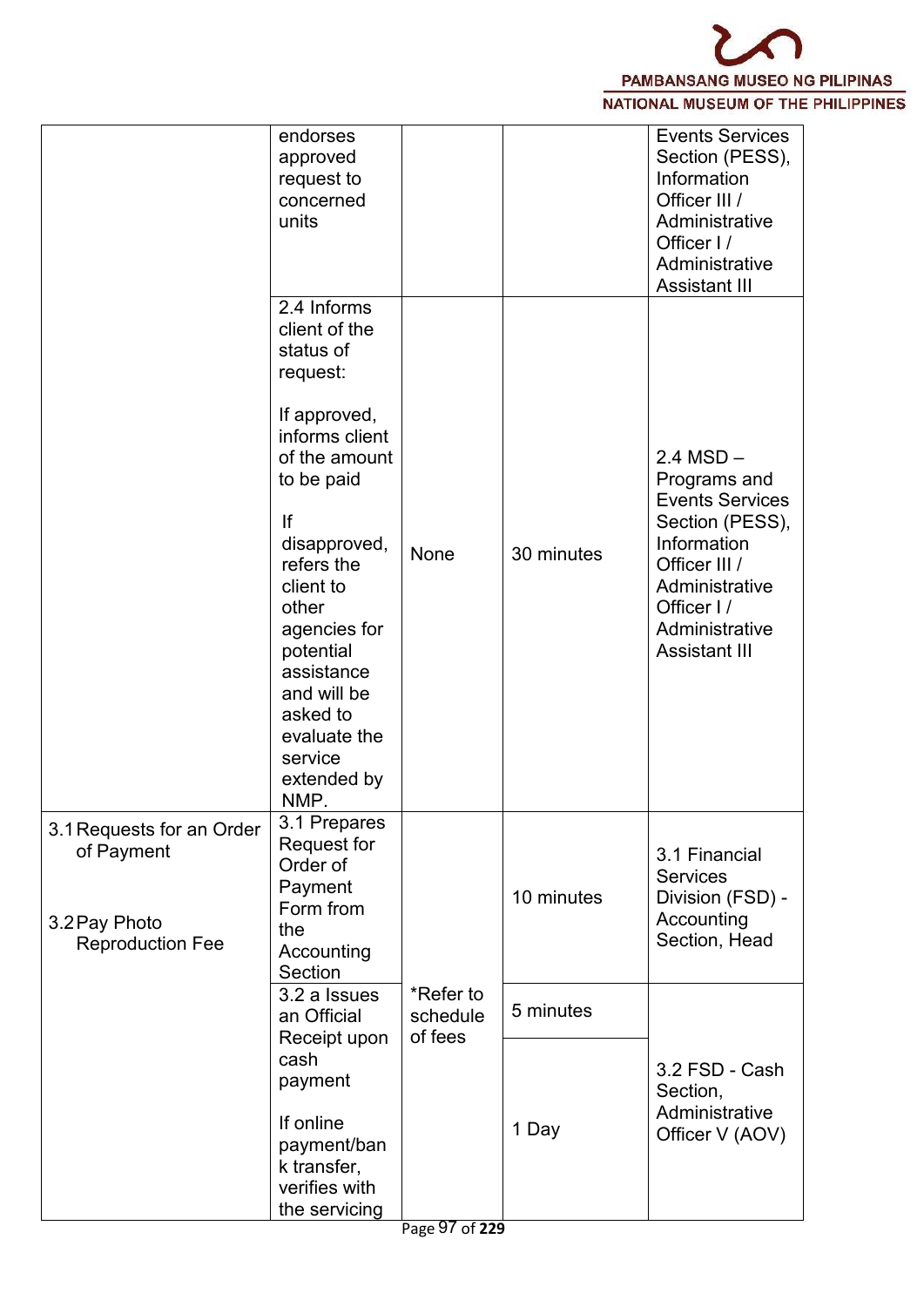| | | | | |
|---|---|---|---|---|
| | endorses approved request to concerned units | | | Events Services Section (PESS), Information Officer III / Administrative Officer I / Administrative Assistant III |
| | 2.4 Informs client of the status of request:<br><br>If approved, informs client of the amount to be paid<br><br>If disapproved, refers the client to other agencies for potential assistance and will be asked to evaluate the service extended by NMP. | None | 30 minutes | 2.4 MSD – Programs and Events Services Section (PESS), Information Officer III / Administrative Officer I / Administrative Assistant III |
| 3.1 Requests for an Order of Payment<br><br>3.2 Pay Photo Reproduction Fee | 3.1 Prepares Request for Order of Payment Form from the Accounting Section | *Refer to schedule of fees | 10 minutes | 3.1 Financial Services Division (FSD) - Accounting Section, Head |
| | 3.2 a Issues an Official Receipt upon cash payment<br><br>If online payment/bank transfer, verifies with the servicing | | 5 minutes<br><br>1 Day | 3.2 FSD - Cash Section, Administrative Officer V (AOV) |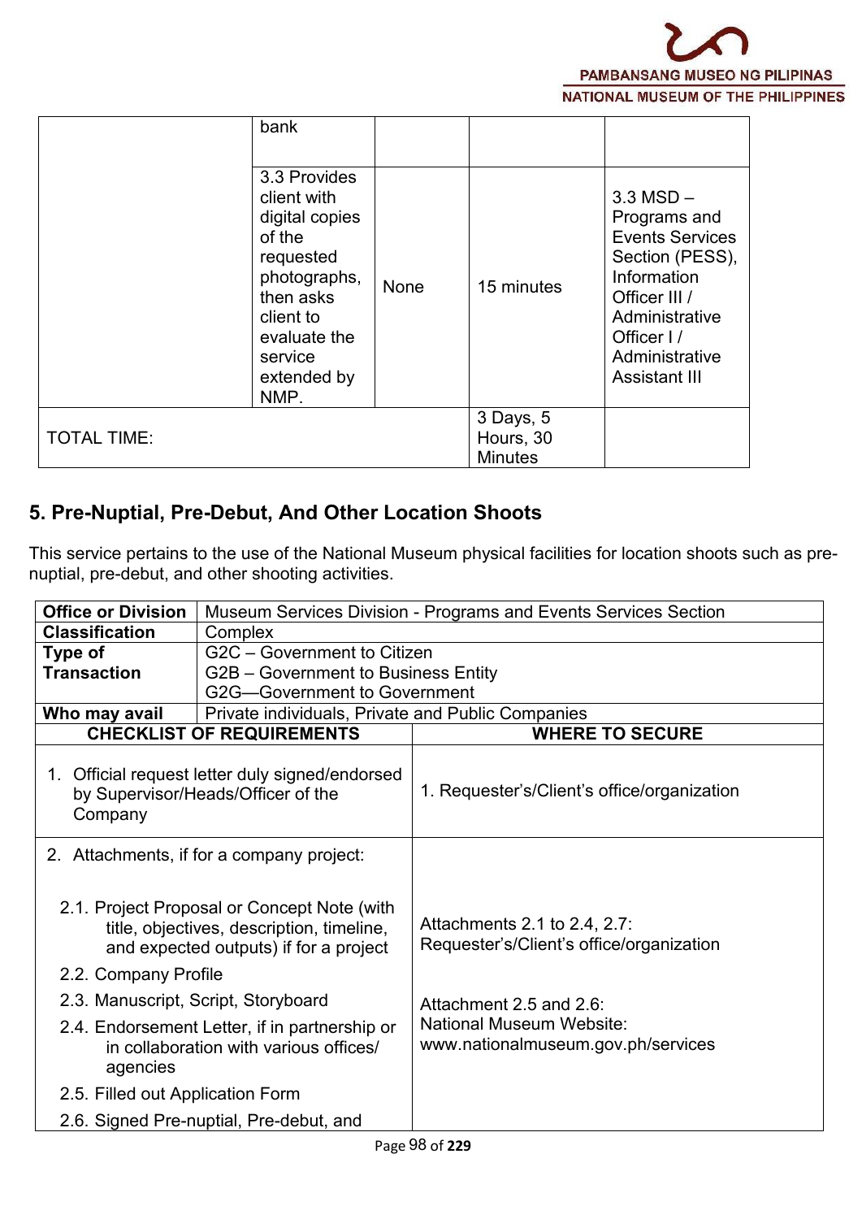|  | bank |  |  |  |
|---|---|---|---|---|
|  | 3.3 Provides client with digital copies of the requested photographs, then asks client to evaluate the service extended by NMP. | None | 15 minutes | 3.3 MSD – Programs and Events Services Section (PESS), Information Officer III / Administrative Officer I / Administrative Assistant III |
| TOTAL TIME: |  |  | 3 Days, 5 Hours, 30 Minutes |  |

## 5. Pre-Nuptial, Pre-Debut, And Other Location Shoots

This service pertains to the use of the National Museum physical facilities for location shoots such as pre-nuptial, pre-debut, and other shooting activities.

| **Office or Division** | Museum Services Division - Programs and Events Services Section |
|---|---|
| **Classification** | Complex |
| **Type of Transaction** | G2C – Government to Citizen<br>G2B – Government to Business Entity<br>G2G—Government to Government |
| **Who may avail** | Private individuals, Private and Public Companies |

| **CHECKLIST OF REQUIREMENTS** | **WHERE TO SECURE** |
|---|---|
| 1. Official request letter duly signed/endorsed by Supervisor/Heads/Officer of the Company | 1. Requester's/Client's office/organization |
| 2. Attachments, if for a company project:<br><br>2.1. Project Proposal or Concept Note (with title, objectives, description, timeline, and expected outputs) if for a project<br>2.2. Company Profile<br>2.3. Manuscript, Script, Storyboard<br>2.4. Endorsement Letter, if in partnership or in collaboration with various offices/ agencies<br>2.5. Filled out Application Form<br>2.6. Signed Pre-nuptial, Pre-debut, and | Attachments 2.1 to 2.4, 2.7:<br>Requester's/Client's office/organization<br><br>Attachment 2.5 and 2.6:<br>National Museum Website:<br>www.nationalmuseum.gov.ph/services |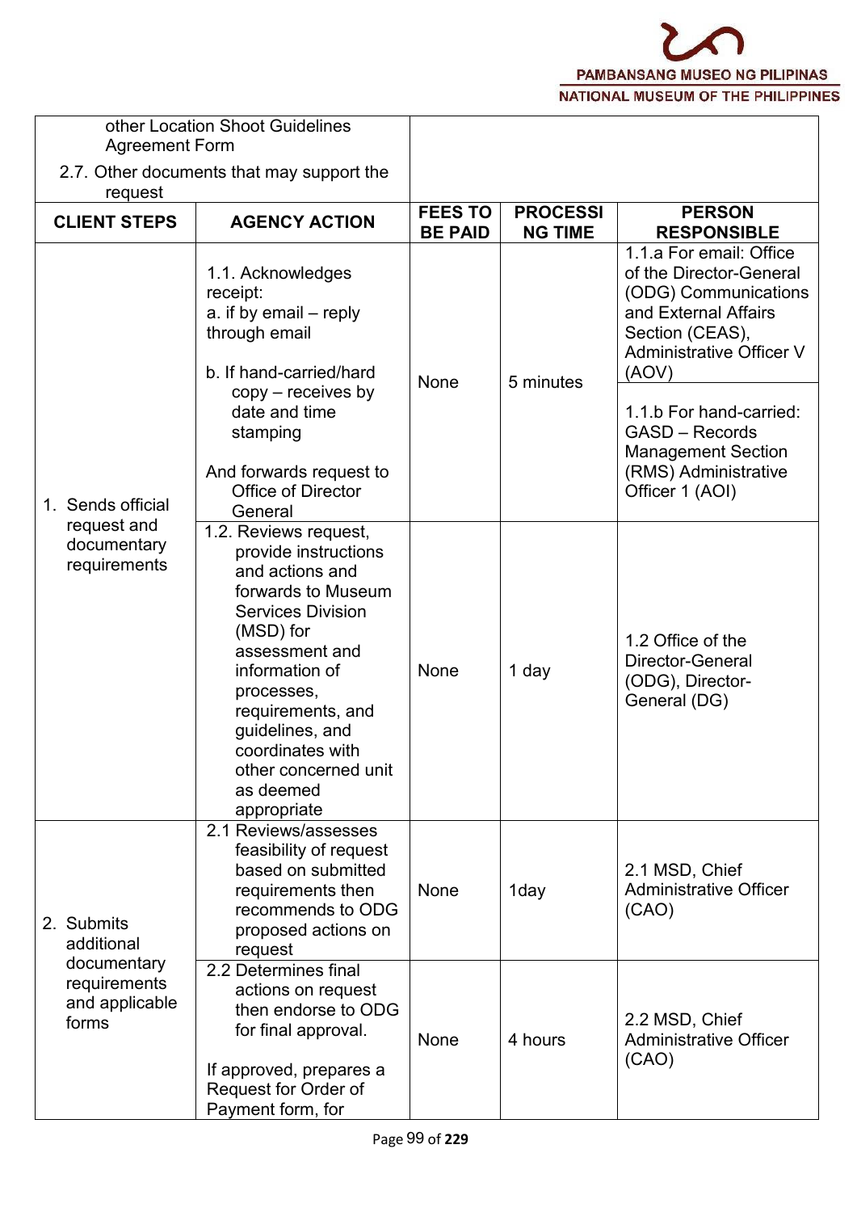| | | | | |
|---|---|---|---|---|
| other Location Shoot Guidelines Agreement Form<br>2.7. Other documents that may support the request | | | | |
| **CLIENT STEPS** | **AGENCY ACTION** | **FEES TO BE PAID** | **PROCESSING TIME** | **PERSON RESPONSIBLE** |
| 1. Sends official request and documentary requirements | 1.1. Acknowledges receipt:<br>a. if by email – reply through email<br>b. If hand-carried/hard copy – receives by date and time stamping<br>And forwards request to Office of Director General | None | 5 minutes | 1.1.a For email: Office of the Director-General (ODG) Communications and External Affairs Section (CEAS), Administrative Officer V (AOV)<br>1.1.b For hand-carried: GASD – Records Management Section (RMS) Administrative Officer 1 (AOI) |
| | 1.2. Reviews request, provide instructions and actions and forwards to Museum Services Division (MSD) for assessment and information of processes, requirements, and guidelines, and coordinates with other concerned unit as deemed appropriate | None | 1 day | 1.2 Office of the Director-General (ODG), Director-General (DG) |
| 2. Submits additional documentary requirements and applicable forms | 2.1 Reviews/assesses feasibility of request based on submitted requirements then recommends to ODG proposed actions on request | None | 1day | 2.1 MSD, Chief Administrative Officer (CAO) |
| | 2.2 Determines final actions on request then endorse to ODG for final approval.<br>If approved, prepares a Request for Order of Payment form, for | None | 4 hours | 2.2 MSD, Chief Administrative Officer (CAO) |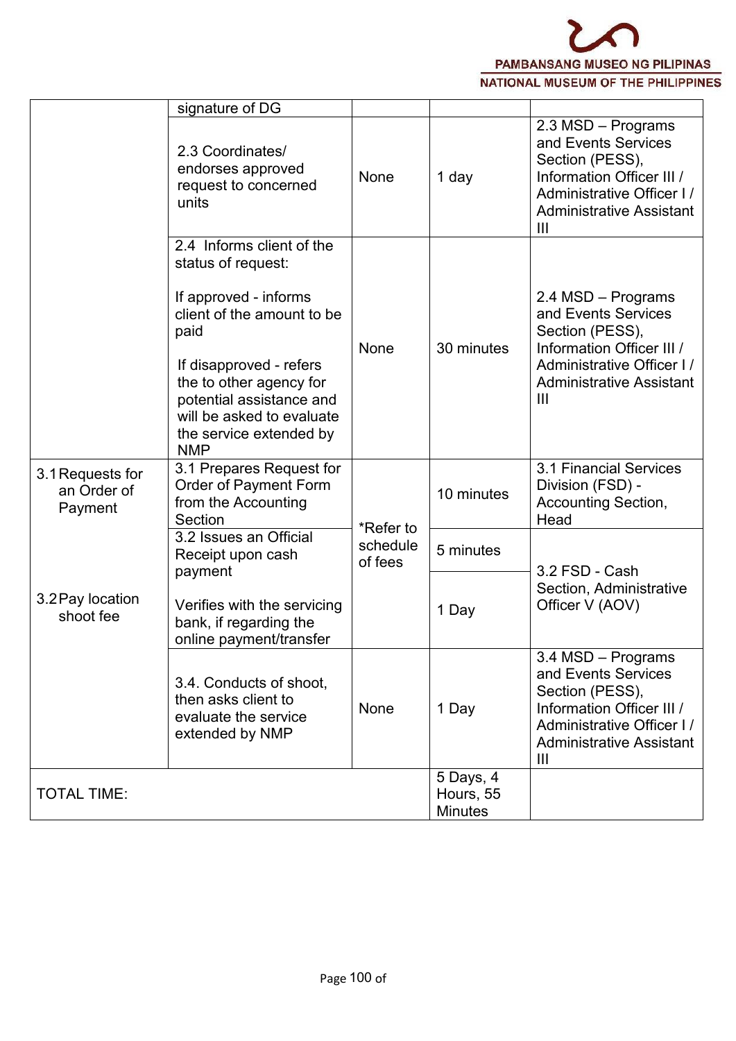| | signature of DG | | | |
|---|---|---|---|---|
| | 2.3 Coordinates/ endorses approved request to concerned units | None | 1 day | 2.3 MSD – Programs and Events Services Section (PESS), Information Officer III / Administrative Officer I / Administrative Assistant III |
| | 2.4 Informs client of the status of request:<br><br>If approved - informs client of the amount to be paid<br><br>If disapproved - refers the to other agency for potential assistance and will be asked to evaluate the service extended by NMP | None | 30 minutes | 2.4 MSD – Programs and Events Services Section (PESS), Information Officer III / Administrative Officer I / Administrative Assistant III |
| 3.1 Requests for an Order of Payment | 3.1 Prepares Request for Order of Payment Form from the Accounting Section | *Refer to schedule of fees | 10 minutes | 3.1 Financial Services Division (FSD) - Accounting Section, Head |
| 3.2 Pay location shoot fee | 3.2 Issues an Official Receipt upon cash payment | | 5 minutes | 3.2 FSD - Cash Section, Administrative Officer V (AOV) |
| | Verifies with the servicing bank, if regarding the online payment/transfer | | 1 Day | |
| | 3.4. Conducts of shoot, then asks client to evaluate the service extended by NMP | None | 1 Day | 3.4 MSD – Programs and Events Services Section (PESS), Information Officer III / Administrative Officer I / Administrative Assistant III |
| TOTAL TIME: | | | 5 Days, 4 Hours, 55 Minutes | |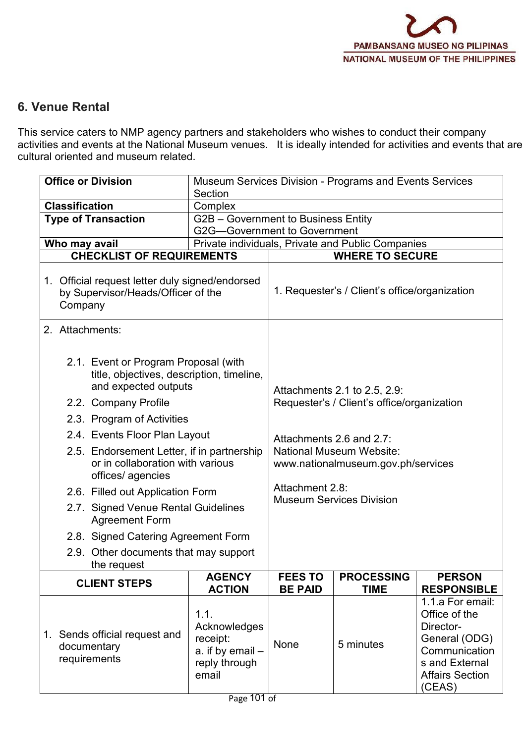## 6. Venue Rental

This service caters to NMP agency partners and stakeholders who wishes to conduct their company activities and events at the National Museum venues. It is ideally intended for activities and events that are cultural oriented and museum related.

| **Office or Division** | Museum Services Division - Programs and Events Services Section | | | |
|---|---|---|---|---|
| **Classification** | Complex | | | |
| **Type of Transaction** | G2B – Government to Business Entity<br>G2G—Government to Government | | | |
| **Who may avail** | Private individuals, Private and Public Companies | | | |
| **CHECKLIST OF REQUIREMENTS** | | **WHERE TO SECURE** | | |
| 1. Official request letter duly signed/endorsed by Supervisor/Heads/Officer of the Company | | 1. Requester's / Client's office/organization | | |
| 2. Attachments:<br>2.1. Event or Program Proposal (with title, objectives, description, timeline, and expected outputs<br>2.2. Company Profile<br>2.3. Program of Activities<br>2.4. Events Floor Plan Layout<br>2.5. Endorsement Letter, if in partnership or in collaboration with various offices/ agencies<br>2.6. Filled out Application Form<br>2.7. Signed Venue Rental Guidelines Agreement Form<br>2.8. Signed Catering Agreement Form<br>2.9. Other documents that may support the request | | Attachments 2.1 to 2.5, 2.9: Requester's / Client's office/organization<br><br>Attachments 2.6 and 2.7: National Museum Website: www.nationalmuseum.gov.ph/services<br><br>Attachment 2.8: Museum Services Division | | |
| **CLIENT STEPS** | **AGENCY ACTION** | **FEES TO BE PAID** | **PROCESSING TIME** | **PERSON RESPONSIBLE** |
| 1. Sends official request and documentary requirements | 1.1. Acknowledges receipt:<br>a. if by email – reply through email | None | 5 minutes | 1.1.a For email: Office of the Director-General (ODG) Communications and External Affairs Section (CEAS) |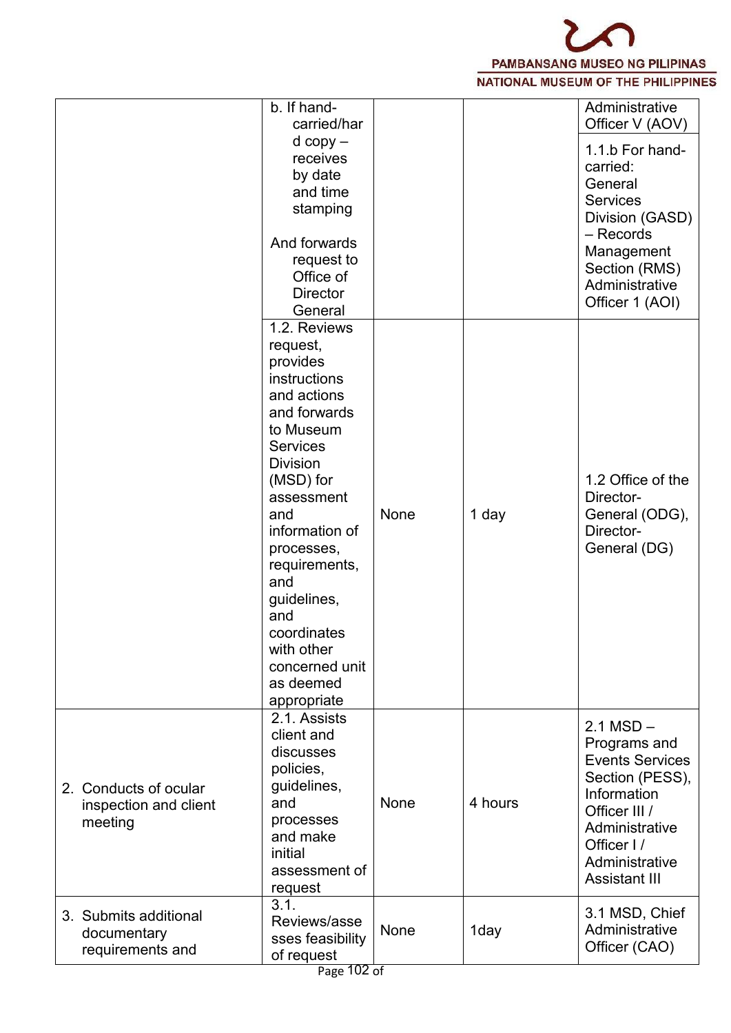| | | | | |
|---|---|---|---|---|
| | b. If hand-carried/hard copy – receives by date and time stamping<br><br>And forwards request to Office of Director General | | | Administrative Officer V (AOV)<br><br>1.1.b For hand-carried: General Services Division (GASD) – Records Management Section (RMS) Administrative Officer 1 (AOI) |
| | 1.2. Reviews request, provides instructions and actions and forwards to Museum Services Division (MSD) for assessment and information of processes, requirements, and guidelines, and coordinates with other concerned unit as deemed appropriate | None | 1 day | 1.2 Office of the Director-General (ODG), Director-General (DG) |
| 2. Conducts of ocular inspection and client meeting | 2.1. Assists client and discusses policies, guidelines, and processes and make initial assessment of request | None | 4 hours | 2.1 MSD – Programs and Events Services Section (PESS), Information Officer III / Administrative Officer I / Administrative Assistant III |
| 3. Submits additional documentary requirements and | 3.1. Reviews/assesses feasibility of request | None | 1day | 3.1 MSD, Chief Administrative Officer (CAO) |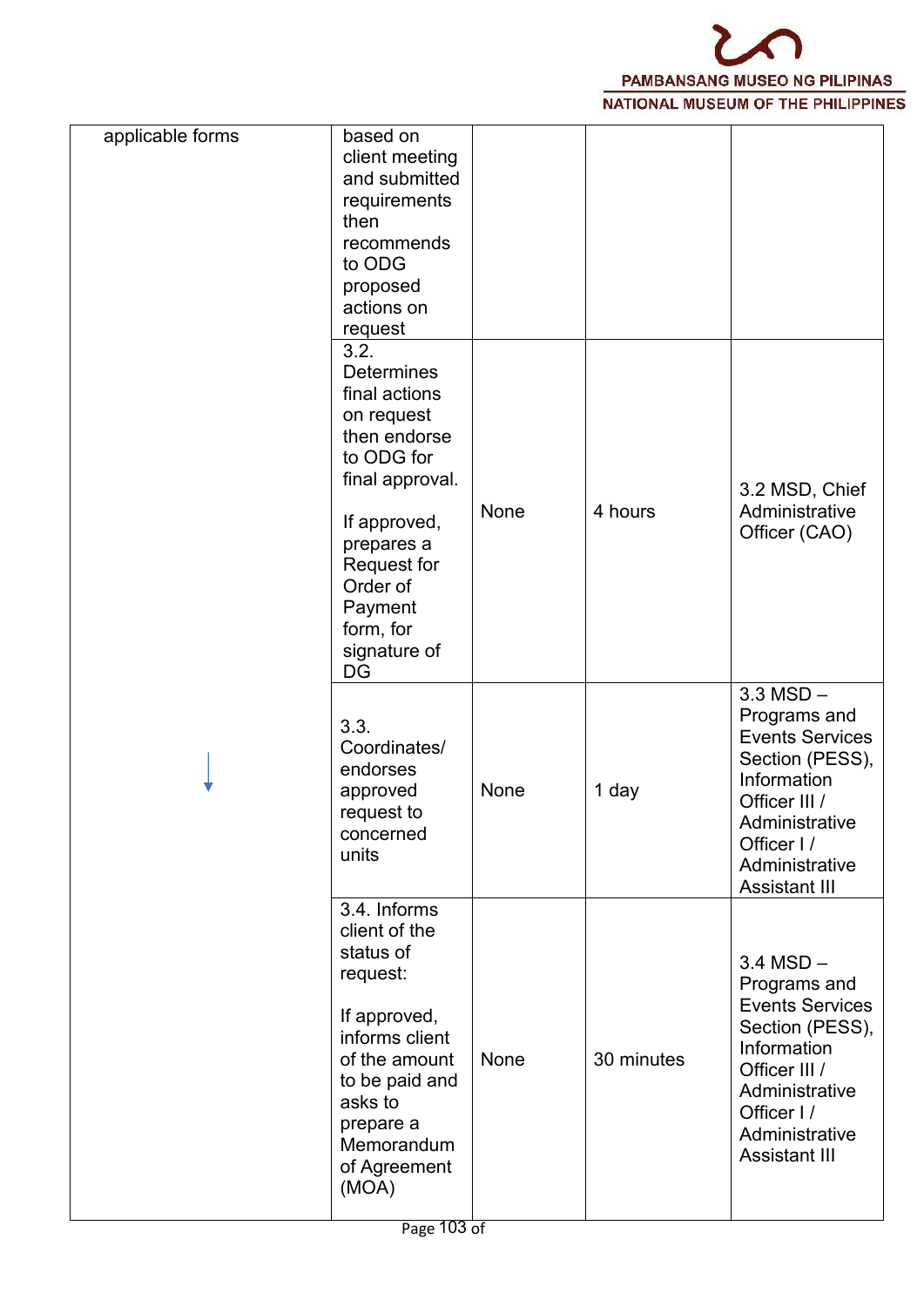| | | | | |
|---|---|---|---|---|
| applicable forms | based on client meeting and submitted requirements then recommends to ODG proposed actions on request | | | |
| | 3.2. Determines final actions on request then endorse to ODG for final approval.<br><br>If approved, prepares a Request for Order of Payment form, for signature of DG | None | 4 hours | 3.2 MSD, Chief Administrative Officer (CAO) |
| ↓ | 3.3. Coordinates/ endorses approved request to concerned units | None | 1 day | 3.3 MSD – Programs and Events Services Section (PESS), Information Officer III / Administrative Officer I / Administrative Assistant III |
| | 3.4. Informs client of the status of request:<br><br>If approved, informs client of the amount to be paid and asks to prepare a Memorandum of Agreement (MOA) | None | 30 minutes | 3.4 MSD – Programs and Events Services Section (PESS), Information Officer III / Administrative Officer I / Administrative Assistant III |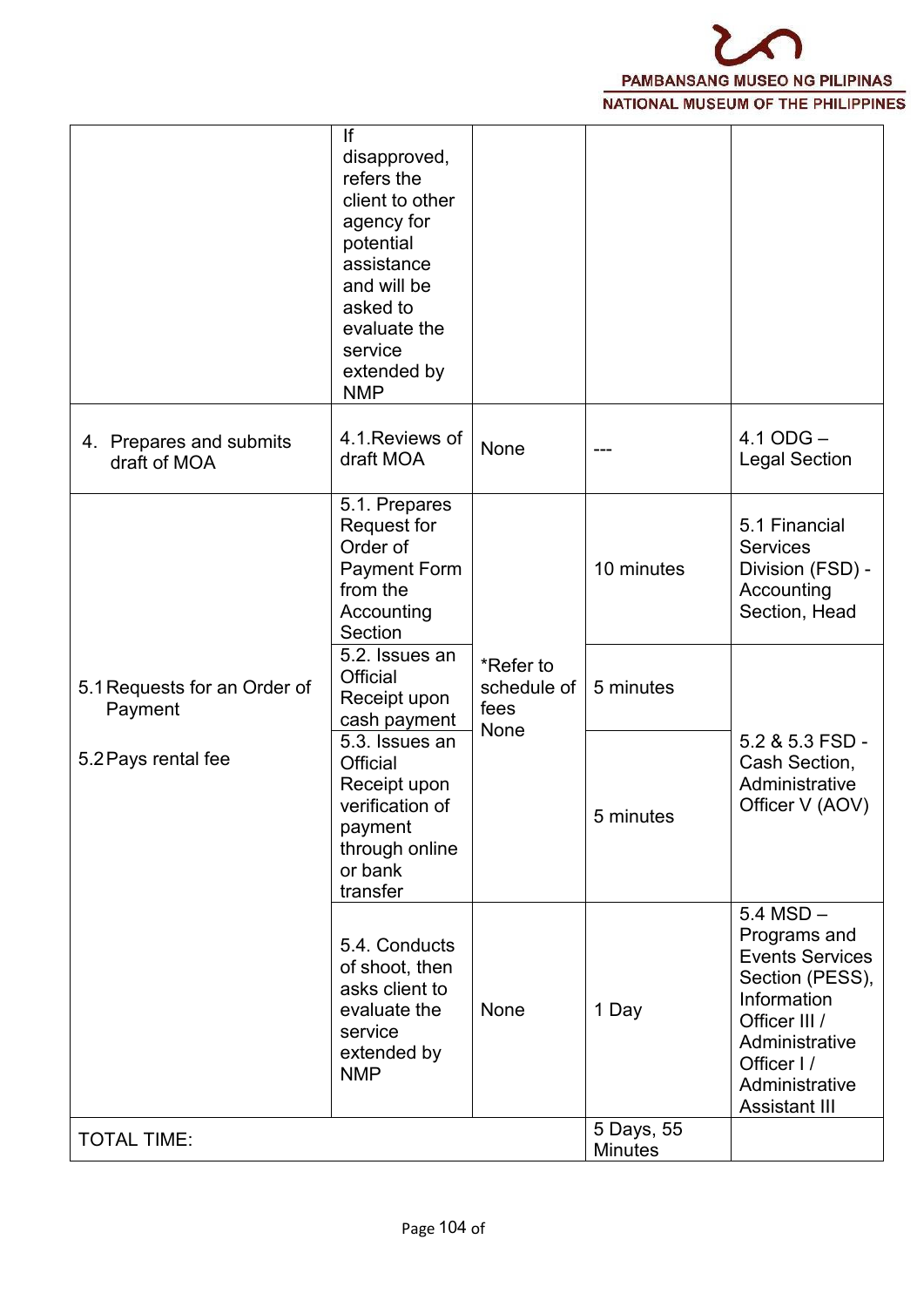| | | | | |
|---|---|---|---|---|
| | If disapproved, refers the client to other agency for potential assistance and will be asked to evaluate the service extended by NMP | | | |
| 4. Prepares and submits draft of MOA | 4.1.Reviews of draft MOA | None | --- | 4.1 ODG – Legal Section |
| 5.1 Requests for an Order of Payment<br><br>5.2 Pays rental fee | 5.1. Prepares Request for Order of Payment Form from the Accounting Section | *Refer to schedule of fees<br>None | 10 minutes | 5.1 Financial Services Division (FSD) - Accounting Section, Head |
| | 5.2. Issues an Official Receipt upon cash payment | | 5 minutes | 5.2 & 5.3 FSD - Cash Section, Administrative Officer V (AOV) |
| | 5.3. Issues an Official Receipt upon verification of payment through online or bank transfer | | 5 minutes | |
| | 5.4. Conducts of shoot, then asks client to evaluate the service extended by NMP | None | 1 Day | 5.4 MSD – Programs and Events Services Section (PESS), Information Officer III / Administrative Officer I / Administrative Assistant III |
| TOTAL TIME: | | | 5 Days, 55 Minutes | |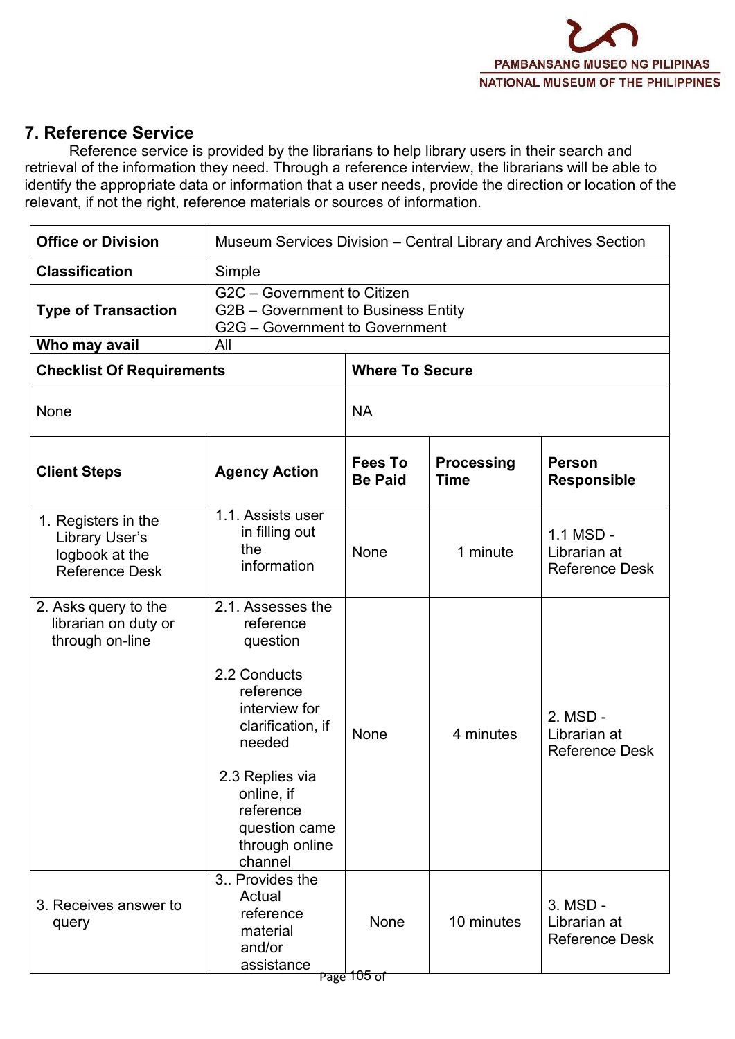## 7. Reference Service

Reference service is provided by the librarians to help library users in their search and retrieval of the information they need. Through a reference interview, the librarians will be able to identify the appropriate data or information that a user needs, provide the direction or location of the relevant, if not the right, reference materials or sources of information.

| **Office or Division** | Museum Services Division – Central Library and Archives Section | | | |
|---|---|---|---|---|
| **Classification** | Simple | | | |
| **Type of Transaction** | G2C – Government to Citizen<br>G2B – Government to Business Entity<br>G2G – Government to Government | | | |
| **Who may avail** | All | | | |
| **Checklist Of Requirements** | | **Where To Secure** | | |
| None | | NA | | |
| **Client Steps** | **Agency Action** | **Fees To Be Paid** | **Processing Time** | **Person Responsible** |
| 1. Registers in the Library User's logbook at the Reference Desk | 1.1. Assists user in filling out the information | None | 1 minute | 1.1 MSD - Librarian at Reference Desk |
| 2. Asks query to the librarian on duty or through on-line | 2.1. Assesses the reference question<br><br>2.2 Conducts reference interview for clarification, if needed<br><br>2.3 Replies via online, if reference question came through online channel | None | 4 minutes | 2. MSD - Librarian at Reference Desk |
| 3. Receives answer to query | 3.. Provides the Actual reference material and/or assistance | None | 10 minutes | 3. MSD - Librarian at Reference Desk |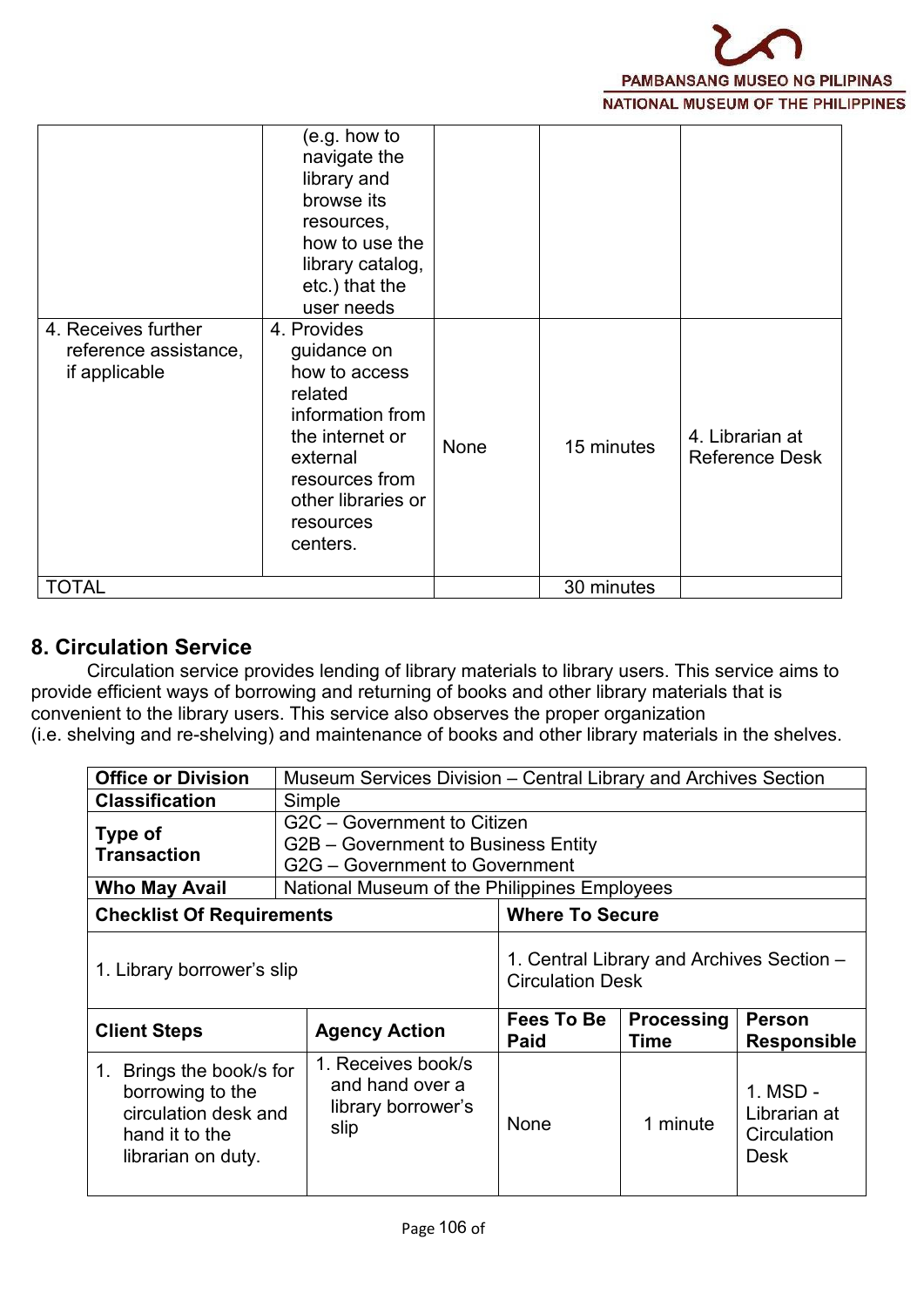| | | | | |
|---|---|---|---|---|
| | (e.g. how to navigate the library and browse its resources, how to use the library catalog, etc.) that the user needs | | | |
| 4. Receives further reference assistance, if applicable | 4. Provides guidance on how to access related information from the internet or external resources from other libraries or resources centers. | None | 15 minutes | 4. Librarian at Reference Desk |
| TOTAL | | | 30 minutes | |

## 8. Circulation Service

Circulation service provides lending of library materials to library users. This service aims to provide efficient ways of borrowing and returning of books and other library materials that is convenient to the library users. This service also observes the proper organization (i.e. shelving and re-shelving) and maintenance of books and other library materials in the shelves.

| | | | | |
|---|---|---|---|---|
| **Office or Division** | Museum Services Division – Central Library and Archives Section | | | |
| **Classification** | Simple | | | |
| **Type of Transaction** | G2C – Government to Citizen<br>G2B – Government to Business Entity<br>G2G – Government to Government | | | |
| **Who May Avail** | National Museum of the Philippines Employees | | | |
| **Checklist Of Requirements** | | **Where To Secure** | | |
| 1. Library borrower's slip | | 1. Central Library and Archives Section – Circulation Desk | | |
| **Client Steps** | **Agency Action** | **Fees To Be Paid** | **Processing Time** | **Person Responsible** |
| 1. Brings the book/s for borrowing to the circulation desk and hand it to the librarian on duty. | 1. Receives book/s and hand over a library borrower's slip | None | 1 minute | 1. MSD - Librarian at Circulation Desk |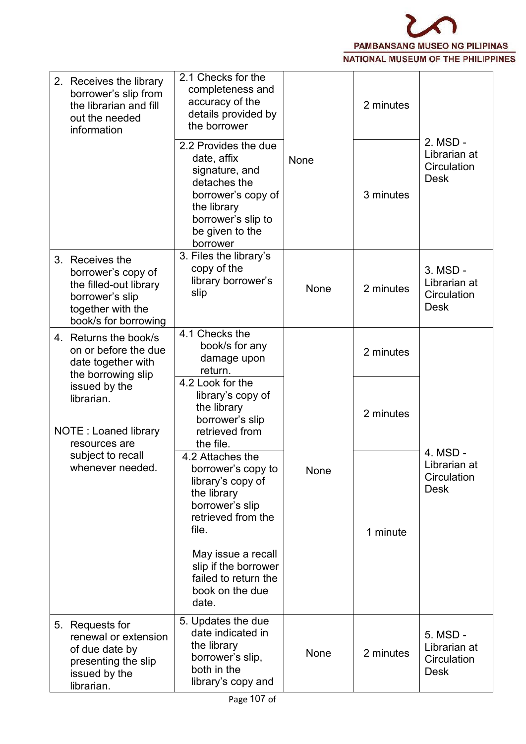| | | | | |
|---|---|---|---|---|
| 2. Receives the library borrower's slip from the librarian and fill out the needed information | 2.1 Checks for the completeness and accuracy of the details provided by the borrower | None | 2 minutes | 2. MSD - Librarian at Circulation Desk |
| | 2.2 Provides the due date, affix signature, and detaches the borrower's copy of the library borrower's slip to be given to the borrower | | 3 minutes | |
| 3. Receives the borrower's copy of the filled-out library borrower's slip together with the book/s for borrowing | 3. Files the library's copy of the library borrower's slip | None | 2 minutes | 3. MSD - Librarian at Circulation Desk |
| 4. Returns the book/s on or before the due date together with the borrowing slip issued by the librarian.<br><br>NOTE : Loaned library resources are subject to recall whenever needed. | 4.1 Checks the book/s for any damage upon return. | None | 2 minutes | 4. MSD - Librarian at Circulation Desk |
| | 4.2 Look for the library's copy of the library borrower's slip retrieved from the file. | | 2 minutes | |
| | 4.2 Attaches the borrower's copy to library's copy of the library borrower's slip retrieved from the file.<br><br>May issue a recall slip if the borrower failed to return the book on the due date. | | 1 minute | |
| 5. Requests for renewal or extension of due date by presenting the slip issued by the librarian. | 5. Updates the due date indicated in the library borrower's slip, both in the library's copy and | None | 2 minutes | 5. MSD - Librarian at Circulation Desk |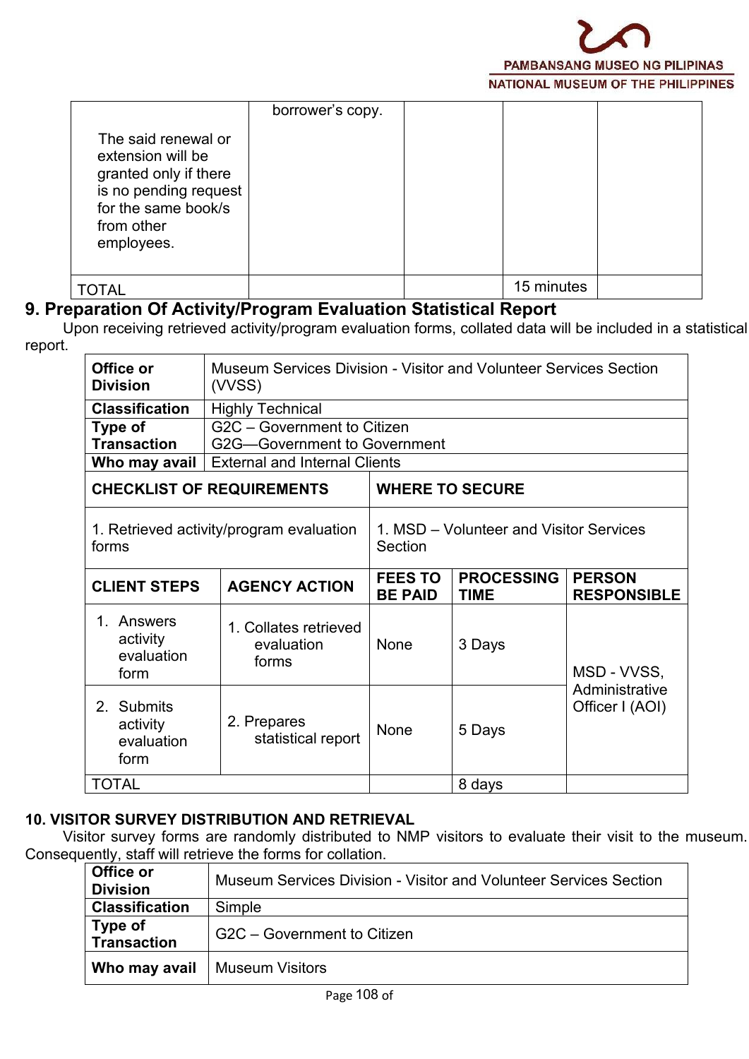| | | | | |
|---|---|---|---|---|
| The said renewal or extension will be granted only if there is no pending request for the same book/s from other employees. | borrower's copy. | | | |
| TOTAL | | | 15 minutes | |

## 9. Preparation Of Activity/Program Evaluation Statistical Report

Upon receiving retrieved activity/program evaluation forms, collated data will be included in a statistical report.

| | |
|---|---|
| **Office or Division** | Museum Services Division - Visitor and Volunteer Services Section (VVSS) |
| **Classification** | Highly Technical |
| **Type of Transaction** | G2C – Government to Citizen<br>G2G—Government to Government |
| **Who may avail** | External and Internal Clients |

| CHECKLIST OF REQUIREMENTS | WHERE TO SECURE |
|---|---|
| 1. Retrieved activity/program evaluation forms | 1. MSD – Volunteer and Visitor Services Section |

| CLIENT STEPS | AGENCY ACTION | FEES TO BE PAID | PROCESSING TIME | PERSON RESPONSIBLE |
|---|---|---|---|---|
| 1. Answers activity evaluation form | 1. Collates retrieved evaluation forms | None | 3 Days | MSD - VVSS, Administrative Officer I (AOI) |
| 2. Submits activity evaluation form | 2. Prepares statistical report | None | 5 Days | |
| TOTAL | | | 8 days | |

## 10. VISITOR SURVEY DISTRIBUTION AND RETRIEVAL

Visitor survey forms are randomly distributed to NMP visitors to evaluate their visit to the museum. Consequently, staff will retrieve the forms for collation.

| | |
|---|---|
| **Office or Division** | Museum Services Division - Visitor and Volunteer Services Section |
| **Classification** | Simple |
| **Type of Transaction** | G2C – Government to Citizen |
| **Who may avail** | Museum Visitors |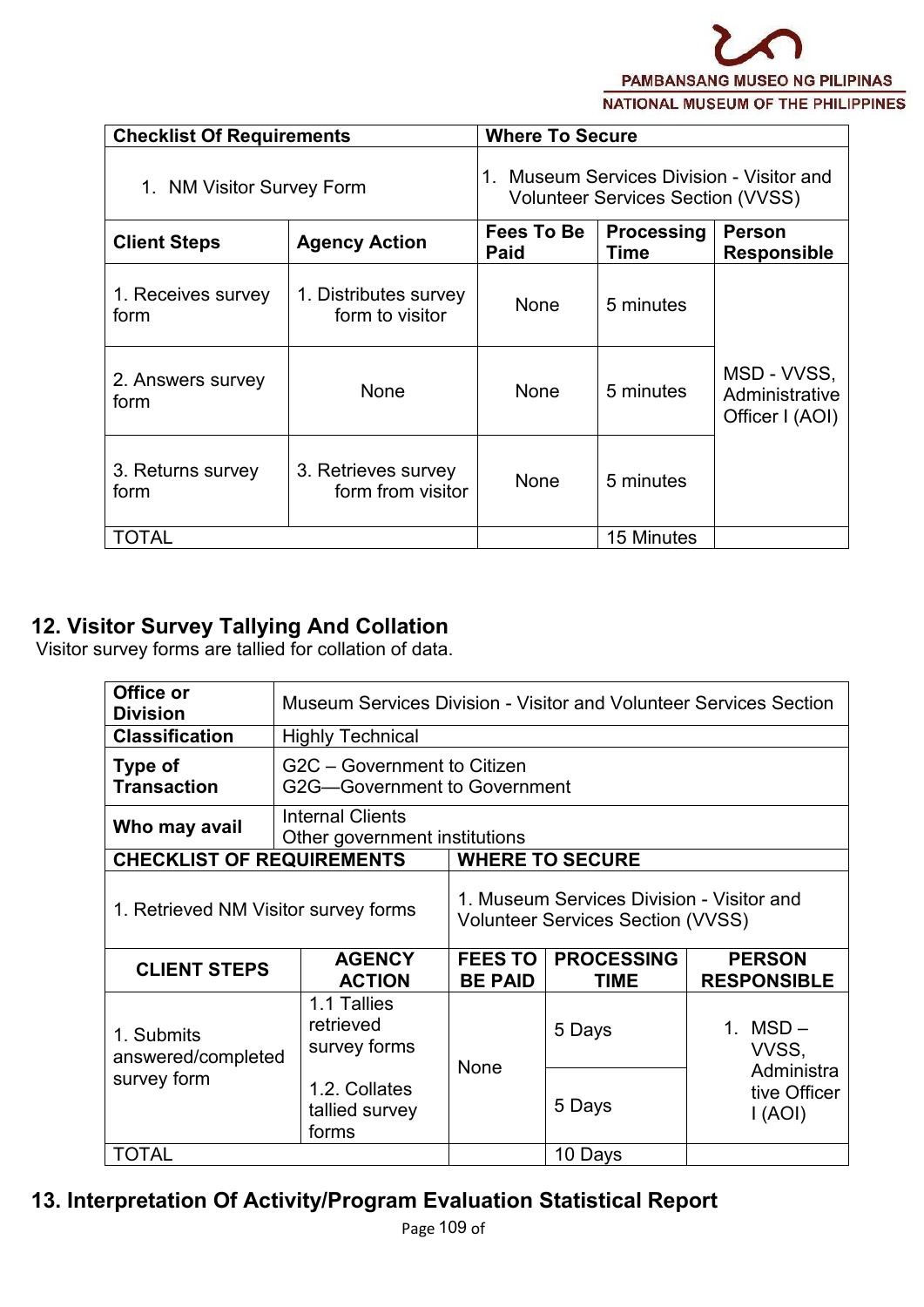| Checklist Of Requirements | | Where To Secure | | |
|---|---|---|---|---|
| 1. NM Visitor Survey Form | | 1. Museum Services Division - Visitor and Volunteer Services Section (VVSS) | | |
| **Client Steps** | **Agency Action** | **Fees To Be Paid** | **Processing Time** | **Person Responsible** |
| 1. Receives survey form | 1. Distributes survey form to visitor | None | 5 minutes | MSD - VVSS, Administrative Officer I (AOI) |
| 2. Answers survey form | None | None | 5 minutes | |
| 3. Returns survey form | 3. Retrieves survey form from visitor | None | 5 minutes | |
| TOTAL | | | 15 Minutes | |

## 12. Visitor Survey Tallying And Collation

Visitor survey forms are tallied for collation of data.

| **Office or Division** | Museum Services Division - Visitor and Volunteer Services Section | | | |
|---|---|---|---|---|
| **Classification** | Highly Technical | | | |
| **Type of Transaction** | G2C – Government to Citizen<br>G2G—Government to Government | | | |
| **Who may avail** | Internal Clients<br>Other government institutions | | | |
| **CHECKLIST OF REQUIREMENTS** | | **WHERE TO SECURE** | | |
| 1. Retrieved NM Visitor survey forms | | 1. Museum Services Division - Visitor and Volunteer Services Section (VVSS) | | |
| **CLIENT STEPS** | **AGENCY ACTION** | **FEES TO BE PAID** | **PROCESSING TIME** | **PERSON RESPONSIBLE** |
| 1. Submits answered/completed survey form | 1.1 Tallies retrieved survey forms | None | 5 Days | 1. MSD – VVSS, Administrative Officer I (AOI) |
| | 1.2. Collates tallied survey forms | | 5 Days | |
| TOTAL | | | 10 Days | |

## 13. Interpretation Of Activity/Program Evaluation Statistical Report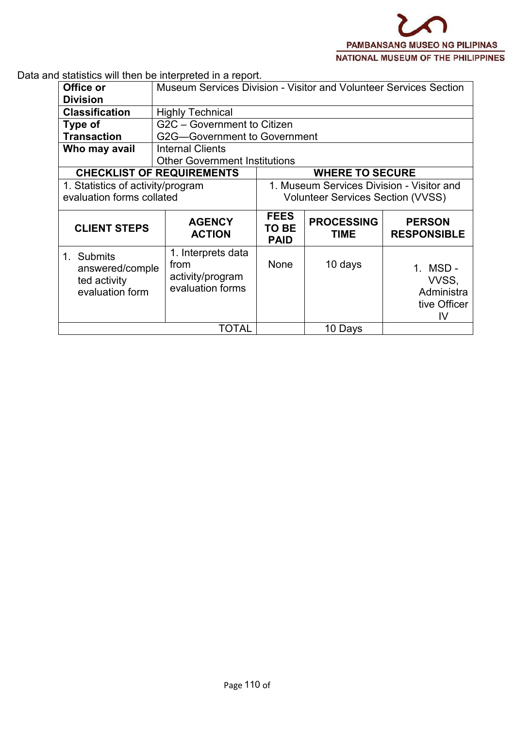Data and statistics will then be interpreted in a report.

| **Office or Division** | Museum Services Division - Visitor and Volunteer Services Section | | | |
|---|---|---|---|---|
| **Classification** | Highly Technical | | | |
| **Type of Transaction** | G2C – Government to Citizen<br>G2G—Government to Government | | | |
| **Who may avail** | Internal Clients<br>Other Government Institutions | | | |
| **CHECKLIST OF REQUIREMENTS** | | **WHERE TO SECURE** | | |
| 1. Statistics of activity/program evaluation forms collated | | 1. Museum Services Division - Visitor and Volunteer Services Section (VVSS) | | |
| **CLIENT STEPS** | **AGENCY ACTION** | **FEES TO BE PAID** | **PROCESSING TIME** | **PERSON RESPONSIBLE** |
| 1. Submits answered/completed activity evaluation form | 1. Interprets data from activity/program evaluation forms | None | 10 days | 1. MSD - VVSS, Administrative Officer IV |
| | TOTAL | | 10 Days | |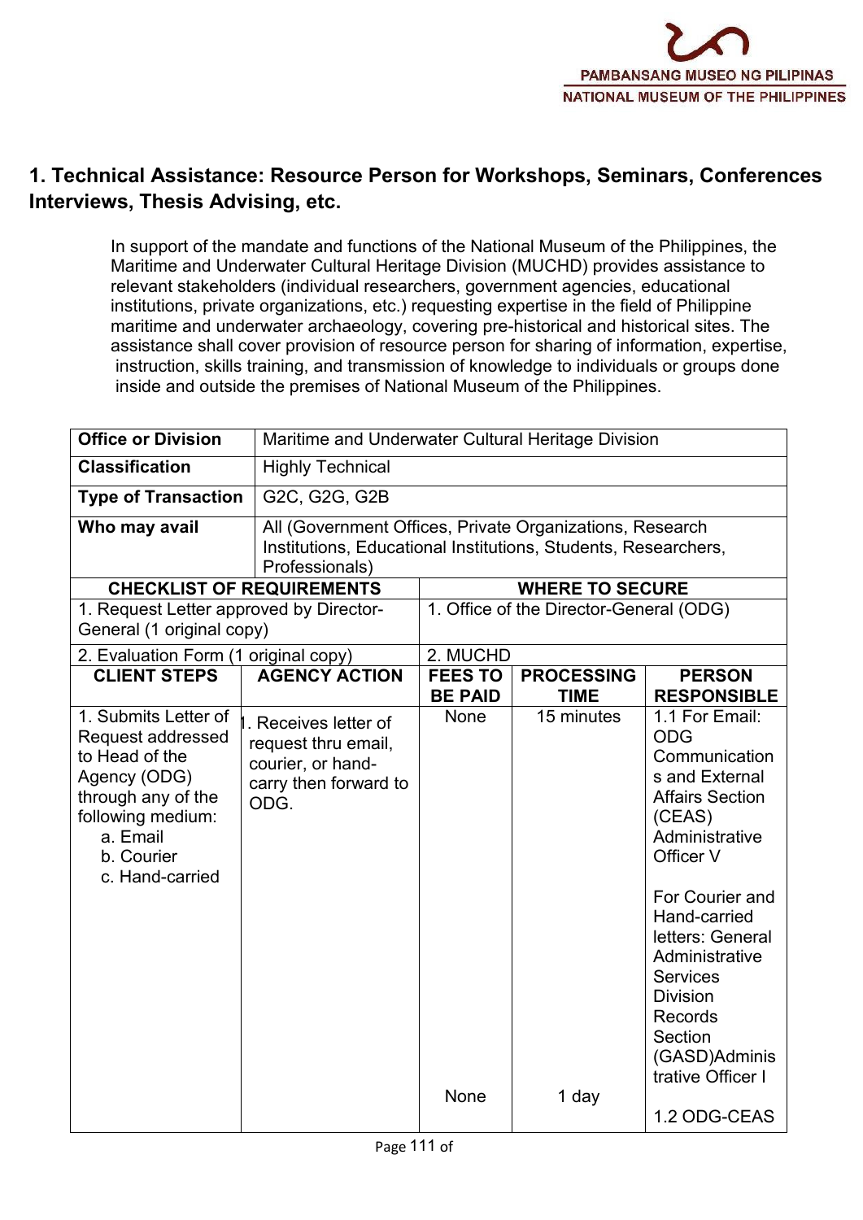## 1. Technical Assistance: Resource Person for Workshops, Seminars, Conferences Interviews, Thesis Advising, etc.

In support of the mandate and functions of the National Museum of the Philippines, the Maritime and Underwater Cultural Heritage Division (MUCHD) provides assistance to relevant stakeholders (individual researchers, government agencies, educational institutions, private organizations, etc.) requesting expertise in the field of Philippine maritime and underwater archaeology, covering pre-historical and historical sites. The assistance shall cover provision of resource person for sharing of information, expertise, instruction, skills training, and transmission of knowledge to individuals or groups done inside and outside the premises of National Museum of the Philippines.

| **Office or Division** | Maritime and Underwater Cultural Heritage Division |
|---|---|
| **Classification** | Highly Technical |
| **Type of Transaction** | G2C, G2G, G2B |
| **Who may avail** | All (Government Offices, Private Organizations, Research Institutions, Educational Institutions, Students, Researchers, Professionals) |

| **CHECKLIST OF REQUIREMENTS** | **WHERE TO SECURE** |
|---|---|
| 1. Request Letter approved by Director-General (1 original copy) | 1. Office of the Director-General (ODG) |
| 2. Evaluation Form (1 original copy) | 2. MUCHD |

| **CLIENT STEPS** | **AGENCY ACTION** | **FEES TO BE PAID** | **PROCESSING TIME** | **PERSON RESPONSIBLE** |
|---|---|---|---|---|
| 1. Submits Letter of Request addressed to Head of the Agency (ODG) through any of the following medium:<br>a. Email<br>b. Courier<br>c. Hand-carried | 1. Receives letter of request thru email, courier, or hand-carry then forward to ODG. | None | 15 minutes | 1.1 For Email: ODG Communications and External Affairs Section (CEAS) Administrative Officer V<br><br>For Courier and Hand-carried letters: General Administrative Services Division Records Section (GASD)Administrative Officer I |
| | | None | 1 day | 1.2 ODG-CEAS |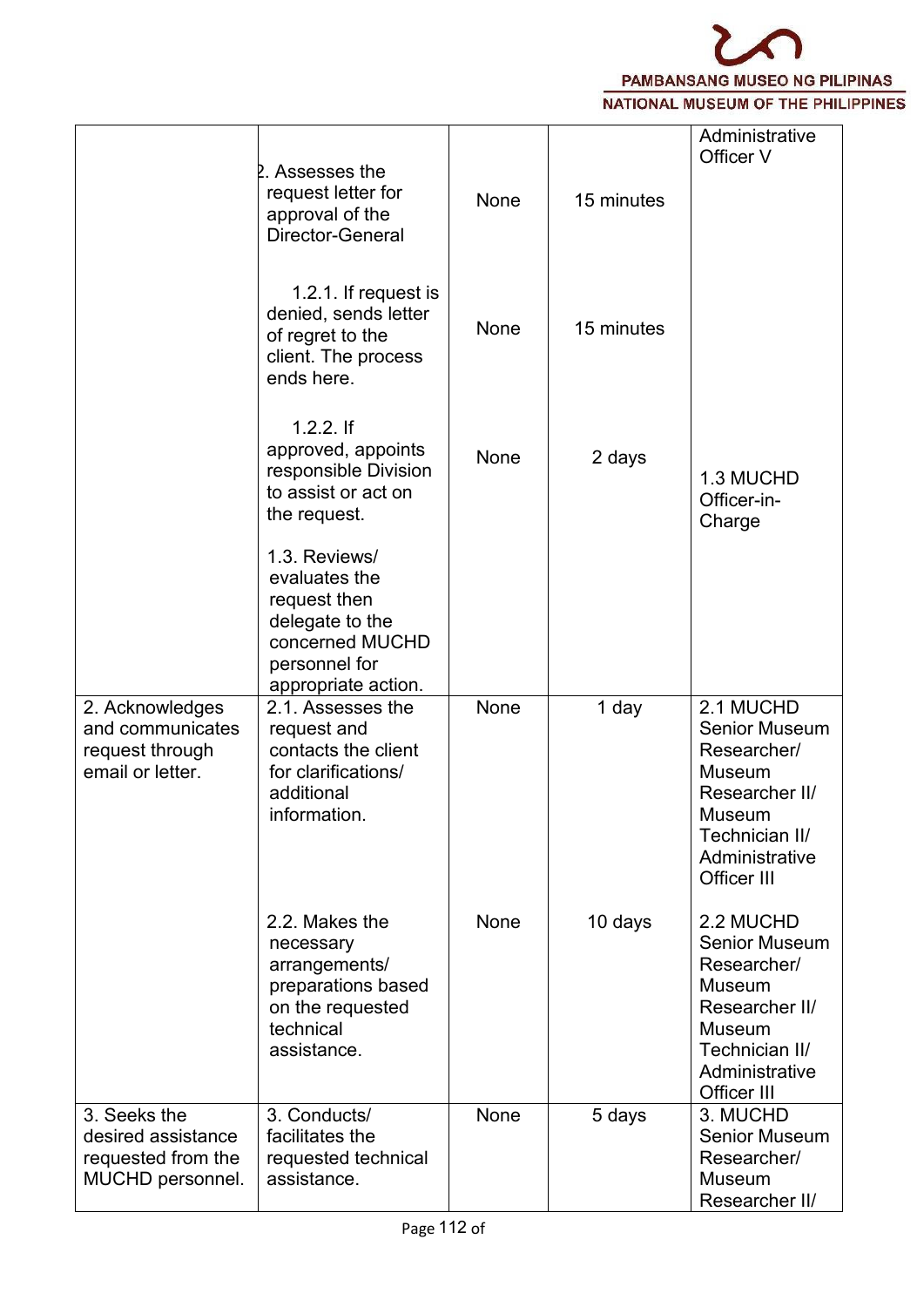| | | | | |
|---|---|---|---|---|
| | 1.2. Assesses the request letter for approval of the Director-General | None | 15 minutes | Administrative Officer V |
| | 1.2.1. If request is denied, sends letter of regret to the client. The process ends here. | None | 15 minutes | |
| | 1.2.2. If approved, appoints responsible Division to assist or act on the request. | None | 2 days | |
| | 1.3. Reviews/ evaluates the request then delegate to the concerned MUCHD personnel for appropriate action. | | | 1.3 MUCHD Officer-in-Charge |
| 2. Acknowledges and communicates request through email or letter. | 2.1. Assesses the request and contacts the client for clarifications/ additional information. | None | 1 day | 2.1 MUCHD Senior Museum Researcher/ Museum Researcher II/ Museum Technician II/ Administrative Officer III |
| | 2.2. Makes the necessary arrangements/ preparations based on the requested technical assistance. | None | 10 days | 2.2 MUCHD Senior Museum Researcher/ Museum Researcher II/ Museum Technician II/ Administrative Officer III |
| 3. Seeks the desired assistance requested from the MUCHD personnel. | 3. Conducts/ facilitates the requested technical assistance. | None | 5 days | 3. MUCHD Senior Museum Researcher/ Museum Researcher II/ |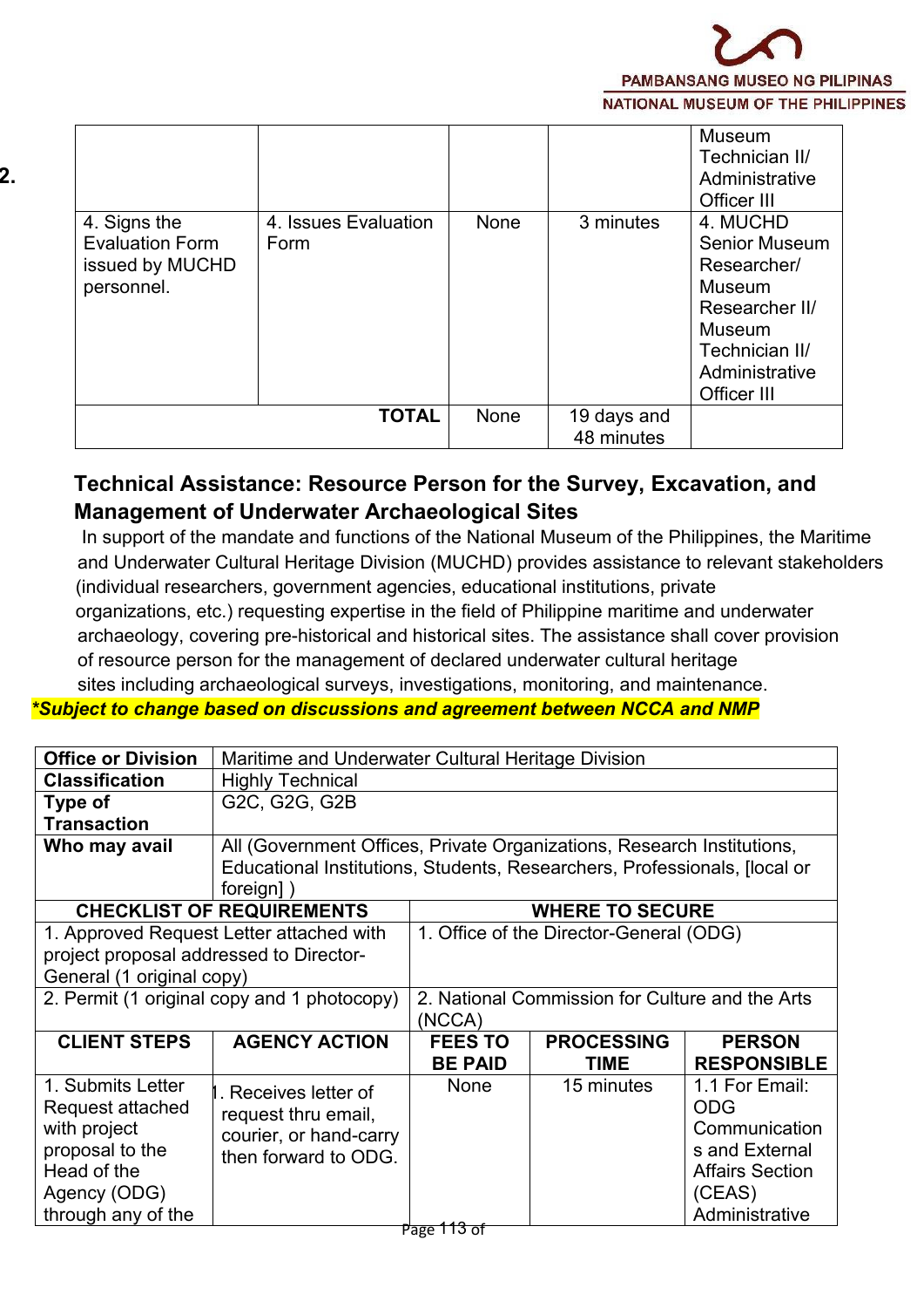| | | | | Museum Technician II/ Administrative Officer III |
|---|---|---|---|---|
| 4. Signs the Evaluation Form issued by MUCHD personnel. | 4. Issues Evaluation Form | None | 3 minutes | 4. MUCHD Senior Museum Researcher/ Museum Researcher II/ Museum Technician II/ Administrative Officer III |
| | **TOTAL** | None | 19 days and 48 minutes | |

## 2. Technical Assistance: Resource Person for the Survey, Excavation, and Management of Underwater Archaeological Sites

In support of the mandate and functions of the National Museum of the Philippines, the Maritime and Underwater Cultural Heritage Division (MUCHD) provides assistance to relevant stakeholders (individual researchers, government agencies, educational institutions, private organizations, etc.) requesting expertise in the field of Philippine maritime and underwater archaeology, covering pre-historical and historical sites. The assistance shall cover provision of resource person for the management of declared underwater cultural heritage sites including archaeological surveys, investigations, monitoring, and maintenance.

***Subject to change based on discussions and agreement between NCCA and NMP**

| **Office or Division** | Maritime and Underwater Cultural Heritage Division | | | |
|---|---|---|---|---|
| **Classification** | Highly Technical | | | |
| **Type of Transaction** | G2C, G2G, G2B | | | |
| **Who may avail** | All (Government Offices, Private Organizations, Research Institutions, Educational Institutions, Students, Researchers, Professionals, [local or foreign] ) | | | |
| **CHECKLIST OF REQUIREMENTS** | | **WHERE TO SECURE** | | |
| 1. Approved Request Letter attached with project proposal addressed to Director-General (1 original copy) | | 1. Office of the Director-General (ODG) | | |
| 2. Permit (1 original copy and 1 photocopy) | | 2. National Commission for Culture and the Arts (NCCA) | | |
| **CLIENT STEPS** | **AGENCY ACTION** | **FEES TO BE PAID** | **PROCESSING TIME** | **PERSON RESPONSIBLE** |
| 1. Submits Letter Request attached with project proposal to the Head of the Agency (ODG) through any of the | 1. Receives letter of request thru email, courier, or hand-carry then forward to ODG. | None | 15 minutes | 1.1 For Email: ODG Communications and External Affairs Section (CEAS) Administrative |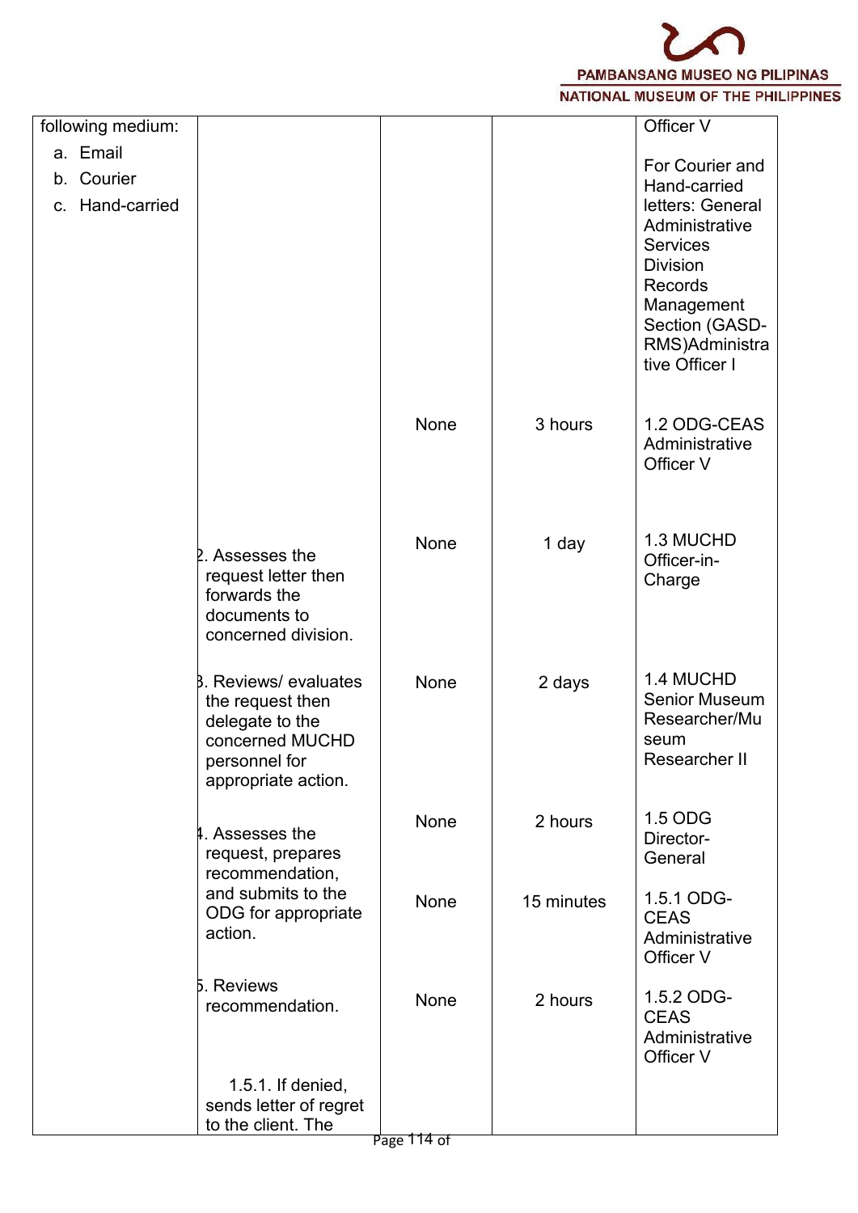| | | | | |
|---|---|---|---|---|
| following medium:<br>a. Email<br>b. Courier<br>c. Hand-carried | | | | Officer V<br><br>For Courier and Hand-carried letters: General Administrative Services Division Records Management Section (GASD-RMS)Administrative Officer I |
| | | None | 3 hours | 1.2 ODG-CEAS Administrative Officer V |
| | 2. Assesses the request letter then forwards the documents to concerned division. | None | 1 day | 1.3 MUCHD Officer-in-Charge |
| | 3. Reviews/ evaluates the request then delegate to the concerned MUCHD personnel for appropriate action. | None | 2 days | 1.4 MUCHD Senior Museum Researcher/Museum Researcher II |
| | 4. Assesses the request, prepares recommendation, and submits to the ODG for appropriate action. | None | 2 hours | 1.5 ODG Director-General |
| | | None | 15 minutes | 1.5.1 ODG-CEAS Administrative Officer V |
| | 5. Reviews recommendation.<br><br>1.5.1. If denied, sends letter of regret to the client. The | None | 2 hours | 1.5.2 ODG-CEAS Administrative Officer V |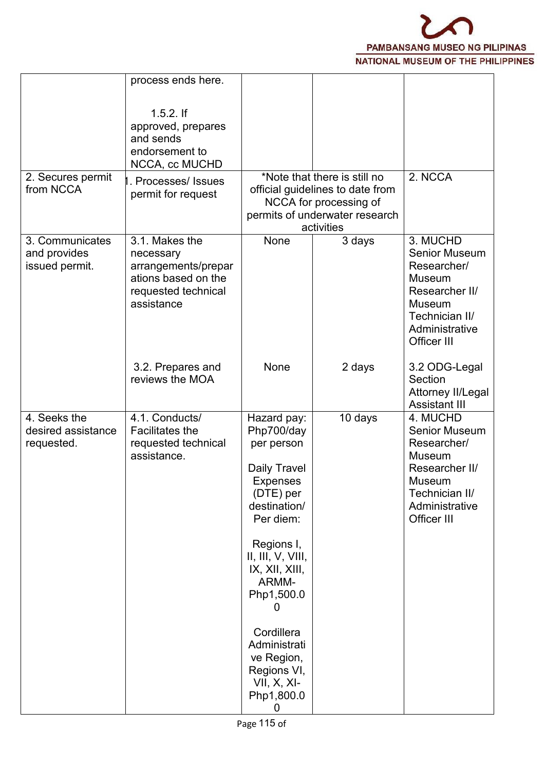| | | | | |
|---|---|---|---|---|
| | process ends here.<br><br>1.5.2. If approved, prepares and sends endorsement to NCCA, cc MUCHD | | | |
| 2. Secures permit from NCCA | 1. Processes/ Issues permit for request | *Note that there is still no official guidelines to date from NCCA for processing of permits of underwater research activities | | 2. NCCA |
| 3. Communicates and provides issued permit. | 3.1. Makes the necessary arrangements/preparations based on the requested technical assistance | None | 3 days | 3. MUCHD Senior Museum Researcher/ Museum Researcher II/ Museum Technician II/ Administrative Officer III |
| | 3.2. Prepares and reviews the MOA | None | 2 days | 3.2 ODG-Legal Section Attorney II/Legal Assistant III |
| 4. Seeks the desired assistance requested. | 4.1. Conducts/ Facilitates the requested technical assistance. | Hazard pay: Php700/day per person<br><br>Daily Travel Expenses (DTE) per destination/ Per diem:<br><br>Regions I, II, III, V, VIII, IX, XII, XIII, ARMM- Php1,500.00<br><br>Cordillera Administrative Region, Regions VI, VII, X, XI- Php1,800.00 | 10 days | 4. MUCHD Senior Museum Researcher/ Museum Researcher II/ Museum Technician II/ Administrative Officer III |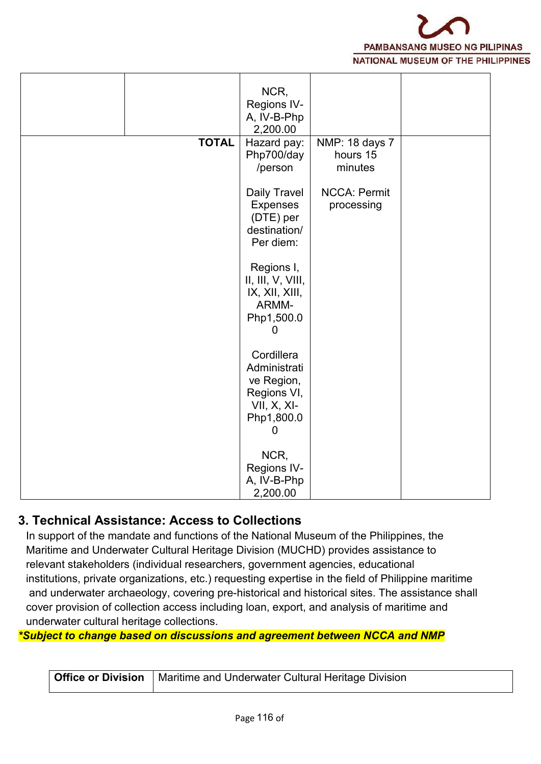| | | | | |
|---|---|---|---|---|
| | | NCR, Regions IV-A, IV-B-Php 2,200.00 | | |
| | **TOTAL** | Hazard pay: Php700/day /person<br><br>Daily Travel Expenses (DTE) per destination/ Per diem:<br><br>Regions I, II, III, V, VIII, IX, XII, XIII, ARMM-Php1,500.00<br><br>Cordillera Administrative Region, Regions VI, VII, X, XI-Php1,800.00<br><br>NCR, Regions IV-A, IV-B-Php 2,200.00 | NMP: 18 days 7 hours 15 minutes<br><br>NCCA: Permit processing | |

## 3. Technical Assistance: Access to Collections

In support of the mandate and functions of the National Museum of the Philippines, the Maritime and Underwater Cultural Heritage Division (MUCHD) provides assistance to relevant stakeholders (individual researchers, government agencies, educational institutions, private organizations, etc.) requesting expertise in the field of Philippine maritime and underwater archaeology, covering pre-historical and historical sites. The assistance shall cover provision of collection access including loan, export, and analysis of maritime and underwater cultural heritage collections.

***Subject to change based on discussions and agreement between NCCA and NMP**

| **Office or Division** | Maritime and Underwater Cultural Heritage Division |
|---|---|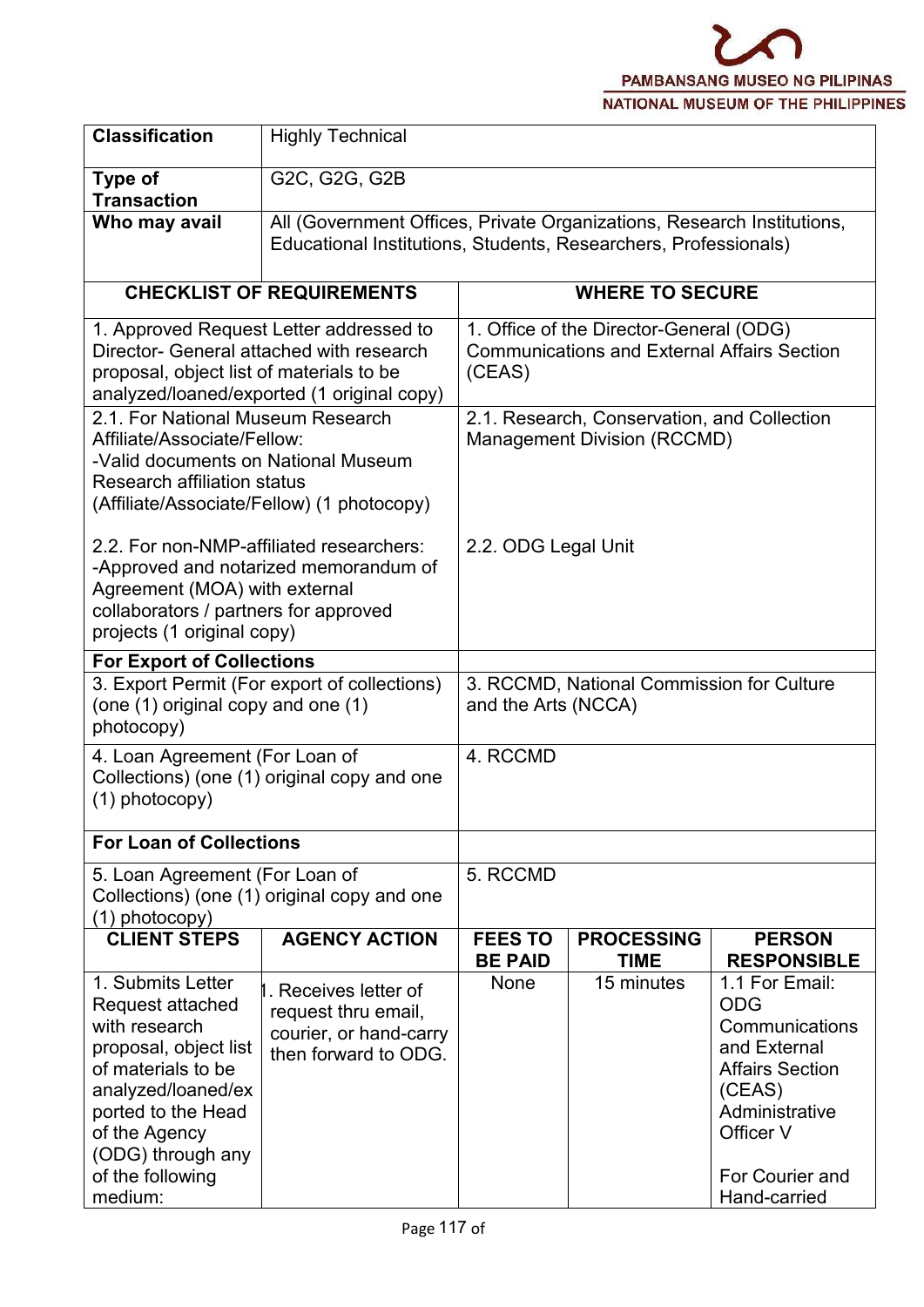| Classification | Highly Technical |
|---|---|
| Type of Transaction | G2C, G2G, G2B |
| Who may avail | All (Government Offices, Private Organizations, Research Institutions, Educational Institutions, Students, Researchers, Professionals) |

| CHECKLIST OF REQUIREMENTS | WHERE TO SECURE |
|---|---|
| 1. Approved Request Letter addressed to Director- General attached with research proposal, object list of materials to be analyzed/loaned/exported (1 original copy) | 1. Office of the Director-General (ODG) Communications and External Affairs Section (CEAS) |
| 2.1. For National Museum Research Affiliate/Associate/Fellow:<br>-Valid documents on National Museum Research affiliation status (Affiliate/Associate/Fellow) (1 photocopy)<br><br>2.2. For non-NMP-affiliated researchers:<br>-Approved and notarized memorandum of Agreement (MOA) with external collaborators / partners for approved projects (1 original copy) | 2.1. Research, Conservation, and Collection Management Division (RCCMD)<br><br>2.2. ODG Legal Unit |
| **For Export of Collections** | |
| 3. Export Permit (For export of collections) (one (1) original copy and one (1) photocopy) | 3. RCCMD, National Commission for Culture and the Arts (NCCA) |
| 4. Loan Agreement (For Loan of Collections) (one (1) original copy and one (1) photocopy) | 4. RCCMD |
| **For Loan of Collections** | |
| 5. Loan Agreement (For Loan of Collections) (one (1) original copy and one (1) photocopy) | 5. RCCMD |

| CLIENT STEPS | AGENCY ACTION | FEES TO BE PAID | PROCESSING TIME | PERSON RESPONSIBLE |
|---|---|---|---|---|
| 1. Submits Letter Request attached with research proposal, object list of materials to be analyzed/loaned/exported to the Head of the Agency (ODG) through any of the following medium: | 1. Receives letter of request thru email, courier, or hand-carry then forward to ODG. | None | 15 minutes | 1.1 For Email: ODG Communications and External Affairs Section (CEAS) Administrative Officer V<br><br>For Courier and Hand-carried |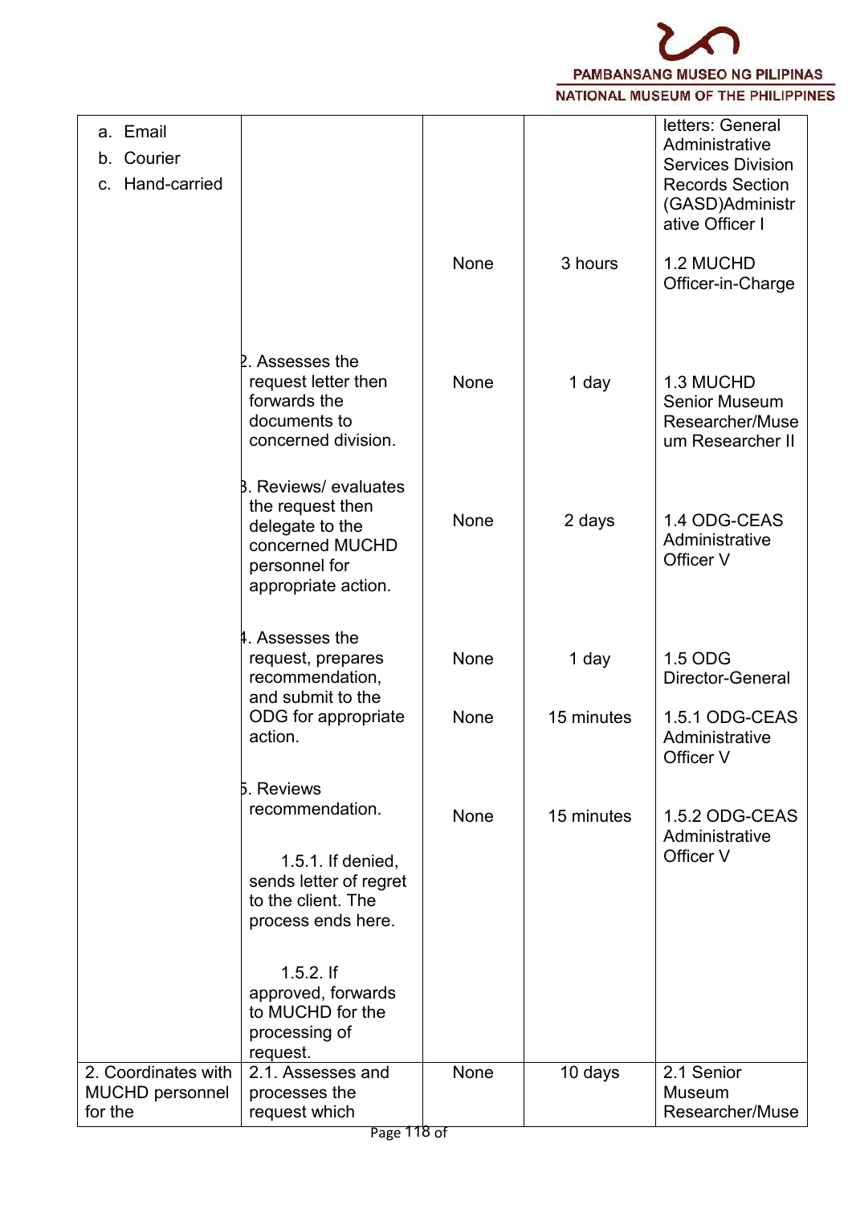| | | | | |
|---|---|---|---|---|
| a. Email<br>b. Courier<br>c. Hand-carried | | | | letters: General Administrative Services Division Records Section (GASD)Administrative Officer I |
| | | None | 3 hours | 1.2 MUCHD Officer-in-Charge |
| | 2. Assesses the request letter then forwards the documents to concerned division. | None | 1 day | 1.3 MUCHD Senior Museum Researcher/Museum Researcher II |
| | 3. Reviews/ evaluates the request then delegate to the concerned MUCHD personnel for appropriate action. | None | 2 days | 1.4 ODG-CEAS Administrative Officer V |
| | 4. Assesses the request, prepares recommendation, and submit to the ODG for appropriate action. | None | 1 day | 1.5 ODG Director-General |
| | | None | 15 minutes | 1.5.1 ODG-CEAS Administrative Officer V |
| | 5. Reviews recommendation.<br><br>1.5.1. If denied, sends letter of regret to the client. The process ends here.<br><br>1.5.2. If approved, forwards to MUCHD for the processing of request. | None | 15 minutes | 1.5.2 ODG-CEAS Administrative Officer V |
| 2. Coordinates with MUCHD personnel for the | 2.1. Assesses and processes the request which | None | 10 days | 2.1 Senior Museum Researcher/Muse |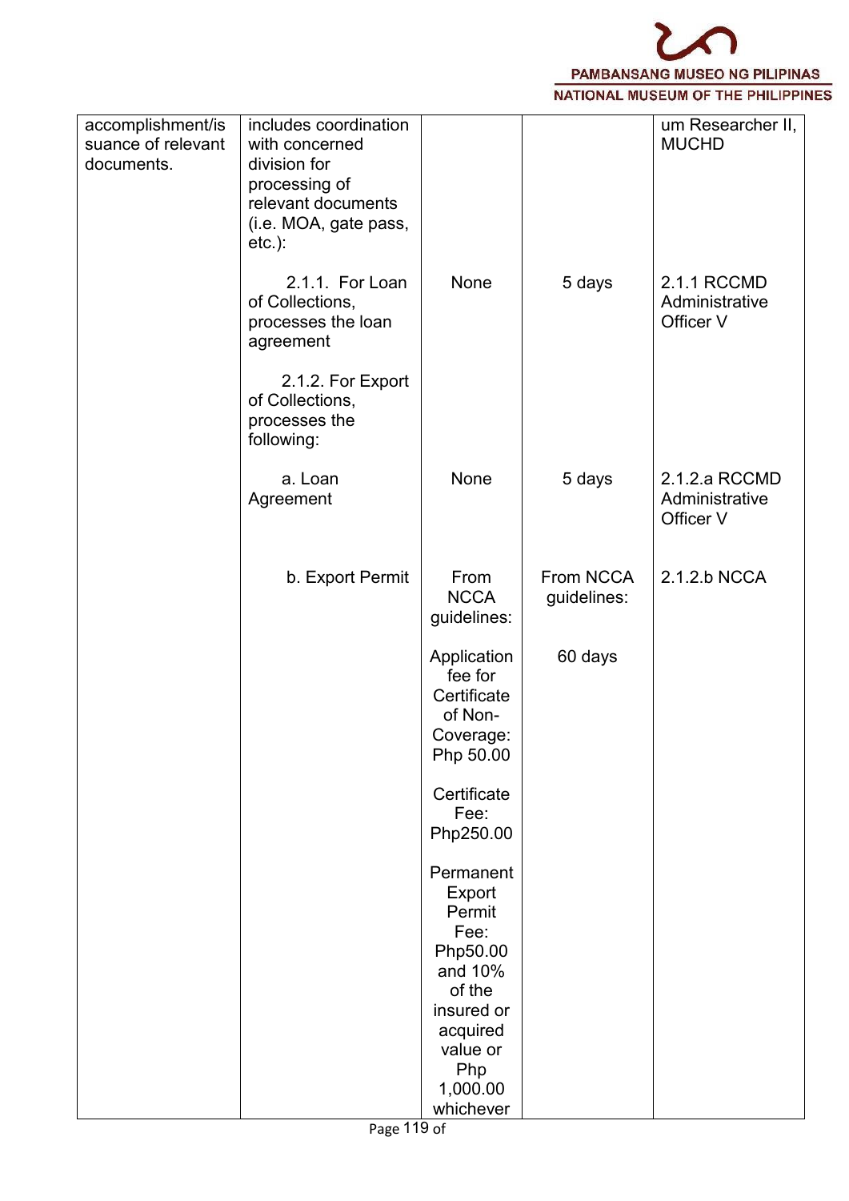| | | | | |
|---|---|---|---|---|
| accomplishment/issuance of relevant documents. | includes coordination with concerned division for processing of relevant documents (i.e. MOA, gate pass, etc.): | | | um Researcher II, MUCHD |
| | 2.1.1. For Loan of Collections, processes the loan agreement | None | 5 days | 2.1.1 RCCMD Administrative Officer V |
| | 2.1.2. For Export of Collections, processes the following: | | | |
| | a. Loan Agreement | None | 5 days | 2.1.2.a RCCMD Administrative Officer V |
| | b. Export Permit | From NCCA guidelines:<br><br>Application fee for Certificate of Non-Coverage: Php 50.00<br><br>Certificate Fee: Php250.00<br><br>Permanent Export Permit Fee: Php50.00 and 10% of the insured or acquired value or Php 1,000.00 whichever | From NCCA guidelines:<br><br>60 days | 2.1.2.b NCCA |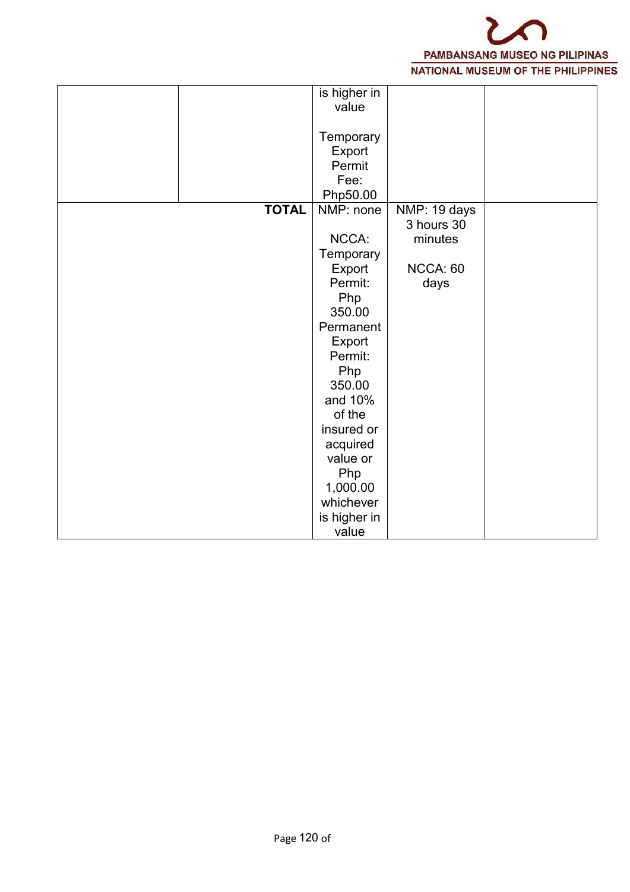| | | | | |
|---|---|---|---|---|
| | | is higher in value<br><br>Temporary Export Permit Fee: Php50.00 | | |
| | **TOTAL** | NMP: none<br><br>NCCA: Temporary Export Permit: Php 350.00 Permanent Export Permit: Php 350.00 and 10% of the insured or acquired value or Php 1,000.00 whichever is higher in value | NMP: 19 days 3 hours 30 minutes<br><br>NCCA: 60 days | |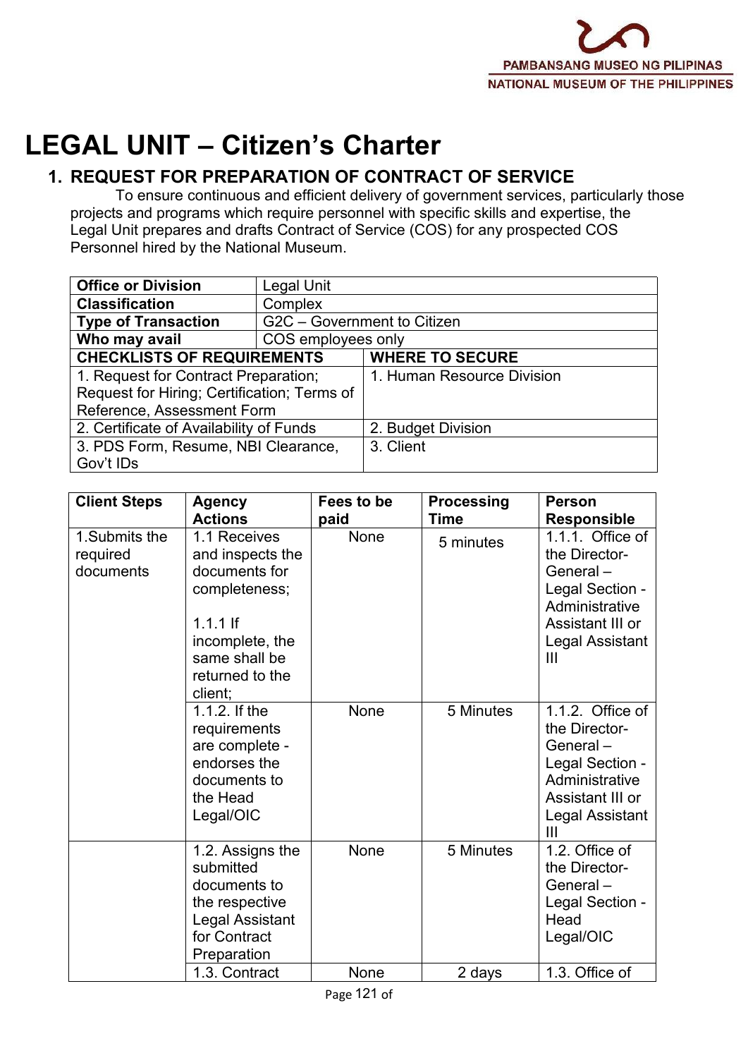# LEGAL UNIT – Citizen's Charter

## 1. REQUEST FOR PREPARATION OF CONTRACT OF SERVICE

To ensure continuous and efficient delivery of government services, particularly those projects and programs which require personnel with specific skills and expertise, the Legal Unit prepares and drafts Contract of Service (COS) for any prospected COS Personnel hired by the National Museum.

| **Office or Division** | Legal Unit |
|---|---|
| **Classification** | Complex |
| **Type of Transaction** | G2C – Government to Citizen |
| **Who may avail** | COS employees only |
| **CHECKLISTS OF REQUIREMENTS** | **WHERE TO SECURE** |
| 1. Request for Contract Preparation; Request for Hiring; Certification; Terms of Reference, Assessment Form | 1. Human Resource Division |
| 2. Certificate of Availability of Funds | 2. Budget Division |
| 3. PDS Form, Resume, NBI Clearance, Gov't IDs | 3. Client |

| Client Steps | Agency Actions | Fees to be paid | Processing Time | Person Responsible |
|---|---|---|---|---|
| 1.Submits the required documents | 1.1 Receives and inspects the documents for completeness;<br><br>1.1.1 If incomplete, the same shall be returned to the client; | None | 5 minutes | 1.1.1. Office of the Director-General – Legal Section - Administrative Assistant III or Legal Assistant III |
| | 1.1.2. If the requirements are complete - endorses the documents to the Head Legal/OIC | None | 5 Minutes | 1.1.2. Office of the Director-General – Legal Section - Administrative Assistant III or Legal Assistant III |
| | 1.2. Assigns the submitted documents to the respective Legal Assistant for Contract Preparation | None | 5 Minutes | 1.2. Office of the Director-General – Legal Section - Head Legal/OIC |
| | 1.3. Contract | None | 2 days | 1.3. Office of |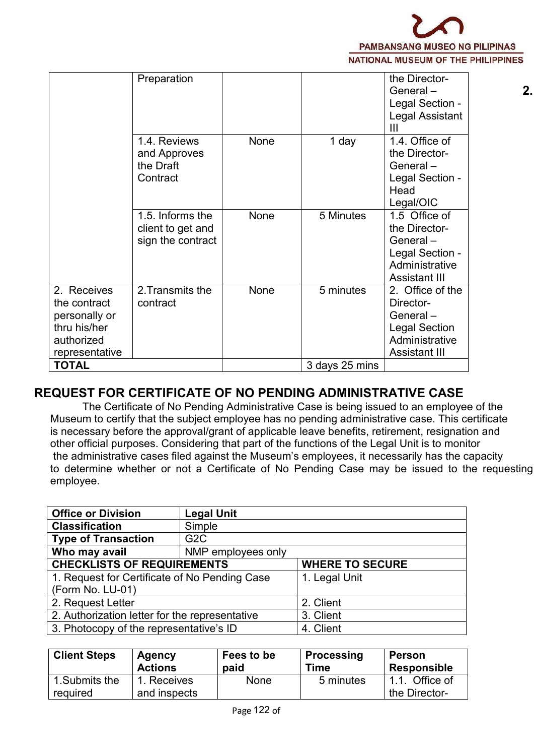| | Preparation | | | the Director-General – Legal Section - Legal Assistant III |
|---|---|---|---|---|
| | 1.4. Reviews and Approves the Draft Contract | None | 1 day | 1.4. Office of the Director-General – Legal Section - Head Legal/OIC |
| | 1.5. Informs the client to get and sign the contract | None | 5 Minutes | 1.5 Office of the Director-General – Legal Section - Administrative Assistant III |
| 2. Receives the contract personally or thru his/her authorized representative | 2.Transmits the contract | None | 5 minutes | 2. Office of the Director-General – Legal Section Administrative Assistant III |
| **TOTAL** | | | 3 days 25 mins | |

## REQUEST FOR CERTIFICATE OF NO PENDING ADMINISTRATIVE CASE

The Certificate of No Pending Administrative Case is being issued to an employee of the Museum to certify that the subject employee has no pending administrative case. This certificate is necessary before the approval/grant of applicable leave benefits, retirement, resignation and other official purposes. Considering that part of the functions of the Legal Unit is to monitor the administrative cases filed against the Museum's employees, it necessarily has the capacity to determine whether or not a Certificate of No Pending Case may be issued to the requesting employee.

| **Office or Division** | **Legal Unit** |
|---|---|
| **Classification** | Simple |
| **Type of Transaction** | G2C |
| **Who may avail** | NMP employees only |

| **CHECKLISTS OF REQUIREMENTS** | **WHERE TO SECURE** |
|---|---|
| 1. Request for Certificate of No Pending Case (Form No. LU-01) | 1. Legal Unit |
| 2. Request Letter | 2. Client |
| 2. Authorization letter for the representative | 3. Client |
| 3. Photocopy of the representative's ID | 4. Client |

| Client Steps | Agency Actions | Fees to be paid | Processing Time | Person Responsible |
|---|---|---|---|---|
| 1.Submits the required | 1. Receives and inspects | None | 5 minutes | 1.1. Office of the Director- |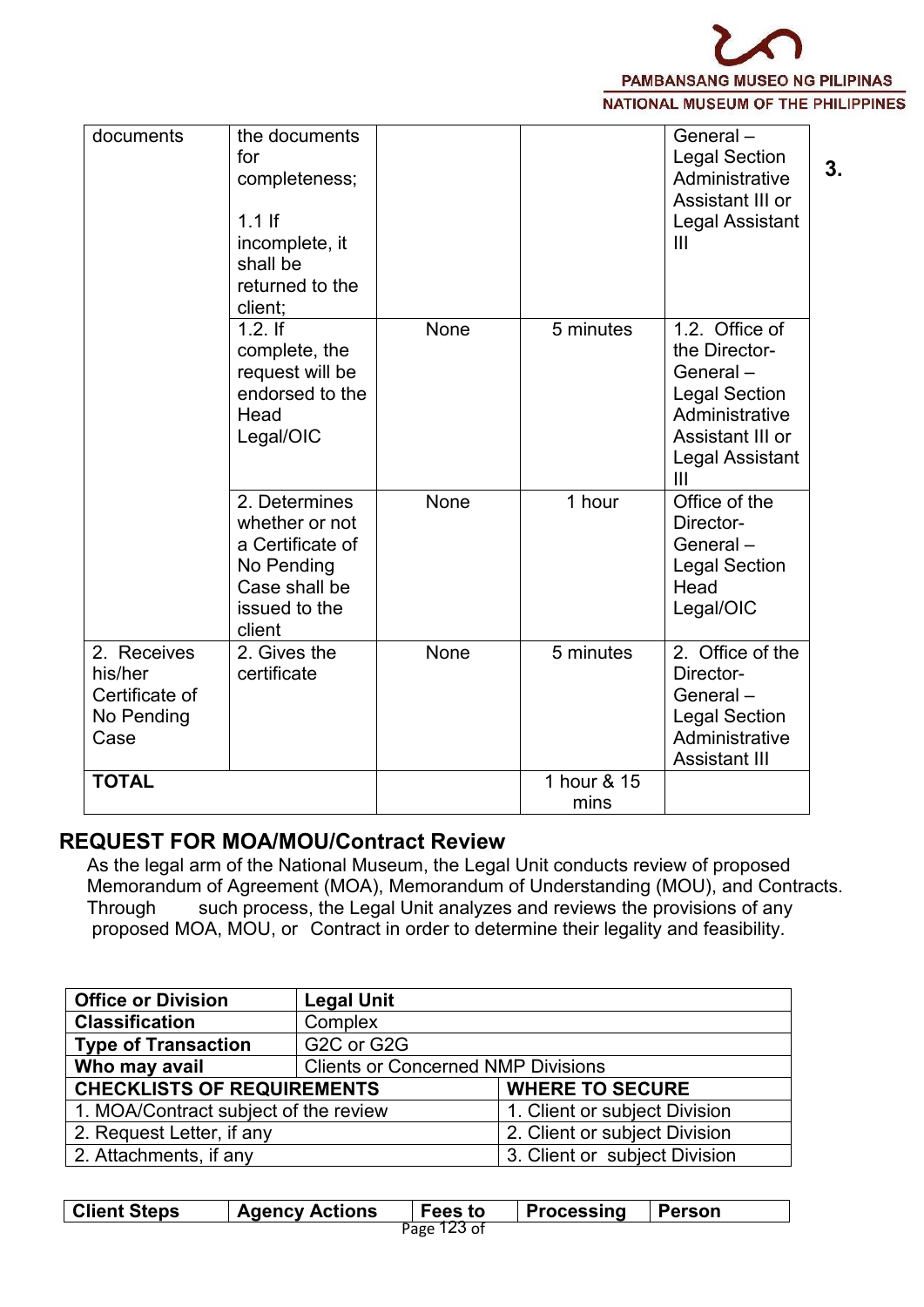| | | | | | |
|---|---|---|---|---|---|
| documents | the documents for completeness;<br><br>1.1 If incomplete, it shall be returned to the client; | | | General – Legal Section Administrative Assistant III or Legal Assistant III | 3. |
| | 1.2. If complete, the request will be endorsed to the Head Legal/OIC | None | 5 minutes | 1.2. Office of the Director-General – Legal Section Administrative Assistant III or Legal Assistant III | |
| | 2. Determines whether or not a Certificate of No Pending Case shall be issued to the client | None | 1 hour | Office of the Director-General – Legal Section Head Legal/OIC | |
| 2. Receives his/her Certificate of No Pending Case | 2. Gives the certificate | None | 5 minutes | 2. Office of the Director-General – Legal Section Administrative Assistant III | |
| **TOTAL** | | | 1 hour & 15 mins | | |

## REQUEST FOR MOA/MOU/Contract Review

As the legal arm of the National Museum, the Legal Unit conducts review of proposed Memorandum of Agreement (MOA), Memorandum of Understanding (MOU), and Contracts. Through such process, the Legal Unit analyzes and reviews the provisions of any proposed MOA, MOU, or Contract in order to determine their legality and feasibility.

| **Office or Division** | **Legal Unit** |
|---|---|
| **Classification** | Complex |
| **Type of Transaction** | G2C or G2G |
| **Who may avail** | Clients or Concerned NMP Divisions |

| **CHECKLISTS OF REQUIREMENTS** | **WHERE TO SECURE** |
|---|---|
| 1. MOA/Contract subject of the review | 1. Client or subject Division |
| 2. Request Letter, if any | 2. Client or subject Division |
| 2. Attachments, if any | 3. Client or subject Division |

| **Client Steps** | **Agency Actions** | **Fees to** | **Processing** | **Person** |
|---|---|---|---|---|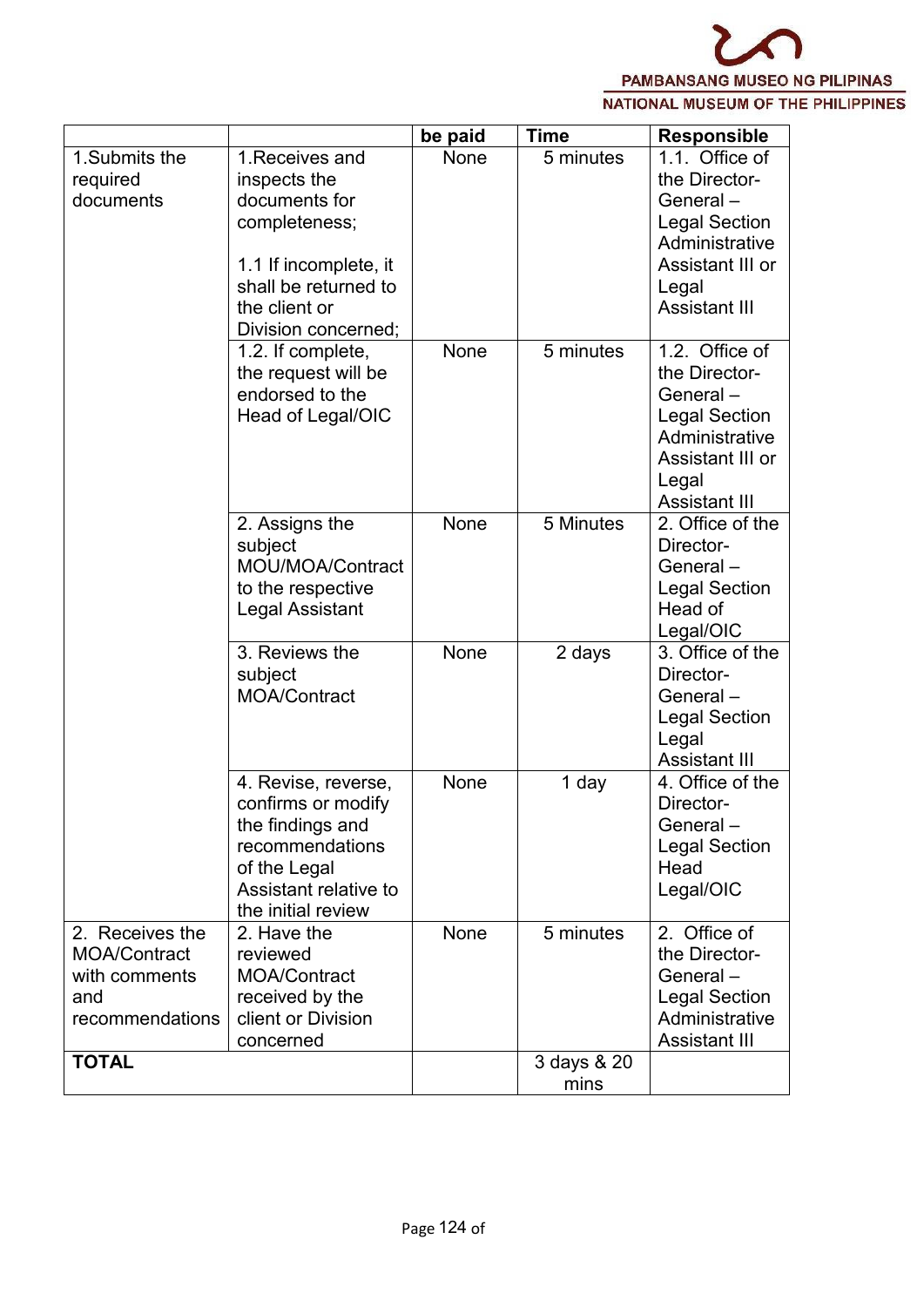| | | be paid | Time | Responsible |
|---|---|---|---|---|
| 1.Submits the required documents | 1.Receives and inspects the documents for completeness;<br><br>1.1 If incomplete, it shall be returned to the client or Division concerned; | None | 5 minutes | 1.1. Office of the Director-General – Legal Section Administrative Assistant III or Legal Assistant III |
| | 1.2. If complete, the request will be endorsed to the Head of Legal/OIC | None | 5 minutes | 1.2. Office of the Director-General – Legal Section Administrative Assistant III or Legal Assistant III |
| | 2. Assigns the subject MOU/MOA/Contract to the respective Legal Assistant | None | 5 Minutes | 2. Office of the Director-General – Legal Section Head of Legal/OIC |
| | 3. Reviews the subject MOA/Contract | None | 2 days | 3. Office of the Director-General – Legal Section Legal Assistant III |
| | 4. Revise, reverse, confirms or modify the findings and recommendations of the Legal Assistant relative to the initial review | None | 1 day | 4. Office of the Director-General – Legal Section Head Legal/OIC |
| 2. Receives the MOA/Contract with comments and recommendations | 2. Have the reviewed MOA/Contract received by the client or Division concerned | None | 5 minutes | 2. Office of the Director-General – Legal Section Administrative Assistant III |
| **TOTAL** | | | 3 days & 20 mins | |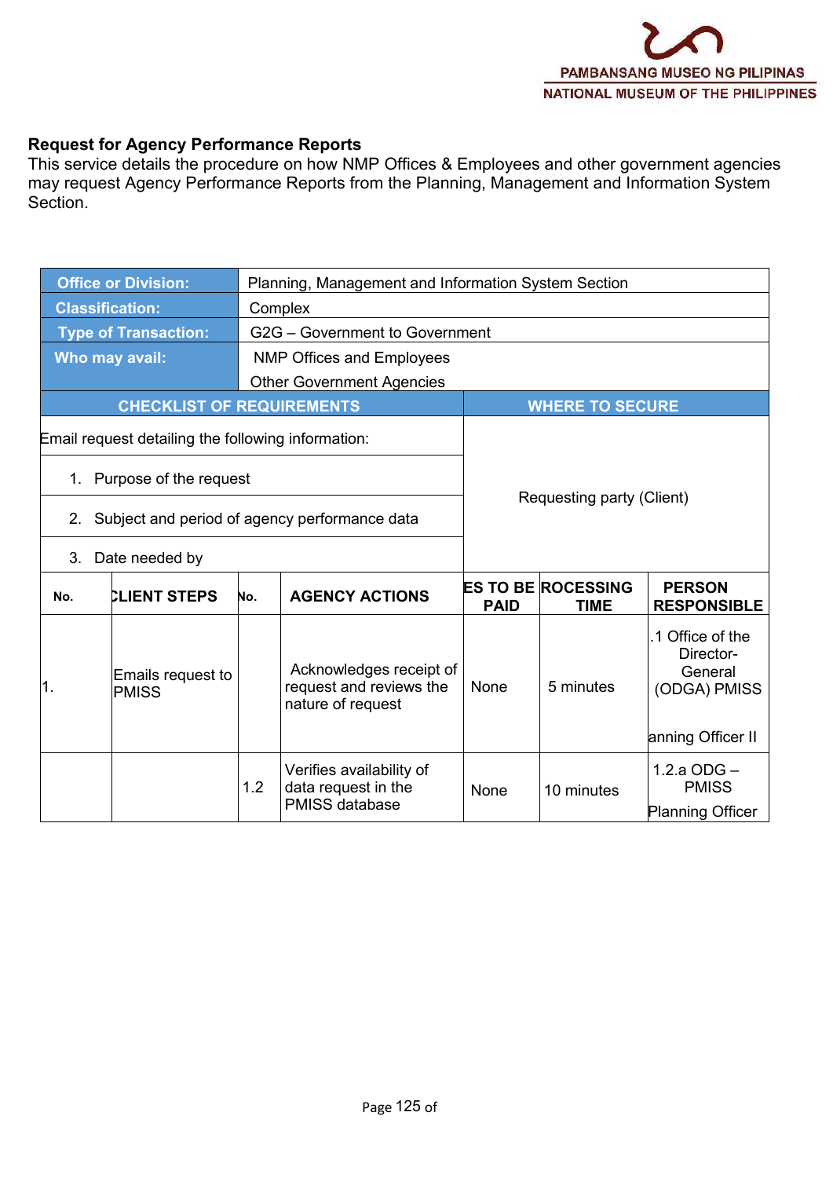**Request for Agency Performance Reports**

This service details the procedure on how NMP Offices & Employees and other government agencies may request Agency Performance Reports from the Planning, Management and Information System Section.

| Office or Division: | Planning, Management and Information System Section |
|---|---|
| Classification: | Complex |
| Type of Transaction: | G2G – Government to Government |
| Who may avail: | NMP Offices and Employees<br>Other Government Agencies |

| CHECKLIST OF REQUIREMENTS | WHERE TO SECURE |
|---|---|
| Email request detailing the following information: | Requesting party (Client) |
| 1. Purpose of the request | |
| 2. Subject and period of agency performance data | |
| 3. Date needed by | |

| No. | CLIENT STEPS | No. | AGENCY ACTIONS | FEES TO BE PAID | PROCESSING TIME | PERSON RESPONSIBLE |
|---|---|---|---|---|---|---|
| 1. | Emails request to PMISS | | Acknowledges receipt of request and reviews the nature of request | None | 5 minutes | 1.1 Office of the Director-General (ODGA) PMISS<br><br>Planning Officer II |
| | | 1.2 | Verifies availability of data request in the PMISS database | None | 10 minutes | 1.2.a ODG – PMISS<br><br>Planning Officer |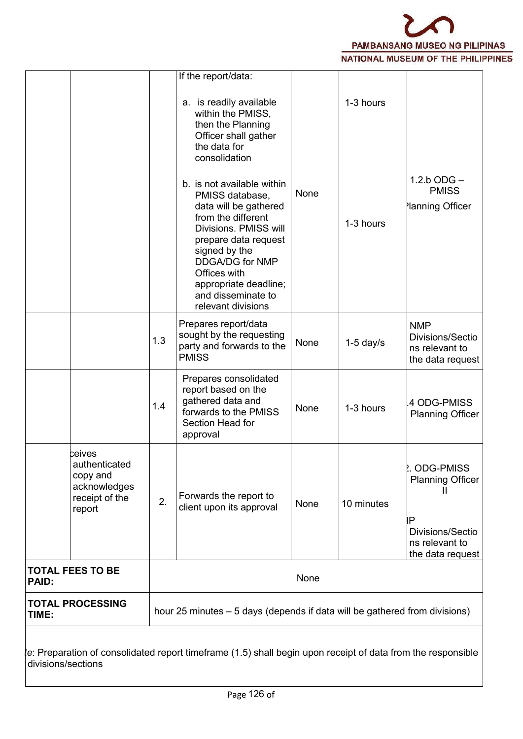| | | | | | | |
|---|---|---|---|---|---|---|
| | | | If the report/data:<br><br>a. is readily available within the PMISS, then the Planning Officer shall gather the data for consolidation<br><br>b. is not available within PMISS database, data will be gathered from the different Divisions. PMISS will prepare data request signed by the DDGA/DG for NMP Offices with appropriate deadline; and disseminate to relevant divisions | None | 1-3 hours<br><br>1-3 hours | 1.2.b ODG – PMISS<br>Planning Officer |
| | | 1.3 | Prepares report/data sought by the requesting party and forwards to the PMISS | None | 1-5 day/s | NMP Divisions/Sections relevant to the data request |
| | | 1.4 | Prepares consolidated report based on the gathered data and forwards to the PMISS Section Head for approval | None | 1-3 hours | 1.4 ODG-PMISS Planning Officer |
| | Receives authenticated copy and acknowledges receipt of the report | 2. | Forwards the report to client upon its approval | None | 10 minutes | 2. ODG-PMISS Planning Officer II<br><br>NMP Divisions/Sections relevant to the data request |
| **TOTAL FEES TO BE PAID:** | | None | | | | |
| **TOTAL PROCESSING TIME:** | | 1 hour 25 minutes – 5 days (depends if data will be gathered from divisions) | | | | |

*Note*: Preparation of consolidated report timeframe (1.5) shall begin upon receipt of data from the responsible divisions/sections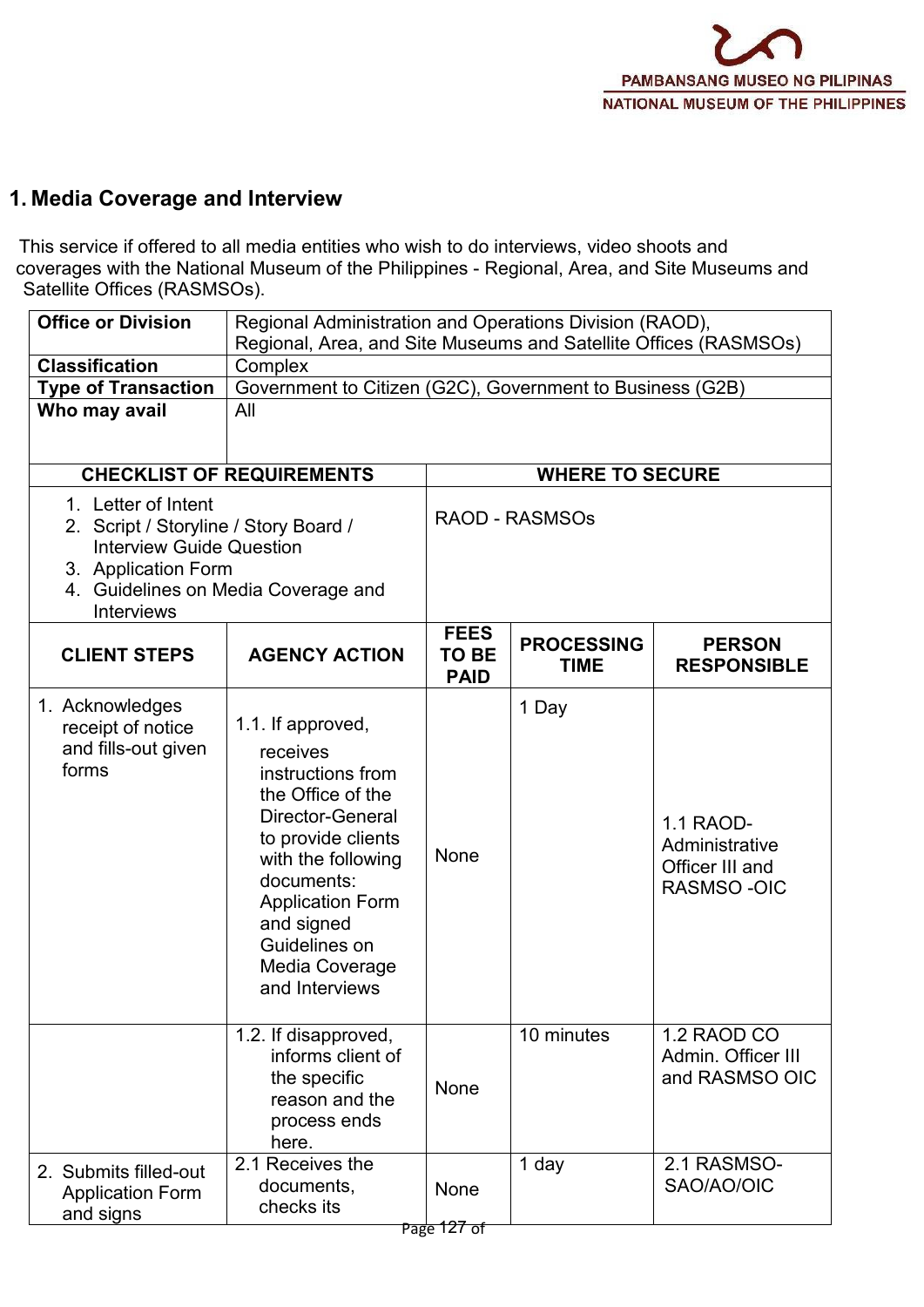## 1. Media Coverage and Interview

This service if offered to all media entities who wish to do interviews, video shoots and coverages with the National Museum of the Philippines - Regional, Area, and Site Museums and Satellite Offices (RASMSOs).

| **Office or Division** | Regional Administration and Operations Division (RAOD), Regional, Area, and Site Museums and Satellite Offices (RASMSOs) |
|---|---|
| **Classification** | Complex |
| **Type of Transaction** | Government to Citizen (G2C), Government to Business (G2B) |
| **Who may avail** | All |

| **CHECKLIST OF REQUIREMENTS** | **WHERE TO SECURE** |
|---|---|
| 1. Letter of Intent<br>2. Script / Storyline / Story Board / Interview Guide Question<br>3. Application Form<br>4. Guidelines on Media Coverage and Interviews | RAOD - RASMSOs |

| **CLIENT STEPS** | **AGENCY ACTION** | **FEES TO BE PAID** | **PROCESSING TIME** | **PERSON RESPONSIBLE** |
|---|---|---|---|---|
| 1. Acknowledges receipt of notice and fills-out given forms | 1.1. If approved, receives instructions from the Office of the Director-General to provide clients with the following documents: Application Form and signed Guidelines on Media Coverage and Interviews | None | 1 Day | 1.1 RAOD-Administrative Officer III and RASMSO -OIC |
| | 1.2. If disapproved, informs client of the specific reason and the process ends here. | None | 10 minutes | 1.2 RAOD CO Admin. Officer III and RASMSO OIC |
| 2. Submits filled-out Application Form and signs | 2.1 Receives the documents, checks its | None | 1 day | 2.1 RASMSO-SAO/AO/OIC |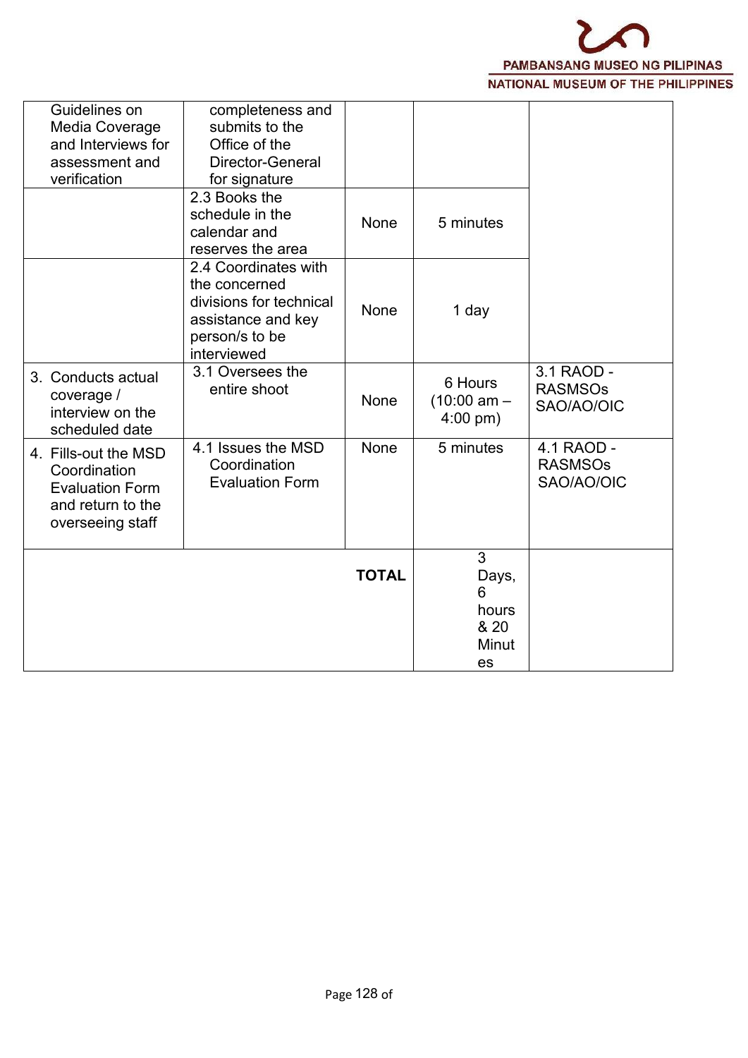| | | | | |
|---|---|---|---|---|
| Guidelines on Media Coverage and Interviews for assessment and verification | completeness and submits to the Office of the Director-General for signature | | | |
| | 2.3 Books the schedule in the calendar and reserves the area | None | 5 minutes | |
| | 2.4 Coordinates with the concerned divisions for technical assistance and key person/s to be interviewed | None | 1 day | |
| 3. Conducts actual coverage / interview on the scheduled date | 3.1 Oversees the entire shoot | None | 6 Hours (10:00 am – 4:00 pm) | 3.1 RAOD - RASMSOs SAO/AO/OIC |
| 4. Fills-out the MSD Coordination Evaluation Form and return to the overseeing staff | 4.1 Issues the MSD Coordination Evaluation Form | None | 5 minutes | 4.1 RAOD - RASMSOs SAO/AO/OIC |
| | | **TOTAL** | 3 Days, 6 hours & 20 Minutes | |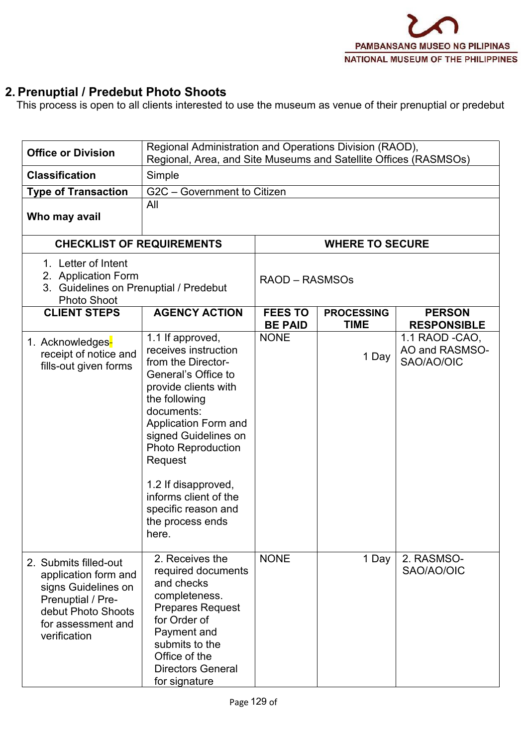## 2. Prenuptial / Predebut Photo Shoots

This process is open to all clients interested to use the museum as venue of their prenuptial or predebut

| Office or Division | Regional Administration and Operations Division (RAOD), Regional, Area, and Site Museums and Satellite Offices (RASMSOs) | | | |
|---|---|---|---|---|
| **Classification** | Simple | | | |
| **Type of Transaction** | G2C – Government to Citizen | | | |
| **Who may avail** | All | | | |
| **CHECKLIST OF REQUIREMENTS** | | **WHERE TO SECURE** | | |
| 1. Letter of Intent<br>2. Application Form<br>3. Guidelines on Prenuptial / Predebut Photo Shoot | | RAOD – RASMSOs | | |
| **CLIENT STEPS** | **AGENCY ACTION** | **FEES TO BE PAID** | **PROCESSING TIME** | **PERSON RESPONSIBLE** |
| 1. Acknowledges receipt of notice and fills-out given forms | 1.1 If approved, receives instruction from the Director-General's Office to provide clients with the following documents: Application Form and signed Guidelines on Photo Reproduction Request<br><br>1.2 If disapproved, informs client of the specific reason and the process ends here. | NONE | 1 Day | 1.1 RAOD -CAO, AO and RASMSO-SAO/AO/OIC |
| 2. Submits filled-out application form and signs Guidelines on Prenuptial / Pre-debut Photo Shoots for assessment and verification | 2. Receives the required documents and checks completeness. Prepares Request for Order of Payment and submits to the Office of the Directors General for signature | NONE | 1 Day | 2. RASMSO-SAO/AO/OIC |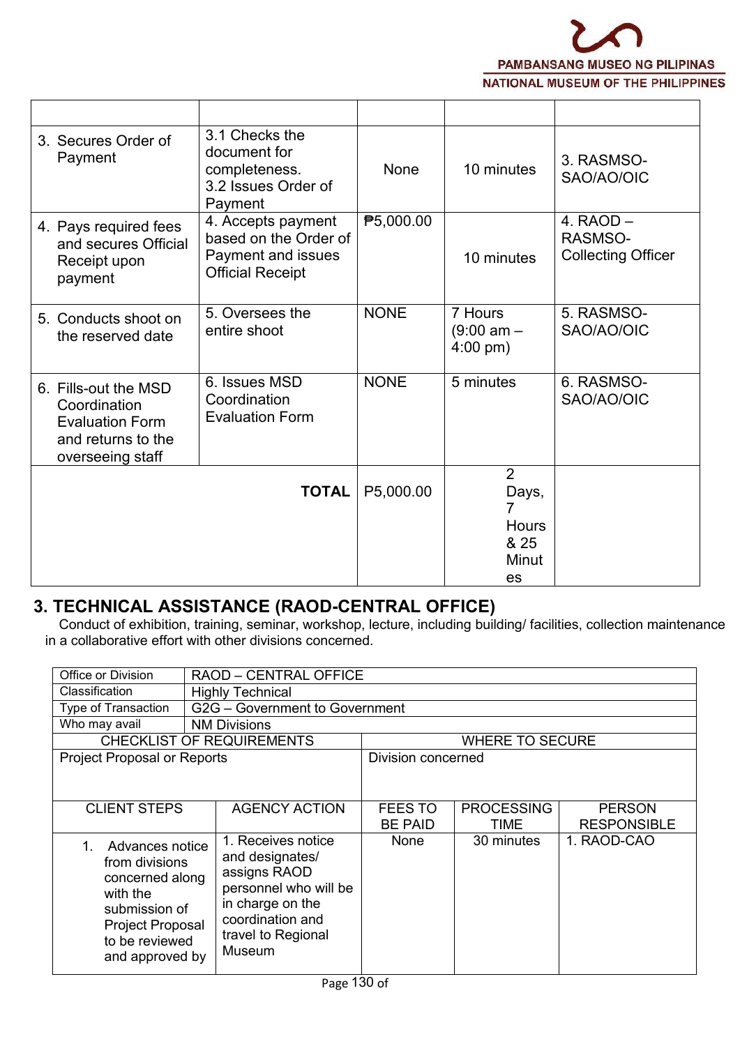| | | | | |
|---|---|---|---|---|
| 3. Secures Order of Payment | 3.1 Checks the document for completeness. 3.2 Issues Order of Payment | None | 10 minutes | 3. RASMSO-SAO/AO/OIC |
| 4. Pays required fees and secures Official Receipt upon payment | 4. Accepts payment based on the Order of Payment and issues Official Receipt | ₱5,000.00 | 10 minutes | 4. RAOD – RASMSO-Collecting Officer |
| 5. Conducts shoot on the reserved date | 5. Oversees the entire shoot | NONE | 7 Hours (9:00 am – 4:00 pm) | 5. RASMSO-SAO/AO/OIC |
| 6. Fills-out the MSD Coordination Evaluation Form and returns to the overseeing staff | 6. Issues MSD Coordination Evaluation Form | NONE | 5 minutes | 6. RASMSO-SAO/AO/OIC |
| | **TOTAL** | P5,000.00 | 2 Days, 7 Hours & 25 Minutes | |

## 3. TECHNICAL ASSISTANCE (RAOD-CENTRAL OFFICE)

Conduct of exhibition, training, seminar, workshop, lecture, including building/ facilities, collection maintenance in a collaborative effort with other divisions concerned.

| | | | | |
|---|---|---|---|---|
| Office or Division | RAOD – CENTRAL OFFICE | | | |
| Classification | Highly Technical | | | |
| Type of Transaction | G2G – Government to Government | | | |
| Who may avail | NM Divisions | | | |
| CHECKLIST OF REQUIREMENTS | | WHERE TO SECURE | | |
| Project Proposal or Reports | | Division concerned | | |
| CLIENT STEPS | AGENCY ACTION | FEES TO BE PAID | PROCESSING TIME | PERSON RESPONSIBLE |
| 1. Advances notice from divisions concerned along with the submission of Project Proposal to be reviewed and approved by | 1. Receives notice and designates/ assigns RAOD personnel who will be in charge on the coordination and travel to Regional Museum | None | 30 minutes | 1. RAOD-CAO |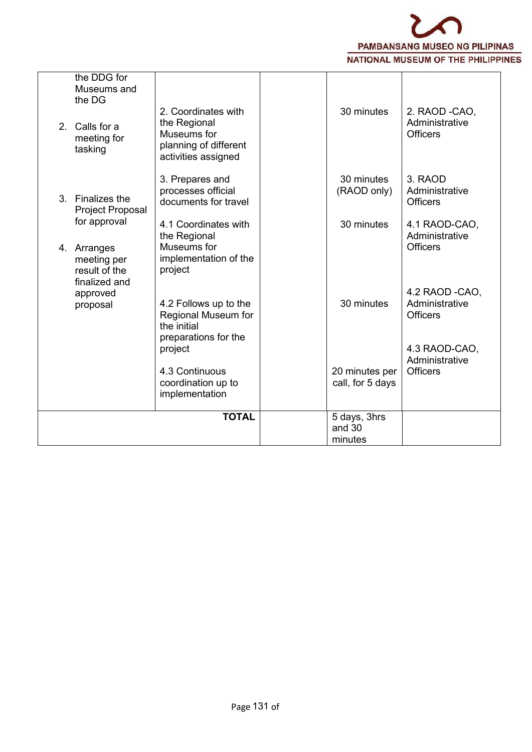| | | | | |
|---|---|---|---|---|
| the DDG for Museums and the DG<br><br>2. Calls for a meeting for tasking<br><br>3. Finalizes the Project Proposal for approval<br><br>4. Arranges meeting per result of the finalized and approved proposal | 2. Coordinates with the Regional Museums for planning of different activities assigned<br><br>3. Prepares and processes official documents for travel<br><br>4.1 Coordinates with the Regional Museums for implementation of the project<br><br>4.2 Follows up to the Regional Museum for the initial preparations for the project<br><br>4.3 Continuous coordination up to implementation | | 30 minutes<br><br>30 minutes (RAOD only)<br><br>30 minutes<br><br>30 minutes<br><br>20 minutes per call, for 5 days | 2. RAOD -CAO, Administrative Officers<br><br>3. RAOD Administrative Officers<br><br>4.1 RAOD-CAO, Administrative Officers<br><br>4.2 RAOD -CAO, Administrative Officers<br><br>4.3 RAOD-CAO, Administrative Officers |
| | **TOTAL** | | 5 days, 3hrs and 30 minutes | |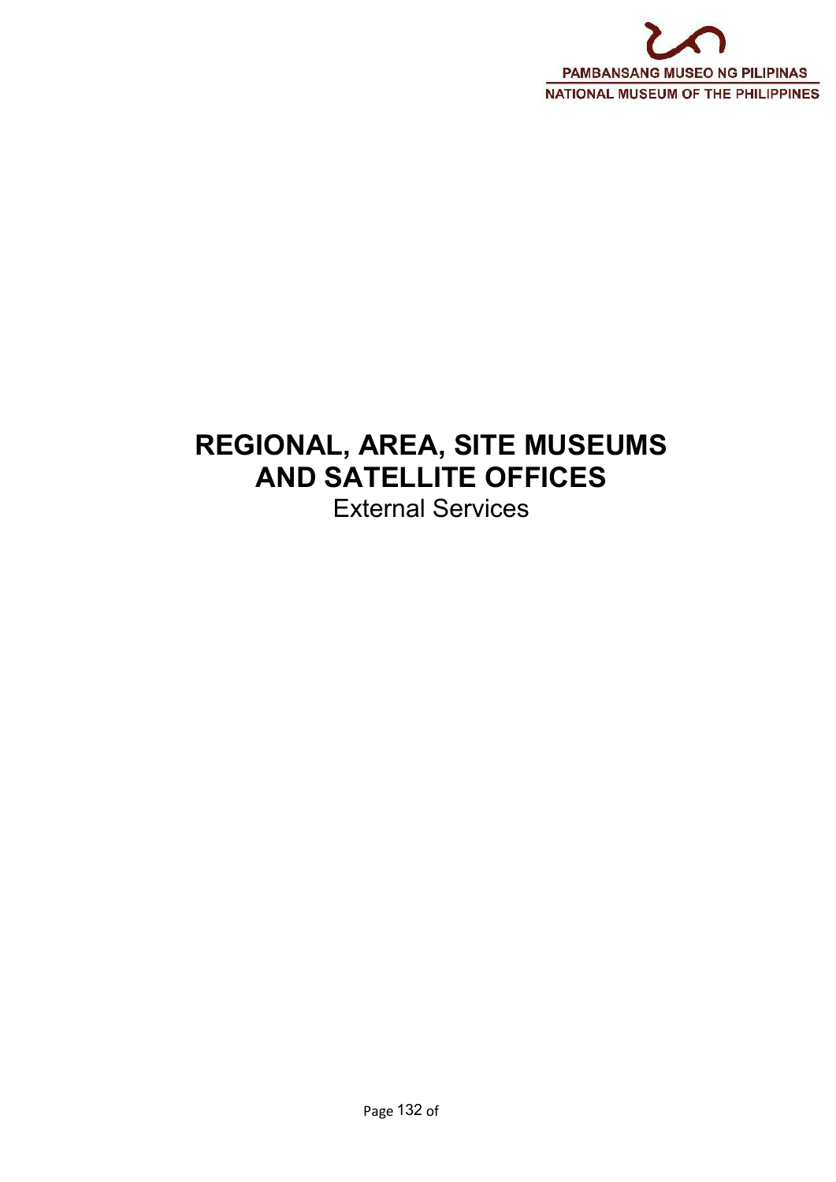# REGIONAL, AREA, SITE MUSEUMS AND SATELLITE OFFICES

External Services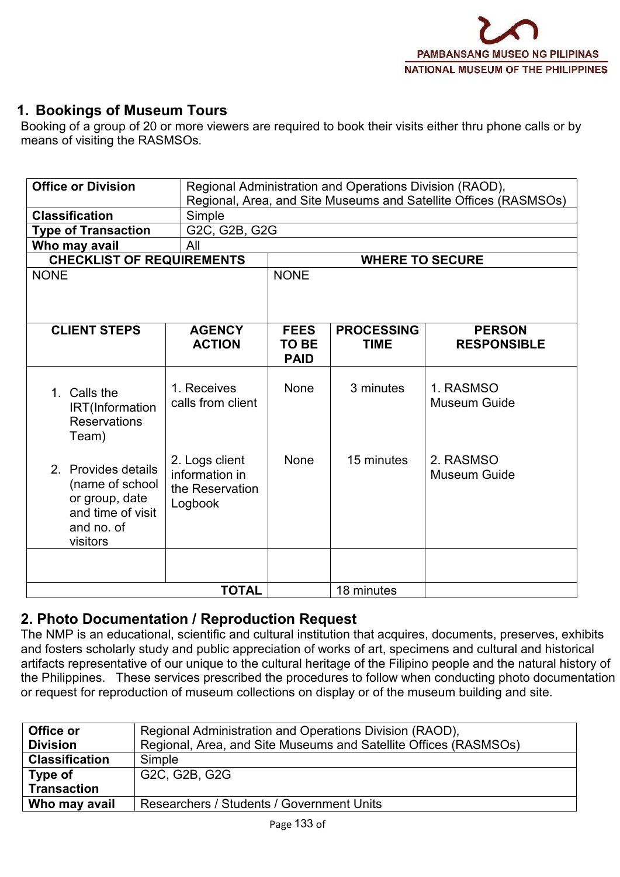## 1. Bookings of Museum Tours

Booking of a group of 20 or more viewers are required to book their visits either thru phone calls or by means of visiting the RASMSOs.

| **Office or Division** | Regional Administration and Operations Division (RAOD), Regional, Area, and Site Museums and Satellite Offices (RASMSOs) | | | |
|---|---|---|---|---|
| **Classification** | Simple | | | |
| **Type of Transaction** | G2C, G2B, G2G | | | |
| **Who may avail** | All | | | |
| **CHECKLIST OF REQUIREMENTS** | | **WHERE TO SECURE** | | |
| NONE | | NONE | | |
| **CLIENT STEPS** | **AGENCY ACTION** | **FEES TO BE PAID** | **PROCESSING TIME** | **PERSON RESPONSIBLE** |
| 1. Calls the IRT(Information Reservations Team) | 1. Receives calls from client | None | 3 minutes | 1. RASMSO Museum Guide |
| 2. Provides details (name of school or group, date and time of visit and no. of visitors | 2. Logs client information in the Reservation Logbook | None | 15 minutes | 2. RASMSO Museum Guide |
| | | | | |
| **TOTAL** | | | 18 minutes | |

## 2. Photo Documentation / Reproduction Request

The NMP is an educational, scientific and cultural institution that acquires, documents, preserves, exhibits and fosters scholarly study and public appreciation of works of art, specimens and cultural and historical artifacts representative of our unique to the cultural heritage of the Filipino people and the natural history of the Philippines. These services prescribed the procedures to follow when conducting photo documentation or request for reproduction of museum collections on display or of the museum building and site.

| **Office or Division** | Regional Administration and Operations Division (RAOD), Regional, Area, and Site Museums and Satellite Offices (RASMSOs) |
|---|---|
| **Classification** | Simple |
| **Type of Transaction** | G2C, G2B, G2G |
| **Who may avail** | Researchers / Students / Government Units |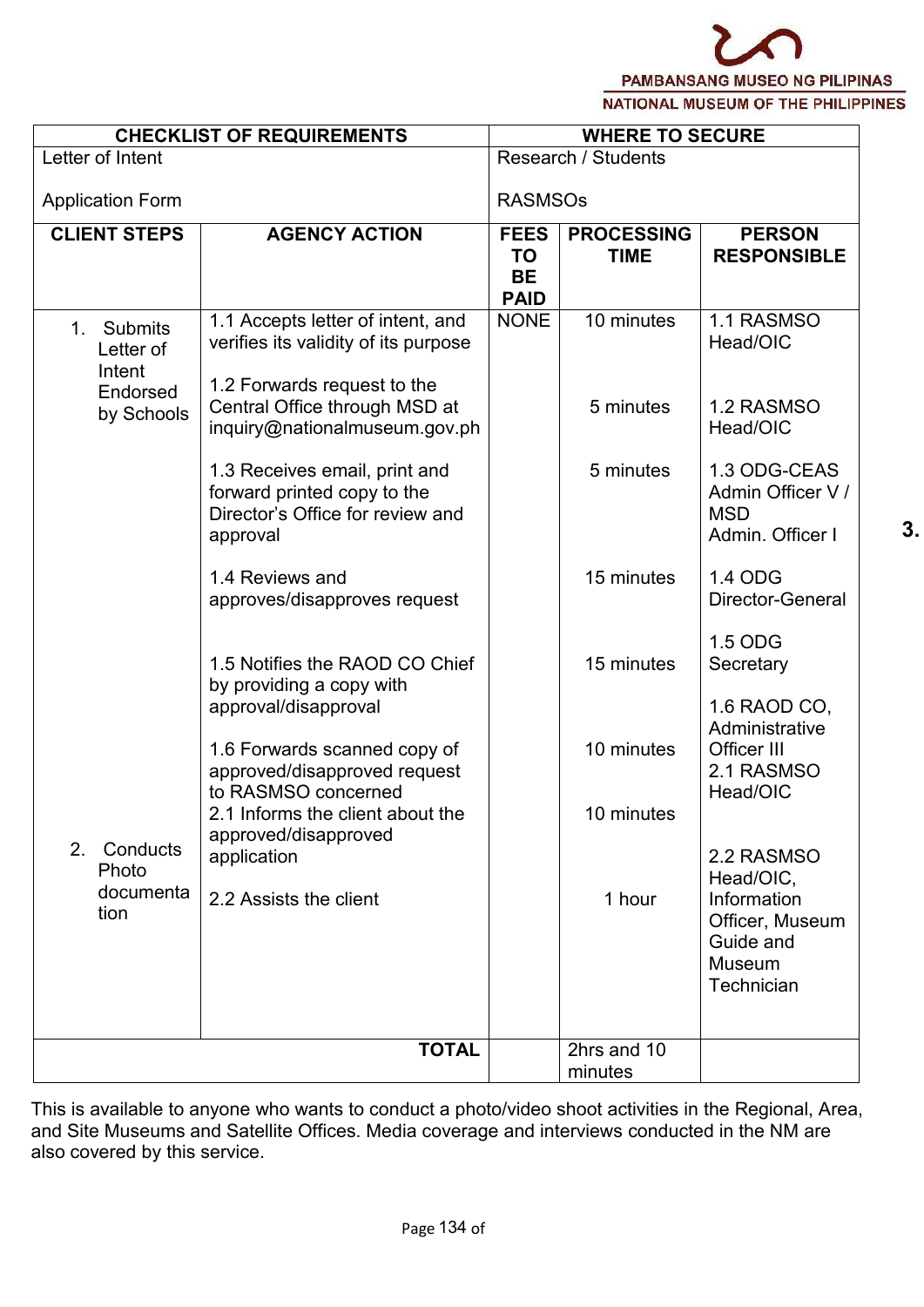| CHECKLIST OF REQUIREMENTS | | WHERE TO SECURE | | |
|---|---|---|---|---|
| Letter of Intent<br><br>Application Form | | Research / Students<br><br>RASMSOs | | |
| **CLIENT STEPS** | **AGENCY ACTION** | **FEES TO BE PAID** | **PROCESSING TIME** | **PERSON RESPONSIBLE** |
| 1. Submits Letter of Intent Endorsed by Schools | 1.1 Accepts letter of intent, and verifies its validity of its purpose | NONE | 10 minutes | 1.1 RASMSO Head/OIC |
| | 1.2 Forwards request to the Central Office through MSD at inquiry@nationalmuseum.gov.ph | | 5 minutes | 1.2 RASMSO Head/OIC |
| | 1.3 Receives email, print and forward printed copy to the Director's Office for review and approval | | 5 minutes | 1.3 ODG-CEAS Admin Officer V / MSD Admin. Officer I |
| | 1.4 Reviews and approves/disapproves request | | 15 minutes | 1.4 ODG Director-General |
| | 1.5 Notifies the RAOD CO Chief by providing a copy with approval/disapproval | | 15 minutes | 1.5 ODG Secretary |
| | 1.6 Forwards scanned copy of approved/disapproved request to RASMSO concerned | | 10 minutes | 1.6 RAOD CO, Administrative Officer III |
| | 2.1 Informs the client about the approved/disapproved application | | 10 minutes | 2.1 RASMSO Head/OIC |
| 2. Conducts Photo documentation | 2.2 Assists the client | | 1 hour | 2.2 RASMSO Head/OIC, Information Officer, Museum Guide and Museum Technician |
| | **TOTAL** | | 2hrs and 10 minutes | |

**3.**

This is available to anyone who wants to conduct a photo/video shoot activities in the Regional, Area, and Site Museums and Satellite Offices. Media coverage and interviews conducted in the NM are also covered by this service.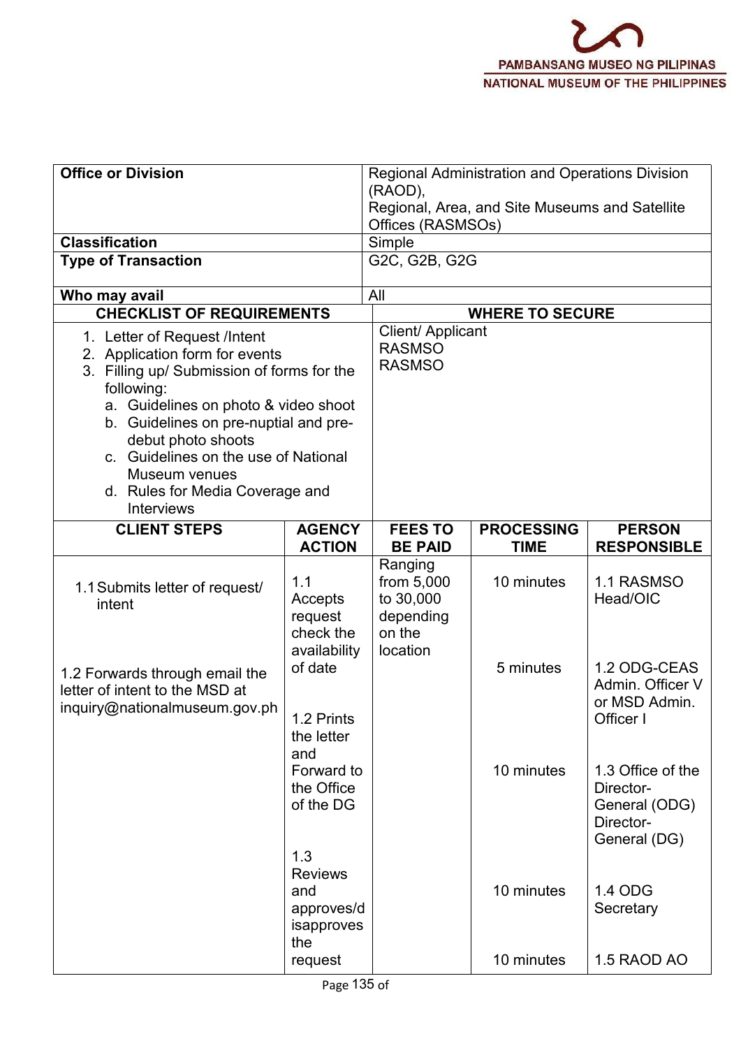| Office or Division | Regional Administration and Operations Division (RAOD), Regional, Area, and Site Museums and Satellite Offices (RASMSOs) |
|---|---|
| **Classification** | Simple |
| **Type of Transaction** | G2C, G2B, G2G |
| **Who may avail** | All |

| CHECKLIST OF REQUIREMENTS | WHERE TO SECURE |
|---|---|
| 1. Letter of Request /Intent<br>2. Application form for events<br>3. Filling up/ Submission of forms for the following:<br>a. Guidelines on photo & video shoot<br>b. Guidelines on pre-nuptial and pre-debut photo shoots<br>c. Guidelines on the use of National Museum venues<br>d. Rules for Media Coverage and Interviews | Client/ Applicant<br>RASMSO<br>RASMSO |

| CLIENT STEPS | AGENCY ACTION | FEES TO BE PAID | PROCESSING TIME | PERSON RESPONSIBLE |
|---|---|---|---|---|
| 1.1 Submits letter of request/ intent | 1.1 Accepts request check the availability of date | Ranging from 5,000 to 30,000 depending on the location | 10 minutes | 1.1 RASMSO Head/OIC |
| 1.2 Forwards through email the letter of intent to the MSD at inquiry@nationalmuseum.gov.ph | 1.2 Prints the letter and Forward to the Office of the DG | | 5 minutes | 1.2 ODG-CEAS Admin. Officer V or MSD Admin. Officer I |
| | 1.3 Reviews and approves/disapproves the request | | 10 minutes | 1.3 Office of the Director-General (ODG) Director-General (DG) |
| | | | 10 minutes | 1.4 ODG Secretary |
| | | | 10 minutes | 1.5 RAOD AO |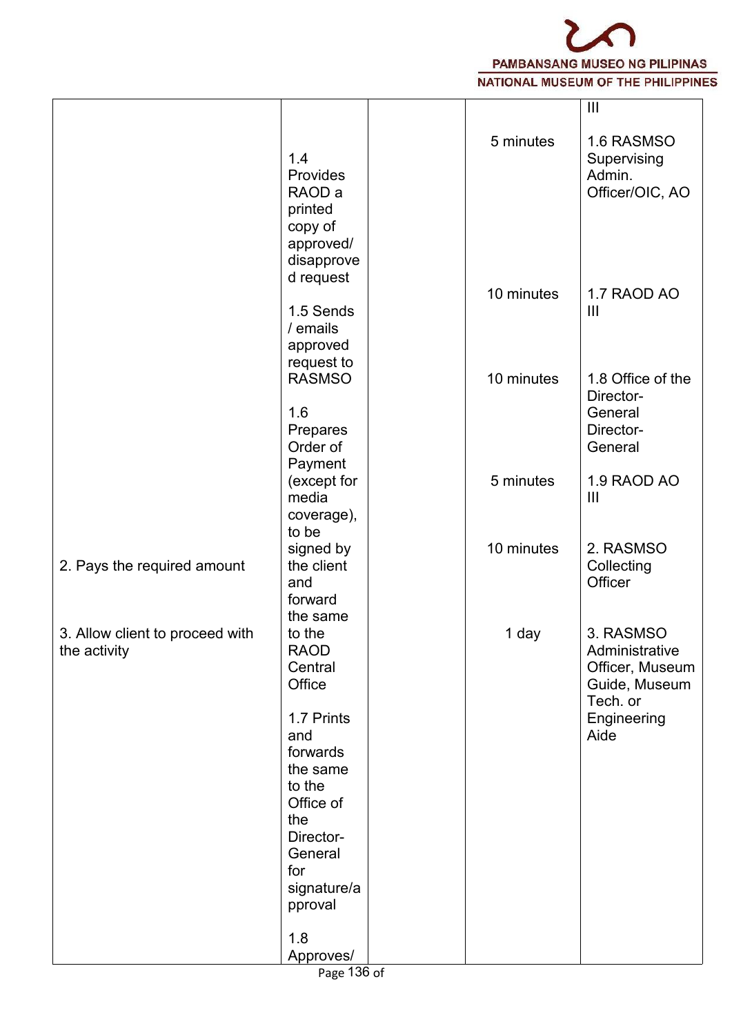| | | | | |
|---|---|---|---|---|
| | 1.4 Provides RAOD a printed copy of approved/ disapproved request | | 5 minutes | III<br><br>1.6 RASMSO Supervising Admin. Officer/OIC, AO |
| | 1.5 Sends / emails approved request to RASMSO | | 10 minutes | 1.7 RAOD AO III |
| | 1.6 Prepares Order of Payment (except for media coverage), to be signed by the client and forward the same to the RAOD Central Office | | 10 minutes | 1.8 Office of the Director-General Director-General |
| | 1.7 Prints and forwards the same to the Office of the Director-General for signature/approval | | 5 minutes | 1.9 RAOD AO III |
| 2. Pays the required amount | | | 10 minutes | 2. RASMSO Collecting Officer |
| 3. Allow client to proceed with the activity | | | 1 day | 3. RASMSO Administrative Officer, Museum Guide, Museum Tech. or Engineering Aide |
| | 1.8 Approves/ | | | |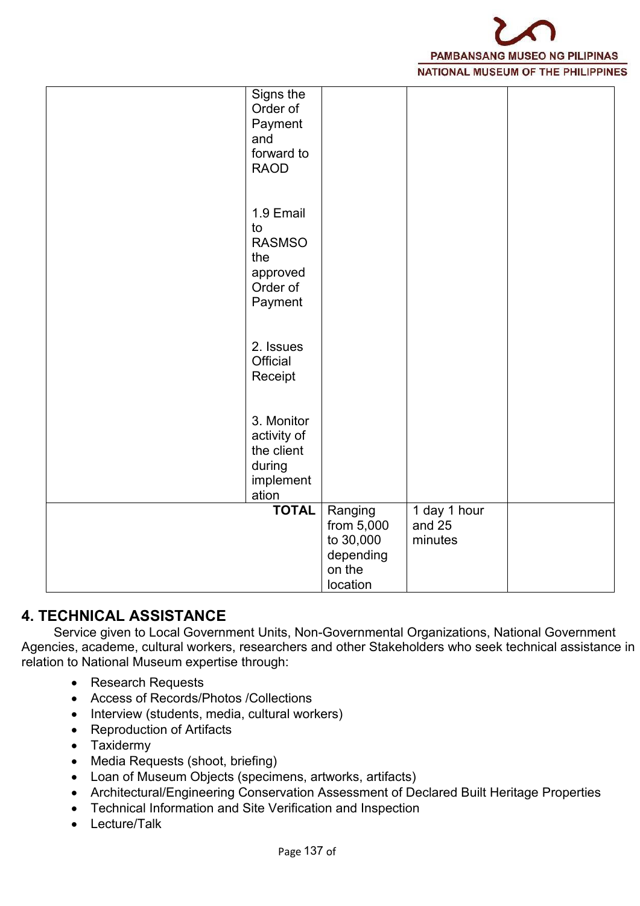| | | | | |
|---|---|---|---|---|
| | Signs the Order of Payment and forward to RAOD<br><br>1.9 Email to RASMSO the approved Order of Payment<br><br>2. Issues Official Receipt<br><br>3. Monitor activity of the client during implementation | | | |
| | **TOTAL** | Ranging from 5,000 to 30,000 depending on the location | 1 day 1 hour and 25 minutes | |

## 4. TECHNICAL ASSISTANCE

Service given to Local Government Units, Non-Governmental Organizations, National Government Agencies, academe, cultural workers, researchers and other Stakeholders who seek technical assistance in relation to National Museum expertise through:

- Research Requests
- Access of Records/Photos /Collections
- Interview (students, media, cultural workers)
- Reproduction of Artifacts
- Taxidermy
- Media Requests (shoot, briefing)
- Loan of Museum Objects (specimens, artworks, artifacts)
- Architectural/Engineering Conservation Assessment of Declared Built Heritage Properties
- Technical Information and Site Verification and Inspection
- Lecture/Talk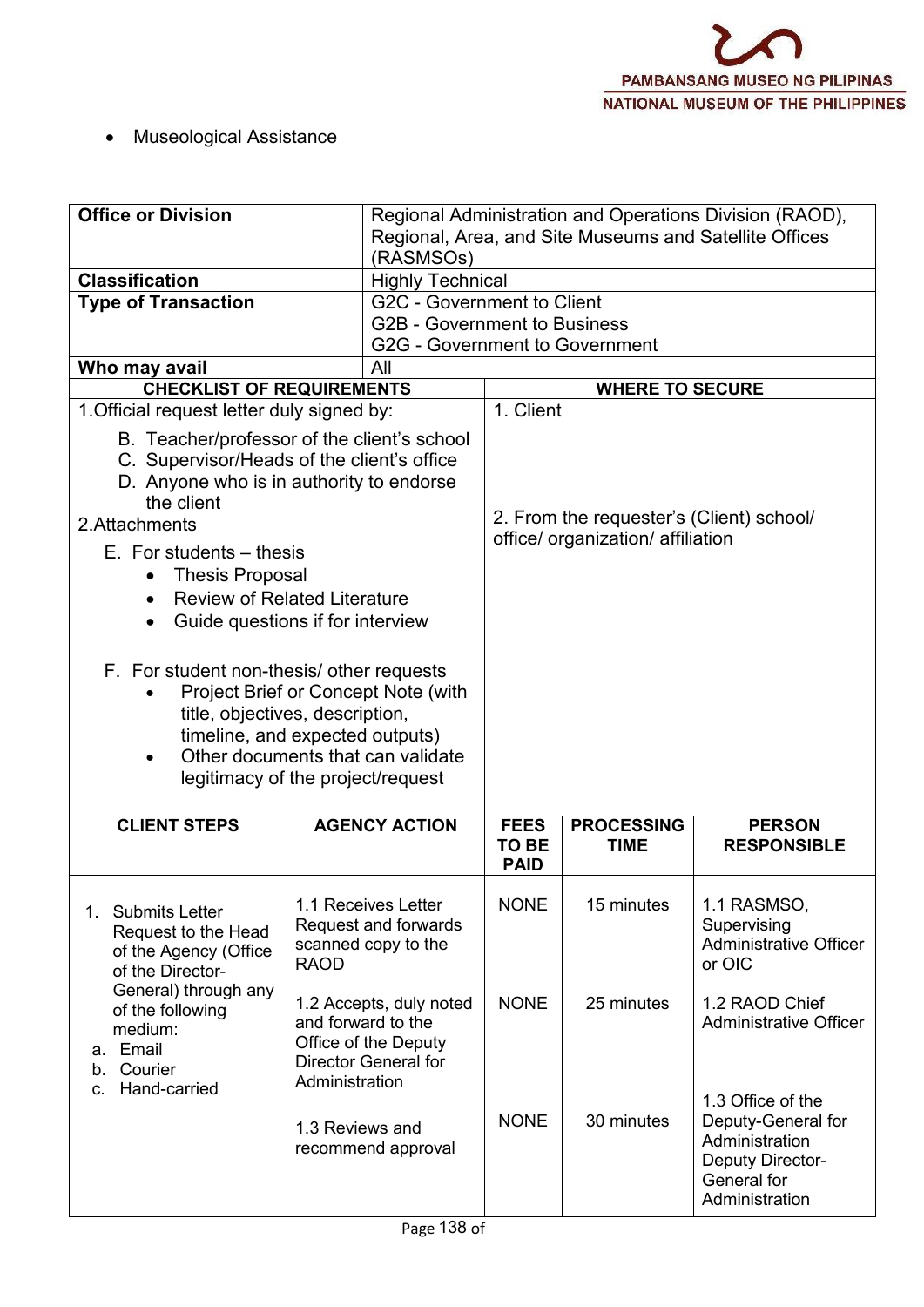- Museological Assistance

| Office or Division | Regional Administration and Operations Division (RAOD), Regional, Area, and Site Museums and Satellite Offices (RASMSOs) |
|---|---|
| **Classification** | Highly Technical |
| **Type of Transaction** | G2C - Government to Client<br>G2B - Government to Business<br>G2G - Government to Government |
| **Who may avail** | All |

| CHECKLIST OF REQUIREMENTS | WHERE TO SECURE |
|---|---|
| 1.Official request letter duly signed by:<br>B. Teacher/professor of the client's school<br>C. Supervisor/Heads of the client's office<br>D. Anyone who is in authority to endorse the client | 1. Client |
| 2.Attachments<br>E. For students – thesis<br>• Thesis Proposal<br>• Review of Related Literature<br>• Guide questions if for interview<br>F. For student non-thesis/ other requests<br>• Project Brief or Concept Note (with title, objectives, description, timeline, and expected outputs)<br>• Other documents that can validate legitimacy of the project/request | 2. From the requester's (Client) school/ office/ organization/ affiliation |

| CLIENT STEPS | AGENCY ACTION | FEES TO BE PAID | PROCESSING TIME | PERSON RESPONSIBLE |
|---|---|---|---|---|
| 1. Submits Letter Request to the Head of the Agency (Office of the Director-General) through any of the following medium:<br>a. Email<br>b. Courier<br>c. Hand-carried | 1.1 Receives Letter Request and forwards scanned copy to the RAOD | NONE | 15 minutes | 1.1 RASMSO, Supervising Administrative Officer or OIC |
| | 1.2 Accepts, duly noted and forward to the Office of the Deputy Director General for Administration | NONE | 25 minutes | 1.2 RAOD Chief Administrative Officer |
| | 1.3 Reviews and recommend approval | NONE | 30 minutes | 1.3 Office of the Deputy-General for Administration Deputy Director-General for Administration |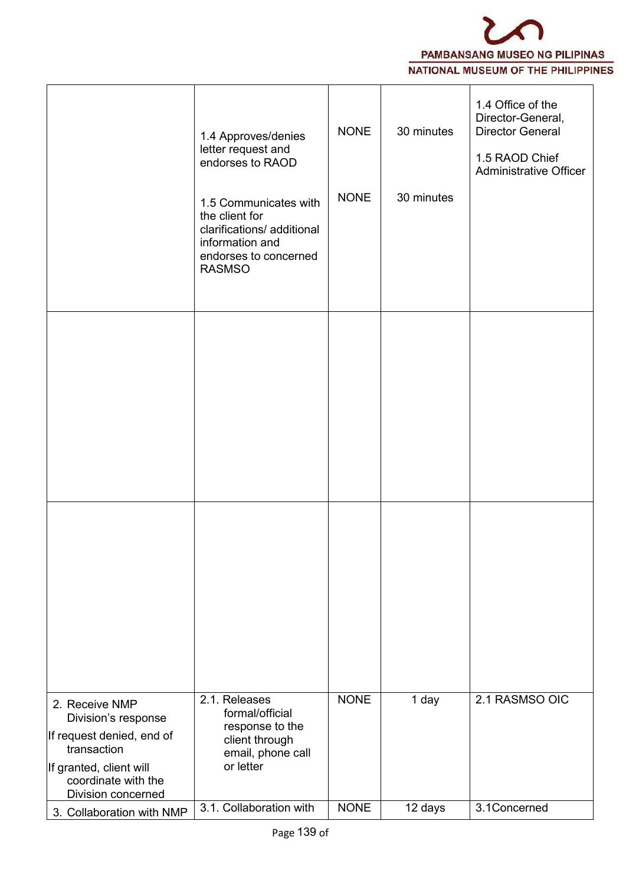| | | | | |
|---|---|---|---|---|
| | 1.4 Approves/denies letter request and endorses to RAOD<br><br>1.5 Communicates with the client for clarifications/ additional information and endorses to concerned RASMSO | NONE<br><br>NONE | 30 minutes<br><br>30 minutes | 1.4 Office of the Director-General, Director General<br><br>1.5 RAOD Chief Administrative Officer |
| | | | | |
| | | | | |
| 2. Receive NMP Division's response<br>If request denied, end of transaction<br>If granted, client will coordinate with the Division concerned | 2.1. Releases formal/official response to the client through email, phone call or letter | NONE | 1 day | 2.1 RASMSO OIC |
| 3. Collaboration with NMP | 3.1. Collaboration with | NONE | 12 days | 3.1Concerned |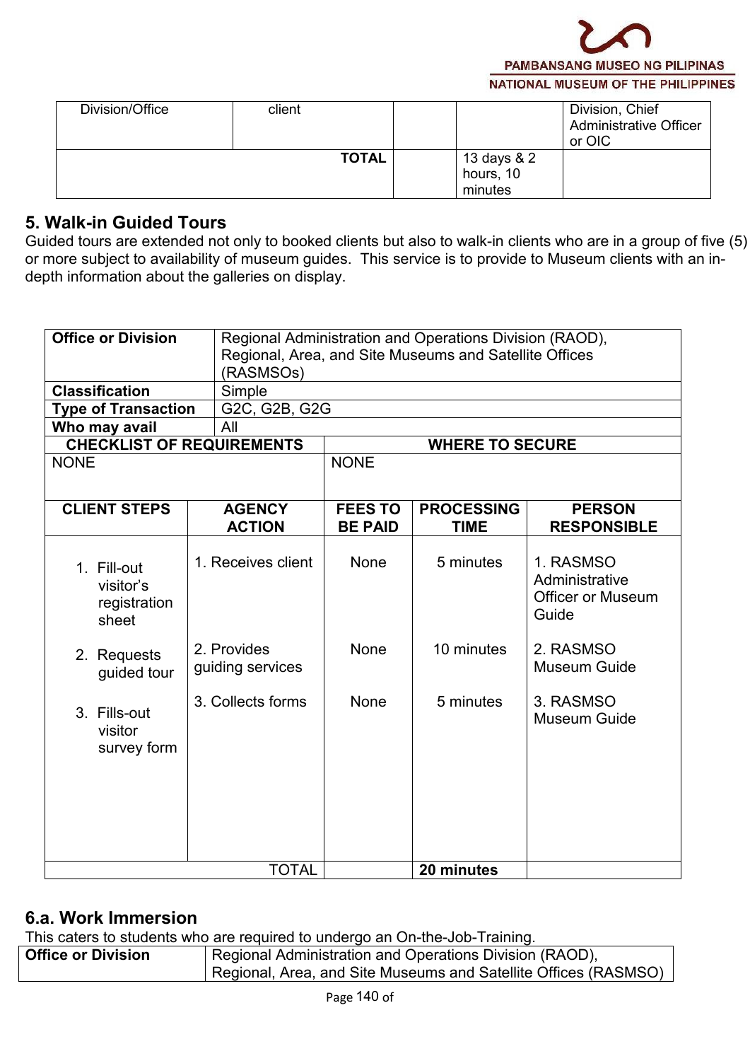| Division/Office | client | | | Division, Chief Administrative Officer or OIC |
|---|---|---|---|---|
| | **TOTAL** | | 13 days & 2 hours, 10 minutes | |

## 5. Walk-in Guided Tours

Guided tours are extended not only to booked clients but also to walk-in clients who are in a group of five (5) or more subject to availability of museum guides. This service is to provide to Museum clients with an in-depth information about the galleries on display.

| **Office or Division** | Regional Administration and Operations Division (RAOD), Regional, Area, and Site Museums and Satellite Offices (RASMSOs) | | | |
|---|---|---|---|---|
| **Classification** | Simple | | | |
| **Type of Transaction** | G2C, G2B, G2G | | | |
| **Who may avail** | All | | | |
| **CHECKLIST OF REQUIREMENTS** | | **WHERE TO SECURE** | | |
| NONE | | NONE | | |
| **CLIENT STEPS** | **AGENCY ACTION** | **FEES TO BE PAID** | **PROCESSING TIME** | **PERSON RESPONSIBLE** |
| 1. Fill-out visitor's registration sheet | 1. Receives client | None | 5 minutes | 1. RASMSO Administrative Officer or Museum Guide |
| 2. Requests guided tour | 2. Provides guiding services | None | 10 minutes | 2. RASMSO Museum Guide |
| 3. Fills-out visitor survey form | 3. Collects forms | None | 5 minutes | 3. RASMSO Museum Guide |
| | TOTAL | | **20 minutes** | |

## 6.a. Work Immersion

This caters to students who are required to undergo an On-the-Job-Training.

| **Office or Division** | Regional Administration and Operations Division (RAOD), Regional, Area, and Site Museums and Satellite Offices (RASMSO) |
|---|---|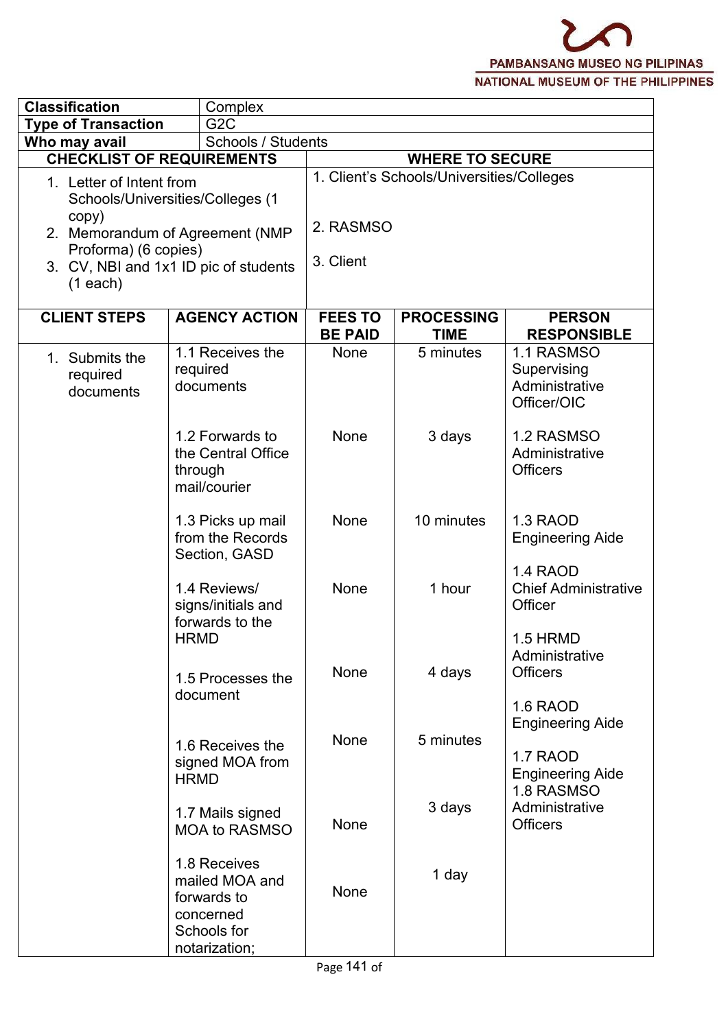| Classification | Complex |
|---|---|
| Type of Transaction | G2C |
| Who may avail | Schools / Students |

| CHECKLIST OF REQUIREMENTS | WHERE TO SECURE |
|---|---|
| 1. Letter of Intent from Schools/Universities/Colleges (1 copy) | 1. Client's Schools/Universities/Colleges |
| 2. Memorandum of Agreement (NMP Proforma) (6 copies) | 2. RASMSO |
| 3. CV, NBI and 1x1 ID pic of students (1 each) | 3. Client |

| CLIENT STEPS | AGENCY ACTION | FEES TO BE PAID | PROCESSING TIME | PERSON RESPONSIBLE |
|---|---|---|---|---|
| 1. Submits the required documents | 1.1 Receives the required documents | None | 5 minutes | 1.1 RASMSO Supervising Administrative Officer/OIC |
| | 1.2 Forwards to the Central Office through mail/courier | None | 3 days | 1.2 RASMSO Administrative Officers |
| | 1.3 Picks up mail from the Records Section, GASD | None | 10 minutes | 1.3 RAOD Engineering Aide |
| | 1.4 Reviews/ signs/initials and forwards to the HRMD | None | 1 hour | 1.4 RAOD Chief Administrative Officer |
| | 1.5 Processes the document | None | 4 days | 1.5 HRMD Administrative Officers |
| | 1.6 Receives the signed MOA from HRMD | None | 5 minutes | 1.6 RAOD Engineering Aide |
| | 1.7 Mails signed MOA to RASMSO | None | 3 days | 1.7 RAOD Engineering Aide |
| | 1.8 Receives mailed MOA and forwards to concerned Schools for notarization; | None | 1 day | 1.8 RASMSO Administrative Officers |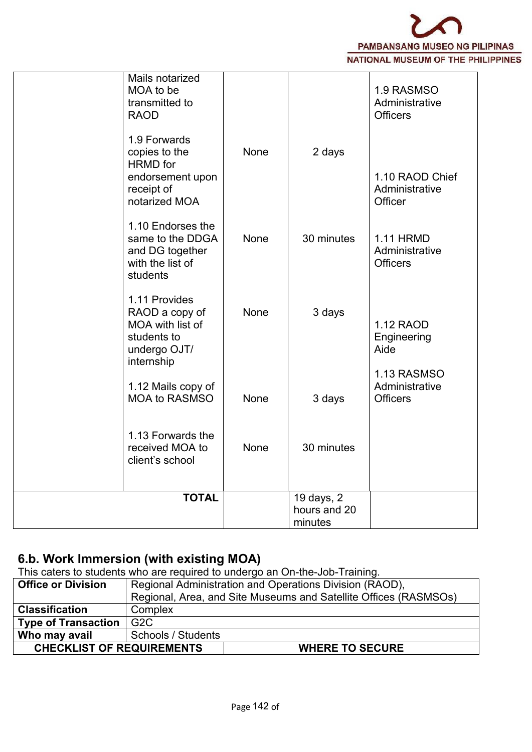| | | | | |
|---|---|---|---|---|
| | Mails notarized MOA to be transmitted to RAOD | | | 1.9 RASMSO Administrative Officers |
| | 1.9 Forwards copies to the HRMD for endorsement upon receipt of notarized MOA | None | 2 days | 1.10 RAOD Chief Administrative Officer |
| | 1.10 Endorses the same to the DDGA and DG together with the list of students | None | 30 minutes | 1.11 HRMD Administrative Officers |
| | 1.11 Provides RAOD a copy of MOA with list of students to undergo OJT/ internship | None | 3 days | 1.12 RAOD Engineering Aide |
| | 1.12 Mails copy of MOA to RASMSO | None | 3 days | 1.13 RASMSO Administrative Officers |
| | 1.13 Forwards the received MOA to client's school | None | 30 minutes | |
| | **TOTAL** | | 19 days, 2 hours and 20 minutes | |

## 6.b. Work Immersion (with existing MOA)

This caters to students who are required to undergo an On-the-Job-Training.

| | |
|---|---|
| **Office or Division** | Regional Administration and Operations Division (RAOD), Regional, Area, and Site Museums and Satellite Offices (RASMSOs) |
| **Classification** | Complex |
| **Type of Transaction** | G2C |
| **Who may avail** | Schools / Students |
| **CHECKLIST OF REQUIREMENTS** | **WHERE TO SECURE** |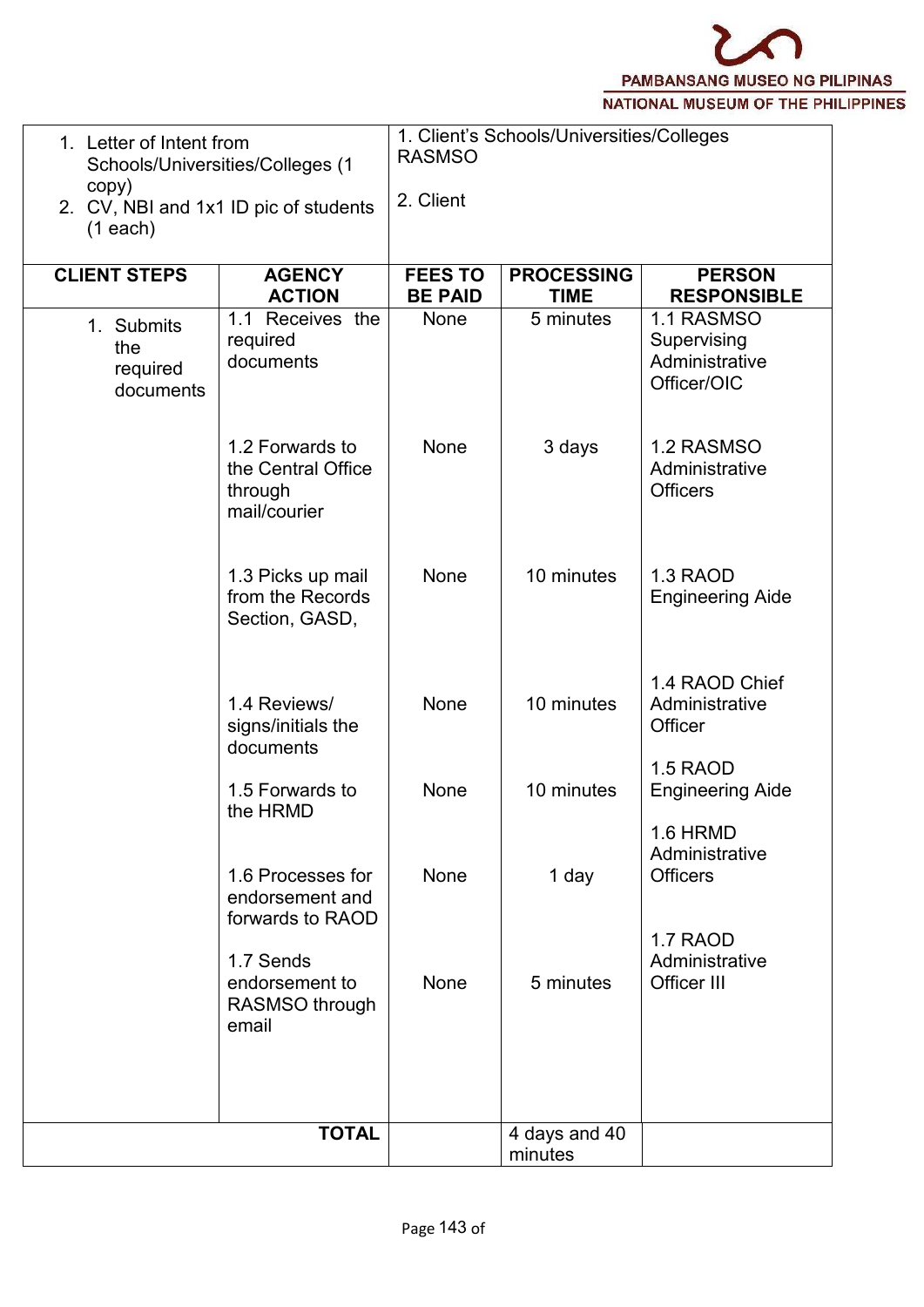| 1. Letter of Intent from Schools/Universities/Colleges (1 copy)<br>2. CV, NBI and 1x1 ID pic of students (1 each) | 1. Client's Schools/Universities/Colleges RASMSO<br><br>2. Client | | | |
|---|---|---|---|---|
| **CLIENT STEPS** | **AGENCY ACTION** | **FEES TO BE PAID** | **PROCESSING TIME** | **PERSON RESPONSIBLE** |
| 1. Submits the required documents | 1.1 Receives the required documents | None | 5 minutes | 1.1 RASMSO Supervising Administrative Officer/OIC |
| | 1.2 Forwards to the Central Office through mail/courier | None | 3 days | 1.2 RASMSO Administrative Officers |
| | 1.3 Picks up mail from the Records Section, GASD, | None | 10 minutes | 1.3 RAOD Engineering Aide |
| | 1.4 Reviews/ signs/initials the documents | None | 10 minutes | 1.4 RAOD Chief Administrative Officer |
| | 1.5 Forwards to the HRMD | None | 10 minutes | 1.5 RAOD Engineering Aide |
| | 1.6 Processes for endorsement and forwards to RAOD | None | 1 day | 1.6 HRMD Administrative Officers |
| | 1.7 Sends endorsement to RASMSO through email | None | 5 minutes | 1.7 RAOD Administrative Officer III |
| | **TOTAL** | | 4 days and 40 minutes | |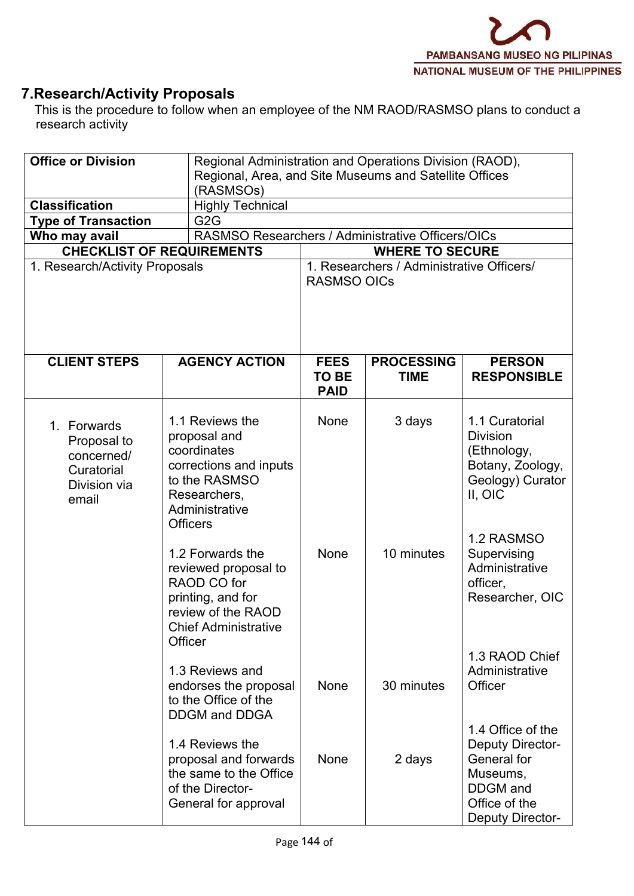## 7.Research/Activity Proposals

This is the procedure to follow when an employee of the NM RAOD/RASMSO plans to conduct a research activity

| **Office or Division** | Regional Administration and Operations Division (RAOD), Regional, Area, and Site Museums and Satellite Offices (RASMSOs) |
|---|---|
| **Classification** | Highly Technical |
| **Type of Transaction** | G2G |
| **Who may avail** | RASMSO Researchers / Administrative Officers/OICs |

| CHECKLIST OF REQUIREMENTS | WHERE TO SECURE |
|---|---|
| 1. Research/Activity Proposals | 1. Researchers / Administrative Officers/ RASMSO OICs |

| CLIENT STEPS | AGENCY ACTION | FEES TO BE PAID | PROCESSING TIME | PERSON RESPONSIBLE |
|---|---|---|---|---|
| 1. Forwards Proposal to concerned/ Curatorial Division via email | 1.1 Reviews the proposal and coordinates corrections and inputs to the RASMSO Researchers, Administrative Officers | None | 3 days | 1.1 Curatorial Division (Ethnology, Botany, Zoology, Geology) Curator II, OIC |
| | 1.2 Forwards the reviewed proposal to RAOD CO for printing, and for review of the RAOD Chief Administrative Officer | None | 10 minutes | 1.2 RASMSO Supervising Administrative officer, Researcher, OIC |
| | 1.3 Reviews and endorses the proposal to the Office of the DDGM and DDGA | None | 30 minutes | 1.3 RAOD Chief Administrative Officer |
| | 1.4 Reviews the proposal and forwards the same to the Office of the Director-General for approval | None | 2 days | 1.4 Office of the Deputy Director-General for Museums, DDGM and Office of the Deputy Director- |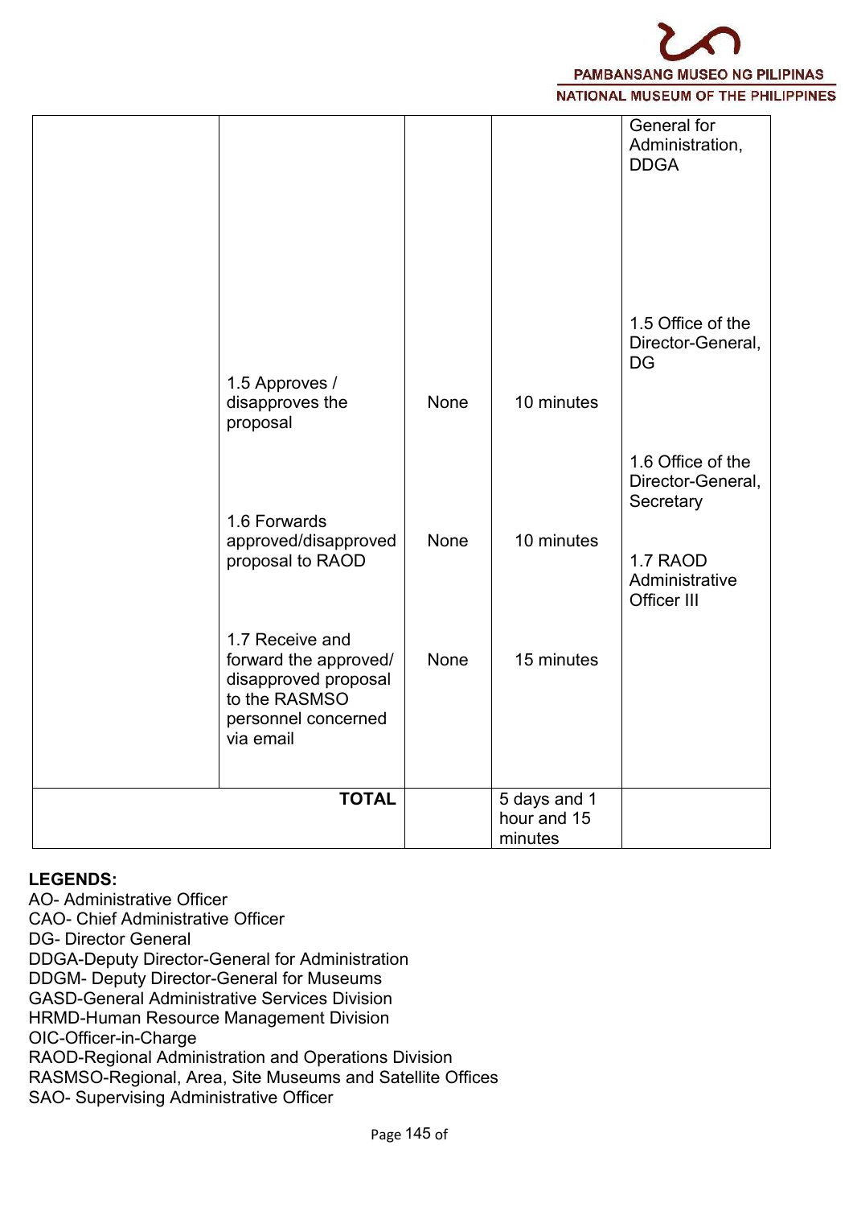| | | | | |
|---|---|---|---|---|
| | 1.5 Approves / disapproves the proposal | None | 10 minutes | General for Administration, DDGA<br><br>1.5 Office of the Director-General, DG |
| | 1.6 Forwards approved/disapproved proposal to RAOD | None | 10 minutes | 1.6 Office of the Director-General, Secretary |
| | 1.7 Receive and forward the approved/ disapproved proposal to the RASMSO personnel concerned via email | None | 15 minutes | 1.7 RAOD Administrative Officer III |
| **TOTAL** | | | 5 days and 1 hour and 15 minutes | |

**LEGENDS:**
AO- Administrative Officer
CAO- Chief Administrative Officer
DG- Director General
DDGA-Deputy Director-General for Administration
DDGM- Deputy Director-General for Museums
GASD-General Administrative Services Division
HRMD-Human Resource Management Division
OIC-Officer-in-Charge
RAOD-Regional Administration and Operations Division
RASMSO-Regional, Area, Site Museums and Satellite Offices
SAO- Supervising Administrative Officer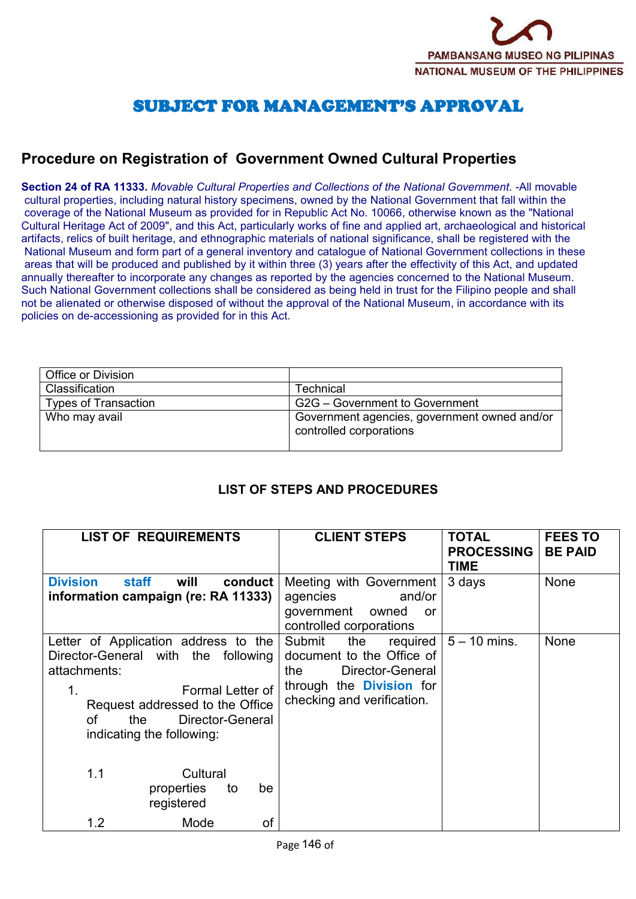## SUBJECT FOR MANAGEMENT'S APPROVAL

## Procedure on Registration of Government Owned Cultural Properties

**Section 24 of RA 11333.** *Movable Cultural Properties and Collections of the National Government.* -All movable cultural properties, including natural history specimens, owned by the National Government that fall within the coverage of the National Museum as provided for in Republic Act No. 10066, otherwise known as the "National Cultural Heritage Act of 2009", and this Act, particularly works of fine and applied art, archaeological and historical artifacts, relics of built heritage, and ethnographic materials of national significance, shall be registered with the National Museum and form part of a general inventory and catalogue of National Government collections in these areas that will be produced and published by it within three (3) years after the effectivity of this Act, and updated annually thereafter to incorporate any changes as reported by the agencies concerned to the National Museum. Such National Government collections shall be considered as being held in trust for the Filipino people and shall not be alienated or otherwise disposed of without the approval of the National Museum, in accordance with its policies on de-accessioning as provided for in this Act.

| Office or Division | |
|---|---|
| Classification | Technical |
| Types of Transaction | G2G – Government to Government |
| Who may avail | Government agencies, government owned and/or controlled corporations |

### LIST OF STEPS AND PROCEDURES

| LIST OF REQUIREMENTS | CLIENT STEPS | TOTAL PROCESSING TIME | FEES TO BE PAID |
|---|---|---|---|
| **Division staff will conduct information campaign (re: RA 11333)** | Meeting with Government agencies and/or government owned or controlled corporations | 3 days | None |
| Letter of Application address to the Director-General with the following attachments:<br>1. Formal Letter of Request addressed to the Office of the Director-General indicating the following:<br>1.1 Cultural properties to be registered<br>1.2 Mode of | Submit the required document to the Office of the Director-General through the **Division** for checking and verification. | 5 – 10 mins. | None |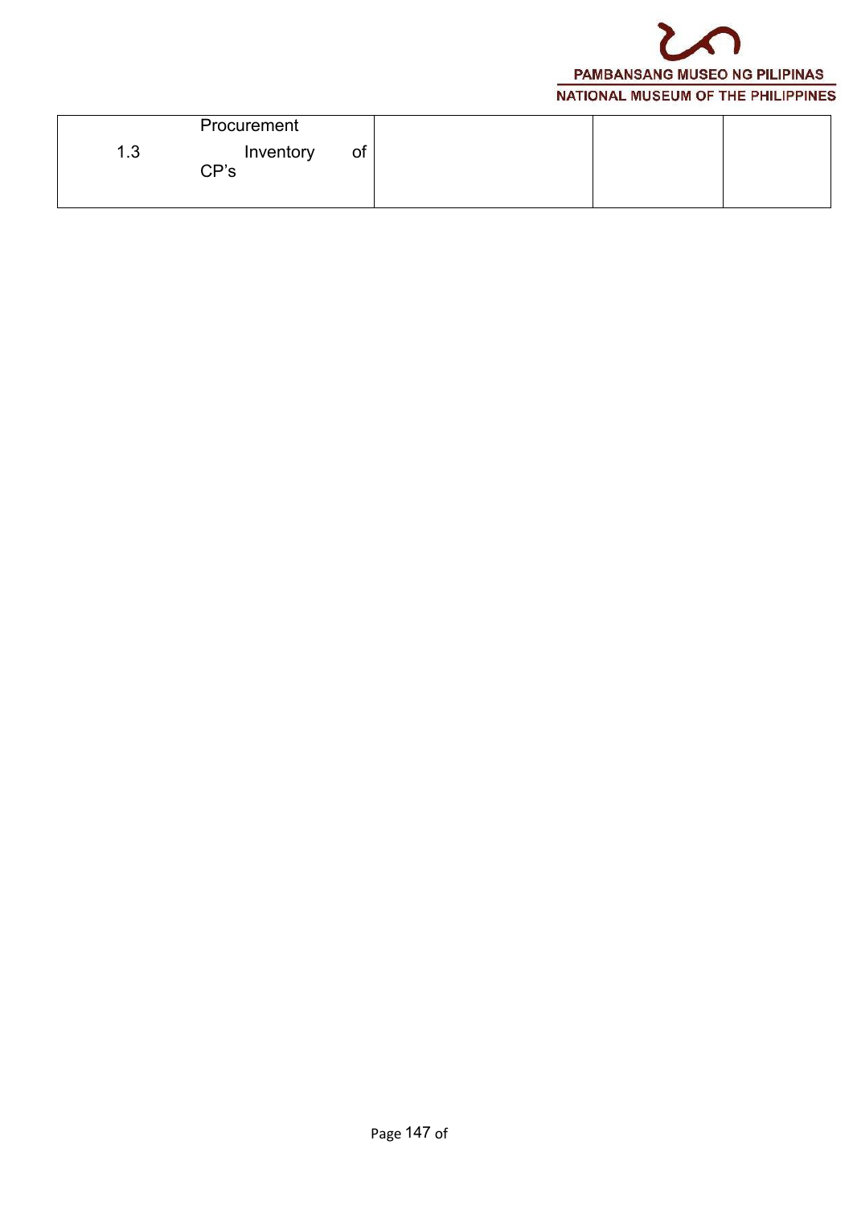| | | | | |
|---|---|---|---|---|
| | Procurement | | | |
| 1.3 | Inventory of CP's | | | |